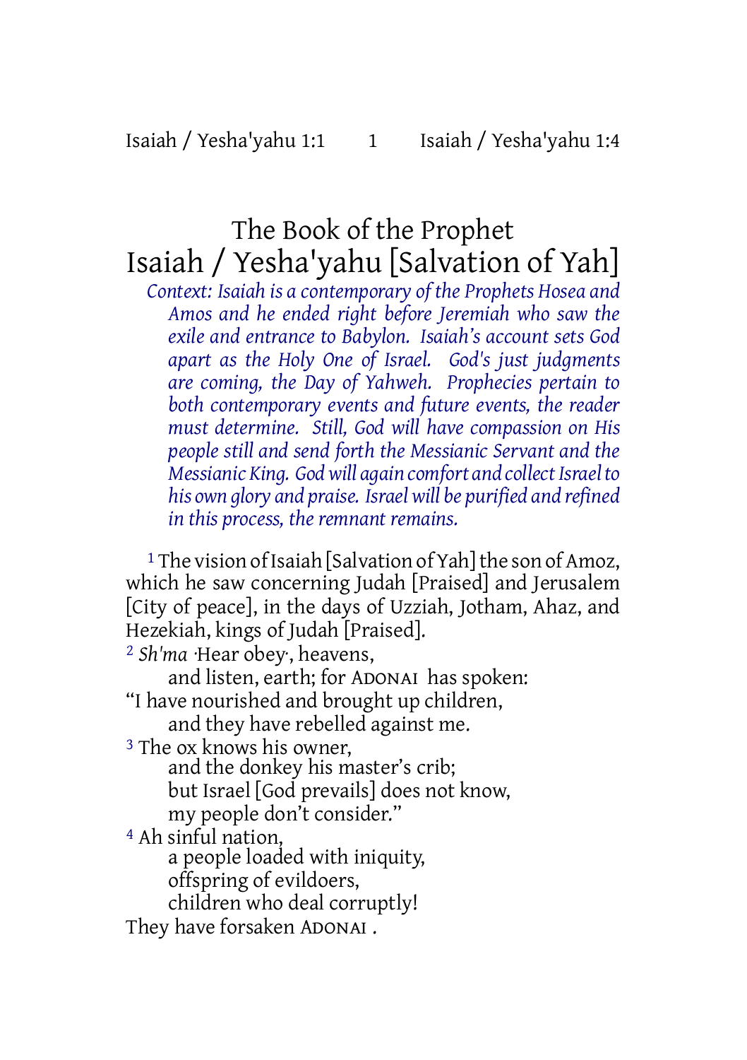# The Book of the Prophet Isaiah / Yesha'yahu [Salvation of Yah]

*Context: Isaiah is a contemporary of the Prophets Hosea and Amos and he ended right before Jeremiah who saw the exile and entrance to Babylon. Isaiah's account sets God apart as the Holy One of Israel. God's just judgments are coming, the Day of Yahweh. Prophecies pertain to both contemporary events and future events, the reader must determine. Still, God will have compassion on His people still and send forth the Messianic Servant and the Messianic King. God will again comfort and collect Israel to his own glory and praise. Israel will be purified and refined in this process, the remnant remains.*

[1] The vision of Isaiah [Salvation of Yah] the son of Amoz, which he saw concerning Judah [Praised] and Jerusalem [City of peace], in the days of Uzziah, Jotham, Ahaz, and Hezekiah, kings of Judah [Praised].

[2] *Sh'ma* ·Hear obey·, heavens,
and listen, earth; for ADONAI has spoken:
"I have nourished and brought up children,
and they have rebelled against me.

[3] The ox knows his owner,
and the donkey his master's crib;
but Israel [God prevails] does not know,
my people don't consider."

[4] Ah sinful nation,
a people loaded with iniquity,
offspring of evildoers,
children who deal corruptly!
They have forsaken ADONAI .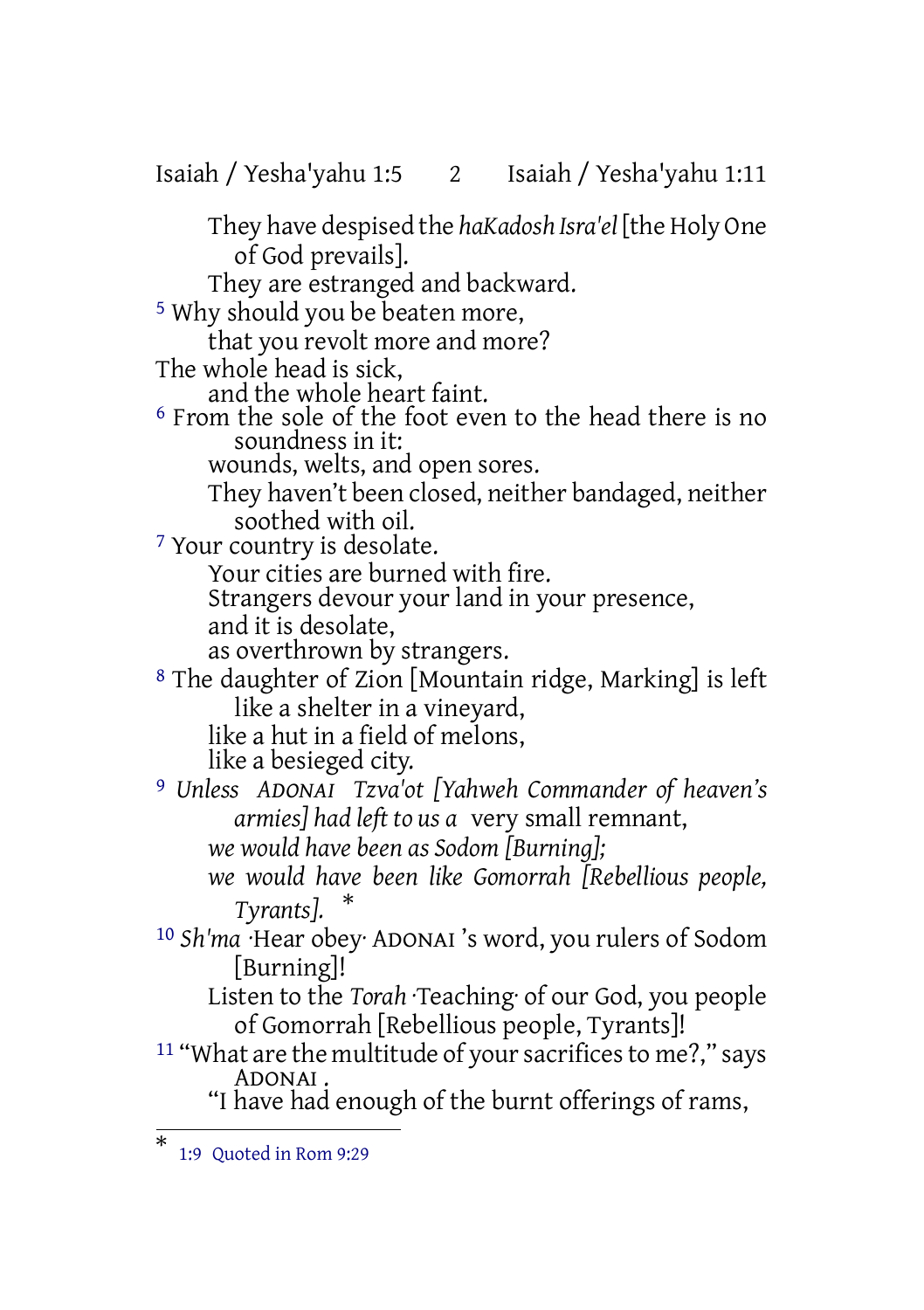They have despised the *haKadosh Isra'el* [the Holy One of God prevails].
They are estranged and backward.

[5] Why should you be beaten more,
that you revolt more and more?
The whole head is sick,
and the whole heart faint.

[6] From the sole of the foot even to the head there is no soundness in it:
wounds, welts, and open sores.
They haven't been closed, neither bandaged, neither soothed with oil.

[7] Your country is desolate.
Your cities are burned with fire.
Strangers devour your land in your presence,
and it is desolate,
as overthrown by strangers.

[8] The daughter of Zion [Mountain ridge, Marking] is left like a shelter in a vineyard,
like a hut in a field of melons,
like a besieged city.

[9] *Unless ADONAI Tzva'ot [Yahweh Commander of heaven's armies] had left to us a* very small remnant,
*we would have been as Sodom [Burning];*
*we would have been like Gomorrah [Rebellious people, Tyrants].* *

[10] *Sh'ma* ·Hear obey· ADONAI 's word, you rulers of Sodom [Burning]!
Listen to the *Torah* ·Teaching· of our God, you people of Gomorrah [Rebellious people, Tyrants]!

[11] "What are the multitude of your sacrifices to me?," says ADONAI .
"I have had enough of the burnt offerings of rams,

---

\* 1:9 Quoted in Rom 9:29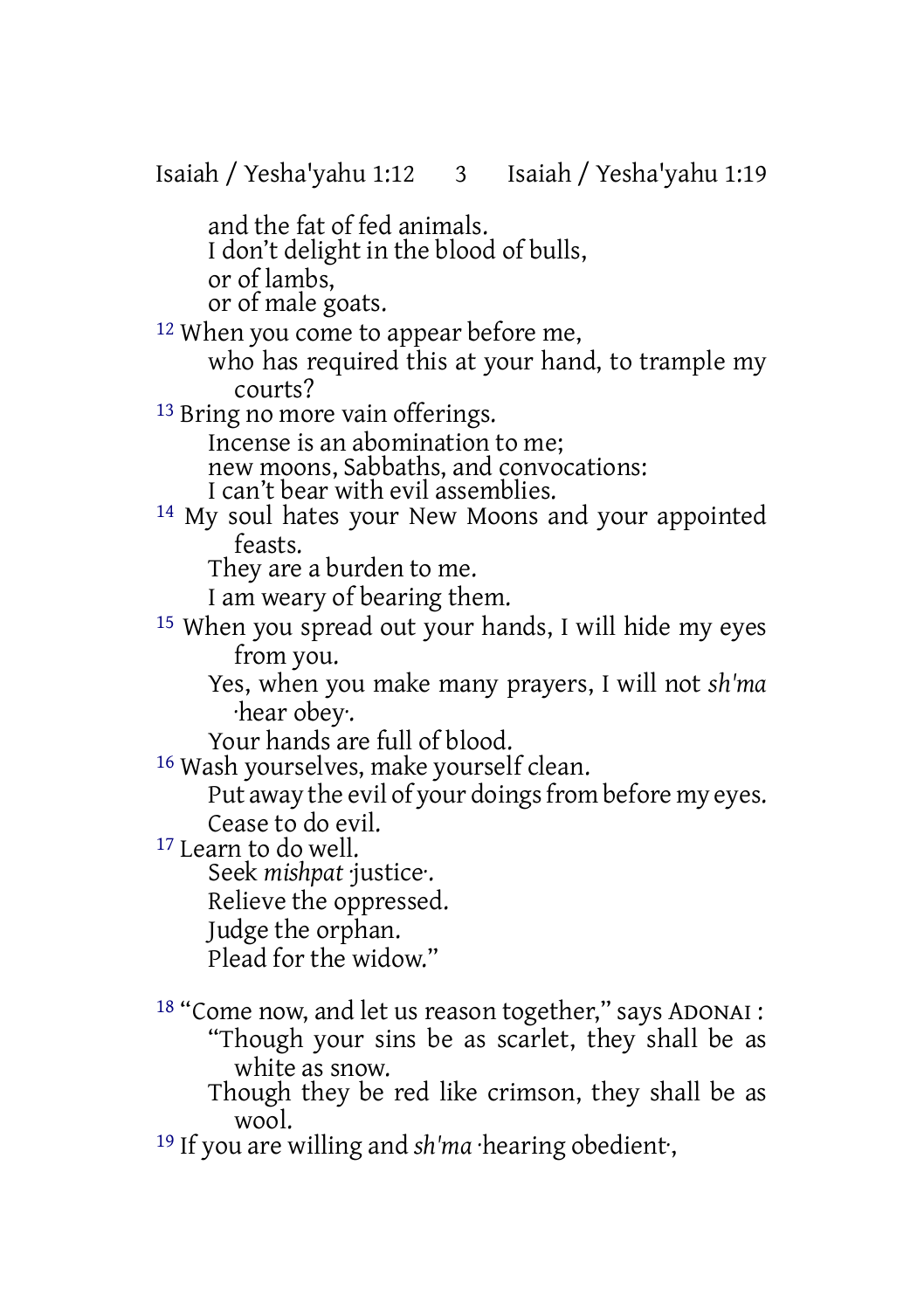and the fat of fed animals.
I don't delight in the blood of bulls,
or of lambs,
or of male goats.

[12] When you come to appear before me,
who has required this at your hand, to trample my courts?

[13] Bring no more vain offerings.
Incense is an abomination to me;
new moons, Sabbaths, and convocations:
I can't bear with evil assemblies.

[14] My soul hates your New Moons and your appointed feasts.
They are a burden to me.
I am weary of bearing them.

[15] When you spread out your hands, I will hide my eyes from you.
Yes, when you make many prayers, I will not *sh'ma* ·hear obey·.
Your hands are full of blood.

[16] Wash yourselves, make yourself clean.
Put away the evil of your doings from before my eyes.
Cease to do evil.

[17] Learn to do well.
Seek *mishpat* ·justice·.
Relieve the oppressed.
Judge the orphan.
Plead for the widow."

[18] "Come now, and let us reason together," says ADONAI :
"Though your sins be as scarlet, they shall be as white as snow.
Though they be red like crimson, they shall be as wool.

[19] If you are willing and *sh'ma* ·hearing obedient·,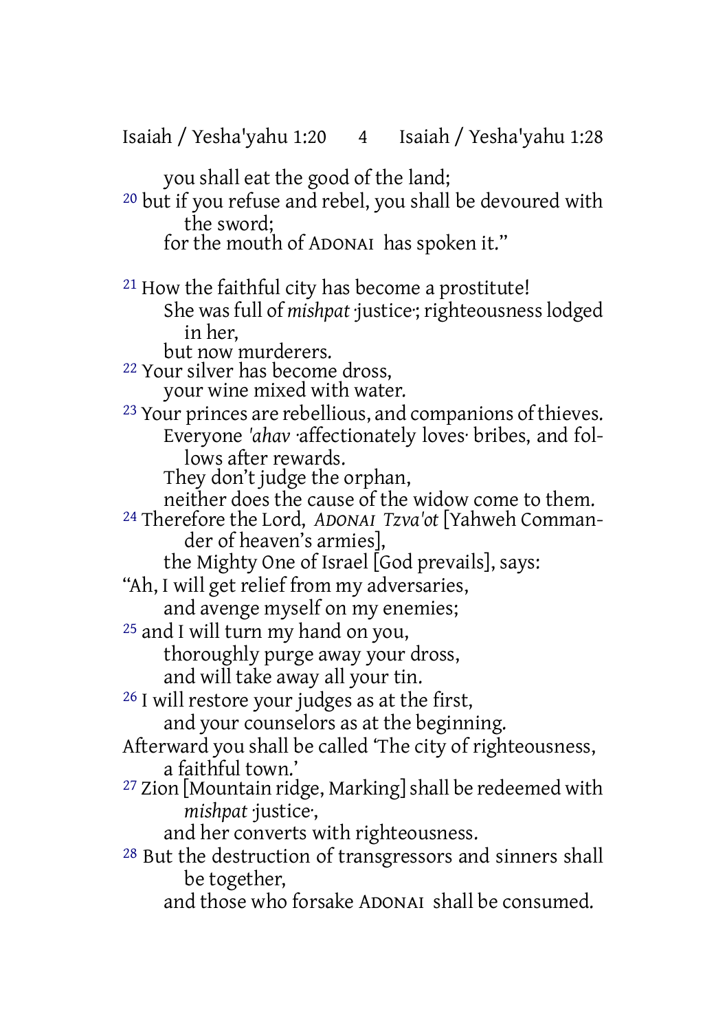you shall eat the good of the land;

[20] but if you refuse and rebel, you shall be devoured with the sword;
for the mouth of ADONAI has spoken it."

[21] How the faithful city has become a prostitute!
She was full of *mishpat* ·justice·; righteousness lodged in her,
but now murderers.

[22] Your silver has become dross,
your wine mixed with water.

[23] Your princes are rebellious, and companions of thieves.
Everyone *'ahav* ·affectionately loves· bribes, and follows after rewards.
They don't judge the orphan,
neither does the cause of the widow come to them.

[24] Therefore the Lord, *ADONAI Tzva'ot* [Yahweh Commander of heaven's armies],
the Mighty One of Israel [God prevails], says:
"Ah, I will get relief from my adversaries,
and avenge myself on my enemies;

[25] and I will turn my hand on you,
thoroughly purge away your dross,
and will take away all your tin.

[26] I will restore your judges as at the first,
and your counselors as at the beginning.
Afterward you shall be called 'The city of righteousness, a faithful town.'

[27] Zion [Mountain ridge, Marking] shall be redeemed with *mishpat* ·justice·,
and her converts with righteousness.

[28] But the destruction of transgressors and sinners shall be together,
and those who forsake ADONAI shall be consumed.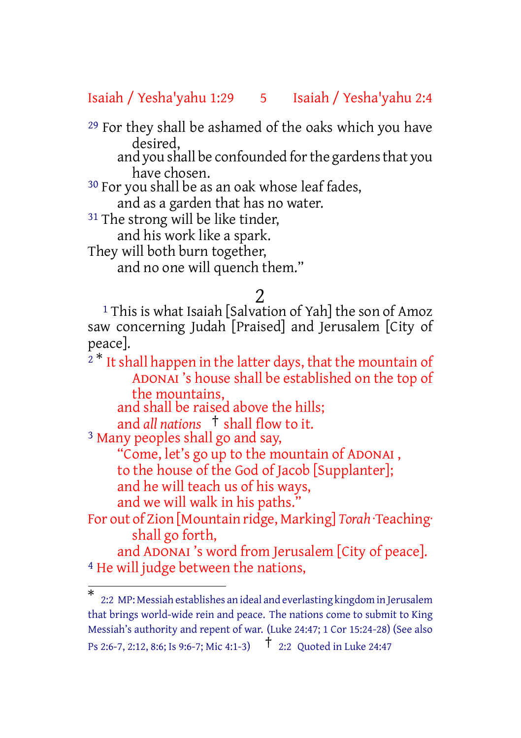[29] For they shall be ashamed of the oaks which you have desired,
and you shall be confounded for the gardens that you have chosen.
[30] For you shall be as an oak whose leaf fades,
and as a garden that has no water.
[31] The strong will be like tinder,
and his work like a spark.
They will both burn together,
and no one will quench them."

## 2

[1] This is what Isaiah [Salvation of Yah] the son of Amoz saw concerning Judah [Praised] and Jerusalem [City of peace].

[2] * It shall happen in the latter days, that the mountain of ADONAI 's house shall be established on the top of the mountains,
and shall be raised above the hills;
and *all nations* † shall flow to it.
[3] Many peoples shall go and say,
"Come, let's go up to the mountain of ADONAI ,
to the house of the God of Jacob [Supplanter];
and he will teach us of his ways,
and we will walk in his paths."
For out of Zion [Mountain ridge, Marking] *Torah* ·Teaching· shall go forth,
and ADONAI 's word from Jerusalem [City of peace].
[4] He will judge between the nations,

---

* 2:2 MP: Messiah establishes an ideal and everlasting kingdom in Jerusalem that brings world-wide rein and peace. The nations come to submit to King Messiah's authority and repent of war. (Luke 24:47; 1 Cor 15:24-28) (See also Ps 2:6-7, 2:12, 8:6; Is 9:6-7; Mic 4:1-3)

† 2:2 Quoted in Luke 24:47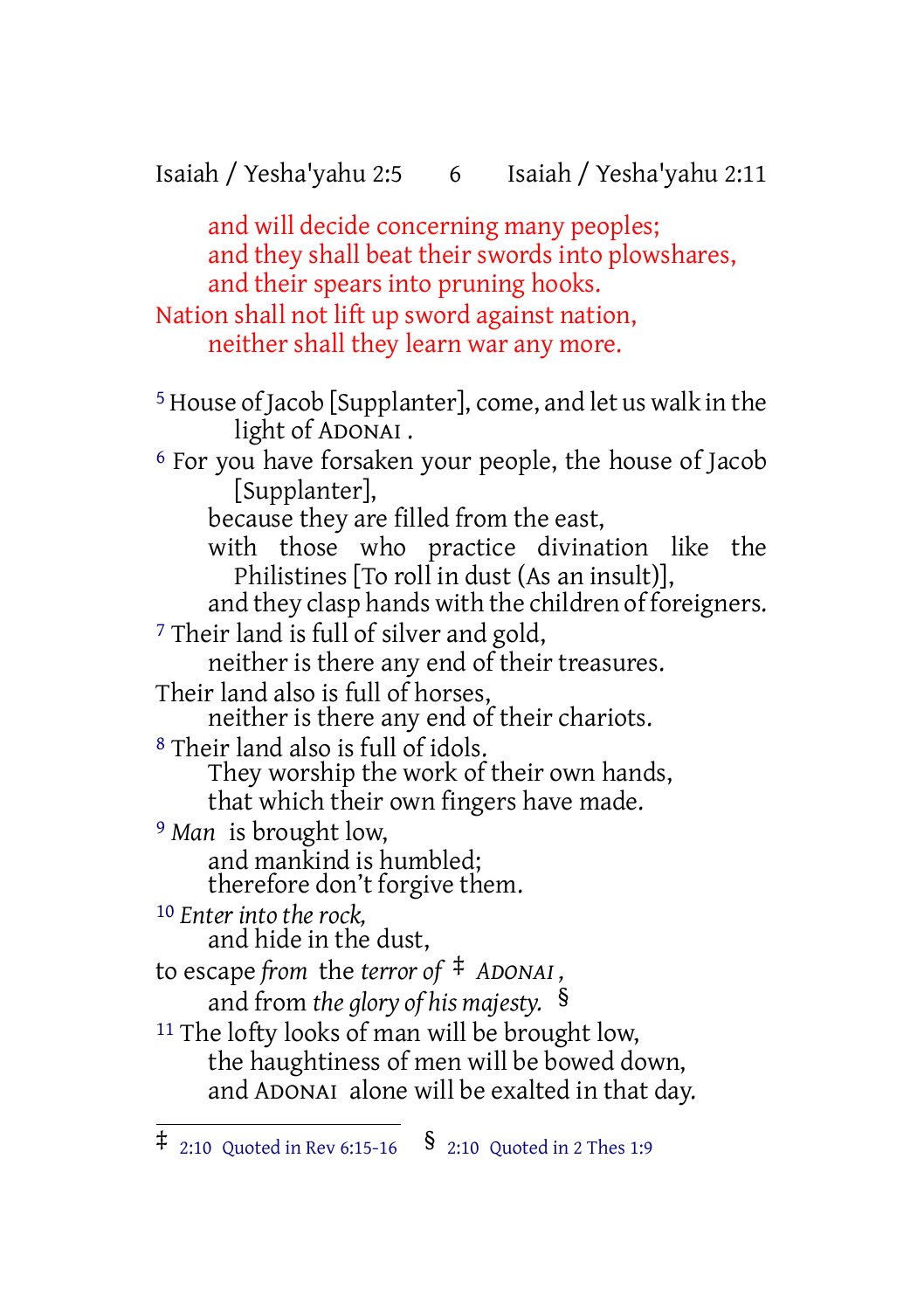and will decide concerning many peoples;
and they shall beat their swords into plowshares,
and their spears into pruning hooks.
Nation shall not lift up sword against nation,
neither shall they learn war any more.

[5] House of Jacob [Supplanter], come, and let us walk in the light of ADONAI .
[6] For you have forsaken your people, the house of Jacob [Supplanter],
because they are filled from the east,
with those who practice divination like the Philistines [To roll in dust (As an insult)],
and they clasp hands with the children of foreigners.
[7] Their land is full of silver and gold,
neither is there any end of their treasures.
Their land also is full of horses,
neither is there any end of their chariots.
[8] Their land also is full of idols.
They worship the work of their own hands,
that which their own fingers have made.
[9] *Man* is brought low,
and mankind is humbled;
therefore don't forgive them.
[10] *Enter into the rock,*
and hide in the dust,
to escape *from* the *terror of* ‡ *ADONAI* ,
and from *the glory of his majesty.* §
[11] The lofty looks of man will be brought low,
the haughtiness of men will be bowed down,
and ADONAI alone will be exalted in that day.

‡ 2:10 Quoted in Rev 6:15-16 § 2:10 Quoted in 2 Thes 1:9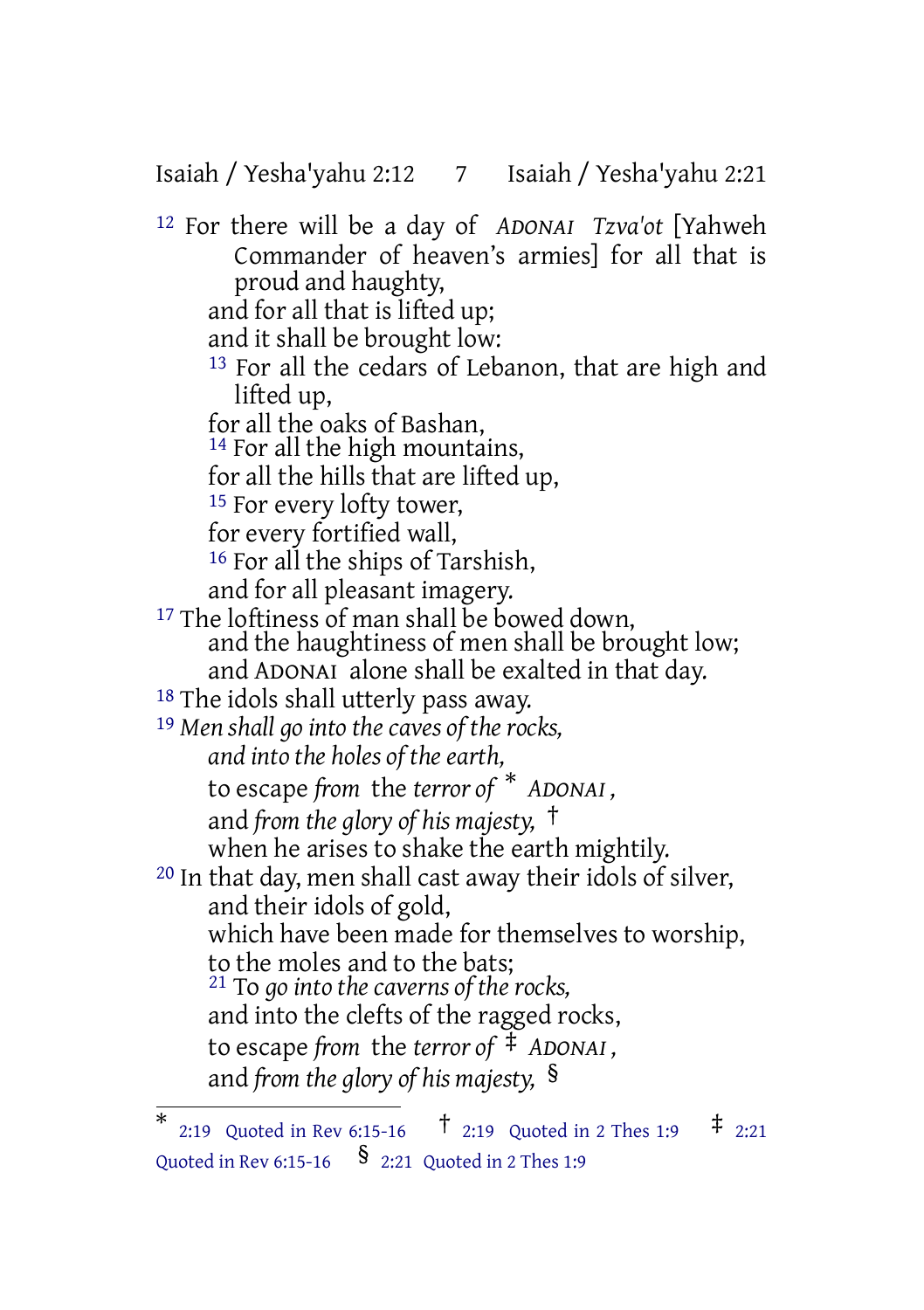12 For there will be a day of *ADONAI Tzva'ot* [Yahweh Commander of heaven's armies] for all that is proud and haughty,
and for all that is lifted up;
and it shall be brought low:
13 For all the cedars of Lebanon, that are high and lifted up,
for all the oaks of Bashan,
14 For all the high mountains,
for all the hills that are lifted up,
15 For every lofty tower,
for every fortified wall,
16 For all the ships of Tarshish,
and for all pleasant imagery.
17 The loftiness of man shall be bowed down,
and the haughtiness of men shall be brought low;
and ADONAI alone shall be exalted in that day.
18 The idols shall utterly pass away.
19 *Men shall go into the caves of the rocks,*
*and into the holes of the earth,*
to escape *from* the *terror of* * *ADONAI*,
and *from the glory of his majesty,* †
when he arises to shake the earth mightily.
20 In that day, men shall cast away their idols of silver,
and their idols of gold,
which have been made for themselves to worship,
to the moles and to the bats;
21 To *go into the caverns of the rocks,*
and into the clefts of the ragged rocks,
to escape *from* the *terror of* ‡ *ADONAI*,
and *from the glory of his majesty,* §

---

* 2:19 Quoted in Rev 6:15-16 † 2:19 Quoted in 2 Thes 1:9 ‡ 2:21 Quoted in Rev 6:15-16 § 2:21 Quoted in 2 Thes 1:9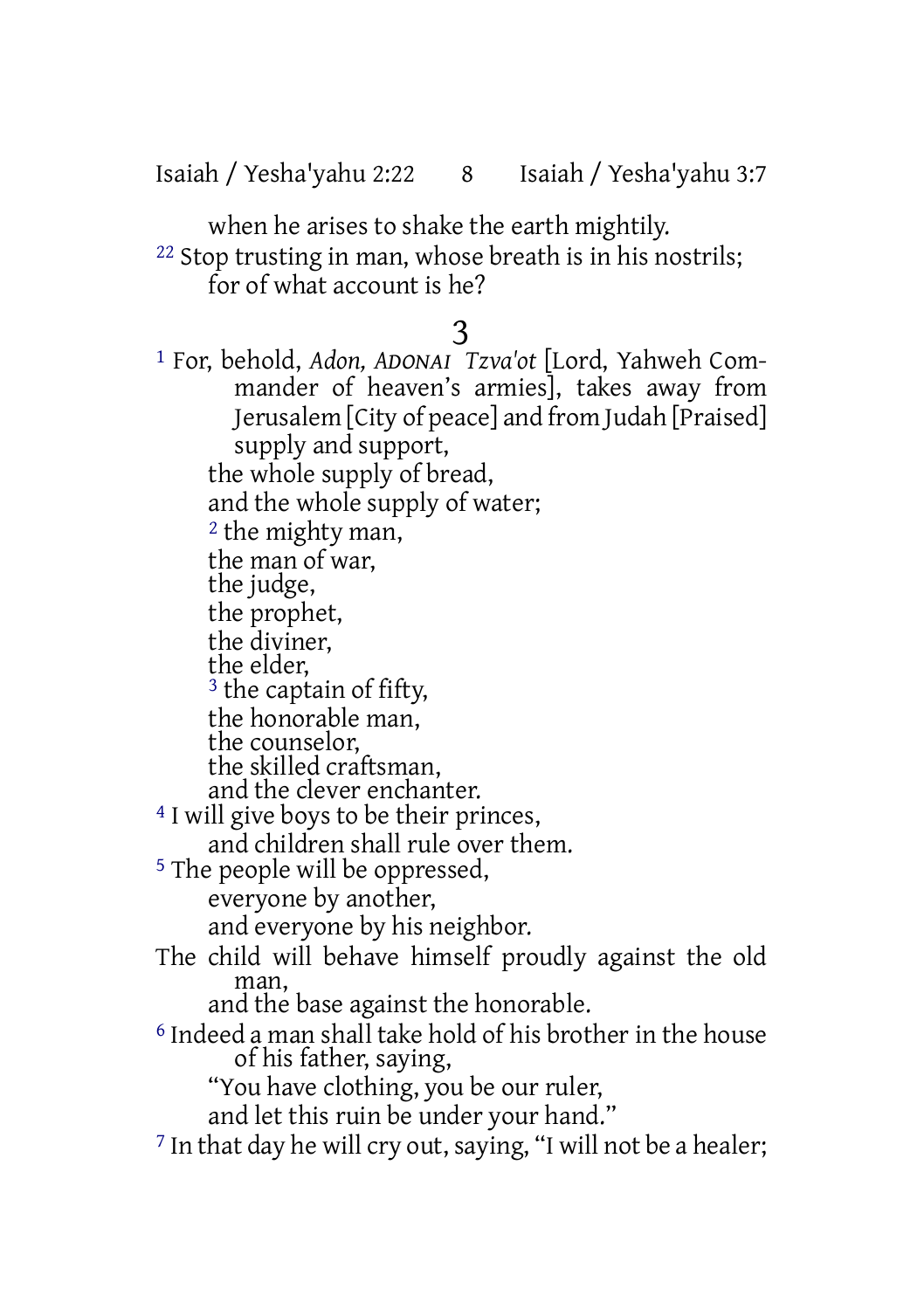when he arises to shake the earth mightily.

[22] Stop trusting in man, whose breath is in his nostrils;
for of what account is he?

## 3

[1] For, behold, *Adon, ADONAI Tzva'ot* [Lord, Yahweh Commander of heaven's armies], takes away from Jerusalem [City of peace] and from Judah [Praised] supply and support,
the whole supply of bread,
and the whole supply of water;
[2] the mighty man,
the man of war,
the judge,
the prophet,
the diviner,
the elder,
[3] the captain of fifty,
the honorable man,
the counselor,
the skilled craftsman,
and the clever enchanter.

[4] I will give boys to be their princes,
and children shall rule over them.

[5] The people will be oppressed,
everyone by another,
and everyone by his neighbor.
The child will behave himself proudly against the old man,
and the base against the honorable.

[6] Indeed a man shall take hold of his brother in the house of his father, saying,
"You have clothing, you be our ruler,
and let this ruin be under your hand."

[7] In that day he will cry out, saying, "I will not be a healer;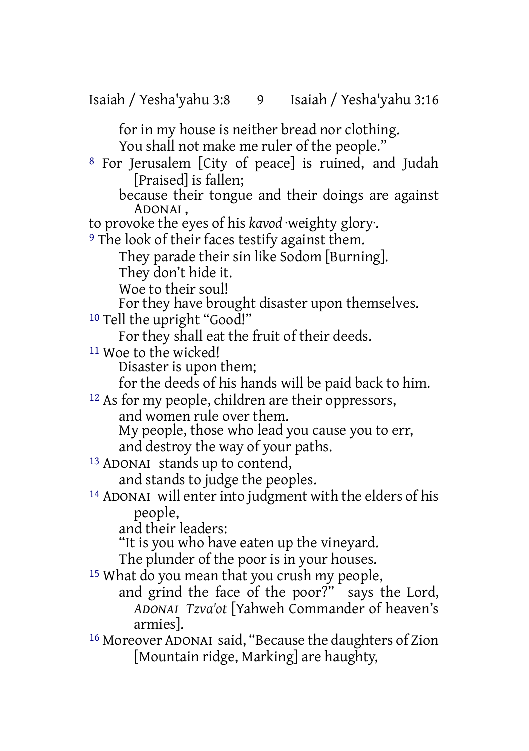for in my house is neither bread nor clothing.
You shall not make me ruler of the people."

8 For Jerusalem [City of peace] is ruined, and Judah [Praised] is fallen;
because their tongue and their doings are against ADONAI ,
to provoke the eyes of his *kavod* ·weighty glory·.

9 The look of their faces testify against them.
They parade their sin like Sodom [Burning].
They don't hide it.
Woe to their soul!
For they have brought disaster upon themselves.

10 Tell the upright "Good!"
For they shall eat the fruit of their deeds.

11 Woe to the wicked!
Disaster is upon them;
for the deeds of his hands will be paid back to him.

12 As for my people, children are their oppressors,
and women rule over them.
My people, those who lead you cause you to err,
and destroy the way of your paths.

13 ADONAI stands up to contend,
and stands to judge the peoples.

14 ADONAI will enter into judgment with the elders of his people,
and their leaders:
"It is you who have eaten up the vineyard.
The plunder of the poor is in your houses.

15 What do you mean that you crush my people,
and grind the face of the poor?" says the Lord, *ADONAI Tzva'ot* [Yahweh Commander of heaven's armies].

16 Moreover ADONAI said, "Because the daughters of Zion [Mountain ridge, Marking] are haughty,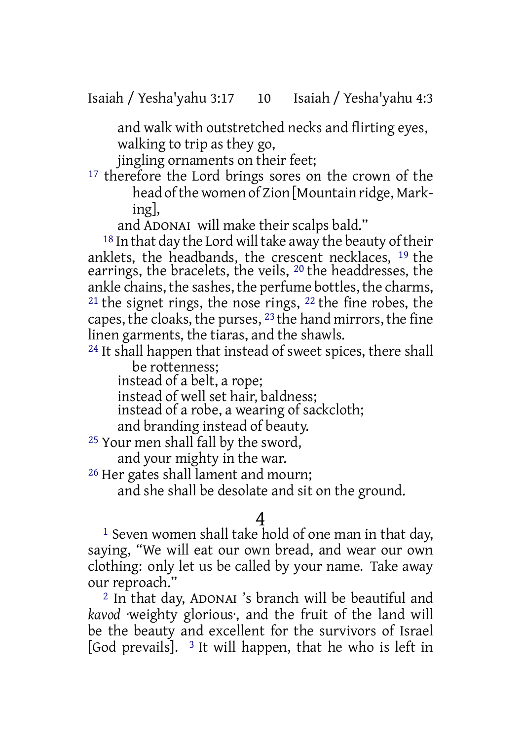and walk with outstretched necks and flirting eyes,
walking to trip as they go,
jingling ornaments on their feet;

[17] therefore the Lord brings sores on the crown of the head of the women of Zion [Mountain ridge, Marking],
and ADONAI will make their scalps bald."

[18] In that day the Lord will take away the beauty of their anklets, the headbands, the crescent necklaces, [19] the earrings, the bracelets, the veils, [20] the headdresses, the ankle chains, the sashes, the perfume bottles, the charms, [21] the signet rings, the nose rings, [22] the fine robes, the capes, the cloaks, the purses, [23] the hand mirrors, the fine linen garments, the tiaras, and the shawls.

[24] It shall happen that instead of sweet spices, there shall be rottenness;
instead of a belt, a rope;
instead of well set hair, baldness;
instead of a robe, a wearing of sackcloth;
and branding instead of beauty.

[25] Your men shall fall by the sword,
and your mighty in the war.

[26] Her gates shall lament and mourn;
and she shall be desolate and sit on the ground.

# 4

[1] Seven women shall take hold of one man in that day, saying, "We will eat our own bread, and wear our own clothing: only let us be called by your name. Take away our reproach."

[2] In that day, ADONAI 's branch will be beautiful and *kavod* ·weighty glorious·, and the fruit of the land will be the beauty and excellent for the survivors of Israel [God prevails]. [3] It will happen, that he who is left in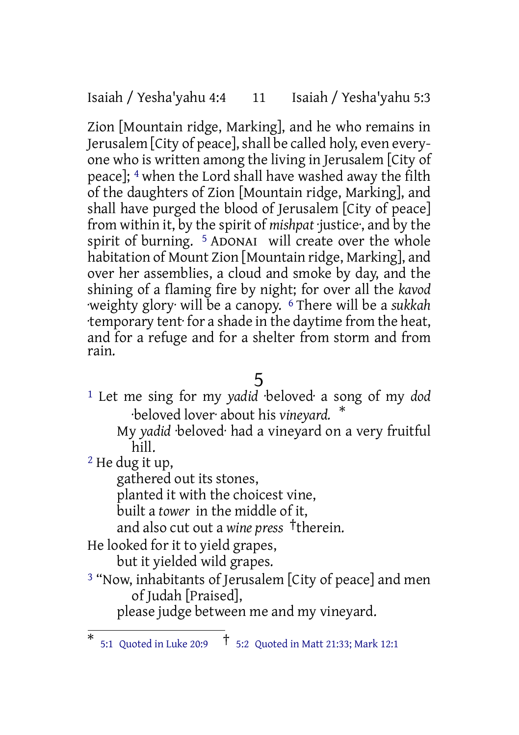Zion [Mountain ridge, Marking], and he who remains in Jerusalem [City of peace], shall be called holy, even everyone who is written among the living in Jerusalem [City of peace]; [4] when the Lord shall have washed away the filth of the daughters of Zion [Mountain ridge, Marking], and shall have purged the blood of Jerusalem [City of peace] from within it, by the spirit of *mishpat* ·justice·, and by the spirit of burning. [5] ADONAI will create over the whole habitation of Mount Zion [Mountain ridge, Marking], and over her assemblies, a cloud and smoke by day, and the shining of a flaming fire by night; for over all the *kavod* ·weighty glory· will be a canopy. [6] There will be a *sukkah* ·temporary tent· for a shade in the daytime from the heat, and for a refuge and for a shelter from storm and from rain.

# 5

[1] Let me sing for my *yadid* ·beloved· a song of my *dod* ·beloved lover· about his *vineyard.* *

My *yadid* ·beloved· had a vineyard on a very fruitful hill.

[2] He dug it up,

gathered out its stones,

planted it with the choicest vine,

built a *tower* in the middle of it,

and also cut out a *wine press* †therein.

He looked for it to yield grapes,

but it yielded wild grapes.

[3] "Now, inhabitants of Jerusalem [City of peace] and men of Judah [Praised],

please judge between me and my vineyard.

---

* 5:1 Quoted in Luke 20:9 † 5:2 Quoted in Matt 21:33; Mark 12:1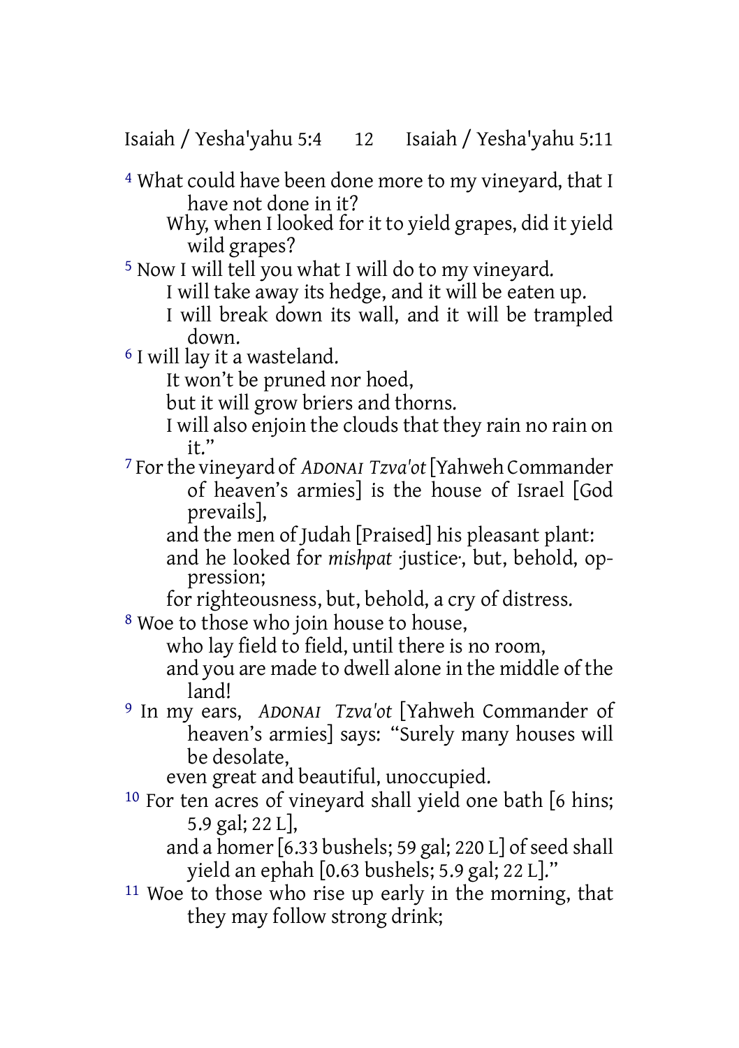[4] What could have been done more to my vineyard, that I have not done in it?
Why, when I looked for it to yield grapes, did it yield wild grapes?
[5] Now I will tell you what I will do to my vineyard.
I will take away its hedge, and it will be eaten up.
I will break down its wall, and it will be trampled down.
[6] I will lay it a wasteland.
It won't be pruned nor hoed,
but it will grow briers and thorns.
I will also enjoin the clouds that they rain no rain on it."
[7] For the vineyard of *ADONAI Tzva'ot* [Yahweh Commander of heaven's armies] is the house of Israel [God prevails],
and the men of Judah [Praised] his pleasant plant:
and he looked for *mishpat* ·justice·, but, behold, oppression;
for righteousness, but, behold, a cry of distress.
[8] Woe to those who join house to house,
who lay field to field, until there is no room,
and you are made to dwell alone in the middle of the land!
[9] In my ears, *ADONAI Tzva'ot* [Yahweh Commander of heaven's armies] says: "Surely many houses will be desolate,
even great and beautiful, unoccupied.
[10] For ten acres of vineyard shall yield one bath [6 hins; 5.9 gal; 22 L],
and a homer [6.33 bushels; 59 gal; 220 L] of seed shall yield an ephah [0.63 bushels; 5.9 gal; 22 L]."
[11] Woe to those who rise up early in the morning, that they may follow strong drink;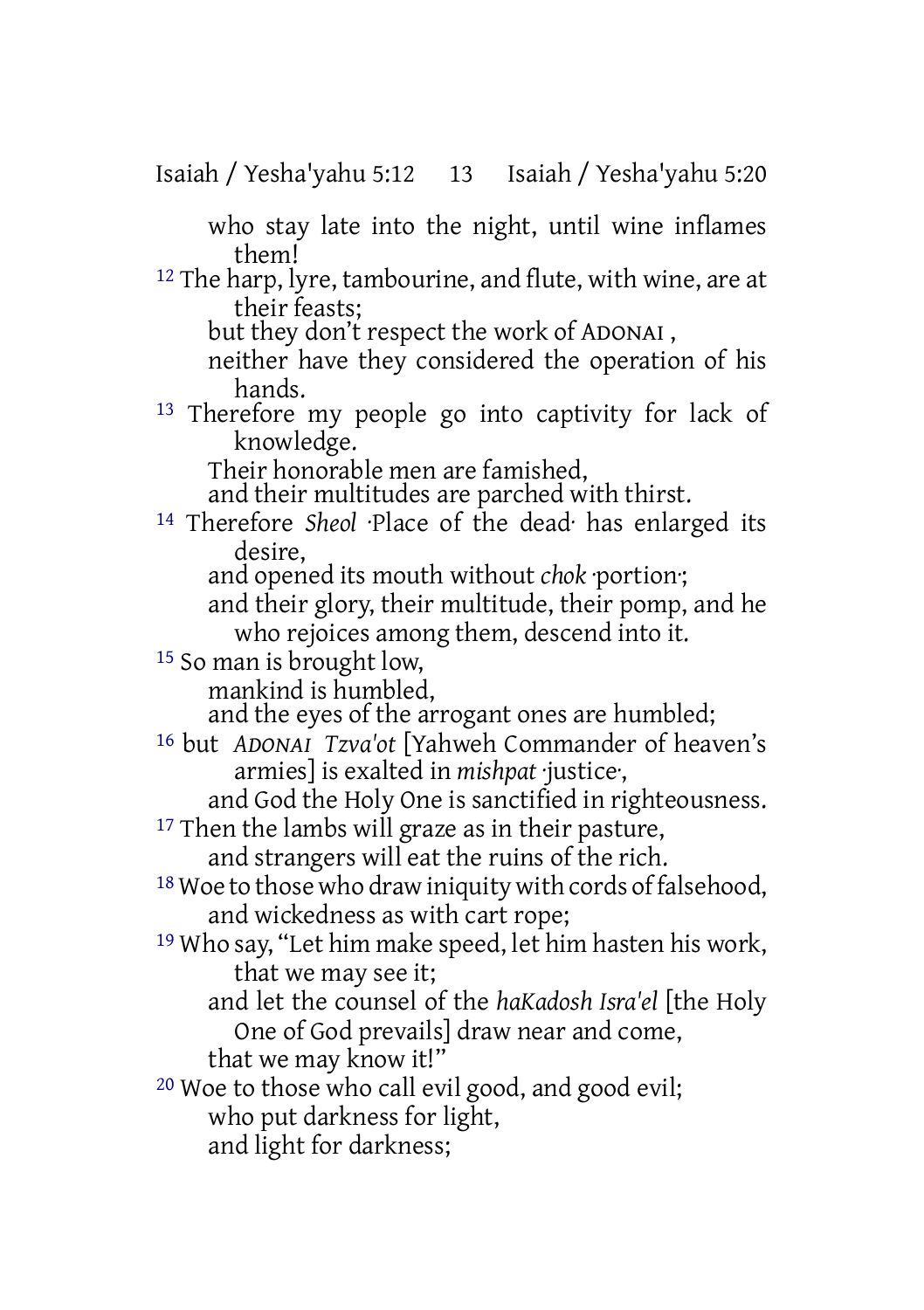who stay late into the night, until wine inflames them!

12 The harp, lyre, tambourine, and flute, with wine, are at their feasts;
but they don't respect the work of ADONAI ,
neither have they considered the operation of his hands.

13 Therefore my people go into captivity for lack of knowledge.
Their honorable men are famished,
and their multitudes are parched with thirst.

14 Therefore *Sheol* ·Place of the dead· has enlarged its desire,
and opened its mouth without *chok* ·portion·;
and their glory, their multitude, their pomp, and he who rejoices among them, descend into it.

15 So man is brought low,
mankind is humbled,
and the eyes of the arrogant ones are humbled;

16 but *ADONAI Tzva'ot* [Yahweh Commander of heaven's armies] is exalted in *mishpat* ·justice·,
and God the Holy One is sanctified in righteousness.

17 Then the lambs will graze as in their pasture,
and strangers will eat the ruins of the rich.

18 Woe to those who draw iniquity with cords of falsehood,
and wickedness as with cart rope;

19 Who say, "Let him make speed, let him hasten his work, that we may see it;
and let the counsel of the *haKadosh Isra'el* [the Holy One of God prevails] draw near and come,
that we may know it!"

20 Woe to those who call evil good, and good evil;
who put darkness for light,
and light for darkness;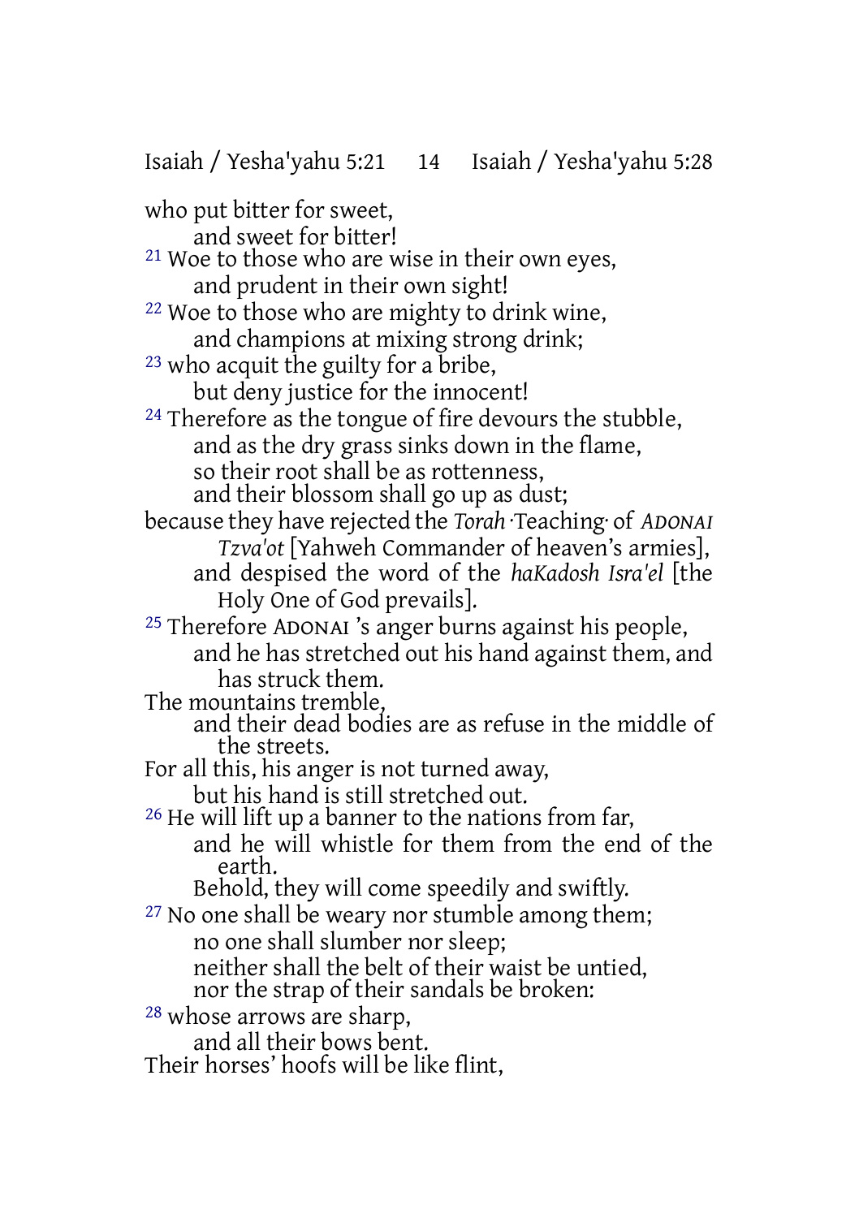who put bitter for sweet,
and sweet for bitter!

[21] Woe to those who are wise in their own eyes,
and prudent in their own sight!

[22] Woe to those who are mighty to drink wine,
and champions at mixing strong drink;

[23] who acquit the guilty for a bribe,
but deny justice for the innocent!

[24] Therefore as the tongue of fire devours the stubble,
and as the dry grass sinks down in the flame,
so their root shall be as rottenness,
and their blossom shall go up as dust;
because they have rejected the *Torah* ·Teaching· of *ADONAI Tzva'ot* [Yahweh Commander of heaven's armies],
and despised the word of the *haKadosh Isra'el* [the Holy One of God prevails].

[25] Therefore ADONAI 's anger burns against his people,
and he has stretched out his hand against them, and has struck them.
The mountains tremble,
and their dead bodies are as refuse in the middle of the streets.
For all this, his anger is not turned away,
but his hand is still stretched out.

[26] He will lift up a banner to the nations from far,
and he will whistle for them from the end of the earth.
Behold, they will come speedily and swiftly.

[27] No one shall be weary nor stumble among them;
no one shall slumber nor sleep;
neither shall the belt of their waist be untied,
nor the strap of their sandals be broken:

[28] whose arrows are sharp,
and all their bows bent.
Their horses' hoofs will be like flint,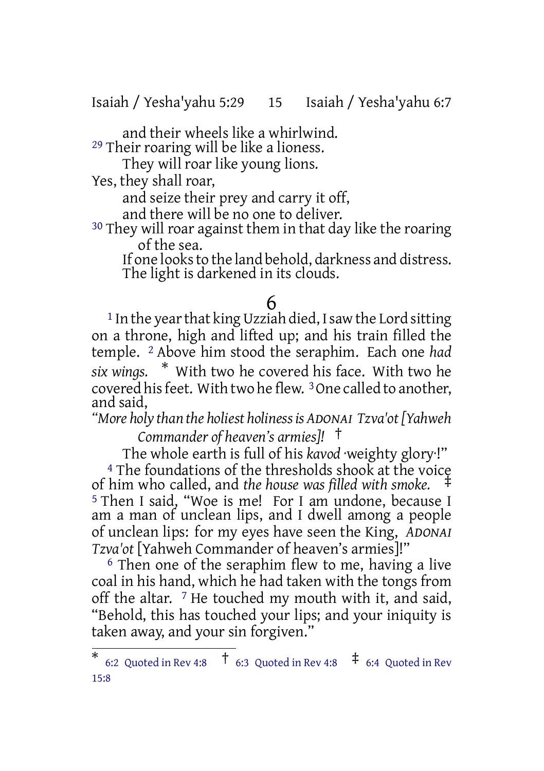and their wheels like a whirlwind.

[29] Their roaring will be like a lioness.
They will roar like young lions.
Yes, they shall roar,
and seize their prey and carry it off,
and there will be no one to deliver.

[30] They will roar against them in that day like the roaring of the sea.
If one looks to the land behold, darkness and distress.
The light is darkened in its clouds.

# 6

[1] In the year that king Uzziah died, I saw the Lord sitting on a throne, high and lifted up; and his train filled the temple. [2] Above him stood the seraphim. Each one *had six wings.* * With two he covered his face. With two he covered his feet. With two he flew. [3] One called to another, and said,

*"More holy than the holiest holiness is ADONAI Tzva'ot [Yahweh Commander of heaven's armies]!* †
The whole earth is full of his *kavod* ·weighty glory·!"

[4] The foundations of the thresholds shook at the voice of him who called, and *the house was filled with smoke.* ‡ [5] Then I said, "Woe is me! For I am undone, because I am a man of unclean lips, and I dwell among a people of unclean lips: for my eyes have seen the King, *ADONAI Tzva'ot* [Yahweh Commander of heaven's armies]!"

[6] Then one of the seraphim flew to me, having a live coal in his hand, which he had taken with the tongs from off the altar. [7] He touched my mouth with it, and said, "Behold, this has touched your lips; and your iniquity is taken away, and your sin forgiven."

---

* 6:2 Quoted in Rev 4:8 † 6:3 Quoted in Rev 4:8 ‡ 6:4 Quoted in Rev 15:8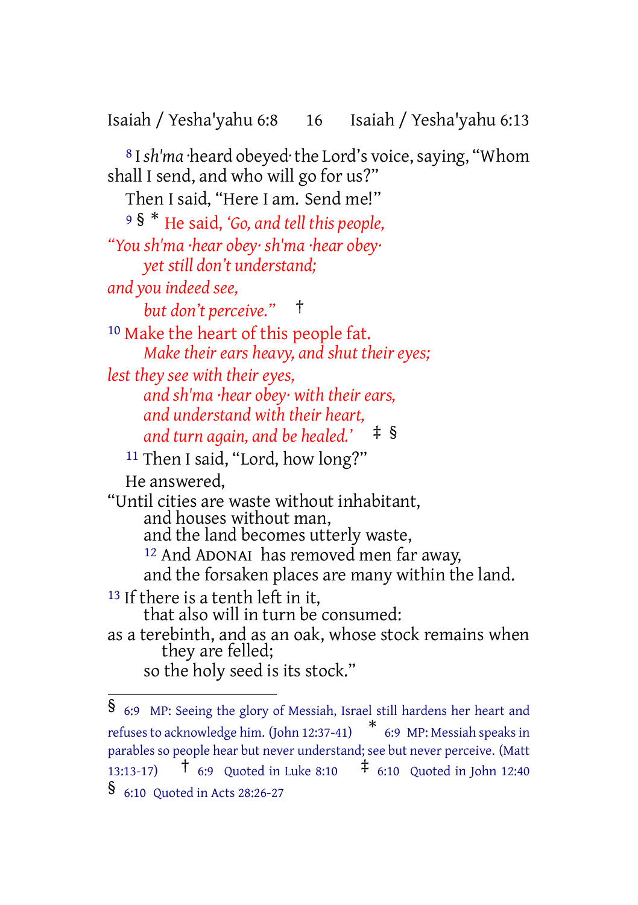[8] I *sh'ma* ·heard obeyed· the Lord's voice, saying, "Whom shall I send, and who will go for us?"

Then I said, "Here I am. Send me!"

[9] § * He said, *'Go, and tell this people,*

*"You sh'ma ·hear obey· sh'ma ·hear obey·*
*yet still don't understand;*
*and you indeed see,*
*but don't perceive."* †

[10] Make the heart of this people fat.
*Make their ears heavy, and shut their eyes;*
*lest they see with their eyes,*
*and sh'ma ·hear obey· with their ears,*
*and understand with their heart,*
*and turn again, and be healed.'* ‡ §

[11] Then I said, "Lord, how long?"

He answered,

"Until cities are waste without inhabitant,
and houses without man,
and the land becomes utterly waste,
[12] And ADONAI has removed men far away,
and the forsaken places are many within the land.
[13] If there is a tenth left in it,
that also will in turn be consumed:
as a terebinth, and as an oak, whose stock remains when they are felled;
so the holy seed is its stock."

---

§ 6:9 MP: Seeing the glory of Messiah, Israel still hardens her heart and refuses to acknowledge him. (John 12:37-41) * 6:9 MP: Messiah speaks in parables so people hear but never understand; see but never perceive. (Matt 13:13-17) † 6:9 Quoted in Luke 8:10 ‡ 6:10 Quoted in John 12:40
§ 6:10 Quoted in Acts 28:26-27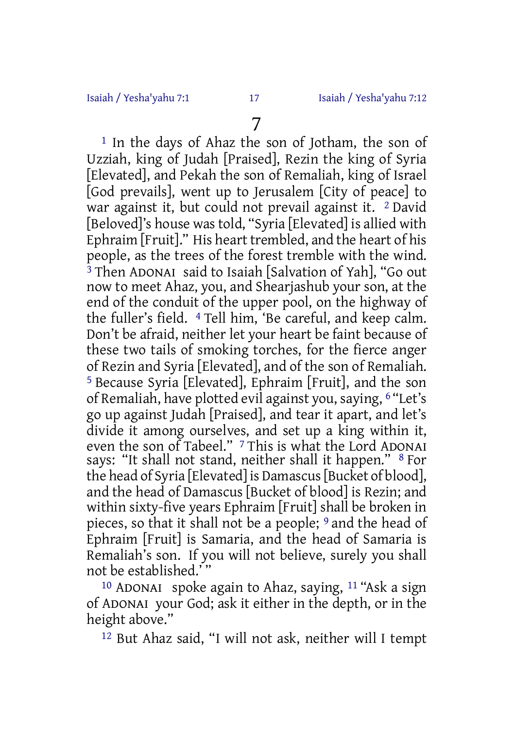# 7

[1] In the days of Ahaz the son of Jotham, the son of Uzziah, king of Judah [Praised], Rezin the king of Syria [Elevated], and Pekah the son of Remaliah, king of Israel [God prevails], went up to Jerusalem [City of peace] to war against it, but could not prevail against it. [2] David [Beloved]'s house was told, "Syria [Elevated] is allied with Ephraim [Fruit]." His heart trembled, and the heart of his people, as the trees of the forest tremble with the wind. [3] Then ADONAI said to Isaiah [Salvation of Yah], "Go out now to meet Ahaz, you, and Shearjashub your son, at the end of the conduit of the upper pool, on the highway of the fuller's field. [4] Tell him, 'Be careful, and keep calm. Don't be afraid, neither let your heart be faint because of these two tails of smoking torches, for the fierce anger of Rezin and Syria [Elevated], and of the son of Remaliah. [5] Because Syria [Elevated], Ephraim [Fruit], and the son of Remaliah, have plotted evil against you, saying, [6] "Let's go up against Judah [Praised], and tear it apart, and let's divide it among ourselves, and set up a king within it, even the son of Tabeel." [7] This is what the Lord ADONAI says: "It shall not stand, neither shall it happen." [8] For the head of Syria [Elevated] is Damascus [Bucket of blood], and the head of Damascus [Bucket of blood] is Rezin; and within sixty-five years Ephraim [Fruit] shall be broken in pieces, so that it shall not be a people; [9] and the head of Ephraim [Fruit] is Samaria, and the head of Samaria is Remaliah's son. If you will not believe, surely you shall not be established.' "

[10] ADONAI spoke again to Ahaz, saying, [11] "Ask a sign of ADONAI your God; ask it either in the depth, or in the height above."

[12] But Ahaz said, "I will not ask, neither will I tempt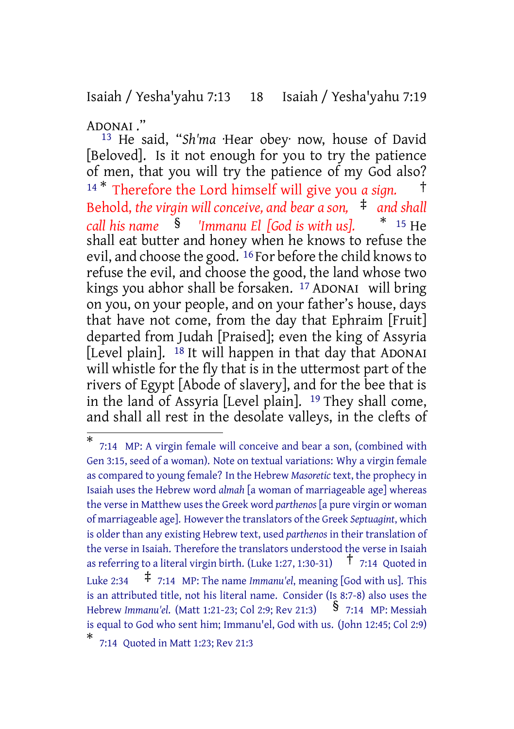ADONAI ."

[13] He said, "*Sh'ma* ·Hear obey· now, house of David [Beloved]. Is it not enough for you to try the patience of men, that you will try the patience of my God also? [14] * Therefore the Lord himself will give you *a sign.* † Behold, *the virgin will conceive, and bear a son,* ‡ *and shall call his name* § *'Immanu El [God is with us].* * [15] He shall eat butter and honey when he knows to refuse the evil, and choose the good. [16] For before the child knows to refuse the evil, and choose the good, the land whose two kings you abhor shall be forsaken. [17] ADONAI will bring on you, on your people, and on your father's house, days that have not come, from the day that Ephraim [Fruit] departed from Judah [Praised]; even the king of Assyria [Level plain]. [18] It will happen in that day that ADONAI will whistle for the fly that is in the uttermost part of the rivers of Egypt [Abode of slavery], and for the bee that is in the land of Assyria [Level plain]. [19] They shall come, and shall all rest in the desolate valleys, in the clefts of

---

* 7:14 MP: A virgin female will conceive and bear a son, (combined with Gen 3:15, seed of a woman). Note on textual variations: Why a virgin female as compared to young female? In the Hebrew *Masoretic* text, the prophecy in Isaiah uses the Hebrew word *almah* [a woman of marriageable age] whereas the verse in Matthew uses the Greek word *parthenos* [a pure virgin or woman of marriageable age]. However the translators of the Greek *Septuagint*, which is older than any existing Hebrew text, used *parthenos* in their translation of the verse in Isaiah. Therefore the translators understood the verse in Isaiah as referring to a literal virgin birth. (Luke 1:27, 1:30-31) † 7:14 Quoted in Luke 2:34 ‡ 7:14 MP: The name *Immanu'el*, meaning [God with us]. This is an attributed title, not his literal name. Consider (Is 8:7-8) also uses the Hebrew *Immanu'el*. (Matt 1:21-23; Col 2:9; Rev 21:3) § 7:14 MP: Messiah is equal to God who sent him; Immanu'el, God with us. (John 12:45; Col 2:9)

* 7:14 Quoted in Matt 1:23; Rev 21:3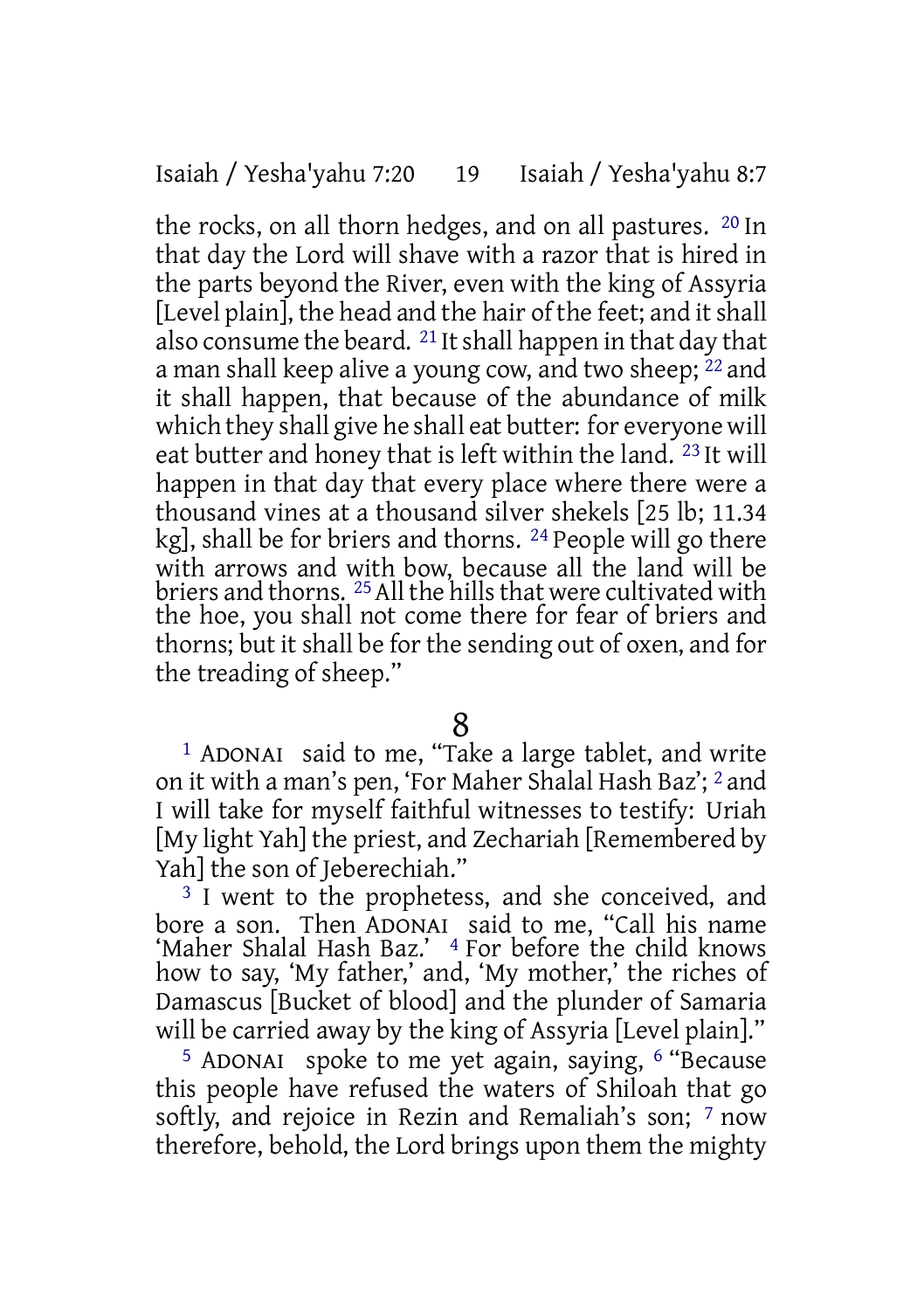the rocks, on all thorn hedges, and on all pastures. [20] In that day the Lord will shave with a razor that is hired in the parts beyond the River, even with the king of Assyria [Level plain], the head and the hair of the feet; and it shall also consume the beard. [21] It shall happen in that day that a man shall keep alive a young cow, and two sheep; [22] and it shall happen, that because of the abundance of milk which they shall give he shall eat butter: for everyone will eat butter and honey that is left within the land. [23] It will happen in that day that every place where there were a thousand vines at a thousand silver shekels [25 lb; 11.34 kg], shall be for briers and thorns. [24] People will go there with arrows and with bow, because all the land will be briers and thorns. [25] All the hills that were cultivated with the hoe, you shall not come there for fear of briers and thorns; but it shall be for the sending out of oxen, and for the treading of sheep."

# 8

[1] ADONAI said to me, "Take a large tablet, and write on it with a man's pen, 'For Maher Shalal Hash Baz'; [2] and I will take for myself faithful witnesses to testify: Uriah [My light Yah] the priest, and Zechariah [Remembered by Yah] the son of Jeberechiah."

[3] I went to the prophetess, and she conceived, and bore a son. Then ADONAI said to me, "Call his name 'Maher Shalal Hash Baz.' [4] For before the child knows how to say, 'My father,' and, 'My mother,' the riches of Damascus [Bucket of blood] and the plunder of Samaria will be carried away by the king of Assyria [Level plain]."

[5] ADONAI spoke to me yet again, saying, [6] "Because this people have refused the waters of Shiloah that go softly, and rejoice in Rezin and Remaliah's son; [7] now therefore, behold, the Lord brings upon them the mighty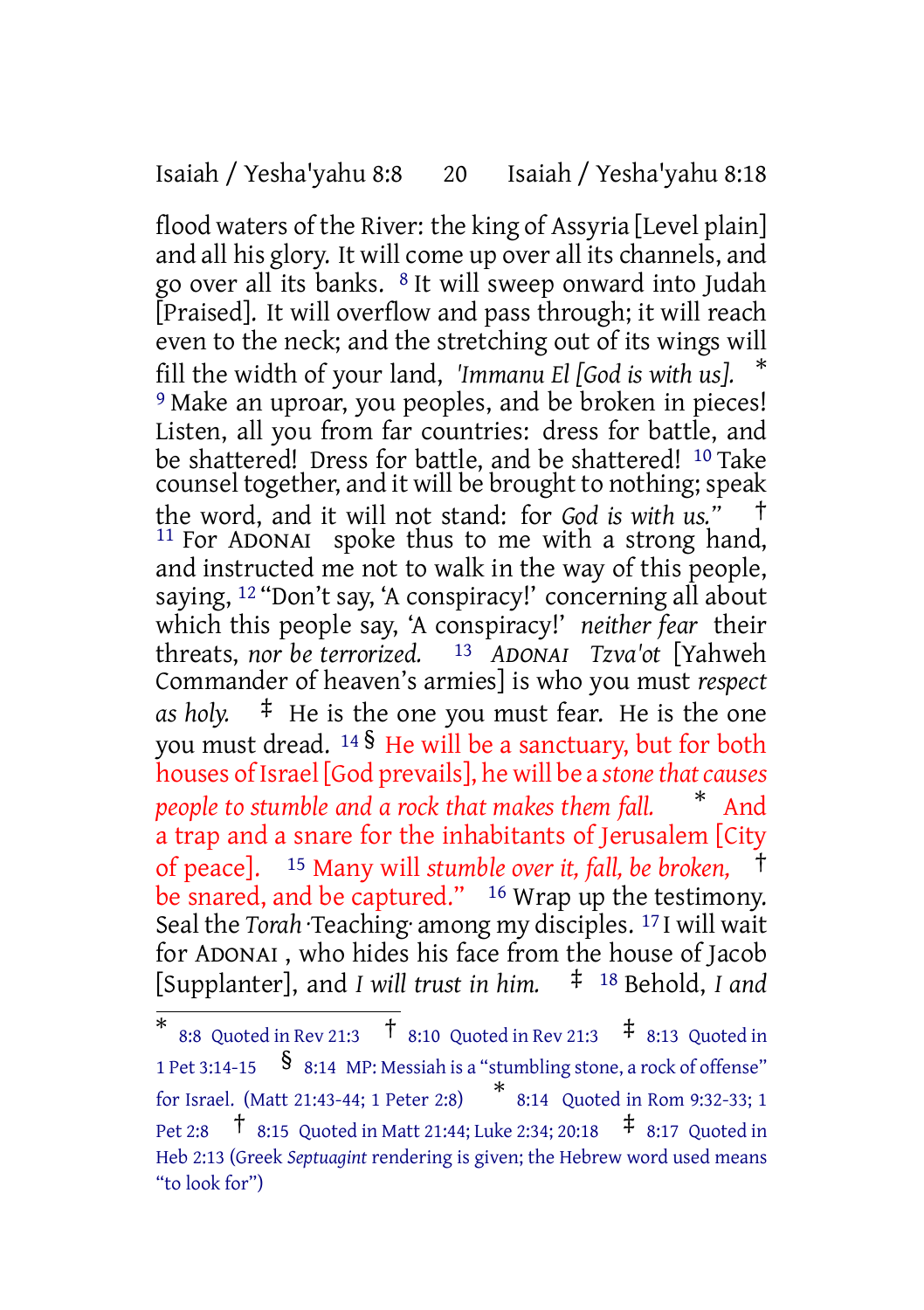flood waters of the River: the king of Assyria [Level plain] and all his glory. It will come up over all its channels, and go over all its banks. [8] It will sweep onward into Judah [Praised]. It will overflow and pass through; it will reach even to the neck; and the stretching out of its wings will fill the width of your land, *'Immanu El [God is with us].* * [9] Make an uproar, you peoples, and be broken in pieces! Listen, all you from far countries: dress for battle, and be shattered! Dress for battle, and be shattered! [10] Take counsel together, and it will be brought to nothing; speak the word, and it will not stand: for *God is with us."* † [11] For ADONAI spoke thus to me with a strong hand, and instructed me not to walk in the way of this people, saying, [12] "Don't say, 'A conspiracy!' concerning all about which this people say, 'A conspiracy!' *neither fear* their threats, *nor be terrorized.* [13] *ADONAI Tzva'ot* [Yahweh Commander of heaven's armies] is who you must *respect as holy.* ‡ He is the one you must fear. He is the one you must dread. [14] § He will be a sanctuary, but for both houses of Israel [God prevails], he will be a *stone that causes people to stumble and a rock that makes them fall.* * And a trap and a snare for the inhabitants of Jerusalem [City of peace]. [15] Many will *stumble over it, fall, be broken,* † be snared, and be captured." [16] Wrap up the testimony. Seal the *Torah* ·Teaching· among my disciples. [17] I will wait for ADONAI , who hides his face from the house of Jacob [Supplanter], and *I will trust in him.* ‡ [18] Behold, *I and*

---

* 8:8 Quoted in Rev 21:3 † 8:10 Quoted in Rev 21:3 ‡ 8:13 Quoted in 1 Pet 3:14-15 § 8:14 MP: Messiah is a "stumbling stone, a rock of offense" for Israel. (Matt 21:43-44; 1 Peter 2:8) * 8:14 Quoted in Rom 9:32-33; 1 Pet 2:8 † 8:15 Quoted in Matt 21:44; Luke 2:34; 20:18 ‡ 8:17 Quoted in Heb 2:13 (Greek *Septuagint* rendering is given; the Hebrew word used means "to look for")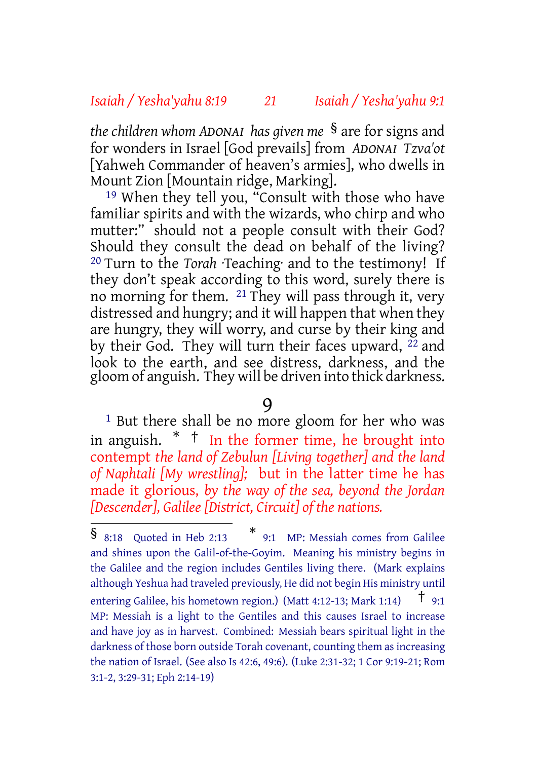*the children whom ADONAI has given me* [§] are for signs and for wonders in Israel [God prevails] from *ADONAI Tzva'ot* [Yahweh Commander of heaven's armies], who dwells in Mount Zion [Mountain ridge, Marking].

[19] When they tell you, "Consult with those who have familiar spirits and with the wizards, who chirp and who mutter:" should not a people consult with their God? Should they consult the dead on behalf of the living? [20] Turn to the *Torah* ·Teaching· and to the testimony! If they don't speak according to this word, surely there is no morning for them. [21] They will pass through it, very distressed and hungry; and it will happen that when they are hungry, they will worry, and curse by their king and by their God. They will turn their faces upward, [22] and look to the earth, and see distress, darkness, and the gloom of anguish. They will be driven into thick darkness.

# 9

[1] But there shall be no more gloom for her who was in anguish. [*] [†] In the former time, he brought into contempt *the land of Zebulun [Living together] and the land of Naphtali [My wrestling];* but in the latter time he has made it glorious, *by the way of the sea, beyond the Jordan [Descender], Galilee [District, Circuit] of the nations.*

---

§ 8:18 Quoted in Heb 2:13 * 9:1 MP: Messiah comes from Galilee and shines upon the Galil-of-the-Goyim. Meaning his ministry begins in the Galilee and the region includes Gentiles living there. (Mark explains although Yeshua had traveled previously, He did not begin His ministry until entering Galilee, his hometown region.) (Matt 4:12-13; Mark 1:14) † 9:1 MP: Messiah is a light to the Gentiles and this causes Israel to increase and have joy as in harvest. Combined: Messiah bears spiritual light in the darkness of those born outside Torah covenant, counting them as increasing the nation of Israel. (See also Is 42:6, 49:6). (Luke 2:31-32; 1 Cor 9:19-21; Rom 3:1-2, 3:29-31; Eph 2:14-19)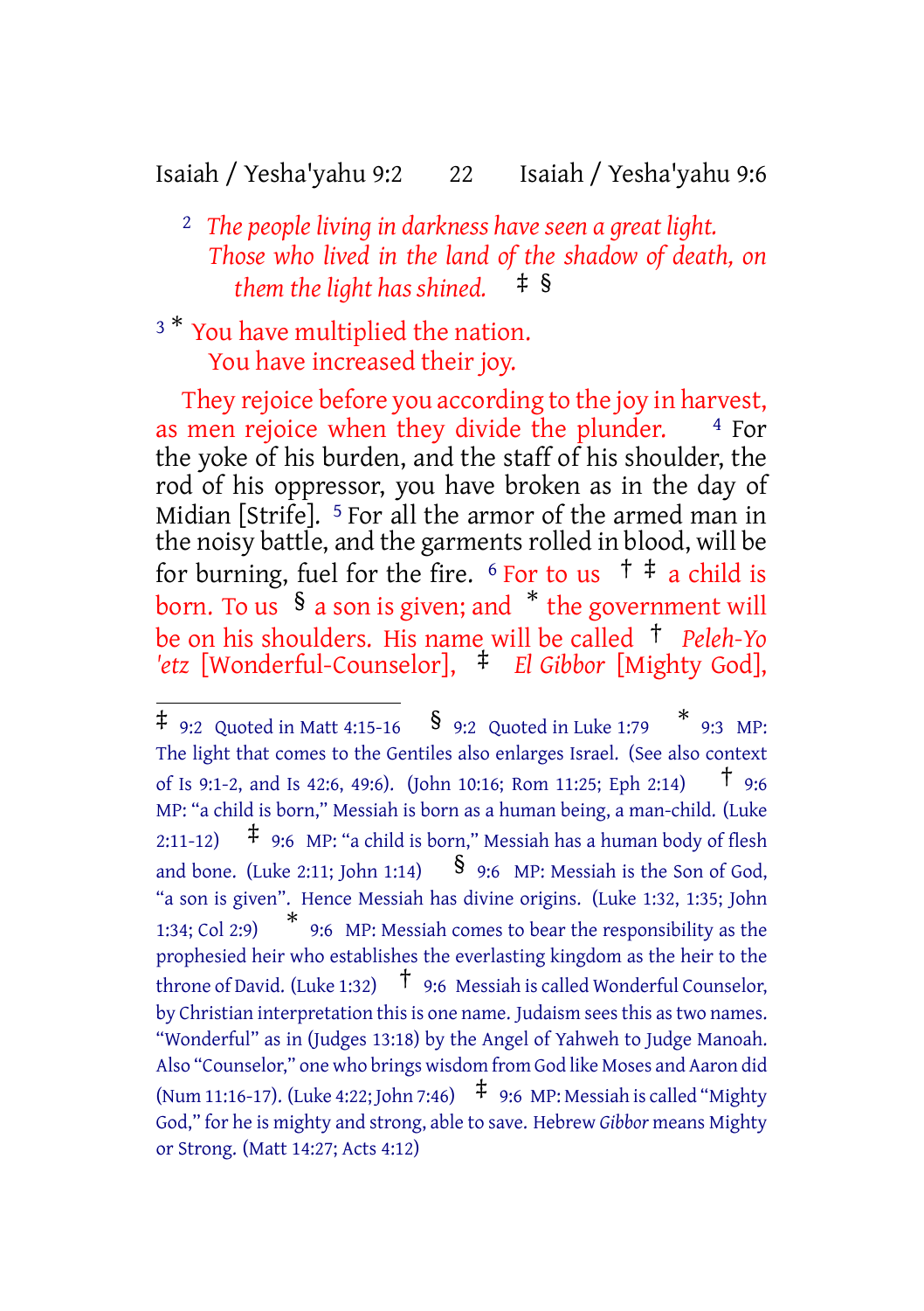[2] *The people living in darkness have seen a great light.*
*Those who lived in the land of the shadow of death, on them the light has shined.* ‡ §

[3] * You have multiplied the nation.
You have increased their joy.

They rejoice before you according to the joy in harvest, as men rejoice when they divide the plunder. [4] For the yoke of his burden, and the staff of his shoulder, the rod of his oppressor, you have broken as in the day of Midian [Strife]. [5] For all the armor of the armed man in the noisy battle, and the garments rolled in blood, will be for burning, fuel for the fire. [6] For to us † ‡ a child is born. To us § a son is given; and * the government will be on his shoulders. His name will be called † *Peleh-Yo'etz* [Wonderful-Counselor], ‡ *El Gibbor* [Mighty God],

---

‡ 9:2 Quoted in Matt 4:15-16 § 9:2 Quoted in Luke 1:79 * 9:3 MP: The light that comes to the Gentiles also enlarges Israel. (See also context of Is 9:1-2, and Is 42:6, 49:6). (John 10:16; Rom 11:25; Eph 2:14) † 9:6 MP: "a child is born," Messiah is born as a human being, a man-child. (Luke 2:11-12) ‡ 9:6 MP: "a child is born," Messiah has a human body of flesh and bone. (Luke 2:11; John 1:14) § 9:6 MP: Messiah is the Son of God, "a son is given". Hence Messiah has divine origins. (Luke 1:32, 1:35; John 1:34; Col 2:9) * 9:6 MP: Messiah comes to bear the responsibility as the prophesied heir who establishes the everlasting kingdom as the heir to the throne of David. (Luke 1:32) † 9:6 Messiah is called Wonderful Counselor, by Christian interpretation this is one name. Judaism sees this as two names. "Wonderful" as in (Judges 13:18) by the Angel of Yahweh to Judge Manoah. Also "Counselor," one who brings wisdom from God like Moses and Aaron did (Num 11:16-17). (Luke 4:22; John 7:46) ‡ 9:6 MP: Messiah is called "Mighty God," for he is mighty and strong, able to save. Hebrew *Gibbor* means Mighty or Strong. (Matt 14:27; Acts 4:12)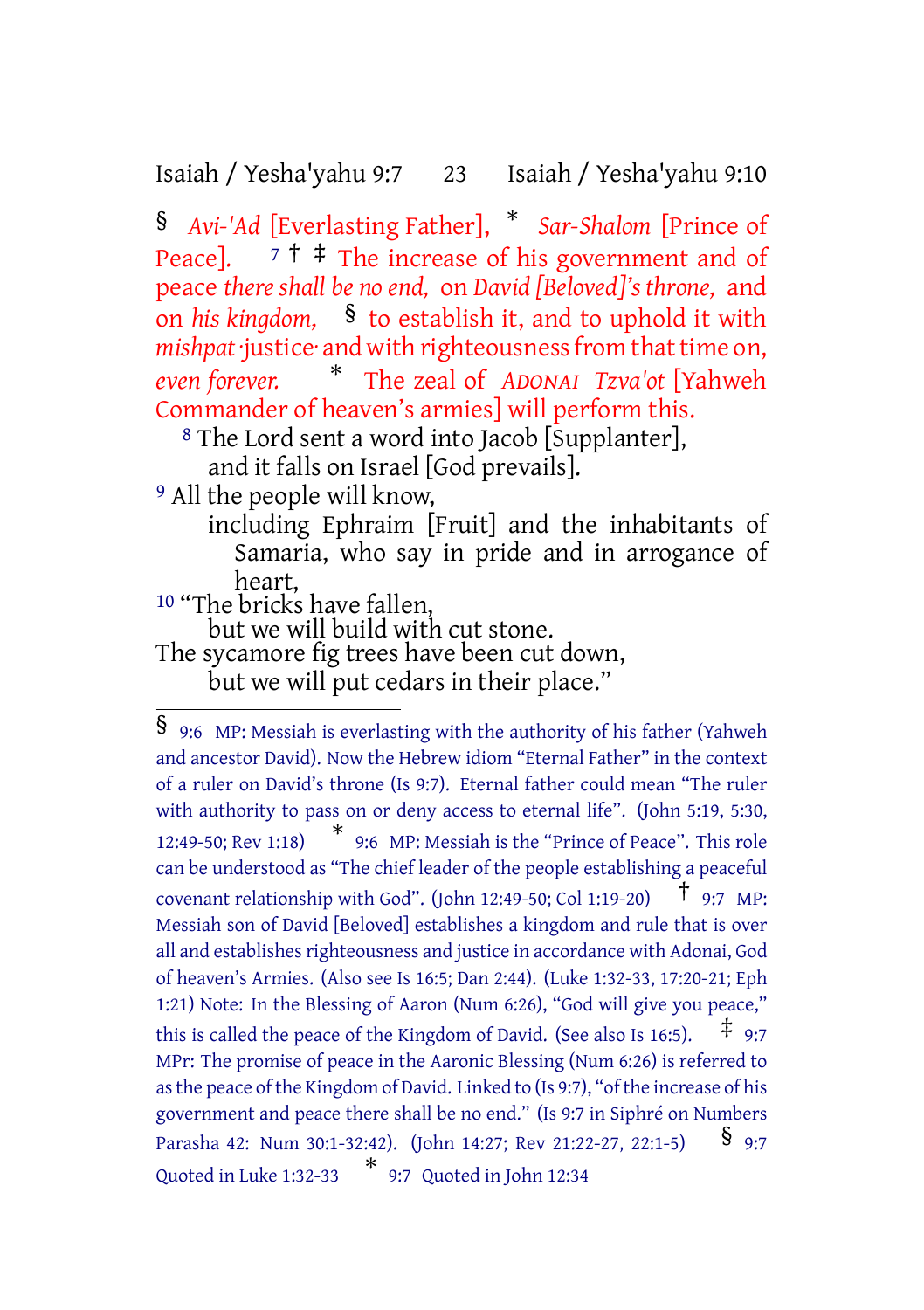§ *Avi-'Ad* [Everlasting Father], * *Sar-Shalom* [Prince of Peace]. 7 † ‡ The increase of his government and of peace *there shall be no end,* on *David [Beloved]'s throne,* and on *his kingdom,* § to establish it, and to uphold it with *mishpat* ·justice· and with righteousness from that time on, *even forever.* * The zeal of *ADONAI Tzva'ot* [Yahweh Commander of heaven's armies] will perform this.

8 The Lord sent a word into Jacob [Supplanter],
and it falls on Israel [God prevails].
9 All the people will know,
including Ephraim [Fruit] and the inhabitants of Samaria, who say in pride and in arrogance of heart,
10 "The bricks have fallen,
but we will build with cut stone.
The sycamore fig trees have been cut down,
but we will put cedars in their place."

---

§ 9:6 MP: Messiah is everlasting with the authority of his father (Yahweh and ancestor David). Now the Hebrew idiom "Eternal Father" in the context of a ruler on David's throne (Is 9:7). Eternal father could mean "The ruler with authority to pass on or deny access to eternal life". (John 5:19, 5:30, 12:49-50; Rev 1:18) * 9:6 MP: Messiah is the "Prince of Peace". This role can be understood as "The chief leader of the people establishing a peaceful covenant relationship with God". (John 12:49-50; Col 1:19-20) † 9:7 MP: Messiah son of David [Beloved] establishes a kingdom and rule that is over all and establishes righteousness and justice in accordance with Adonai, God of heaven's Armies. (Also see Is 16:5; Dan 2:44). (Luke 1:32-33, 17:20-21; Eph 1:21) Note: In the Blessing of Aaron (Num 6:26), "God will give you peace," this is called the peace of the Kingdom of David. (See also Is 16:5). ‡ 9:7 MPr: The promise of peace in the Aaronic Blessing (Num 6:26) is referred to as the peace of the Kingdom of David. Linked to (Is 9:7), "of the increase of his government and peace there shall be no end." (Is 9:7 in Siphré on Numbers Parasha 42: Num 30:1-32:42). (John 14:27; Rev 21:22-27, 22:1-5) § 9:7 Quoted in Luke 1:32-33 * 9:7 Quoted in John 12:34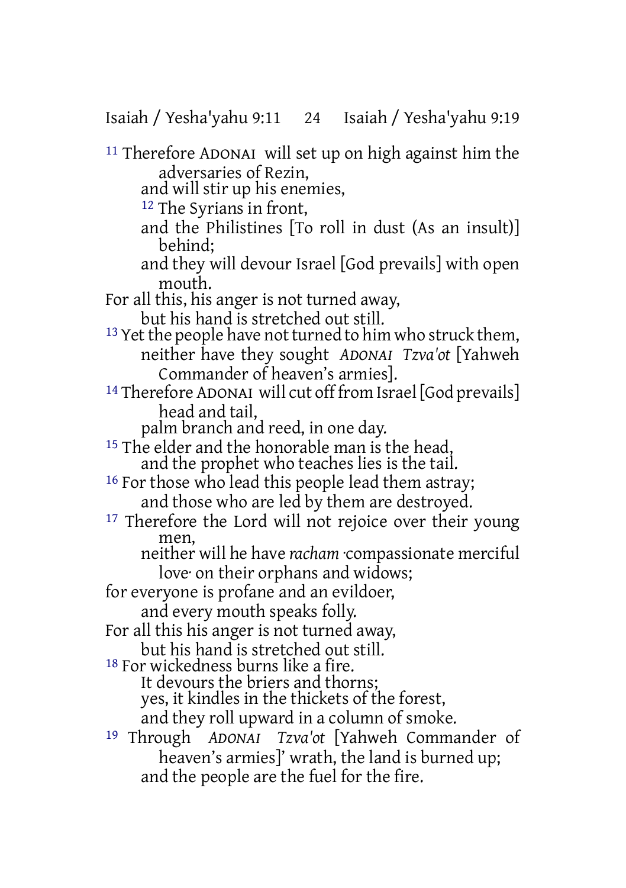[11] Therefore ADONAI will set up on high against him the adversaries of Rezin,
and will stir up his enemies,
[12] The Syrians in front,
and the Philistines [To roll in dust (As an insult)] behind;
and they will devour Israel [God prevails] with open mouth.
For all this, his anger is not turned away,
but his hand is stretched out still.
[13] Yet the people have not turned to him who struck them,
neither have they sought *ADONAI Tzva'ot* [Yahweh Commander of heaven's armies].
[14] Therefore ADONAI will cut off from Israel [God prevails] head and tail,
palm branch and reed, in one day.
[15] The elder and the honorable man is the head,
and the prophet who teaches lies is the tail.
[16] For those who lead this people lead them astray;
and those who are led by them are destroyed.
[17] Therefore the Lord will not rejoice over their young men,
neither will he have *racham* ·compassionate merciful love· on their orphans and widows;
for everyone is profane and an evildoer,
and every mouth speaks folly.
For all this his anger is not turned away,
but his hand is stretched out still.
[18] For wickedness burns like a fire.
It devours the briers and thorns;
yes, it kindles in the thickets of the forest,
and they roll upward in a column of smoke.
[19] Through *ADONAI Tzva'ot* [Yahweh Commander of heaven's armies]' wrath, the land is burned up;
and the people are the fuel for the fire.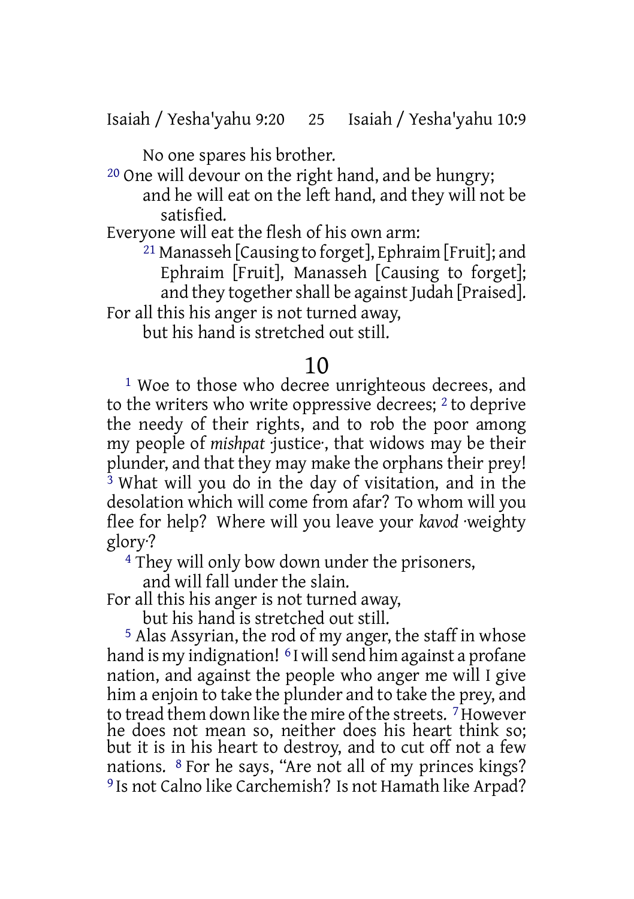No one spares his brother.

[20] One will devour on the right hand, and be hungry;
and he will eat on the left hand, and they will not be satisfied.
Everyone will eat the flesh of his own arm:
[21] Manasseh [Causing to forget], Ephraim [Fruit]; and Ephraim [Fruit], Manasseh [Causing to forget]; and they together shall be against Judah [Praised].
For all this his anger is not turned away,
but his hand is stretched out still.

# 10

[1] Woe to those who decree unrighteous decrees, and to the writers who write oppressive decrees; [2] to deprive the needy of their rights, and to rob the poor among my people of *mishpat* ·justice·, that widows may be their plunder, and that they may make the orphans their prey! [3] What will you do in the day of visitation, and in the desolation which will come from afar? To whom will you flee for help? Where will you leave your *kavod* ·weighty glory·?

[4] They will only bow down under the prisoners,
and will fall under the slain.
For all this his anger is not turned away,
but his hand is stretched out still.

[5] Alas Assyrian, the rod of my anger, the staff in whose hand is my indignation! [6] I will send him against a profane nation, and against the people who anger me will I give him a enjoin to take the plunder and to take the prey, and to tread them down like the mire of the streets. [7] However he does not mean so, neither does his heart think so; but it is in his heart to destroy, and to cut off not a few nations. [8] For he says, "Are not all of my princes kings? [9] Is not Calno like Carchemish? Is not Hamath like Arpad?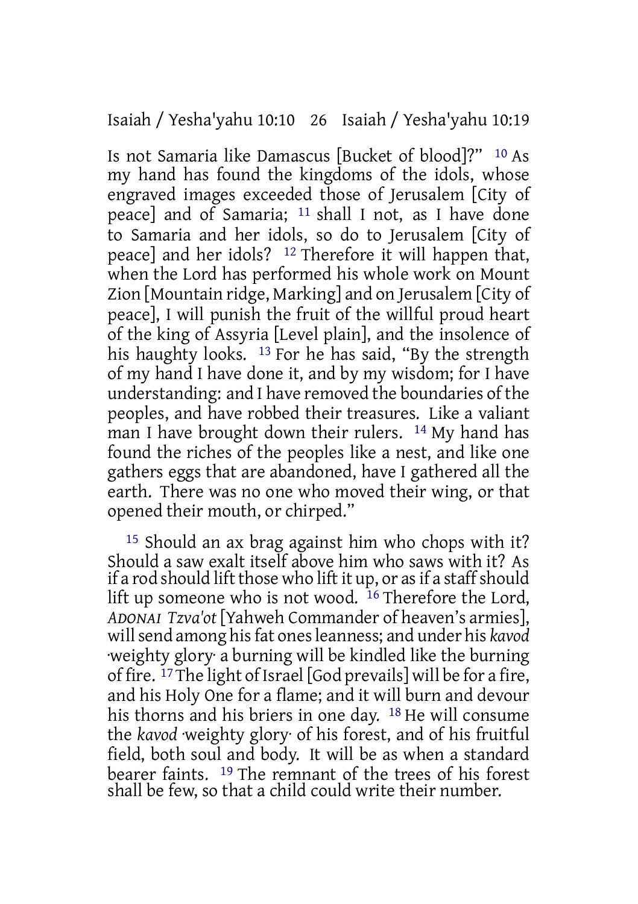Is not Samaria like Damascus [Bucket of blood]?" 10 As my hand has found the kingdoms of the idols, whose engraved images exceeded those of Jerusalem [City of peace] and of Samaria; 11 shall I not, as I have done to Samaria and her idols, so do to Jerusalem [City of peace] and her idols? 12 Therefore it will happen that, when the Lord has performed his whole work on Mount Zion [Mountain ridge, Marking] and on Jerusalem [City of peace], I will punish the fruit of the willful proud heart of the king of Assyria [Level plain], and the insolence of his haughty looks. 13 For he has said, "By the strength of my hand I have done it, and by my wisdom; for I have understanding: and I have removed the boundaries of the peoples, and have robbed their treasures. Like a valiant man I have brought down their rulers. 14 My hand has found the riches of the peoples like a nest, and like one gathers eggs that are abandoned, have I gathered all the earth. There was no one who moved their wing, or that opened their mouth, or chirped."

15 Should an ax brag against him who chops with it? Should a saw exalt itself above him who saws with it? As if a rod should lift those who lift it up, or as if a staff should lift up someone who is not wood. 16 Therefore the Lord, *ADONAI Tzva'ot* [Yahweh Commander of heaven's armies], will send among his fat ones leanness; and under his *kavod* ·weighty glory· a burning will be kindled like the burning of fire. 17 The light of Israel [God prevails] will be for a fire, and his Holy One for a flame; and it will burn and devour his thorns and his briers in one day. 18 He will consume the *kavod* ·weighty glory· of his forest, and of his fruitful field, both soul and body. It will be as when a standard bearer faints. 19 The remnant of the trees of his forest shall be few, so that a child could write their number.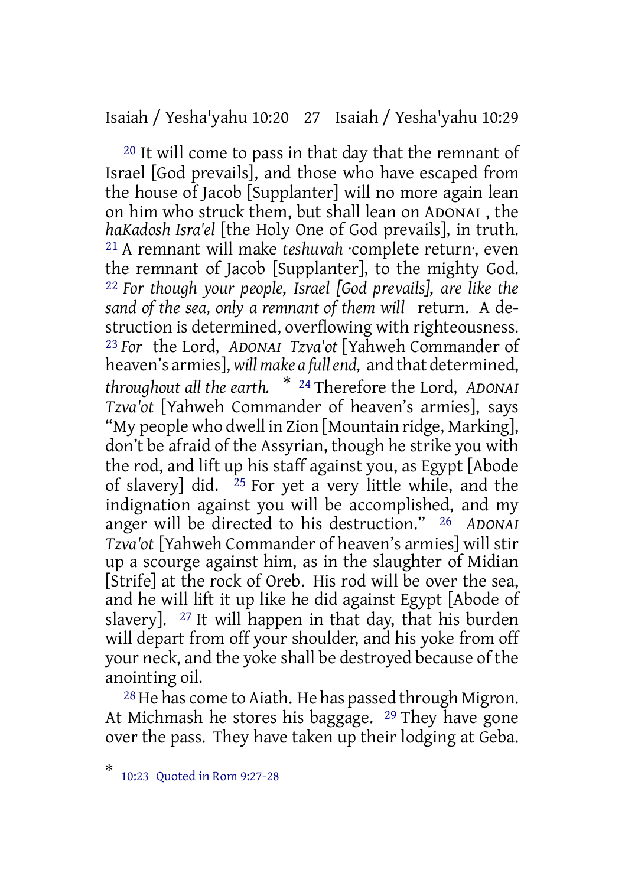[20] It will come to pass in that day that the remnant of Israel [God prevails], and those who have escaped from the house of Jacob [Supplanter] will no more again lean on him who struck them, but shall lean on ADONAI , the *haKadosh Isra'el* [the Holy One of God prevails], in truth. [21] A remnant will make *teshuvah* ·complete return·, even the remnant of Jacob [Supplanter], to the mighty God. [22] *For though your people, Israel [God prevails], are like the sand of the sea, only a remnant of them will* return. A destruction is determined, overflowing with righteousness. [23] *For* the Lord, *ADONAI Tzva'ot* [Yahweh Commander of heaven's armies], *will make a full end,* and that determined, *throughout all the earth.* * [24] Therefore the Lord, *ADONAI Tzva'ot* [Yahweh Commander of heaven's armies], says "My people who dwell in Zion [Mountain ridge, Marking], don't be afraid of the Assyrian, though he strike you with the rod, and lift up his staff against you, as Egypt [Abode of slavery] did. [25] For yet a very little while, and the indignation against you will be accomplished, and my anger will be directed to his destruction." [26] *ADONAI Tzva'ot* [Yahweh Commander of heaven's armies] will stir up a scourge against him, as in the slaughter of Midian [Strife] at the rock of Oreb. His rod will be over the sea, and he will lift it up like he did against Egypt [Abode of slavery]. [27] It will happen in that day, that his burden will depart from off your shoulder, and his yoke from off your neck, and the yoke shall be destroyed because of the anointing oil.

[28] He has come to Aiath. He has passed through Migron. At Michmash he stores his baggage. [29] They have gone over the pass. They have taken up their lodging at Geba.

---

* 10:23 Quoted in Rom 9:27-28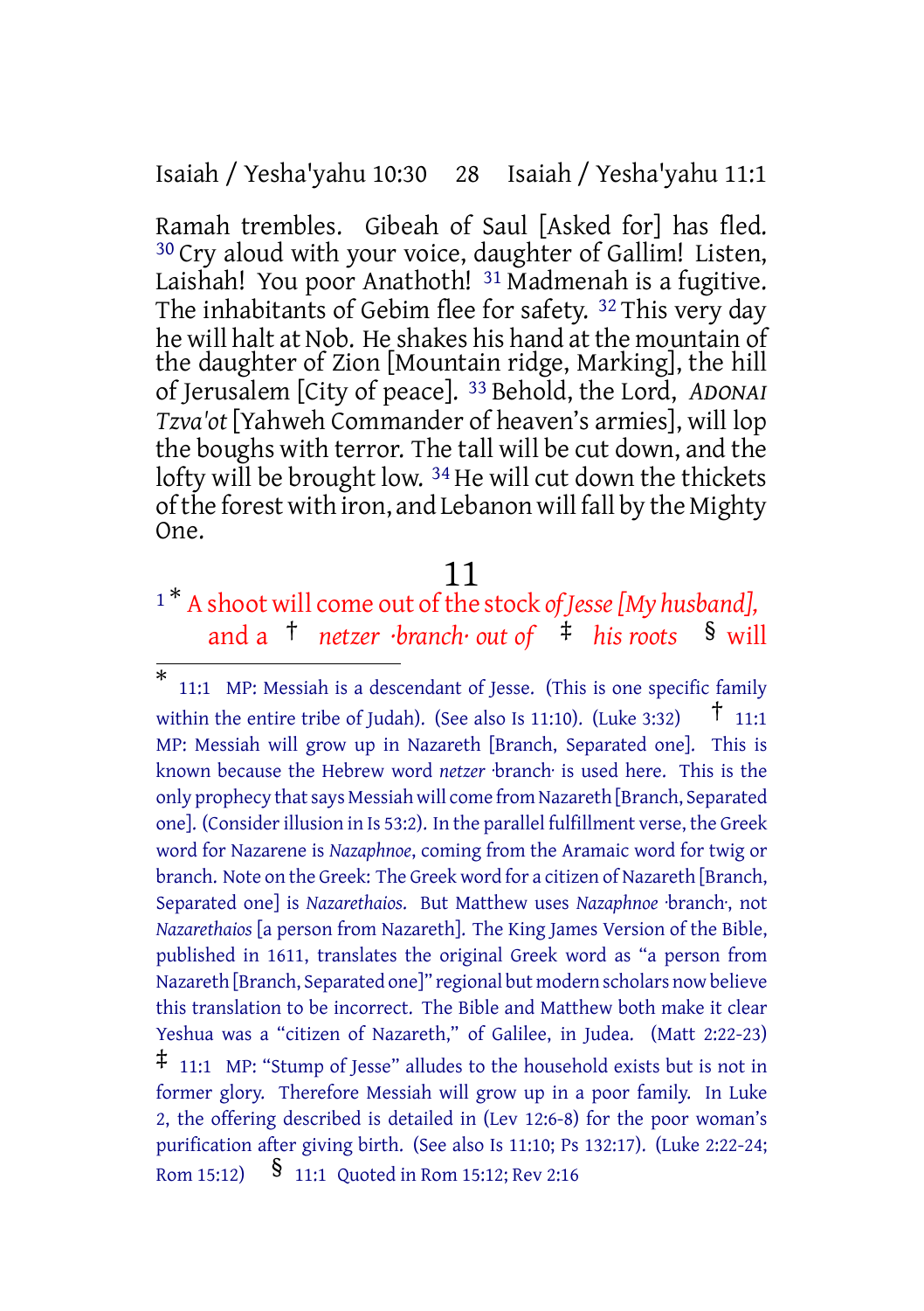Ramah trembles. Gibeah of Saul [Asked for] has fled. [30] Cry aloud with your voice, daughter of Gallim! Listen, Laishah! You poor Anathoth! [31] Madmenah is a fugitive. The inhabitants of Gebim flee for safety. [32] This very day he will halt at Nob. He shakes his hand at the mountain of the daughter of Zion [Mountain ridge, Marking], the hill of Jerusalem [City of peace]. [33] Behold, the Lord, *ADONAI Tzva'ot* [Yahweh Commander of heaven's armies], will lop the boughs with terror. The tall will be cut down, and the lofty will be brought low. [34] He will cut down the thickets of the forest with iron, and Lebanon will fall by the Mighty One.

## 11

[1] * A shoot will come out of the stock *of Jesse [My husband],*
and a † *netzer ·branch· out of* ‡ *his roots* § will

---

\* 11:1 MP: Messiah is a descendant of Jesse. (This is one specific family within the entire tribe of Judah). (See also Is 11:10). (Luke 3:32) † 11:1 MP: Messiah will grow up in Nazareth [Branch, Separated one]. This is known because the Hebrew word *netzer* ·branch· is used here. This is the only prophecy that says Messiah will come from Nazareth [Branch, Separated one]. (Consider illusion in Is 53:2). In the parallel fulfillment verse, the Greek word for Nazarene is *Nazaphnoe*, coming from the Aramaic word for twig or branch. Note on the Greek: The Greek word for a citizen of Nazareth [Branch, Separated one] is *Nazarethaios*. But Matthew uses *Nazaphnoe* ·branch·, not *Nazarethaios* [a person from Nazareth]. The King James Version of the Bible, published in 1611, translates the original Greek word as "a person from Nazareth [Branch, Separated one]" regional but modern scholars now believe this translation to be incorrect. The Bible and Matthew both make it clear Yeshua was a "citizen of Nazareth," of Galilee, in Judea. (Matt 2:22-23) ‡ 11:1 MP: "Stump of Jesse" alludes to the household exists but is not in former glory. Therefore Messiah will grow up in a poor family. In Luke 2, the offering described is detailed in (Lev 12:6-8) for the poor woman's purification after giving birth. (See also Is 11:10; Ps 132:17). (Luke 2:22-24; Rom 15:12) § 11:1 Quoted in Rom 15:12; Rev 2:16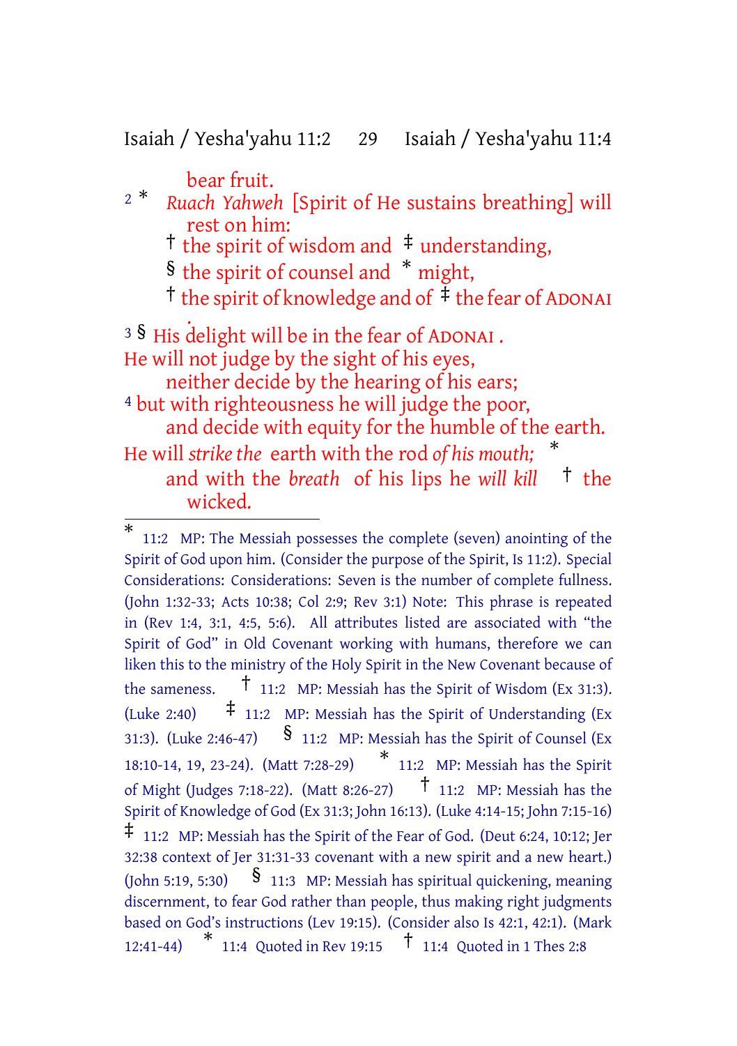bear fruit.

[2] * *Ruach Yahweh* [Spirit of He sustains breathing] will rest on him:

† the spirit of wisdom and ‡ understanding,

§ the spirit of counsel and * might,

† the spirit of knowledge and of ‡ the fear of ADONAI .

[3] § His delight will be in the fear of ADONAI .

He will not judge by the sight of his eyes,

neither decide by the hearing of his ears;

[4] but with righteousness he will judge the poor,

and decide with equity for the humble of the earth.

He will *strike the* earth with the rod *of his mouth;* *

and with the *breath* of his lips he *will kill* † the wicked.

---

* 11:2 MP: The Messiah possesses the complete (seven) anointing of the Spirit of God upon him. (Consider the purpose of the Spirit, Is 11:2). Special Considerations: Considerations: Seven is the number of complete fullness. (John 1:32-33; Acts 10:38; Col 2:9; Rev 3:1) Note: This phrase is repeated in (Rev 1:4, 3:1, 4:5, 5:6). All attributes listed are associated with "the Spirit of God" in Old Covenant working with humans, therefore we can liken this to the ministry of the Holy Spirit in the New Covenant because of the sameness. † 11:2 MP: Messiah has the Spirit of Wisdom (Ex 31:3). (Luke 2:40) ‡ 11:2 MP: Messiah has the Spirit of Understanding (Ex 31:3). (Luke 2:46-47) § 11:2 MP: Messiah has the Spirit of Counsel (Ex 18:10-14, 19, 23-24). (Matt 7:28-29) * 11:2 MP: Messiah has the Spirit of Might (Judges 7:18-22). (Matt 8:26-27) † 11:2 MP: Messiah has the Spirit of Knowledge of God (Ex 31:3; John 16:13). (Luke 4:14-15; John 7:15-16) ‡ 11:2 MP: Messiah has the Spirit of the Fear of God. (Deut 6:24, 10:12; Jer 32:38 context of Jer 31:31-33 covenant with a new spirit and a new heart.) (John 5:19, 5:30) § 11:3 MP: Messiah has spiritual quickening, meaning discernment, to fear God rather than people, thus making right judgments based on God's instructions (Lev 19:15). (Consider also Is 42:1, 42:1). (Mark 12:41-44) * 11:4 Quoted in Rev 19:15 † 11:4 Quoted in 1 Thes 2:8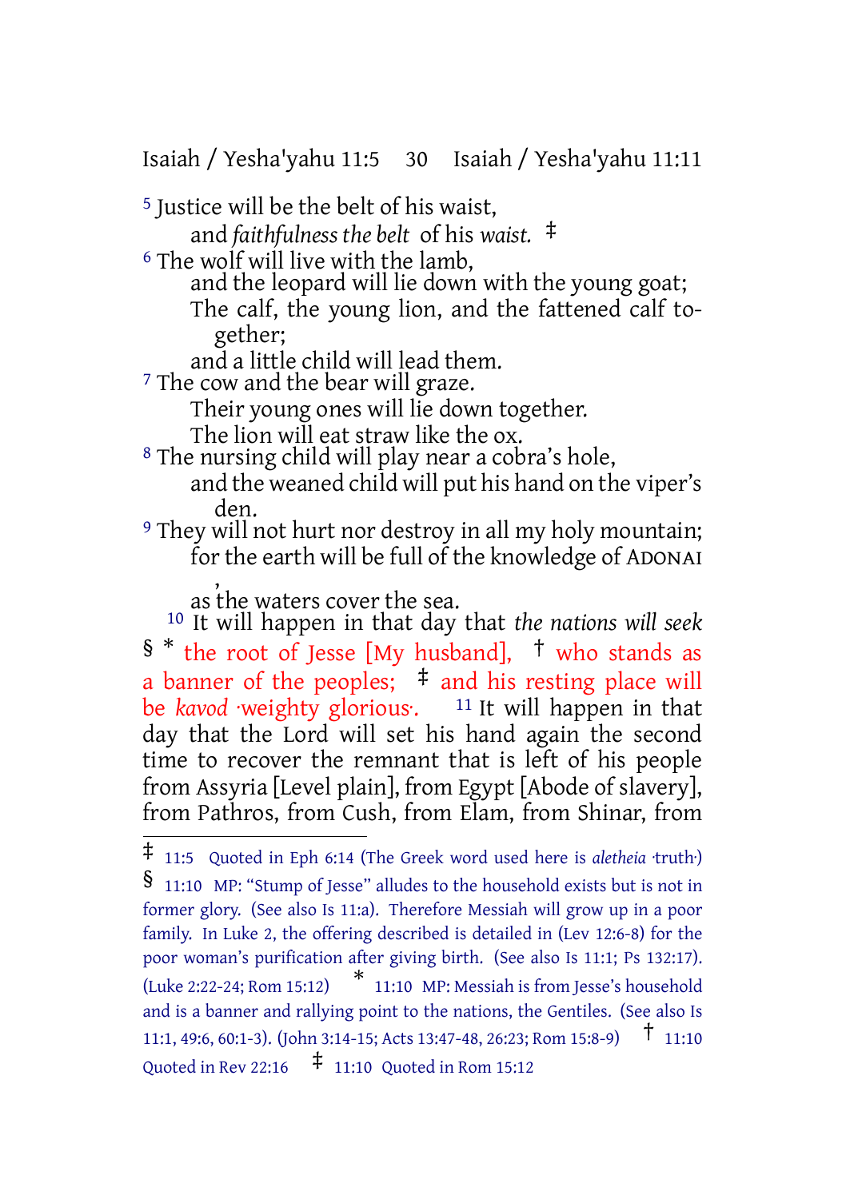[5] Justice will be the belt of his waist,
and *faithfulness the belt* of his *waist.* ‡

[6] The wolf will live with the lamb,
and the leopard will lie down with the young goat;
The calf, the young lion, and the fattened calf together;
and a little child will lead them.

[7] The cow and the bear will graze.
Their young ones will lie down together.
The lion will eat straw like the ox.

[8] The nursing child will play near a cobra's hole,
and the weaned child will put his hand on the viper's den.

[9] They will not hurt nor destroy in all my holy mountain;
for the earth will be full of the knowledge of ADONAI,
as the waters cover the sea.

[10] It will happen in that day that *the nations will seek* § * the root of Jesse [My husband], † who stands as a banner of the peoples; ‡ and his resting place will be *kavod* ·weighty glorious·. [11] It will happen in that day that the Lord will set his hand again the second time to recover the remnant that is left of his people from Assyria [Level plain], from Egypt [Abode of slavery], from Pathros, from Cush, from Elam, from Shinar, from

---

‡ 11:5 Quoted in Eph 6:14 (The Greek word used here is *aletheia* ·truth·)
§ 11:10 MP: "Stump of Jesse" alludes to the household exists but is not in former glory. (See also Is 11:a). Therefore Messiah will grow up in a poor family. In Luke 2, the offering described is detailed in (Lev 12:6-8) for the poor woman's purification after giving birth. (See also Is 11:1; Ps 132:17). (Luke 2:22-24; Rom 15:12)
* 11:10 MP: Messiah is from Jesse's household and is a banner and rallying point to the nations, the Gentiles. (See also Is 11:1, 49:6, 60:1-3). (John 3:14-15; Acts 13:47-48, 26:23; Rom 15:8-9)
† 11:10 Quoted in Rev 22:16
‡ 11:10 Quoted in Rom 15:12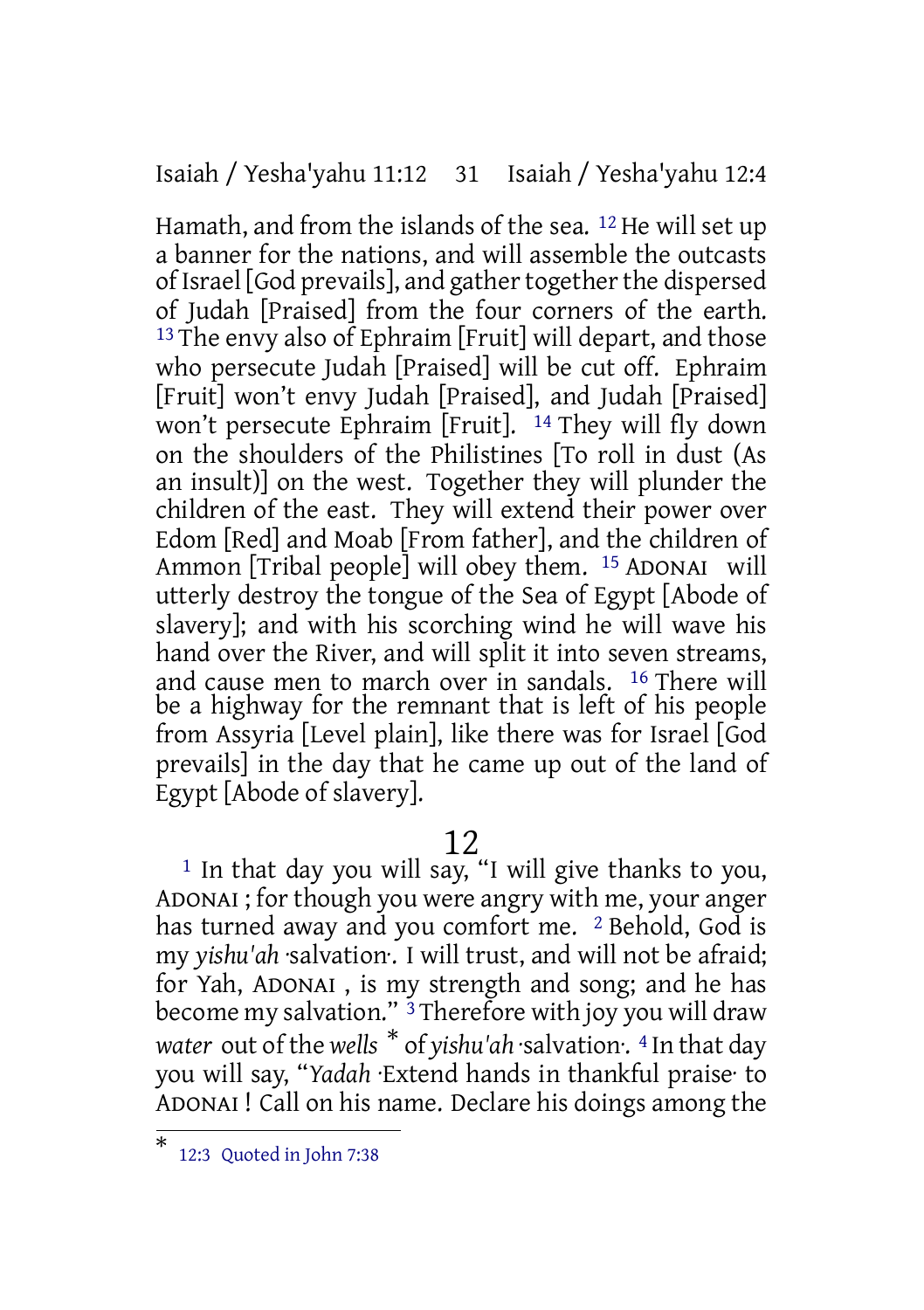Hamath, and from the islands of the sea. [12] He will set up a banner for the nations, and will assemble the outcasts of Israel [God prevails], and gather together the dispersed of Judah [Praised] from the four corners of the earth. [13] The envy also of Ephraim [Fruit] will depart, and those who persecute Judah [Praised] will be cut off. Ephraim [Fruit] won't envy Judah [Praised], and Judah [Praised] won't persecute Ephraim [Fruit]. [14] They will fly down on the shoulders of the Philistines [To roll in dust (As an insult)] on the west. Together they will plunder the children of the east. They will extend their power over Edom [Red] and Moab [From father], and the children of Ammon [Tribal people] will obey them. [15] ADONAI will utterly destroy the tongue of the Sea of Egypt [Abode of slavery]; and with his scorching wind he will wave his hand over the River, and will split it into seven streams, and cause men to march over in sandals. [16] There will be a highway for the remnant that is left of his people from Assyria [Level plain], like there was for Israel [God prevails] in the day that he came up out of the land of Egypt [Abode of slavery].

# 12

[1] In that day you will say, "I will give thanks to you, ADONAI ; for though you were angry with me, your anger has turned away and you comfort me. [2] Behold, God is my *yishu'ah* ·salvation·. I will trust, and will not be afraid; for Yah, ADONAI , is my strength and song; and he has become my salvation." [3] Therefore with joy you will draw *water* out of the *wells* * of *yishu'ah* ·salvation·. [4] In that day you will say, "*Yadah* ·Extend hands in thankful praise· to ADONAI ! Call on his name. Declare his doings among the

---

* 12:3 Quoted in John 7:38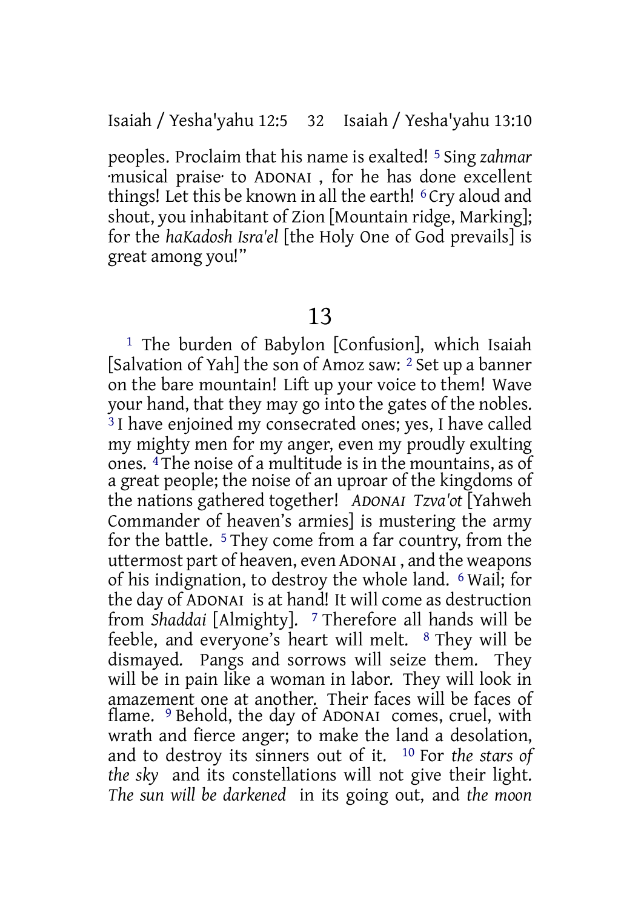peoples. Proclaim that his name is exalted! [5] Sing *zahmar* ·musical praise· to ADONAI , for he has done excellent things! Let this be known in all the earth! [6] Cry aloud and shout, you inhabitant of Zion [Mountain ridge, Marking]; for the *haKadosh Isra'el* [the Holy One of God prevails] is great among you!"

# 13

[1] The burden of Babylon [Confusion], which Isaiah [Salvation of Yah] the son of Amoz saw: [2] Set up a banner on the bare mountain! Lift up your voice to them! Wave your hand, that they may go into the gates of the nobles. [3] I have enjoined my consecrated ones; yes, I have called my mighty men for my anger, even my proudly exulting ones. [4] The noise of a multitude is in the mountains, as of a great people; the noise of an uproar of the kingdoms of the nations gathered together! *ADONAI Tzva'ot* [Yahweh Commander of heaven's armies] is mustering the army for the battle. [5] They come from a far country, from the uttermost part of heaven, even ADONAI , and the weapons of his indignation, to destroy the whole land. [6] Wail; for the day of ADONAI is at hand! It will come as destruction from *Shaddai* [Almighty]. [7] Therefore all hands will be feeble, and everyone's heart will melt. [8] They will be dismayed. Pangs and sorrows will seize them. They will be in pain like a woman in labor. They will look in amazement one at another. Their faces will be faces of flame. [9] Behold, the day of ADONAI comes, cruel, with wrath and fierce anger; to make the land a desolation, and to destroy its sinners out of it. [10] For *the stars of the sky* and its constellations will not give their light. *The sun will be darkened* in its going out, and *the moon*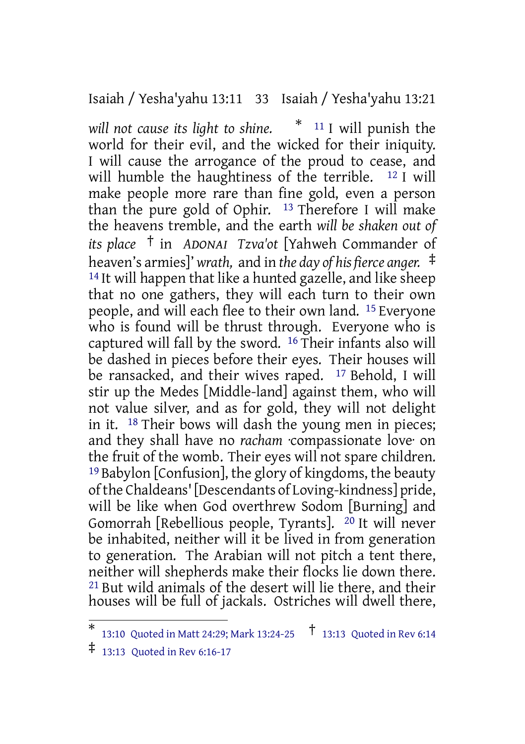*will not cause its light to shine.* [*] [11] I will punish the world for their evil, and the wicked for their iniquity. I will cause the arrogance of the proud to cease, and will humble the haughtiness of the terrible. [12] I will make people more rare than fine gold, even a person than the pure gold of Ophir. [13] Therefore I will make the heavens tremble, and the earth *will be shaken out of its place* [†] in *ADONAI Tzva'ot* [Yahweh Commander of heaven's armies]' *wrath,* and in *the day of his fierce anger.* [‡] [14] It will happen that like a hunted gazelle, and like sheep that no one gathers, they will each turn to their own people, and will each flee to their own land. [15] Everyone who is found will be thrust through. Everyone who is captured will fall by the sword. [16] Their infants also will be dashed in pieces before their eyes. Their houses will be ransacked, and their wives raped. [17] Behold, I will stir up the Medes [Middle-land] against them, who will not value silver, and as for gold, they will not delight in it. [18] Their bows will dash the young men in pieces; and they shall have no *racham* ·compassionate love· on the fruit of the womb. Their eyes will not spare children. [19] Babylon [Confusion], the glory of kingdoms, the beauty of the Chaldeans' [Descendants of Loving-kindness] pride, will be like when God overthrew Sodom [Burning] and Gomorrah [Rebellious people, Tyrants]. [20] It will never be inhabited, neither will it be lived in from generation to generation. The Arabian will not pitch a tent there, neither will shepherds make their flocks lie down there. [21] But wild animals of the desert will lie there, and their houses will be full of jackals. Ostriches will dwell there,

---

[*] 13:10 Quoted in Matt 24:29; Mark 13:24-25 [†] 13:13 Quoted in Rev 6:14

[‡] 13:13 Quoted in Rev 6:16-17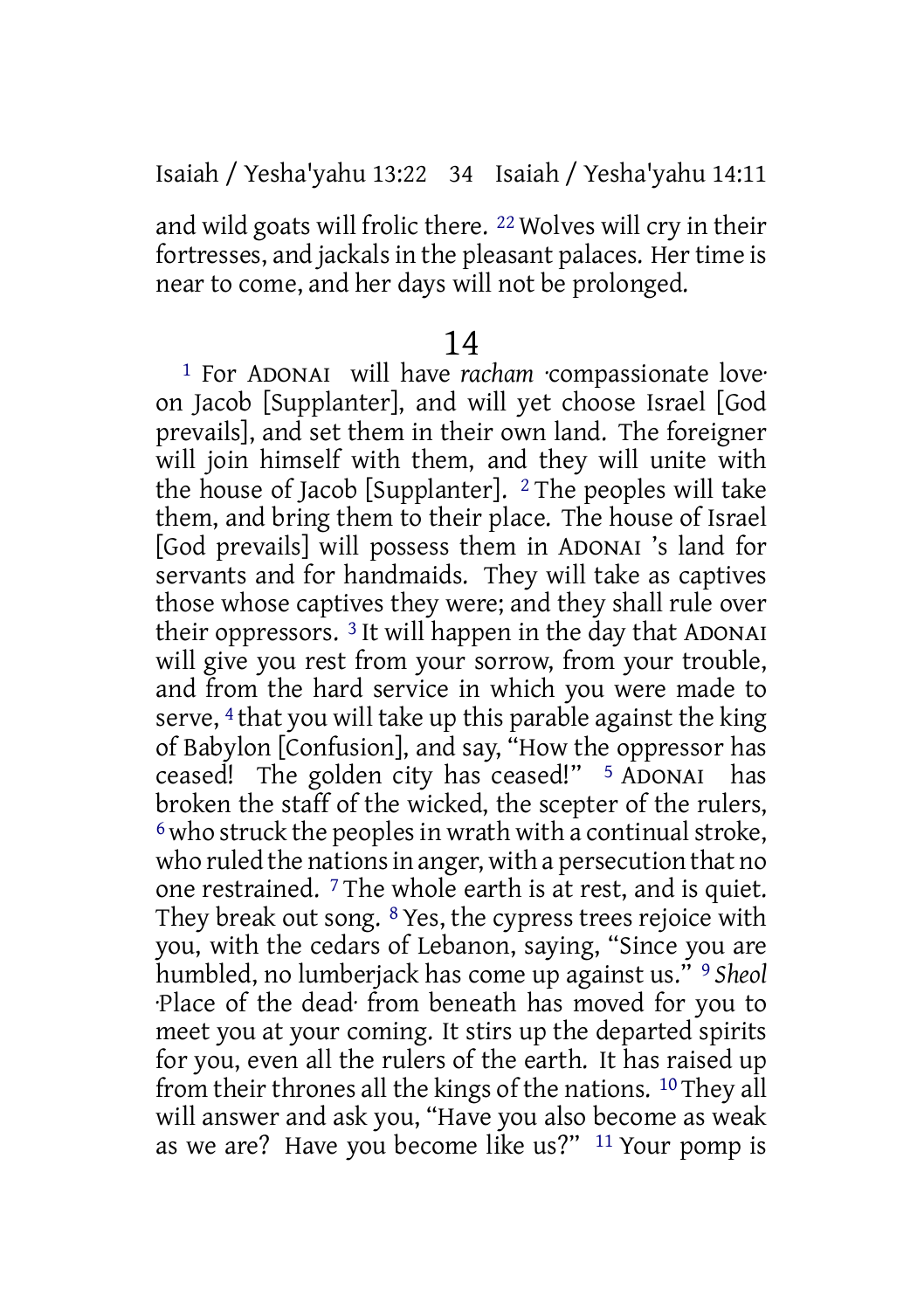and wild goats will frolic there. [22] Wolves will cry in their fortresses, and jackals in the pleasant palaces. Her time is near to come, and her days will not be prolonged.

# 14

[1] For ADONAI will have *racham* ·compassionate love· on Jacob [Supplanter], and will yet choose Israel [God prevails], and set them in their own land. The foreigner will join himself with them, and they will unite with the house of Jacob [Supplanter]. [2] The peoples will take them, and bring them to their place. The house of Israel [God prevails] will possess them in ADONAI 's land for servants and for handmaids. They will take as captives those whose captives they were; and they shall rule over their oppressors. [3] It will happen in the day that ADONAI will give you rest from your sorrow, from your trouble, and from the hard service in which you were made to serve, [4] that you will take up this parable against the king of Babylon [Confusion], and say, "How the oppressor has ceased! The golden city has ceased!" [5] ADONAI has broken the staff of the wicked, the scepter of the rulers, [6] who struck the peoples in wrath with a continual stroke, who ruled the nations in anger, with a persecution that no one restrained. [7] The whole earth is at rest, and is quiet. They break out song. [8] Yes, the cypress trees rejoice with you, with the cedars of Lebanon, saying, "Since you are humbled, no lumberjack has come up against us." [9] *Sheol* ·Place of the dead· from beneath has moved for you to meet you at your coming. It stirs up the departed spirits for you, even all the rulers of the earth. It has raised up from their thrones all the kings of the nations. [10] They all will answer and ask you, "Have you also become as weak as we are? Have you become like us?" [11] Your pomp is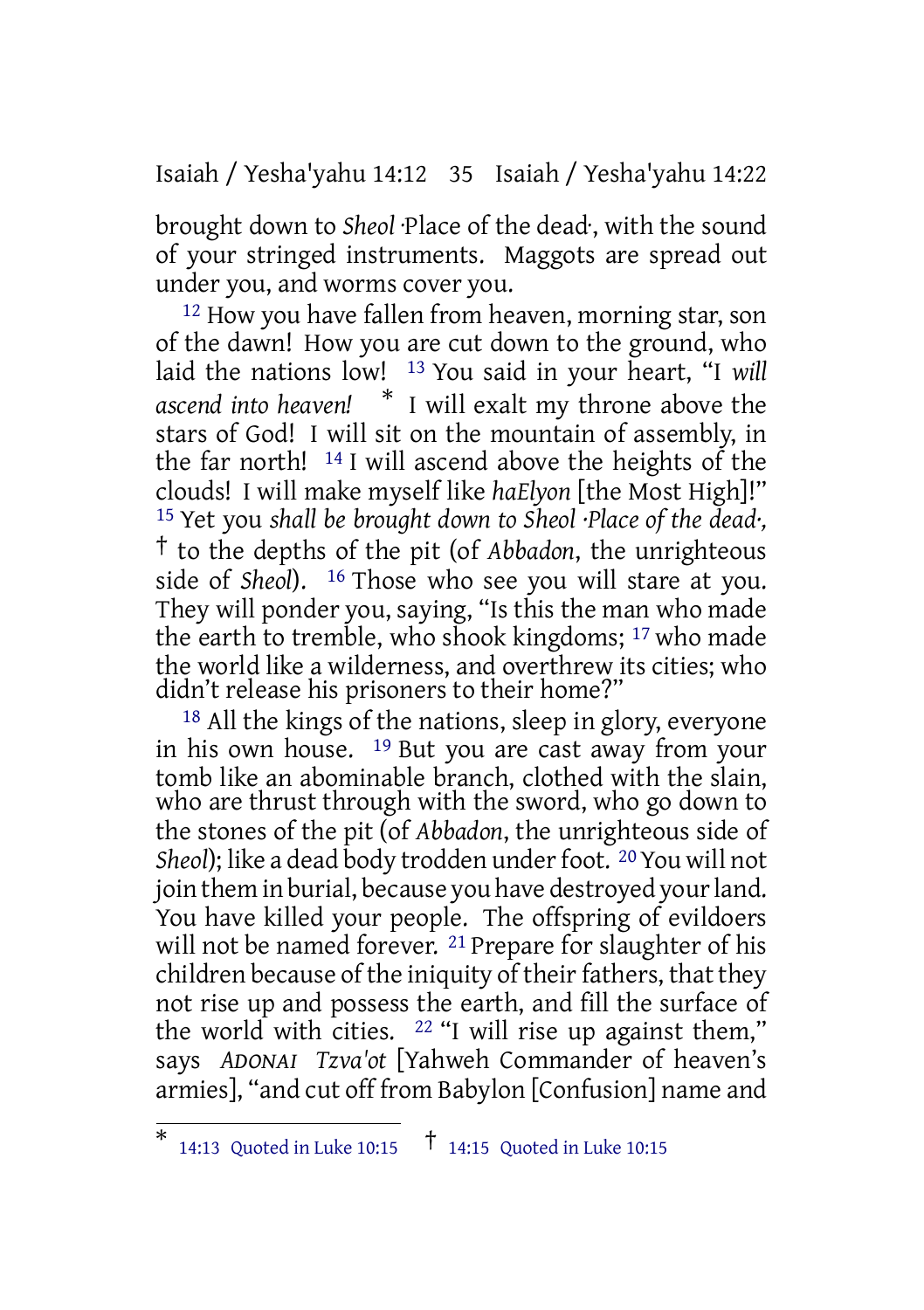brought down to *Sheol* ·Place of the dead·, with the sound of your stringed instruments. Maggots are spread out under you, and worms cover you.

[12] How you have fallen from heaven, morning star, son of the dawn! How you are cut down to the ground, who laid the nations low! [13] You said in your heart, "I *will ascend into heaven!* * I will exalt my throne above the stars of God! I will sit on the mountain of assembly, in the far north! [14] I will ascend above the heights of the clouds! I will make myself like *haElyon* [the Most High]!" [15] Yet you *shall be brought down to Sheol ·Place of the dead·,* † to the depths of the pit (of *Abbadon*, the unrighteous side of *Sheol*). [16] Those who see you will stare at you. They will ponder you, saying, "Is this the man who made the earth to tremble, who shook kingdoms; [17] who made the world like a wilderness, and overthrew its cities; who didn't release his prisoners to their home?"

[18] All the kings of the nations, sleep in glory, everyone in his own house. [19] But you are cast away from your tomb like an abominable branch, clothed with the slain, who are thrust through with the sword, who go down to the stones of the pit (of *Abbadon*, the unrighteous side of *Sheol*); like a dead body trodden under foot. [20] You will not join them in burial, because you have destroyed your land. You have killed your people. The offspring of evildoers will not be named forever. [21] Prepare for slaughter of his children because of the iniquity of their fathers, that they not rise up and possess the earth, and fill the surface of the world with cities. [22] "I will rise up against them," says *ADONAI Tzva'ot* [Yahweh Commander of heaven's armies], "and cut off from Babylon [Confusion] name and

---

* 14:13 Quoted in Luke 10:15 † 14:15 Quoted in Luke 10:15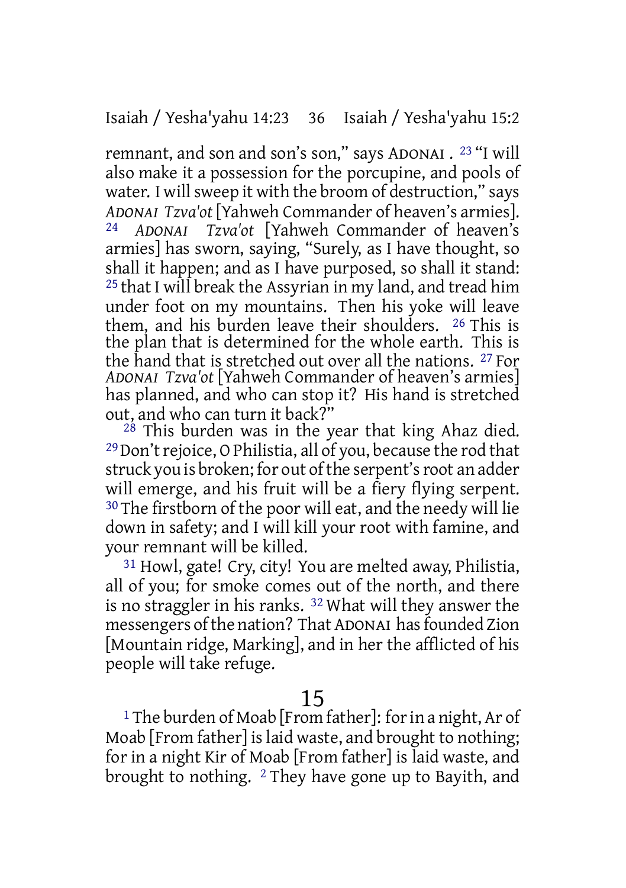remnant, and son and son's son," says ADONAI . [23] "I will also make it a possession for the porcupine, and pools of water. I will sweep it with the broom of destruction," says *ADONAI Tzva'ot* [Yahweh Commander of heaven's armies]. [24] *ADONAI Tzva'ot* [Yahweh Commander of heaven's armies] has sworn, saying, "Surely, as I have thought, so shall it happen; and as I have purposed, so shall it stand: [25] that I will break the Assyrian in my land, and tread him under foot on my mountains. Then his yoke will leave them, and his burden leave their shoulders. [26] This is the plan that is determined for the whole earth. This is the hand that is stretched out over all the nations. [27] For *ADONAI Tzva'ot* [Yahweh Commander of heaven's armies] has planned, and who can stop it? His hand is stretched out, and who can turn it back?"

[28] This burden was in the year that king Ahaz died. [29] Don't rejoice, O Philistia, all of you, because the rod that struck you is broken; for out of the serpent's root an adder will emerge, and his fruit will be a fiery flying serpent. [30] The firstborn of the poor will eat, and the needy will lie down in safety; and I will kill your root with famine, and your remnant will be killed.

[31] Howl, gate! Cry, city! You are melted away, Philistia, all of you; for smoke comes out of the north, and there is no straggler in his ranks. [32] What will they answer the messengers of the nation? That ADONAI has founded Zion [Mountain ridge, Marking], and in her the afflicted of his people will take refuge.

## 15

[1] The burden of Moab [From father]: for in a night, Ar of Moab [From father] is laid waste, and brought to nothing; for in a night Kir of Moab [From father] is laid waste, and brought to nothing. [2] They have gone up to Bayith, and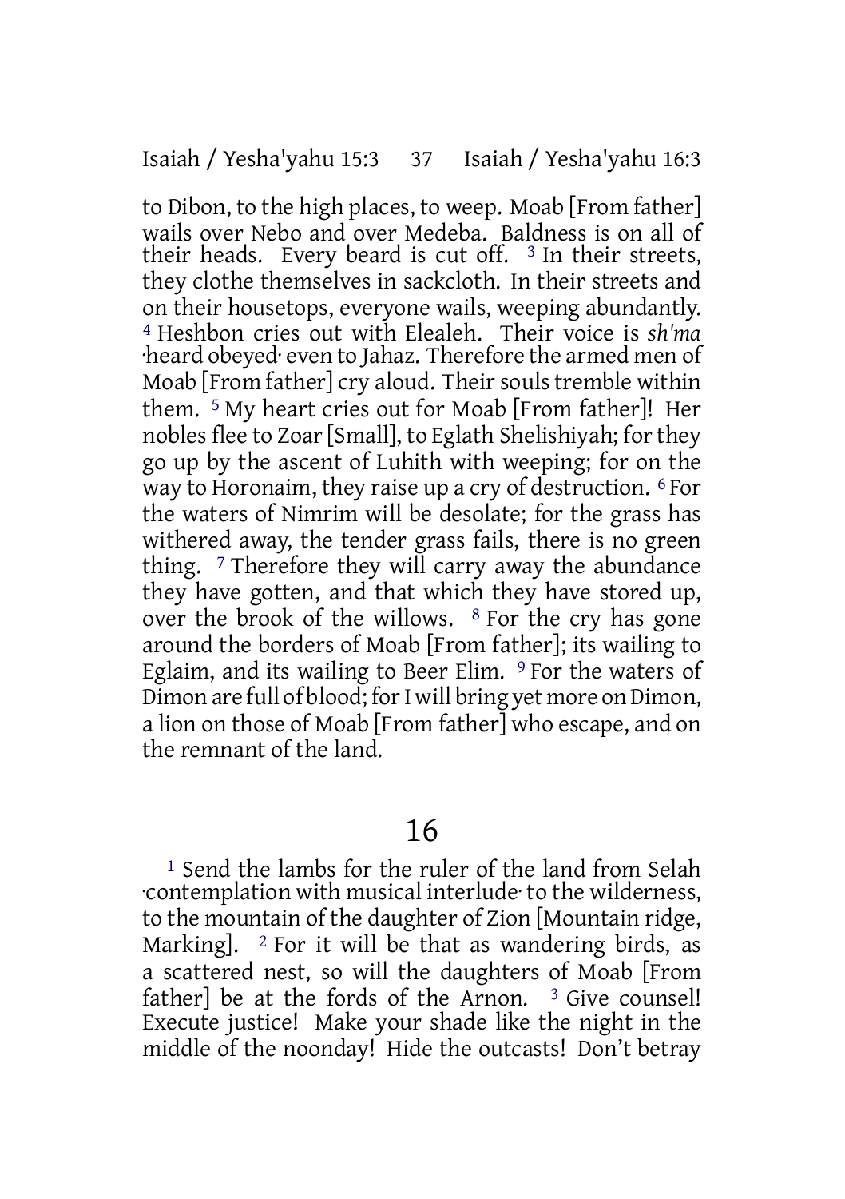to Dibon, to the high places, to weep. Moab [From father] wails over Nebo and over Medeba. Baldness is on all of their heads. Every beard is cut off. [3] In their streets, they clothe themselves in sackcloth. In their streets and on their housetops, everyone wails, weeping abundantly. [4] Heshbon cries out with Elealeh. Their voice is *sh'ma* ·heard obeyed· even to Jahaz. Therefore the armed men of Moab [From father] cry aloud. Their souls tremble within them. [5] My heart cries out for Moab [From father]! Her nobles flee to Zoar [Small], to Eglath Shelishiyah; for they go up by the ascent of Luhith with weeping; for on the way to Horonaim, they raise up a cry of destruction. [6] For the waters of Nimrim will be desolate; for the grass has withered away, the tender grass fails, there is no green thing. [7] Therefore they will carry away the abundance they have gotten, and that which they have stored up, over the brook of the willows. [8] For the cry has gone around the borders of Moab [From father]; its wailing to Eglaim, and its wailing to Beer Elim. [9] For the waters of Dimon are full of blood; for I will bring yet more on Dimon, a lion on those of Moab [From father] who escape, and on the remnant of the land.

# 16

[1] Send the lambs for the ruler of the land from Selah ·contemplation with musical interlude· to the wilderness, to the mountain of the daughter of Zion [Mountain ridge, Marking]. [2] For it will be that as wandering birds, as a scattered nest, so will the daughters of Moab [From father] be at the fords of the Arnon. [3] Give counsel! Execute justice! Make your shade like the night in the middle of the noonday! Hide the outcasts! Don't betray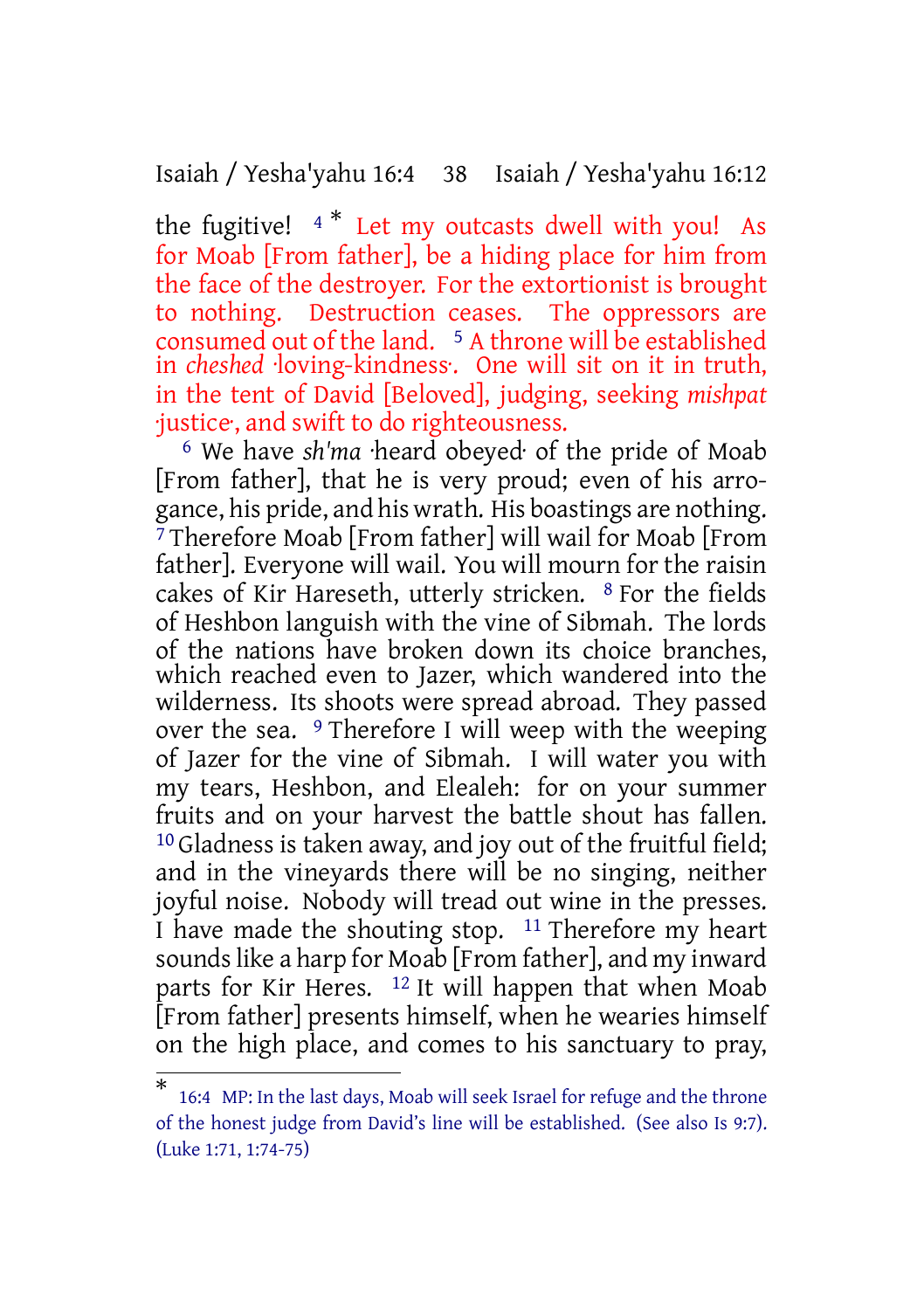the fugitive! [4] [*] Let my outcasts dwell with you! As for Moab [From father], be a hiding place for him from the face of the destroyer. For the extortionist is brought to nothing. Destruction ceases. The oppressors are consumed out of the land. [5] A throne will be established in *cheshed* ·loving-kindness·. One will sit on it in truth, in the tent of David [Beloved], judging, seeking *mishpat* ·justice·, and swift to do righteousness.

[6] We have *sh'ma* ·heard obeyed· of the pride of Moab [From father], that he is very proud; even of his arrogance, his pride, and his wrath. His boastings are nothing. [7] Therefore Moab [From father] will wail for Moab [From father]. Everyone will wail. You will mourn for the raisin cakes of Kir Hareseth, utterly stricken. [8] For the fields of Heshbon languish with the vine of Sibmah. The lords of the nations have broken down its choice branches, which reached even to Jazer, which wandered into the wilderness. Its shoots were spread abroad. They passed over the sea. [9] Therefore I will weep with the weeping of Jazer for the vine of Sibmah. I will water you with my tears, Heshbon, and Elealeh: for on your summer fruits and on your harvest the battle shout has fallen. [10] Gladness is taken away, and joy out of the fruitful field; and in the vineyards there will be no singing, neither joyful noise. Nobody will tread out wine in the presses. I have made the shouting stop. [11] Therefore my heart sounds like a harp for Moab [From father], and my inward parts for Kir Heres. [12] It will happen that when Moab [From father] presents himself, when he wearies himself on the high place, and comes to his sanctuary to pray,

---

[*] 16:4 MP: In the last days, Moab will seek Israel for refuge and the throne of the honest judge from David's line will be established. (See also Is 9:7). (Luke 1:71, 1:74-75)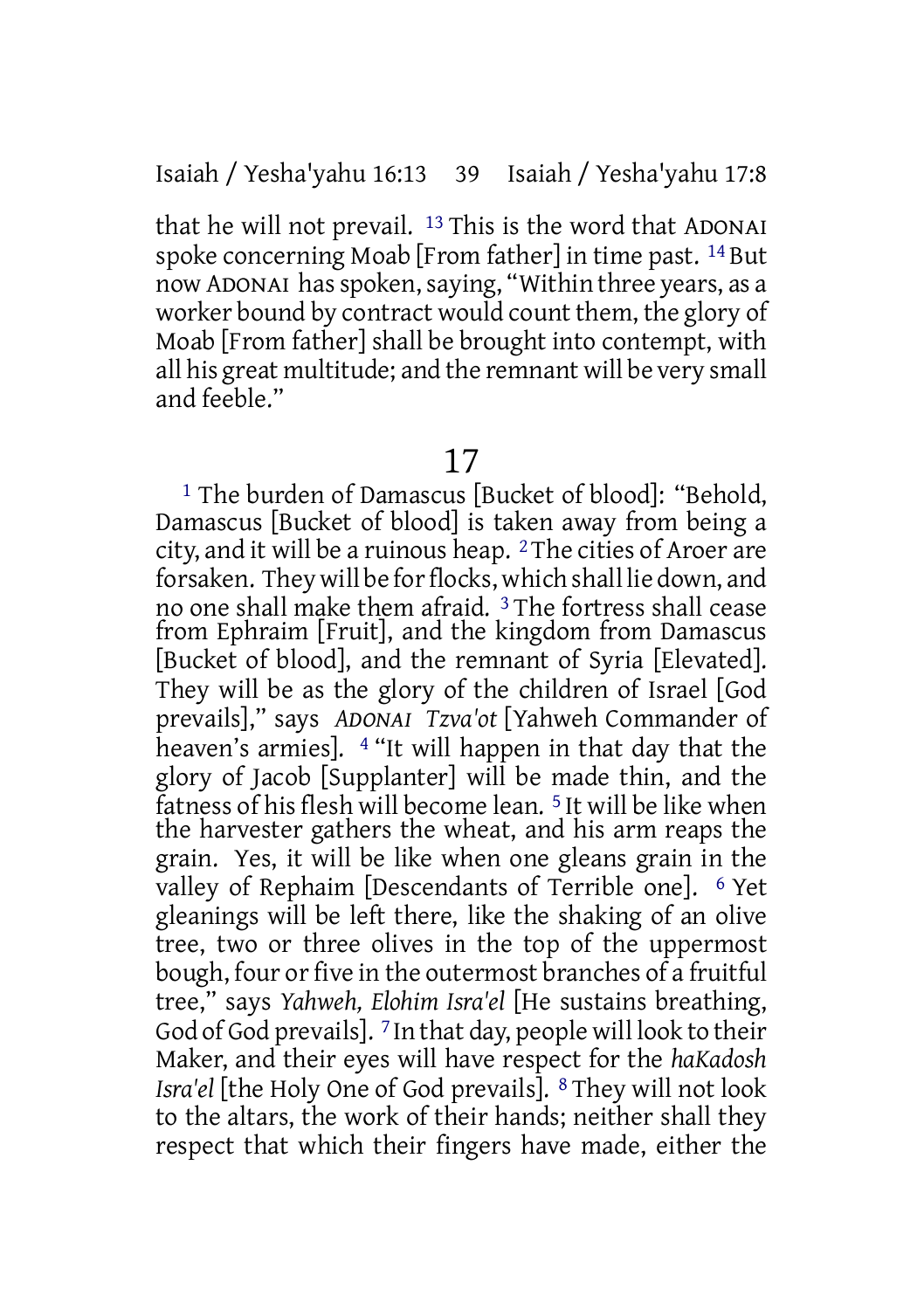that he will not prevail. [13] This is the word that ADONAI spoke concerning Moab [From father] in time past. [14] But now ADONAI has spoken, saying, "Within three years, as a worker bound by contract would count them, the glory of Moab [From father] shall be brought into contempt, with all his great multitude; and the remnant will be very small and feeble."

## 17

[1] The burden of Damascus [Bucket of blood]: "Behold, Damascus [Bucket of blood] is taken away from being a city, and it will be a ruinous heap. [2] The cities of Aroer are forsaken. They will be for flocks, which shall lie down, and no one shall make them afraid. [3] The fortress shall cease from Ephraim [Fruit], and the kingdom from Damascus [Bucket of blood], and the remnant of Syria [Elevated]. They will be as the glory of the children of Israel [God prevails]," says *ADONAI Tzva'ot* [Yahweh Commander of heaven's armies]. [4] "It will happen in that day that the glory of Jacob [Supplanter] will be made thin, and the fatness of his flesh will become lean. [5] It will be like when the harvester gathers the wheat, and his arm reaps the grain. Yes, it will be like when one gleans grain in the valley of Rephaim [Descendants of Terrible one]. [6] Yet gleanings will be left there, like the shaking of an olive tree, two or three olives in the top of the uppermost bough, four or five in the outermost branches of a fruitful tree," says *Yahweh, Elohim Isra'el* [He sustains breathing, God of God prevails]. [7] In that day, people will look to their Maker, and their eyes will have respect for the *haKadosh Isra'el* [the Holy One of God prevails]. [8] They will not look to the altars, the work of their hands; neither shall they respect that which their fingers have made, either the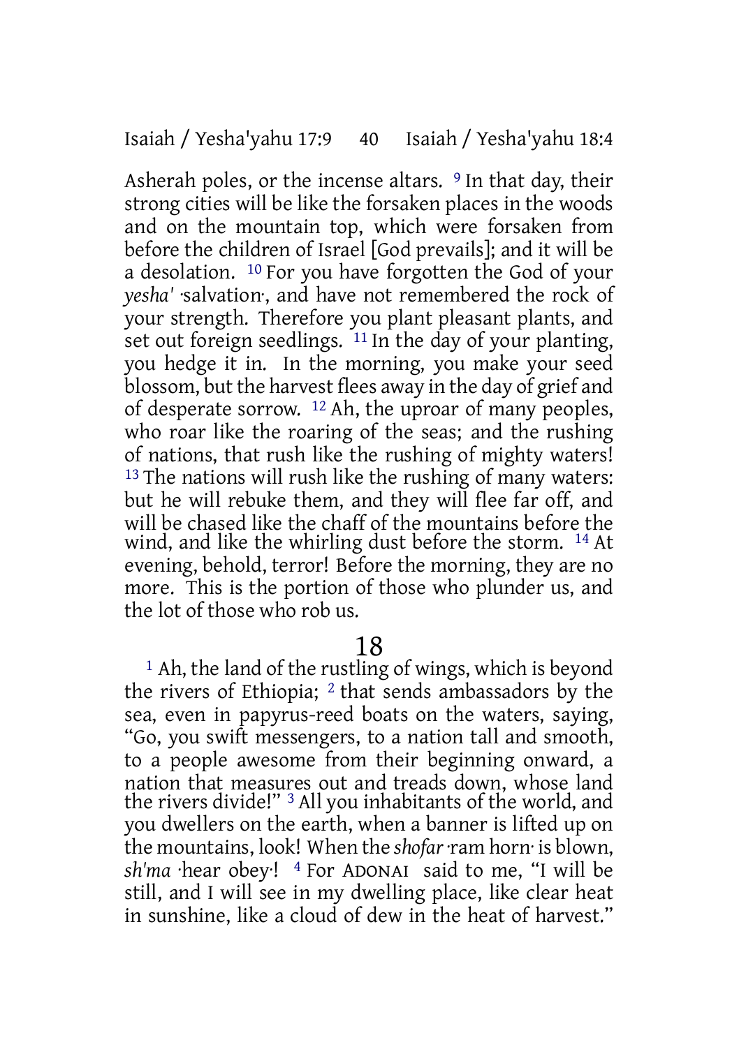Asherah poles, or the incense altars. [9] In that day, their strong cities will be like the forsaken places in the woods and on the mountain top, which were forsaken from before the children of Israel [God prevails]; and it will be a desolation. [10] For you have forgotten the God of your *yesha'* ·salvation·, and have not remembered the rock of your strength. Therefore you plant pleasant plants, and set out foreign seedlings. [11] In the day of your planting, you hedge it in. In the morning, you make your seed blossom, but the harvest flees away in the day of grief and of desperate sorrow. [12] Ah, the uproar of many peoples, who roar like the roaring of the seas; and the rushing of nations, that rush like the rushing of mighty waters! [13] The nations will rush like the rushing of many waters: but he will rebuke them, and they will flee far off, and will be chased like the chaff of the mountains before the wind, and like the whirling dust before the storm. [14] At evening, behold, terror! Before the morning, they are no more. This is the portion of those who plunder us, and the lot of those who rob us.

## 18

[1] Ah, the land of the rustling of wings, which is beyond the rivers of Ethiopia; [2] that sends ambassadors by the sea, even in papyrus-reed boats on the waters, saying, "Go, you swift messengers, to a nation tall and smooth, to a people awesome from their beginning onward, a nation that measures out and treads down, whose land the rivers divide!" [3] All you inhabitants of the world, and you dwellers on the earth, when a banner is lifted up on the mountains, look! When the *shofar* ·ram horn· is blown, *sh'ma* ·hear obey·! [4] For ADONAI said to me, "I will be still, and I will see in my dwelling place, like clear heat in sunshine, like a cloud of dew in the heat of harvest."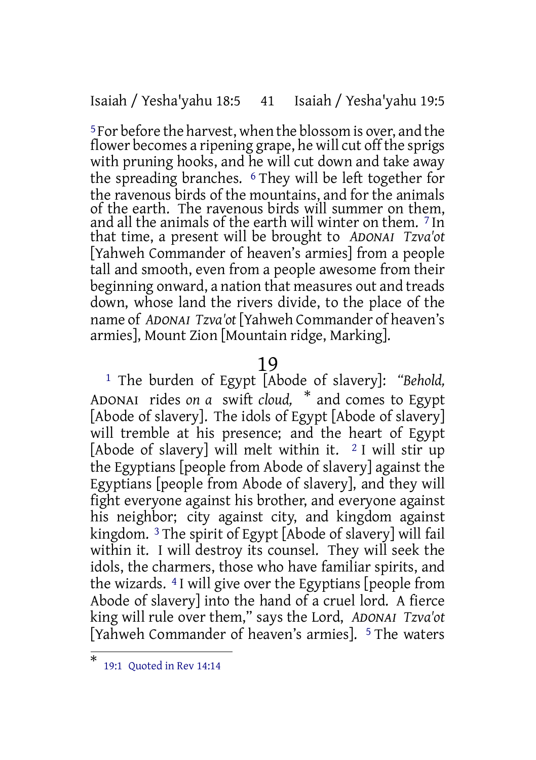[5] For before the harvest, when the blossom is over, and the flower becomes a ripening grape, he will cut off the sprigs with pruning hooks, and he will cut down and take away the spreading branches. [6] They will be left together for the ravenous birds of the mountains, and for the animals of the earth. The ravenous birds will summer on them, and all the animals of the earth will winter on them. [7] In that time, a present will be brought to *ADONAI Tzva'ot* [Yahweh Commander of heaven's armies] from a people tall and smooth, even from a people awesome from their beginning onward, a nation that measures out and treads down, whose land the rivers divide, to the place of the name of *ADONAI Tzva'ot* [Yahweh Commander of heaven's armies], Mount Zion [Mountain ridge, Marking].

## 19

[1] The burden of Egypt [Abode of slavery]: *"Behold,* ADONAI rides *on a* swift *cloud,* * and comes to Egypt [Abode of slavery]. The idols of Egypt [Abode of slavery] will tremble at his presence; and the heart of Egypt [Abode of slavery] will melt within it. [2] I will stir up the Egyptians [people from Abode of slavery] against the Egyptians [people from Abode of slavery], and they will fight everyone against his brother, and everyone against his neighbor; city against city, and kingdom against kingdom. [3] The spirit of Egypt [Abode of slavery] will fail within it. I will destroy its counsel. They will seek the idols, the charmers, those who have familiar spirits, and the wizards. [4] I will give over the Egyptians [people from Abode of slavery] into the hand of a cruel lord. A fierce king will rule over them," says the Lord, *ADONAI Tzva'ot* [Yahweh Commander of heaven's armies]. [5] The waters

---

\* 19:1 Quoted in Rev 14:14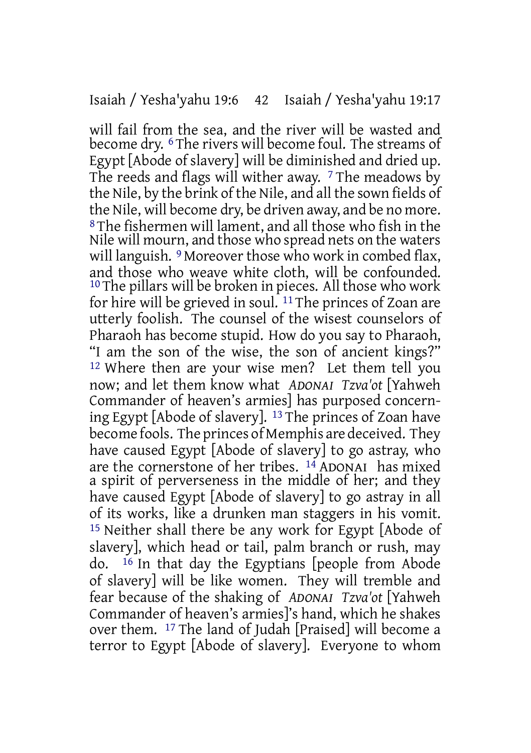will fail from the sea, and the river will be wasted and become dry. [6] The rivers will become foul. The streams of Egypt [Abode of slavery] will be diminished and dried up. The reeds and flags will wither away. [7] The meadows by the Nile, by the brink of the Nile, and all the sown fields of the Nile, will become dry, be driven away, and be no more. [8] The fishermen will lament, and all those who fish in the Nile will mourn, and those who spread nets on the waters will languish. [9] Moreover those who work in combed flax, and those who weave white cloth, will be confounded. [10] The pillars will be broken in pieces. All those who work for hire will be grieved in soul. [11] The princes of Zoan are utterly foolish. The counsel of the wisest counselors of Pharaoh has become stupid. How do you say to Pharaoh, "I am the son of the wise, the son of ancient kings?" [12] Where then are your wise men? Let them tell you now; and let them know what *ADONAI Tzva'ot* [Yahweh Commander of heaven's armies] has purposed concerning Egypt [Abode of slavery]. [13] The princes of Zoan have become fools. The princes of Memphis are deceived. They have caused Egypt [Abode of slavery] to go astray, who are the cornerstone of her tribes. [14] ADONAI has mixed a spirit of perverseness in the middle of her; and they have caused Egypt [Abode of slavery] to go astray in all of its works, like a drunken man staggers in his vomit. [15] Neither shall there be any work for Egypt [Abode of slavery], which head or tail, palm branch or rush, may do. [16] In that day the Egyptians [people from Abode of slavery] will be like women. They will tremble and fear because of the shaking of *ADONAI Tzva'ot* [Yahweh Commander of heaven's armies]'s hand, which he shakes over them. [17] The land of Judah [Praised] will become a terror to Egypt [Abode of slavery]. Everyone to whom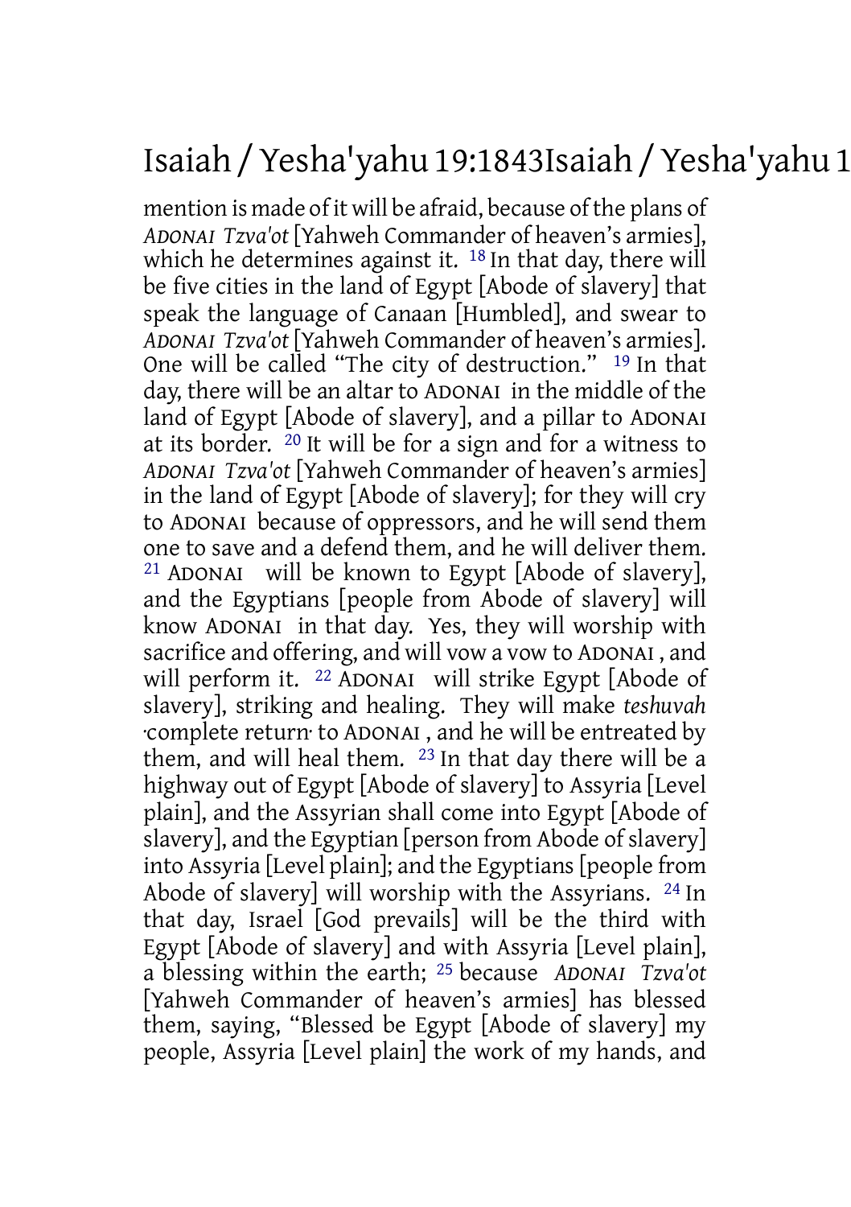mention is made of it will be afraid, because of the plans of *ADONAI Tzva'ot* [Yahweh Commander of heaven's armies], which he determines against it. [18] In that day, there will be five cities in the land of Egypt [Abode of slavery] that speak the language of Canaan [Humbled], and swear to *ADONAI Tzva'ot* [Yahweh Commander of heaven's armies]. One will be called "The city of destruction." [19] In that day, there will be an altar to ADONAI in the middle of the land of Egypt [Abode of slavery], and a pillar to ADONAI at its border. [20] It will be for a sign and for a witness to *ADONAI Tzva'ot* [Yahweh Commander of heaven's armies] in the land of Egypt [Abode of slavery]; for they will cry to ADONAI because of oppressors, and he will send them one to save and a defend them, and he will deliver them. [21] ADONAI will be known to Egypt [Abode of slavery], and the Egyptians [people from Abode of slavery] will know ADONAI in that day. Yes, they will worship with sacrifice and offering, and will vow a vow to ADONAI , and will perform it. [22] ADONAI will strike Egypt [Abode of slavery], striking and healing. They will make *teshuvah* ·complete return· to ADONAI , and he will be entreated by them, and will heal them. [23] In that day there will be a highway out of Egypt [Abode of slavery] to Assyria [Level plain], and the Assyrian shall come into Egypt [Abode of slavery], and the Egyptian [person from Abode of slavery] into Assyria [Level plain]; and the Egyptians [people from Abode of slavery] will worship with the Assyrians. [24] In that day, Israel [God prevails] will be the third with Egypt [Abode of slavery] and with Assyria [Level plain], a blessing within the earth; [25] because *ADONAI Tzva'ot* [Yahweh Commander of heaven's armies] has blessed them, saying, "Blessed be Egypt [Abode of slavery] my people, Assyria [Level plain] the work of my hands, and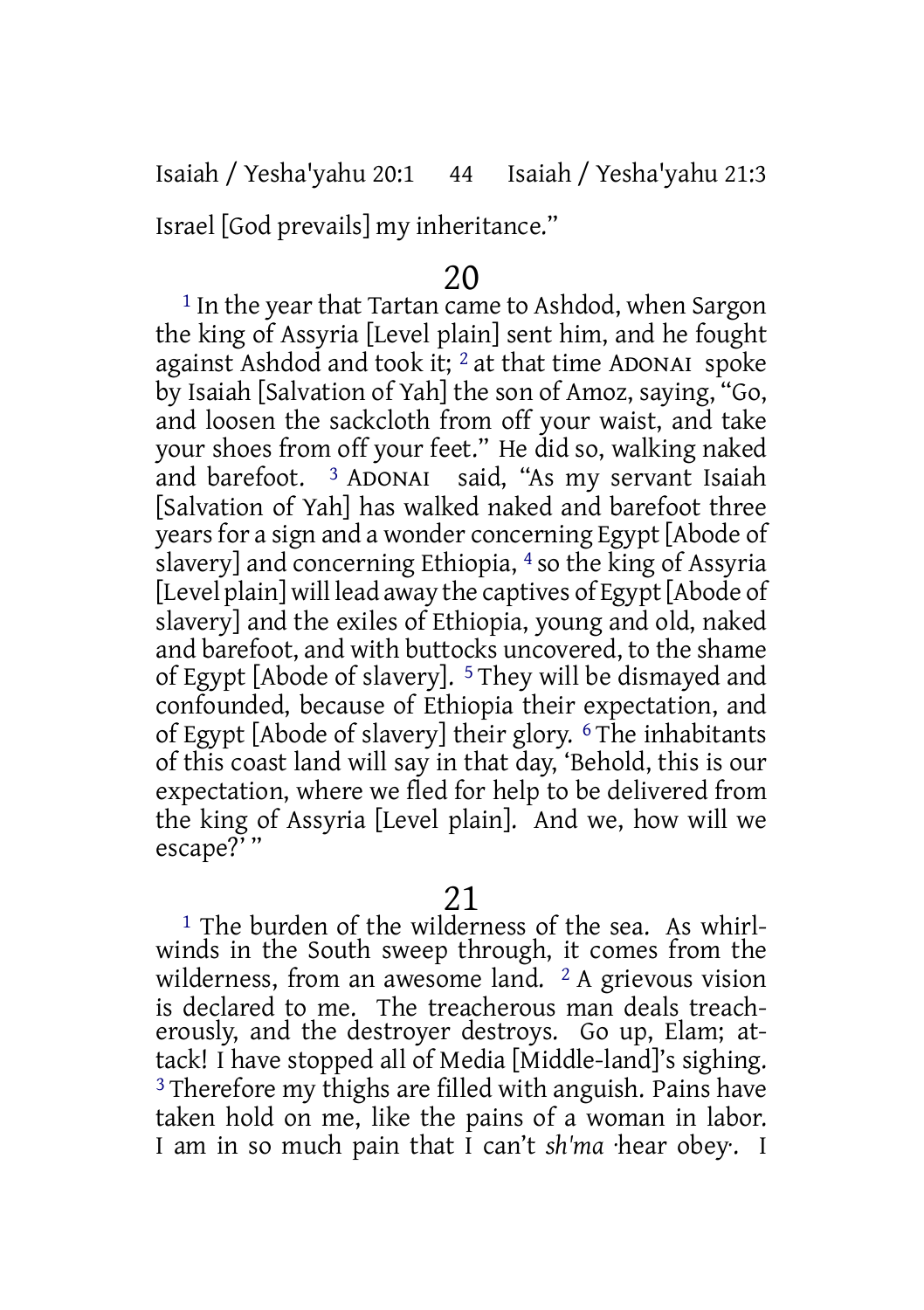Israel [God prevails] my inheritance."

## 20

[1] In the year that Tartan came to Ashdod, when Sargon the king of Assyria [Level plain] sent him, and he fought against Ashdod and took it; [2] at that time ADONAI spoke by Isaiah [Salvation of Yah] the son of Amoz, saying, "Go, and loosen the sackcloth from off your waist, and take your shoes from off your feet." He did so, walking naked and barefoot. [3] ADONAI said, "As my servant Isaiah [Salvation of Yah] has walked naked and barefoot three years for a sign and a wonder concerning Egypt [Abode of slavery] and concerning Ethiopia, [4] so the king of Assyria [Level plain] will lead away the captives of Egypt [Abode of slavery] and the exiles of Ethiopia, young and old, naked and barefoot, and with buttocks uncovered, to the shame of Egypt [Abode of slavery]. [5] They will be dismayed and confounded, because of Ethiopia their expectation, and of Egypt [Abode of slavery] their glory. [6] The inhabitants of this coast land will say in that day, 'Behold, this is our expectation, where we fled for help to be delivered from the king of Assyria [Level plain]. And we, how will we escape?' "

## 21

[1] The burden of the wilderness of the sea. As whirlwinds in the South sweep through, it comes from the wilderness, from an awesome land. [2] A grievous vision is declared to me. The treacherous man deals treacherously, and the destroyer destroys. Go up, Elam; attack! I have stopped all of Media [Middle-land]'s sighing. [3] Therefore my thighs are filled with anguish. Pains have taken hold on me, like the pains of a woman in labor. I am in so much pain that I can't *sh'ma* ·hear obey·. I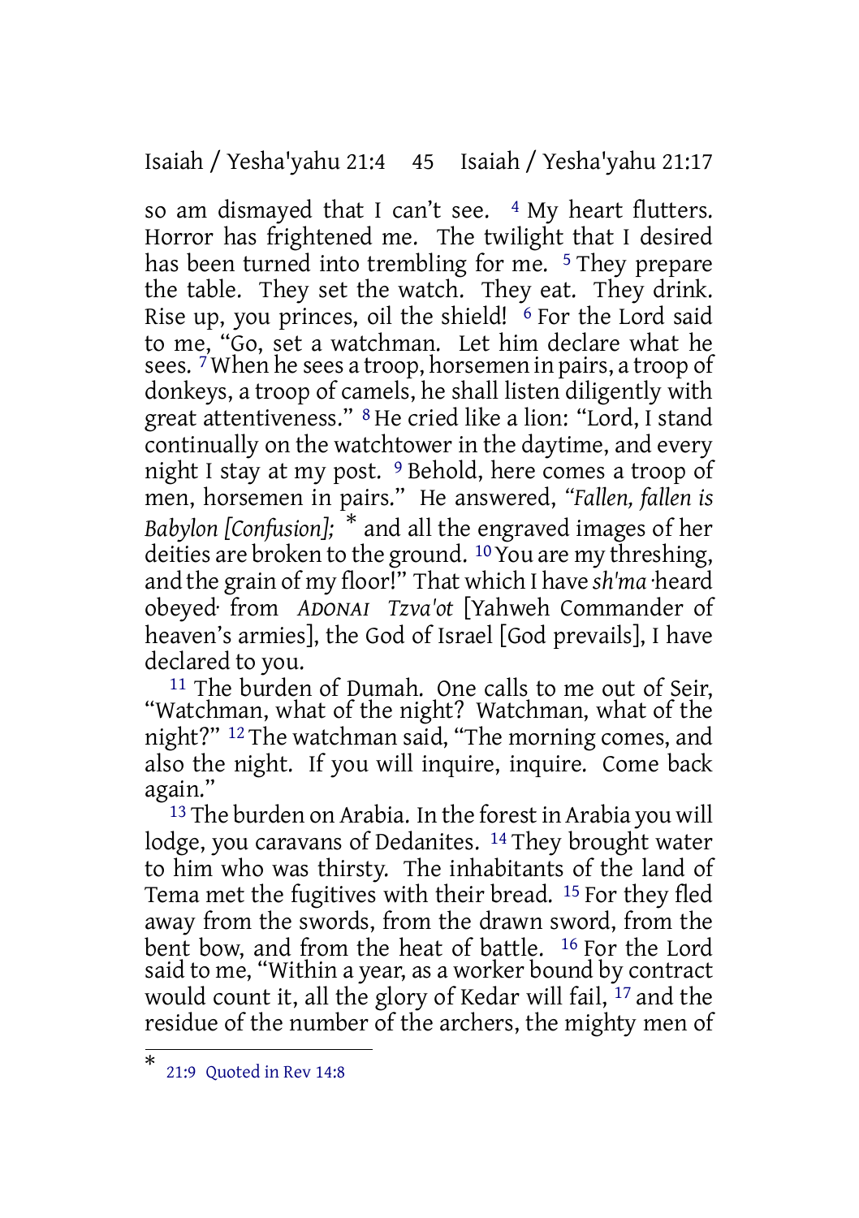so am dismayed that I can't see. [4] My heart flutters. Horror has frightened me. The twilight that I desired has been turned into trembling for me. [5] They prepare the table. They set the watch. They eat. They drink. Rise up, you princes, oil the shield! [6] For the Lord said to me, "Go, set a watchman. Let him declare what he sees. [7] When he sees a troop, horsemen in pairs, a troop of donkeys, a troop of camels, he shall listen diligently with great attentiveness." [8] He cried like a lion: "Lord, I stand continually on the watchtower in the daytime, and every night I stay at my post. [9] Behold, here comes a troop of men, horsemen in pairs." He answered, *"Fallen, fallen is Babylon [Confusion];* * and all the engraved images of her deities are broken to the ground. [10] You are my threshing, and the grain of my floor!" That which I have *sh'ma* ·heard obeyed· from *ADONAI Tzva'ot* [Yahweh Commander of heaven's armies], the God of Israel [God prevails], I have declared to you.

[11] The burden of Dumah. One calls to me out of Seir, "Watchman, what of the night? Watchman, what of the night?" [12] The watchman said, "The morning comes, and also the night. If you will inquire, inquire. Come back again."

[13] The burden on Arabia. In the forest in Arabia you will lodge, you caravans of Dedanites. [14] They brought water to him who was thirsty. The inhabitants of the land of Tema met the fugitives with their bread. [15] For they fled away from the swords, from the drawn sword, from the bent bow, and from the heat of battle. [16] For the Lord said to me, "Within a year, as a worker bound by contract would count it, all the glory of Kedar will fail, [17] and the residue of the number of the archers, the mighty men of

---

* 21:9 Quoted in Rev 14:8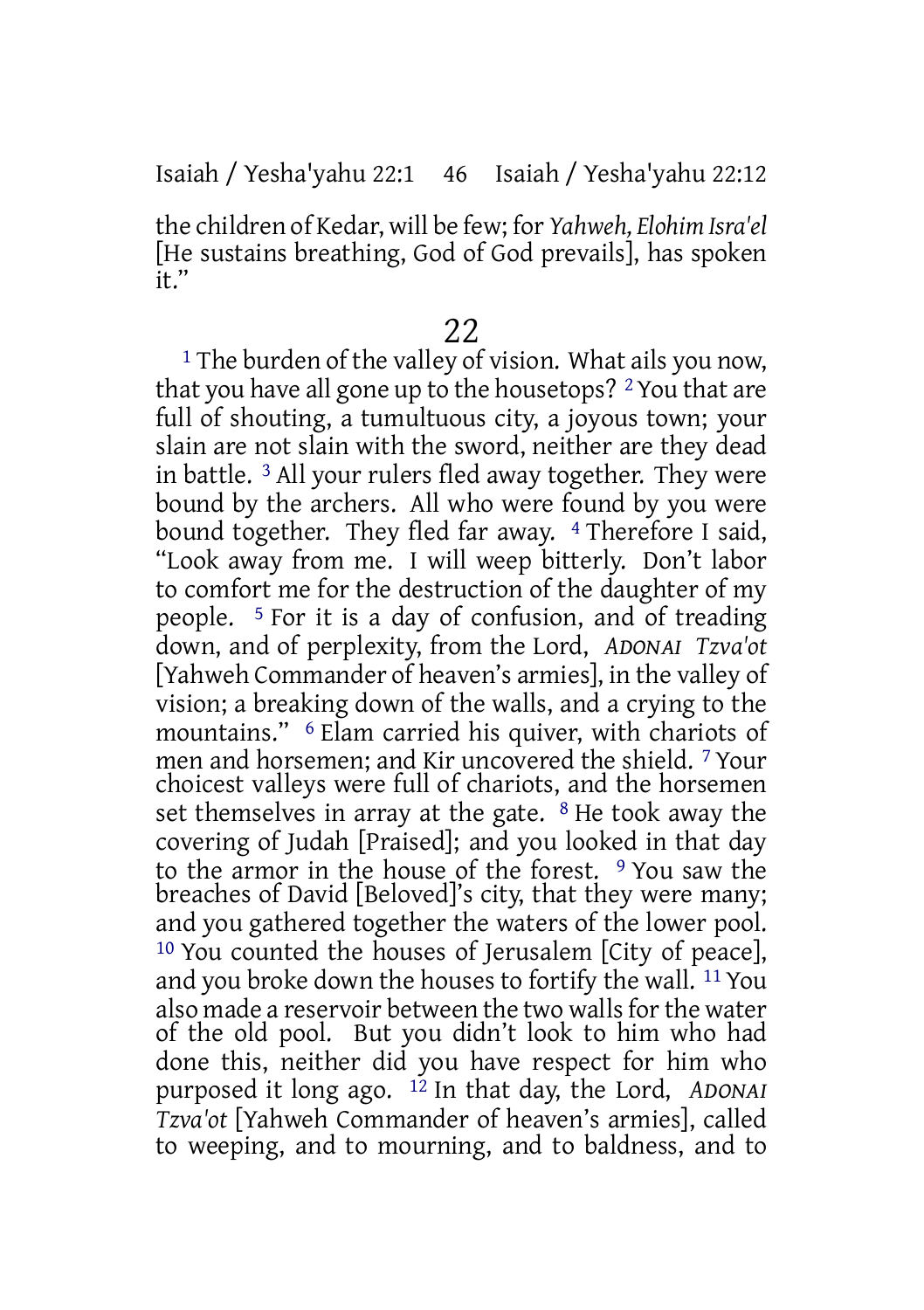the children of Kedar, will be few; for *Yahweh, Elohim Isra'el* [He sustains breathing, God of God prevails], has spoken it."

## 22

[1] The burden of the valley of vision. What ails you now, that you have all gone up to the housetops? [2] You that are full of shouting, a tumultuous city, a joyous town; your slain are not slain with the sword, neither are they dead in battle. [3] All your rulers fled away together. They were bound by the archers. All who were found by you were bound together. They fled far away. [4] Therefore I said, "Look away from me. I will weep bitterly. Don't labor to comfort me for the destruction of the daughter of my people. [5] For it is a day of confusion, and of treading down, and of perplexity, from the Lord, *ADONAI Tzva'ot* [Yahweh Commander of heaven's armies], in the valley of vision; a breaking down of the walls, and a crying to the mountains." [6] Elam carried his quiver, with chariots of men and horsemen; and Kir uncovered the shield. [7] Your choicest valleys were full of chariots, and the horsemen set themselves in array at the gate. [8] He took away the covering of Judah [Praised]; and you looked in that day to the armor in the house of the forest. [9] You saw the breaches of David [Beloved]'s city, that they were many; and you gathered together the waters of the lower pool. [10] You counted the houses of Jerusalem [City of peace], and you broke down the houses to fortify the wall. [11] You also made a reservoir between the two walls for the water of the old pool. But you didn't look to him who had done this, neither did you have respect for him who purposed it long ago. [12] In that day, the Lord, *ADONAI Tzva'ot* [Yahweh Commander of heaven's armies], called to weeping, and to mourning, and to baldness, and to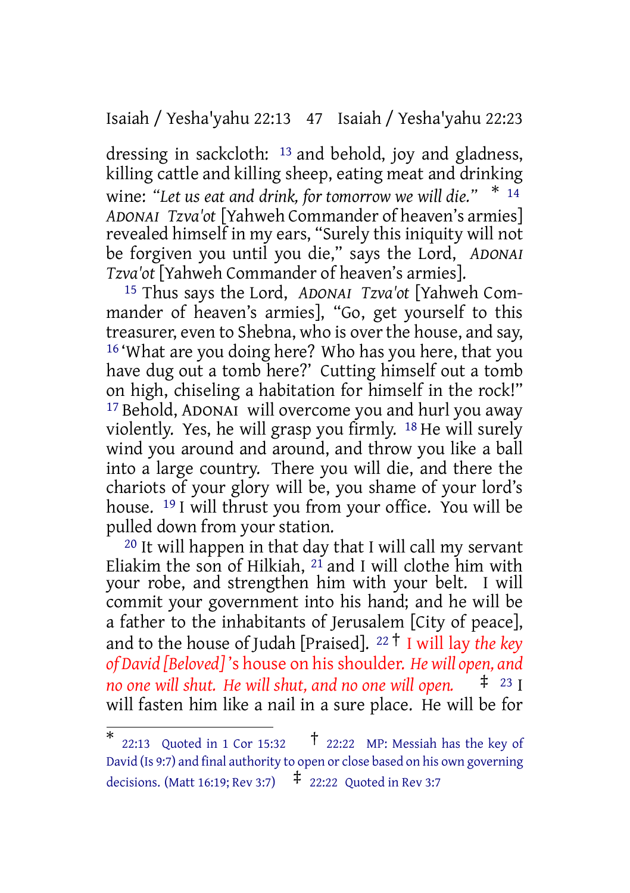dressing in sackcloth: [13] and behold, joy and gladness, killing cattle and killing sheep, eating meat and drinking wine: *"Let us eat and drink, for tomorrow we will die."* * [14] *ADONAI Tzva'ot* [Yahweh Commander of heaven's armies] revealed himself in my ears, "Surely this iniquity will not be forgiven you until you die," says the Lord, *ADONAI Tzva'ot* [Yahweh Commander of heaven's armies].

[15] Thus says the Lord, *ADONAI Tzva'ot* [Yahweh Commander of heaven's armies], "Go, get yourself to this treasurer, even to Shebna, who is over the house, and say, [16] 'What are you doing here? Who has you here, that you have dug out a tomb here?' Cutting himself out a tomb on high, chiseling a habitation for himself in the rock!" [17] Behold, ADONAI will overcome you and hurl you away violently. Yes, he will grasp you firmly. [18] He will surely wind you around and around, and throw you like a ball into a large country. There you will die, and there the chariots of your glory will be, you shame of your lord's house. [19] I will thrust you from your office. You will be pulled down from your station.

[20] It will happen in that day that I will call my servant Eliakim the son of Hilkiah, [21] and I will clothe him with your robe, and strengthen him with your belt. I will commit your government into his hand; and he will be a father to the inhabitants of Jerusalem [City of peace], and to the house of Judah [Praised]. [22] † I will lay *the key of David [Beloved]*'s house on his shoulder. *He will open, and no one will shut. He will shut, and no one will open.* ‡ [23] I will fasten him like a nail in a sure place. He will be for

---

\* 22:13 Quoted in 1 Cor 15:32 † 22:22 MP: Messiah has the key of David (Is 9:7) and final authority to open or close based on his own governing decisions. (Matt 16:19; Rev 3:7) ‡ 22:22 Quoted in Rev 3:7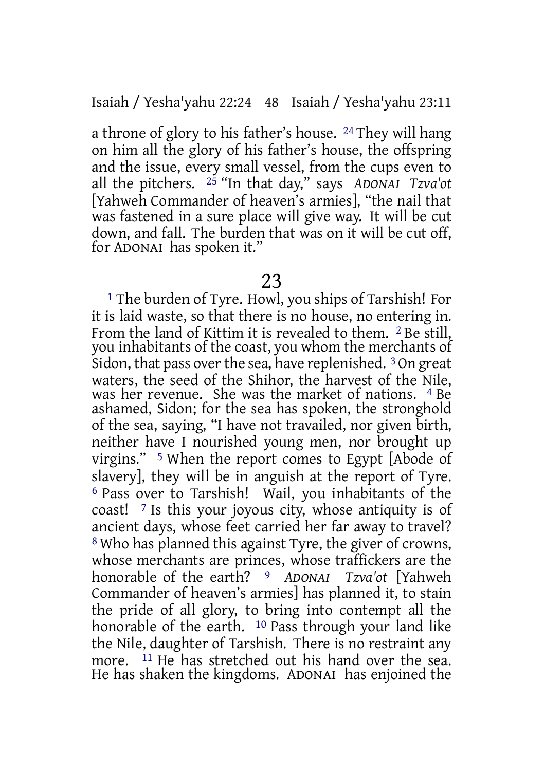a throne of glory to his father's house. [24] They will hang on him all the glory of his father's house, the offspring and the issue, every small vessel, from the cups even to all the pitchers. [25] "In that day," says *ADONAI Tzva'ot* [Yahweh Commander of heaven's armies], "the nail that was fastened in a sure place will give way. It will be cut down, and fall. The burden that was on it will be cut off, for ADONAI has spoken it."

## 23

[1] The burden of Tyre. Howl, you ships of Tarshish! For it is laid waste, so that there is no house, no entering in. From the land of Kittim it is revealed to them. [2] Be still, you inhabitants of the coast, you whom the merchants of Sidon, that pass over the sea, have replenished. [3] On great waters, the seed of the Shihor, the harvest of the Nile, was her revenue. She was the market of nations. [4] Be ashamed, Sidon; for the sea has spoken, the stronghold of the sea, saying, "I have not travailed, nor given birth, neither have I nourished young men, nor brought up virgins." [5] When the report comes to Egypt [Abode of slavery], they will be in anguish at the report of Tyre. [6] Pass over to Tarshish! Wail, you inhabitants of the coast! [7] Is this your joyous city, whose antiquity is of ancient days, whose feet carried her far away to travel? [8] Who has planned this against Tyre, the giver of crowns, whose merchants are princes, whose traffickers are the honorable of the earth? [9] *ADONAI Tzva'ot* [Yahweh Commander of heaven's armies] has planned it, to stain the pride of all glory, to bring into contempt all the honorable of the earth. [10] Pass through your land like the Nile, daughter of Tarshish. There is no restraint any more. [11] He has stretched out his hand over the sea. He has shaken the kingdoms. ADONAI has enjoined the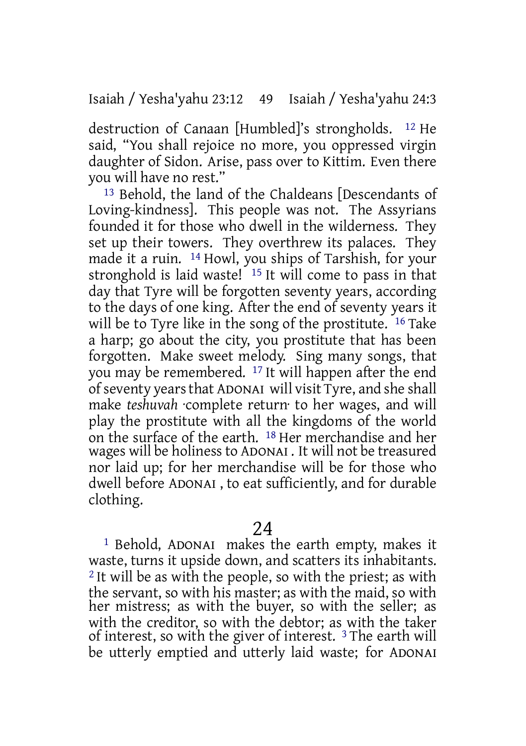destruction of Canaan [Humbled]'s strongholds. [12] He said, "You shall rejoice no more, you oppressed virgin daughter of Sidon. Arise, pass over to Kittim. Even there you will have no rest."

[13] Behold, the land of the Chaldeans [Descendants of Loving-kindness]. This people was not. The Assyrians founded it for those who dwell in the wilderness. They set up their towers. They overthrew its palaces. They made it a ruin. [14] Howl, you ships of Tarshish, for your stronghold is laid waste! [15] It will come to pass in that day that Tyre will be forgotten seventy years, according to the days of one king. After the end of seventy years it will be to Tyre like in the song of the prostitute. [16] Take a harp; go about the city, you prostitute that has been forgotten. Make sweet melody. Sing many songs, that you may be remembered. [17] It will happen after the end of seventy years that ADONAI will visit Tyre, and she shall make *teshuvah* ·complete return· to her wages, and will play the prostitute with all the kingdoms of the world on the surface of the earth. [18] Her merchandise and her wages will be holiness to ADONAI . It will not be treasured nor laid up; for her merchandise will be for those who dwell before ADONAI , to eat sufficiently, and for durable clothing.

## 24

[1] Behold, ADONAI makes the earth empty, makes it waste, turns it upside down, and scatters its inhabitants. [2] It will be as with the people, so with the priest; as with the servant, so with his master; as with the maid, so with her mistress; as with the buyer, so with the seller; as with the creditor, so with the debtor; as with the taker of interest, so with the giver of interest. [3] The earth will be utterly emptied and utterly laid waste; for ADONAI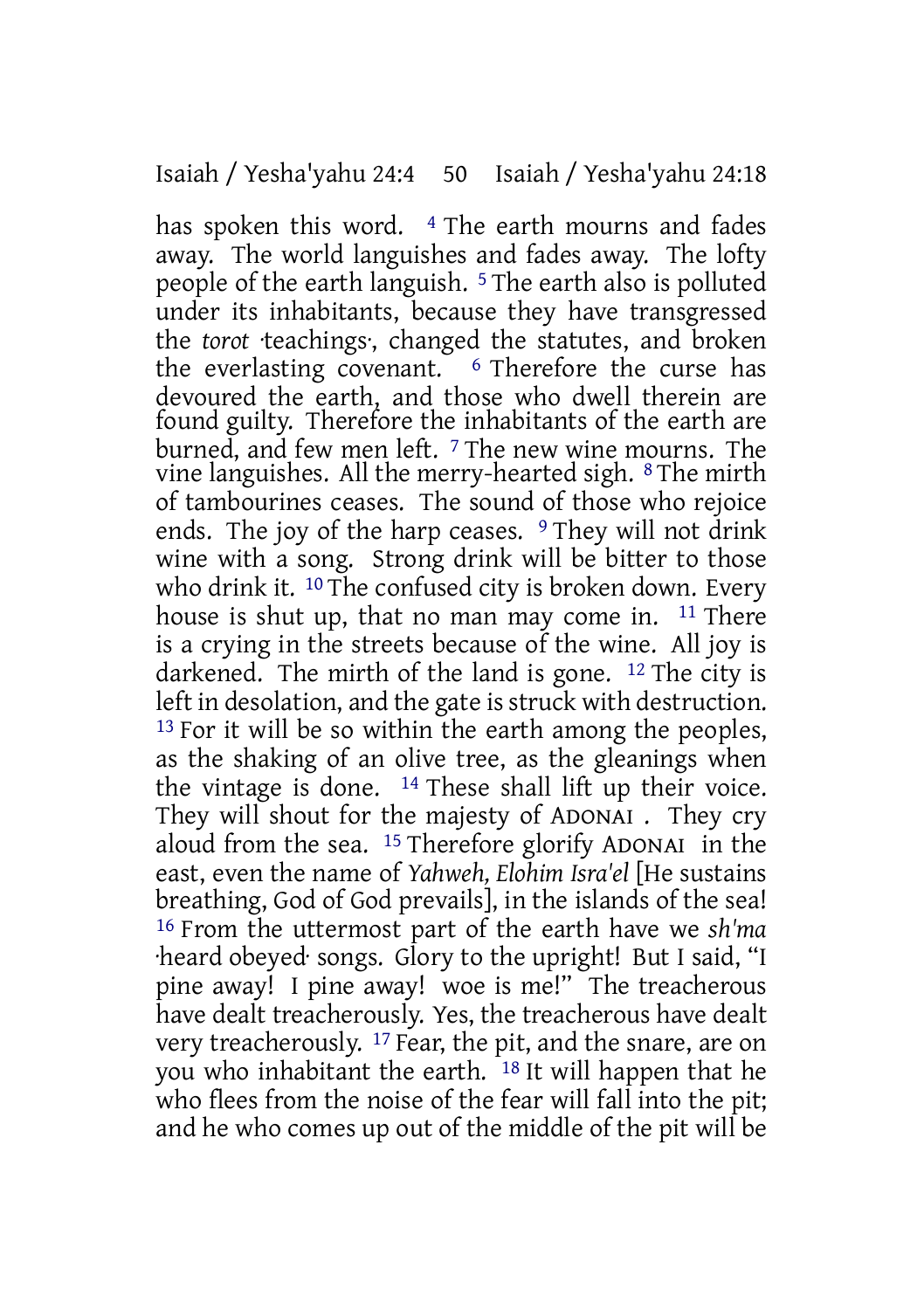has spoken this word. [4] The earth mourns and fades away. The world languishes and fades away. The lofty people of the earth languish. [5] The earth also is polluted under its inhabitants, because they have transgressed the *torot* ·teachings·, changed the statutes, and broken the everlasting covenant. [6] Therefore the curse has devoured the earth, and those who dwell therein are found guilty. Therefore the inhabitants of the earth are burned, and few men left. [7] The new wine mourns. The vine languishes. All the merry-hearted sigh. [8] The mirth of tambourines ceases. The sound of those who rejoice ends. The joy of the harp ceases. [9] They will not drink wine with a song. Strong drink will be bitter to those who drink it. [10] The confused city is broken down. Every house is shut up, that no man may come in. [11] There is a crying in the streets because of the wine. All joy is darkened. The mirth of the land is gone. [12] The city is left in desolation, and the gate is struck with destruction. [13] For it will be so within the earth among the peoples, as the shaking of an olive tree, as the gleanings when the vintage is done. [14] These shall lift up their voice. They will shout for the majesty of ADONAI . They cry aloud from the sea. [15] Therefore glorify ADONAI in the east, even the name of *Yahweh, Elohim Isra'el* [He sustains breathing, God of God prevails], in the islands of the sea! [16] From the uttermost part of the earth have we *sh'ma* ·heard obeyed· songs. Glory to the upright! But I said, "I pine away! I pine away! woe is me!" The treacherous have dealt treacherously. Yes, the treacherous have dealt very treacherously. [17] Fear, the pit, and the snare, are on you who inhabitant the earth. [18] It will happen that he who flees from the noise of the fear will fall into the pit; and he who comes up out of the middle of the pit will be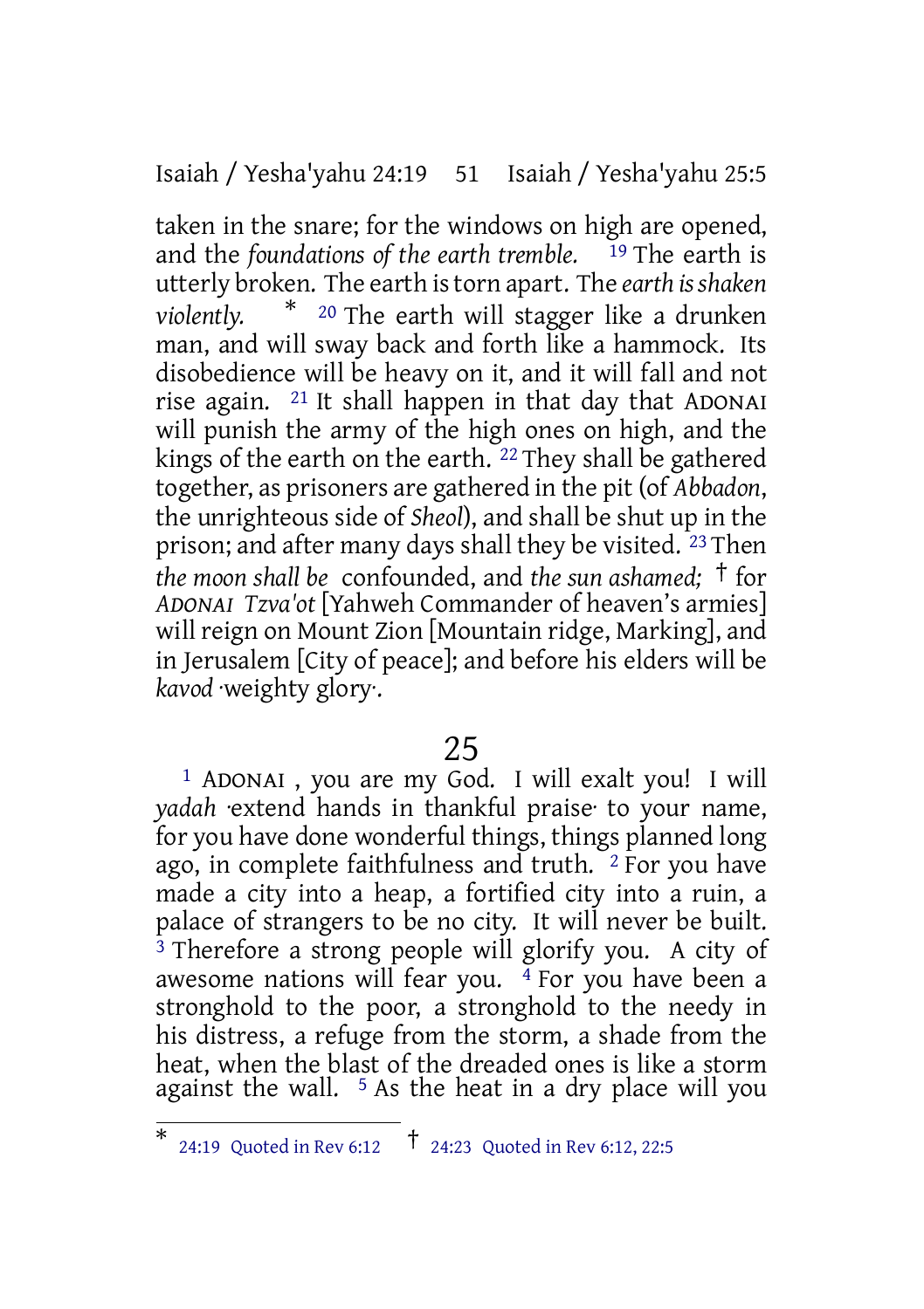taken in the snare; for the windows on high are opened, and the *foundations of the earth tremble.* [19] The earth is utterly broken. The earth is torn apart. The *earth is shaken violently.* [*] [20] The earth will stagger like a drunken man, and will sway back and forth like a hammock. Its disobedience will be heavy on it, and it will fall and not rise again. [21] It shall happen in that day that ADONAI will punish the army of the high ones on high, and the kings of the earth on the earth. [22] They shall be gathered together, as prisoners are gathered in the pit (of *Abbadon*, the unrighteous side of *Sheol*), and shall be shut up in the prison; and after many days shall they be visited. [23] Then *the moon shall be* confounded, and *the sun ashamed;* [†] for *ADONAI Tzva'ot* [Yahweh Commander of heaven's armies] will reign on Mount Zion [Mountain ridge, Marking], and in Jerusalem [City of peace]; and before his elders will be *kavod* ·weighty glory·.

## 25

[1] ADONAI , you are my God. I will exalt you! I will *yadah* ·extend hands in thankful praise· to your name, for you have done wonderful things, things planned long ago, in complete faithfulness and truth. [2] For you have made a city into a heap, a fortified city into a ruin, a palace of strangers to be no city. It will never be built. [3] Therefore a strong people will glorify you. A city of awesome nations will fear you. [4] For you have been a stronghold to the poor, a stronghold to the needy in his distress, a refuge from the storm, a shade from the heat, when the blast of the dreaded ones is like a storm against the wall. [5] As the heat in a dry place will you

---

[*] 24:19 Quoted in Rev 6:12 [†] 24:23 Quoted in Rev 6:12, 22:5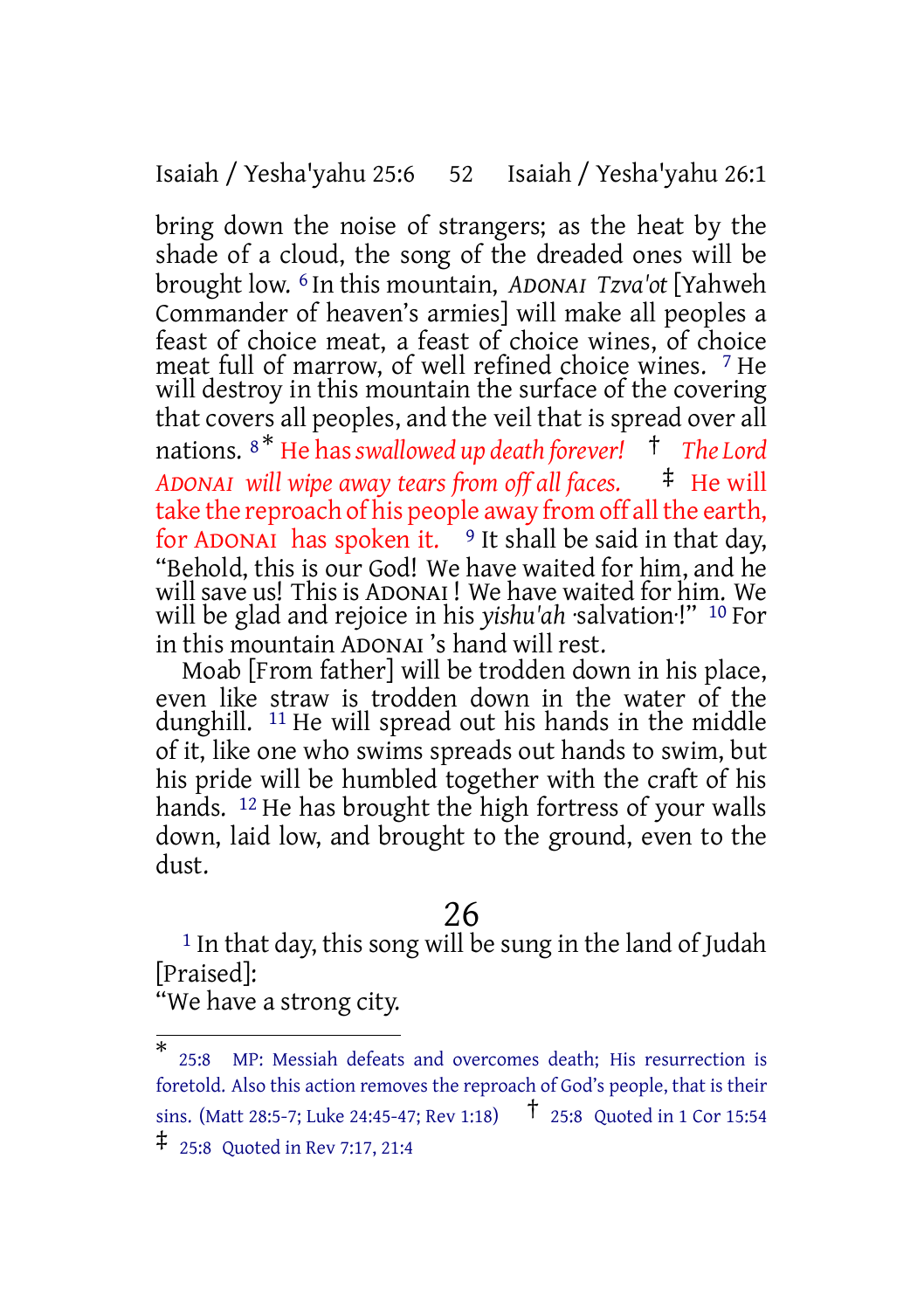bring down the noise of strangers; as the heat by the shade of a cloud, the song of the dreaded ones will be brought low. [6] In this mountain, *ADONAI* *Tzva'ot* [Yahweh Commander of heaven's armies] will make all peoples a feast of choice meat, a feast of choice wines, of choice meat full of marrow, of well refined choice wines. [7] He will destroy in this mountain the surface of the covering that covers all peoples, and the veil that is spread over all nations. [8]* He has *swallowed up death forever!* † *The Lord ADONAI will wipe away tears from off all faces.* ‡ He will take the reproach of his people away from off all the earth, for ADONAI has spoken it. [9] It shall be said in that day, "Behold, this is our God! We have waited for him, and he will save us! This is ADONAI ! We have waited for him. We will be glad and rejoice in his *yishu'ah* ·salvation·!" [10] For in this mountain ADONAI 's hand will rest.

Moab [From father] will be trodden down in his place, even like straw is trodden down in the water of the dunghill. [11] He will spread out his hands in the middle of it, like one who swims spreads out hands to swim, but his pride will be humbled together with the craft of his hands. [12] He has brought the high fortress of your walls down, laid low, and brought to the ground, even to the dust.

## 26

[1] In that day, this song will be sung in the land of Judah [Praised]:

"We have a strong city.

---

\* 25:8 MP: Messiah defeats and overcomes death; His resurrection is foretold. Also this action removes the reproach of God's people, that is their sins. (Matt 28:5-7; Luke 24:45-47; Rev 1:18) † 25:8 Quoted in 1 Cor 15:54

‡ 25:8 Quoted in Rev 7:17, 21:4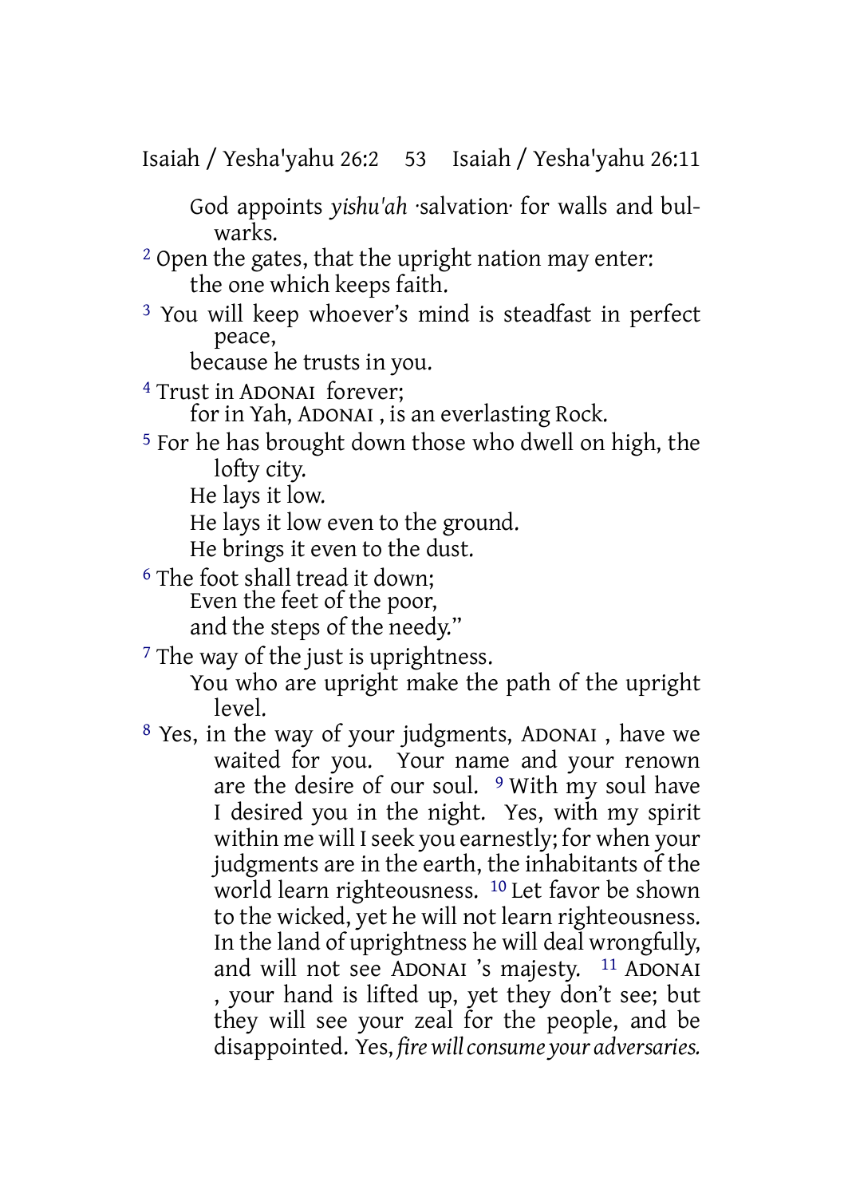God appoints *yishu'ah* ·salvation· for walls and bulwarks.

[2] Open the gates, that the upright nation may enter:
the one which keeps faith.

[3] You will keep whoever's mind is steadfast in perfect peace,
because he trusts in you.

[4] Trust in ADONAI forever;
for in Yah, ADONAI , is an everlasting Rock.

[5] For he has brought down those who dwell on high, the lofty city.
He lays it low.
He lays it low even to the ground.
He brings it even to the dust.

[6] The foot shall tread it down;
Even the feet of the poor,
and the steps of the needy."

[7] The way of the just is uprightness.
You who are upright make the path of the upright level.

[8] Yes, in the way of your judgments, ADONAI , have we waited for you. Your name and your renown are the desire of our soul. [9] With my soul have I desired you in the night. Yes, with my spirit within me will I seek you earnestly; for when your judgments are in the earth, the inhabitants of the world learn righteousness. [10] Let favor be shown to the wicked, yet he will not learn righteousness. In the land of uprightness he will deal wrongfully, and will not see ADONAI 's majesty. [11] ADONAI , your hand is lifted up, yet they don't see; but they will see your zeal for the people, and be disappointed. Yes, *fire will consume your adversaries.*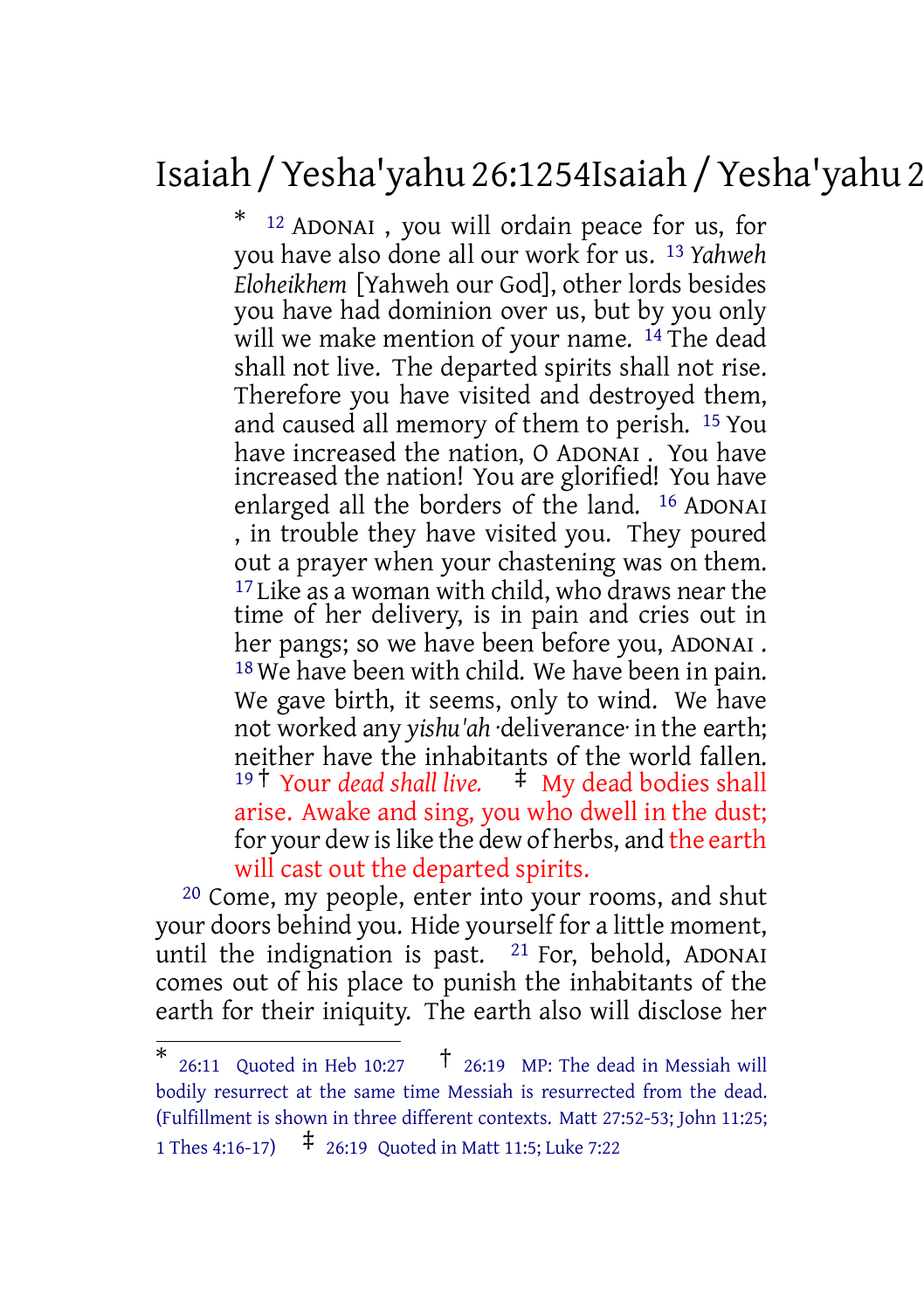* [12] ADONAI , you will ordain peace for us, for you have also done all our work for us. [13] *Yahweh Eloheikhem* [Yahweh our God], other lords besides you have had dominion over us, but by you only will we make mention of your name. [14] The dead shall not live. The departed spirits shall not rise. Therefore you have visited and destroyed them, and caused all memory of them to perish. [15] You have increased the nation, O ADONAI . You have increased the nation! You are glorified! You have enlarged all the borders of the land. [16] ADONAI , in trouble they have visited you. They poured out a prayer when your chastening was on them. [17] Like as a woman with child, who draws near the time of her delivery, is in pain and cries out in her pangs; so we have been before you, ADONAI . [18] We have been with child. We have been in pain. We gave birth, it seems, only to wind. We have not worked any *yishu'ah* ·deliverance· in the earth; neither have the inhabitants of the world fallen. [19] † Your *dead shall live.* ‡ My dead bodies shall arise. Awake and sing, you who dwell in the dust; for your dew is like the dew of herbs, and the earth will cast out the departed spirits.

[20] Come, my people, enter into your rooms, and shut your doors behind you. Hide yourself for a little moment, until the indignation is past. [21] For, behold, ADONAI comes out of his place to punish the inhabitants of the earth for their iniquity. The earth also will disclose her

---

* 26:11 Quoted in Heb 10:27 † 26:19 MP: The dead in Messiah will bodily resurrect at the same time Messiah is resurrected from the dead. (Fulfillment is shown in three different contexts. Matt 27:52-53; John 11:25; 1 Thes 4:16-17) ‡ 26:19 Quoted in Matt 11:5; Luke 7:22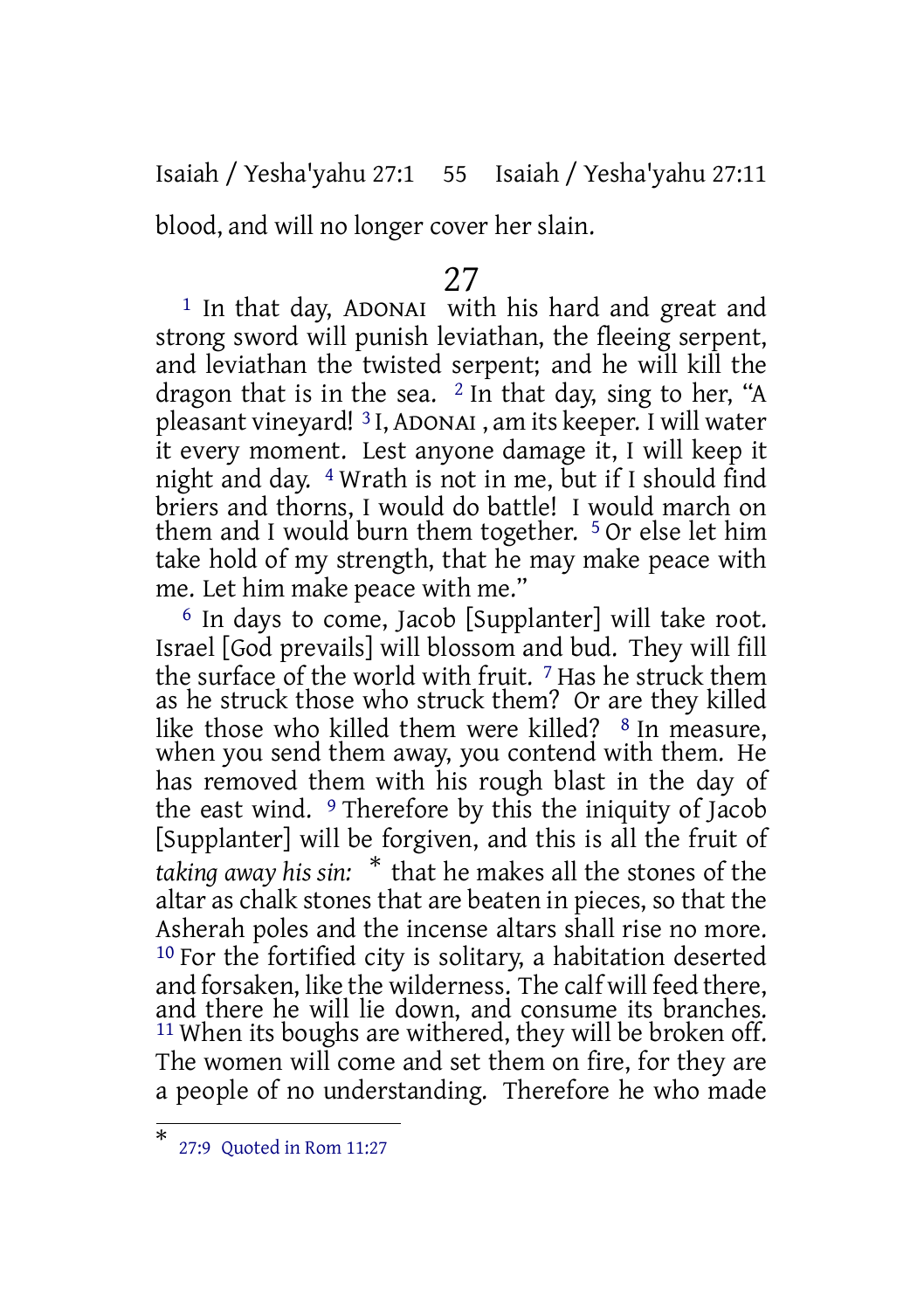blood, and will no longer cover her slain.

## 27

[1] In that day, ADONAI with his hard and great and strong sword will punish leviathan, the fleeing serpent, and leviathan the twisted serpent; and he will kill the dragon that is in the sea. [2] In that day, sing to her, "A pleasant vineyard! [3] I, ADONAI , am its keeper. I will water it every moment. Lest anyone damage it, I will keep it night and day. [4] Wrath is not in me, but if I should find briers and thorns, I would do battle! I would march on them and I would burn them together. [5] Or else let him take hold of my strength, that he may make peace with me. Let him make peace with me."

[6] In days to come, Jacob [Supplanter] will take root. Israel [God prevails] will blossom and bud. They will fill the surface of the world with fruit. [7] Has he struck them as he struck those who struck them? Or are they killed like those who killed them were killed? [8] In measure, when you send them away, you contend with them. He has removed them with his rough blast in the day of the east wind. [9] Therefore by this the iniquity of Jacob [Supplanter] will be forgiven, and this is all the fruit of *taking away his sin:* * that he makes all the stones of the altar as chalk stones that are beaten in pieces, so that the Asherah poles and the incense altars shall rise no more. [10] For the fortified city is solitary, a habitation deserted and forsaken, like the wilderness. The calf will feed there, and there he will lie down, and consume its branches. [11] When its boughs are withered, they will be broken off. The women will come and set them on fire, for they are a people of no understanding. Therefore he who made

---

* 27:9 Quoted in Rom 11:27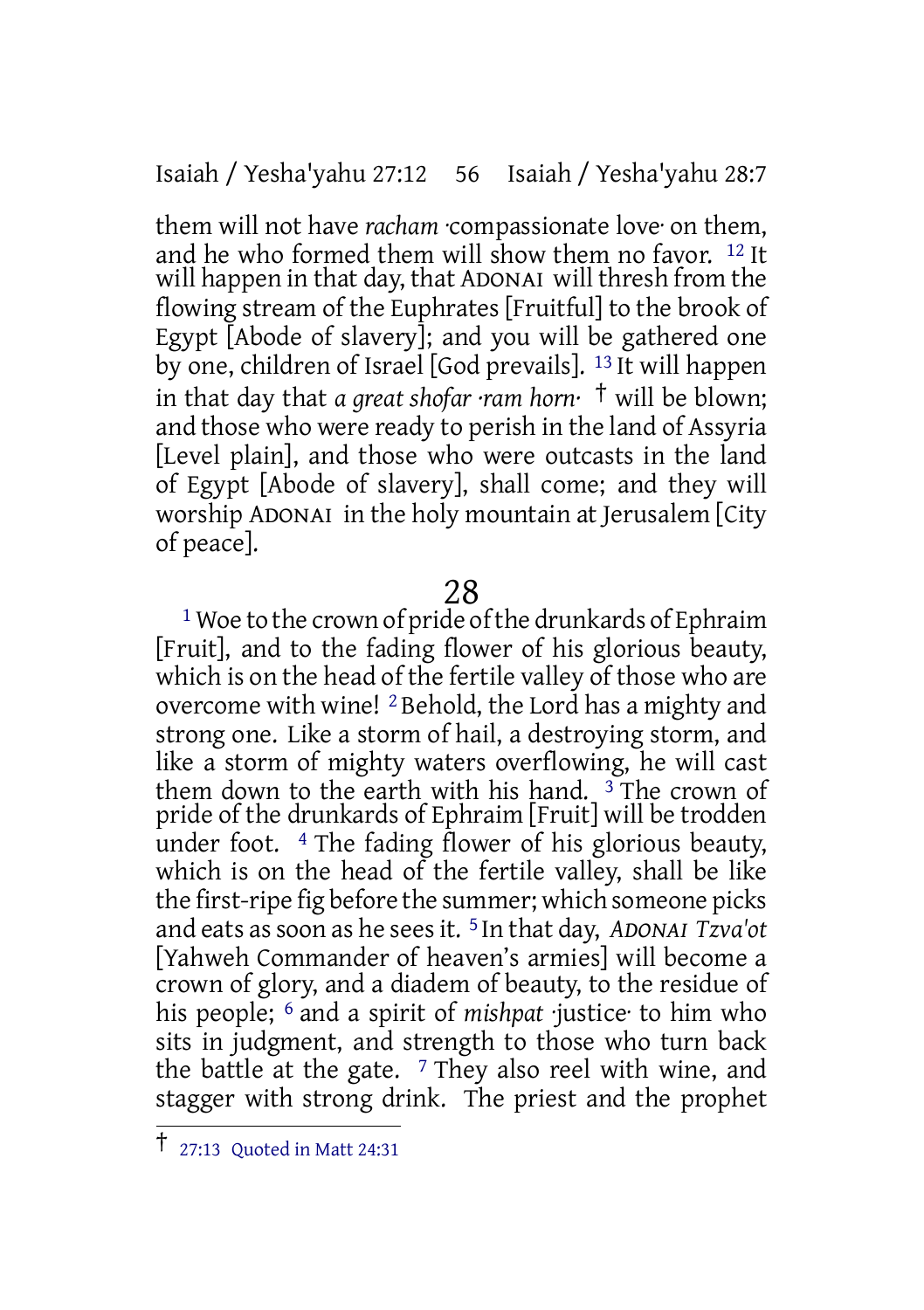them will not have *racham* ·compassionate love· on them, and he who formed them will show them no favor. [12] It will happen in that day, that ADONAI will thresh from the flowing stream of the Euphrates [Fruitful] to the brook of Egypt [Abode of slavery]; and you will be gathered one by one, children of Israel [God prevails]. [13] It will happen in that day that *a great shofar ·ram horn·* † will be blown; and those who were ready to perish in the land of Assyria [Level plain], and those who were outcasts in the land of Egypt [Abode of slavery], shall come; and they will worship ADONAI in the holy mountain at Jerusalem [City of peace].

## 28

[1] Woe to the crown of pride of the drunkards of Ephraim [Fruit], and to the fading flower of his glorious beauty, which is on the head of the fertile valley of those who are overcome with wine! [2] Behold, the Lord has a mighty and strong one. Like a storm of hail, a destroying storm, and like a storm of mighty waters overflowing, he will cast them down to the earth with his hand. [3] The crown of pride of the drunkards of Ephraim [Fruit] will be trodden under foot. [4] The fading flower of his glorious beauty, which is on the head of the fertile valley, shall be like the first-ripe fig before the summer; which someone picks and eats as soon as he sees it. [5] In that day, *ADONAI Tzva'ot* [Yahweh Commander of heaven's armies] will become a crown of glory, and a diadem of beauty, to the residue of his people; [6] and a spirit of *mishpat* ·justice· to him who sits in judgment, and strength to those who turn back the battle at the gate. [7] They also reel with wine, and stagger with strong drink. The priest and the prophet

---

† 27:13 Quoted in Matt 24:31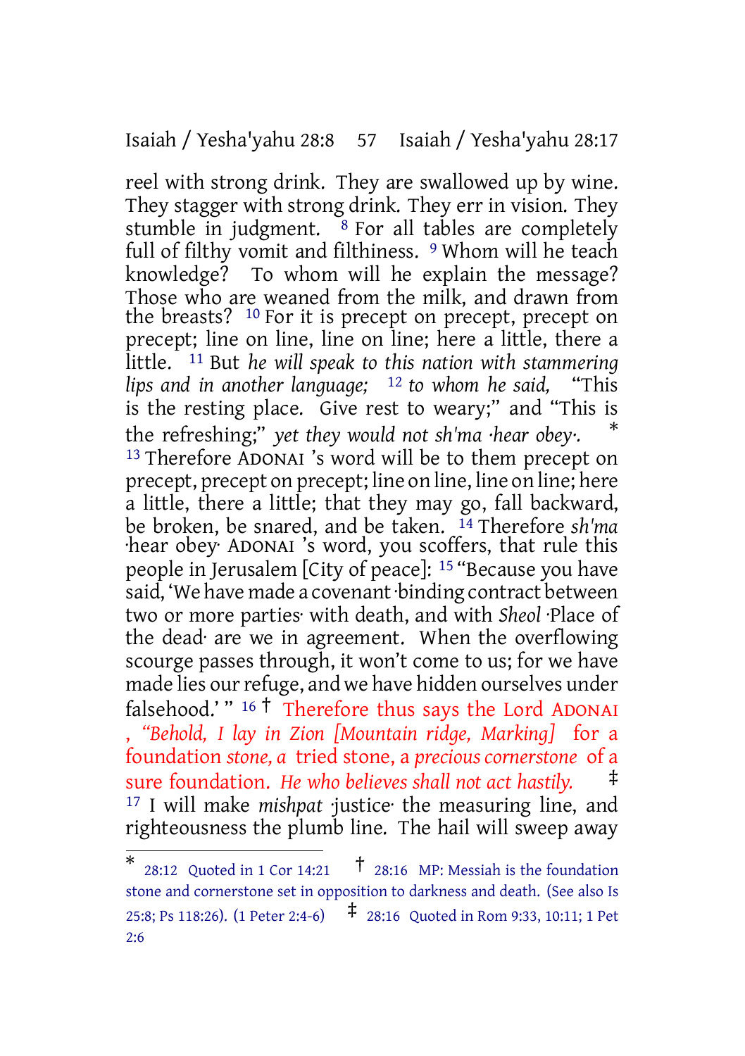reel with strong drink. They are swallowed up by wine. They stagger with strong drink. They err in vision. They stumble in judgment. [8] For all tables are completely full of filthy vomit and filthiness. [9] Whom will he teach knowledge? To whom will he explain the message? Those who are weaned from the milk, and drawn from the breasts? [10] For it is precept on precept, precept on precept; line on line, line on line; here a little, there a little. [11] But *he will speak to this nation with stammering lips and in another language;* [12] *to whom he said,* "This is the resting place. Give rest to weary;" and "This is the refreshing;" *yet they would not sh'ma ·hear obey·.* * [13] Therefore ADONAI 's word will be to them precept on precept, precept on precept; line on line, line on line; here a little, there a little; that they may go, fall backward, be broken, be snared, and be taken. [14] Therefore *sh'ma* ·hear obey· ADONAI 's word, you scoffers, that rule this people in Jerusalem [City of peace]: [15] "Because you have said, 'We have made a covenant ·binding contract between two or more parties· with death, and with *Sheol* ·Place of the dead· are we in agreement. When the overflowing scourge passes through, it won't come to us; for we have made lies our refuge, and we have hidden ourselves under falsehood.' " [16] † Therefore thus says the Lord ADONAI , *"Behold, I lay in Zion [Mountain ridge, Marking]* for a foundation *stone, a* tried stone, a *precious cornerstone* of a sure foundation. *He who believes shall not act hastily.* ‡ [17] I will make *mishpat* ·justice· the measuring line, and righteousness the plumb line. The hail will sweep away

---

\* 28:12 Quoted in 1 Cor 14:21 † 28:16 MP: Messiah is the foundation stone and cornerstone set in opposition to darkness and death. (See also Is 25:8; Ps 118:26). (1 Peter 2:4-6) ‡ 28:16 Quoted in Rom 9:33, 10:11; 1 Pet 2:6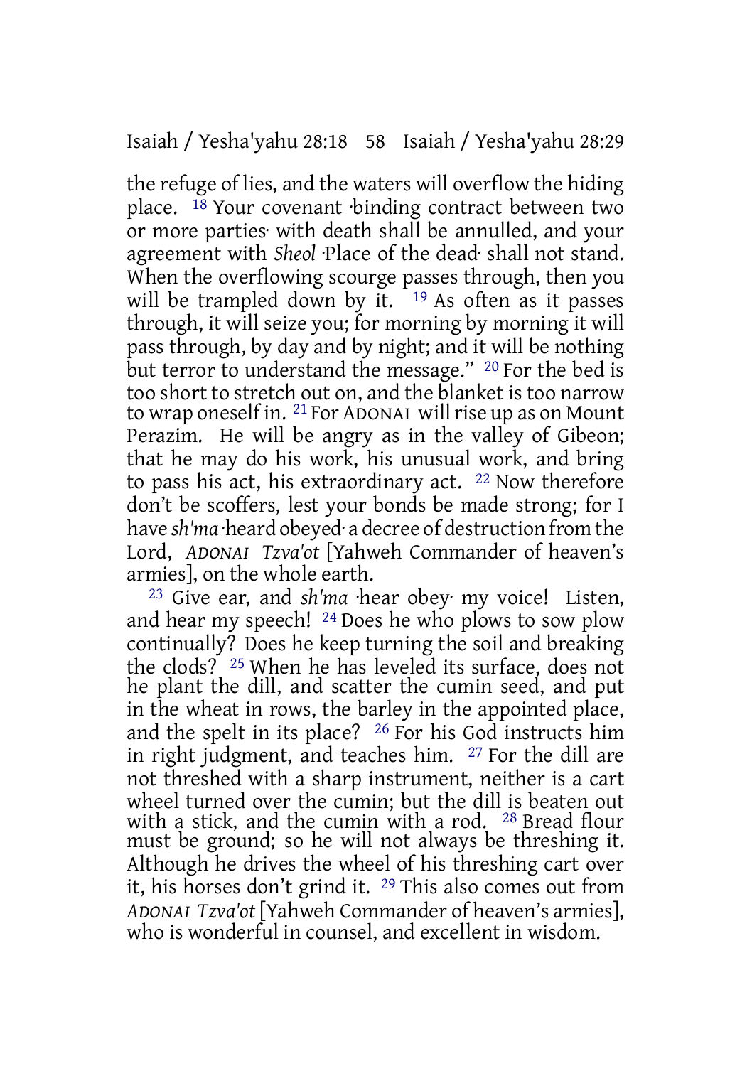the refuge of lies, and the waters will overflow the hiding place. [18] Your covenant ·binding contract between two or more parties· with death shall be annulled, and your agreement with *Sheol* ·Place of the dead· shall not stand. When the overflowing scourge passes through, then you will be trampled down by it. [19] As often as it passes through, it will seize you; for morning by morning it will pass through, by day and by night; and it will be nothing but terror to understand the message." [20] For the bed is too short to stretch out on, and the blanket is too narrow to wrap oneself in. [21] For ADONAI will rise up as on Mount Perazim. He will be angry as in the valley of Gibeon; that he may do his work, his unusual work, and bring to pass his act, his extraordinary act. [22] Now therefore don't be scoffers, lest your bonds be made strong; for I have *sh'ma* ·heard obeyed· a decree of destruction from the Lord, *ADONAI Tzva'ot* [Yahweh Commander of heaven's armies], on the whole earth.

[23] Give ear, and *sh'ma* ·hear obey· my voice! Listen, and hear my speech! [24] Does he who plows to sow plow continually? Does he keep turning the soil and breaking the clods? [25] When he has leveled its surface, does not he plant the dill, and scatter the cumin seed, and put in the wheat in rows, the barley in the appointed place, and the spelt in its place? [26] For his God instructs him in right judgment, and teaches him. [27] For the dill are not threshed with a sharp instrument, neither is a cart wheel turned over the cumin; but the dill is beaten out with a stick, and the cumin with a rod. [28] Bread flour must be ground; so he will not always be threshing it. Although he drives the wheel of his threshing cart over it, his horses don't grind it. [29] This also comes out from *ADONAI Tzva'ot* [Yahweh Commander of heaven's armies], who is wonderful in counsel, and excellent in wisdom.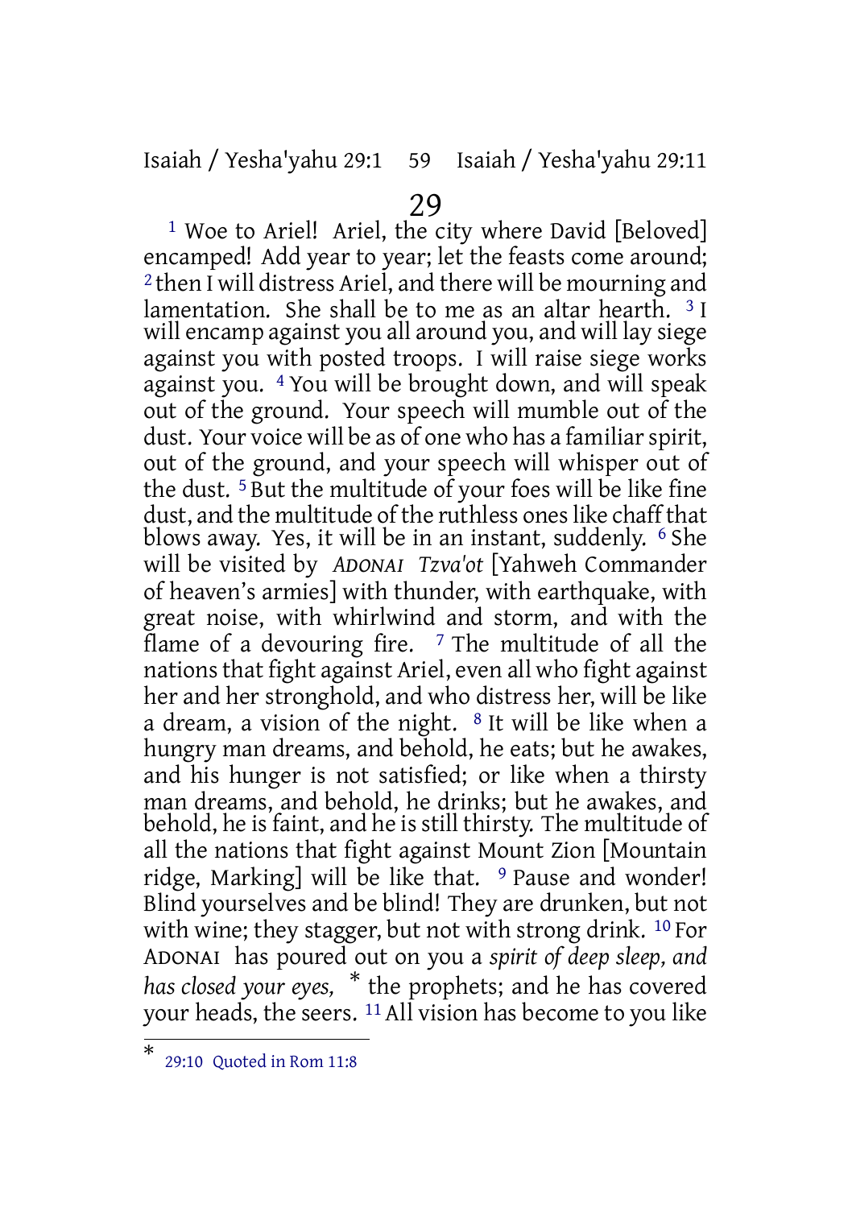# 29

[1] Woe to Ariel! Ariel, the city where David [Beloved] encamped! Add year to year; let the feasts come around; [2] then I will distress Ariel, and there will be mourning and lamentation. She shall be to me as an altar hearth. [3] I will encamp against you all around you, and will lay siege against you with posted troops. I will raise siege works against you. [4] You will be brought down, and will speak out of the ground. Your speech will mumble out of the dust. Your voice will be as of one who has a familiar spirit, out of the ground, and your speech will whisper out of the dust. [5] But the multitude of your foes will be like fine dust, and the multitude of the ruthless ones like chaff that blows away. Yes, it will be in an instant, suddenly. [6] She will be visited by *ADONAI Tzva'ot* [Yahweh Commander of heaven's armies] with thunder, with earthquake, with great noise, with whirlwind and storm, and with the flame of a devouring fire. [7] The multitude of all the nations that fight against Ariel, even all who fight against her and her stronghold, and who distress her, will be like a dream, a vision of the night. [8] It will be like when a hungry man dreams, and behold, he eats; but he awakes, and his hunger is not satisfied; or like when a thirsty man dreams, and behold, he drinks; but he awakes, and behold, he is faint, and he is still thirsty. The multitude of all the nations that fight against Mount Zion [Mountain ridge, Marking] will be like that. [9] Pause and wonder! Blind yourselves and be blind! They are drunken, but not with wine; they stagger, but not with strong drink. [10] For ADONAI has poured out on you a *spirit of deep sleep, and has closed your eyes,* * the prophets; and he has covered your heads, the seers. [11] All vision has become to you like

---

* 29:10 Quoted in Rom 11:8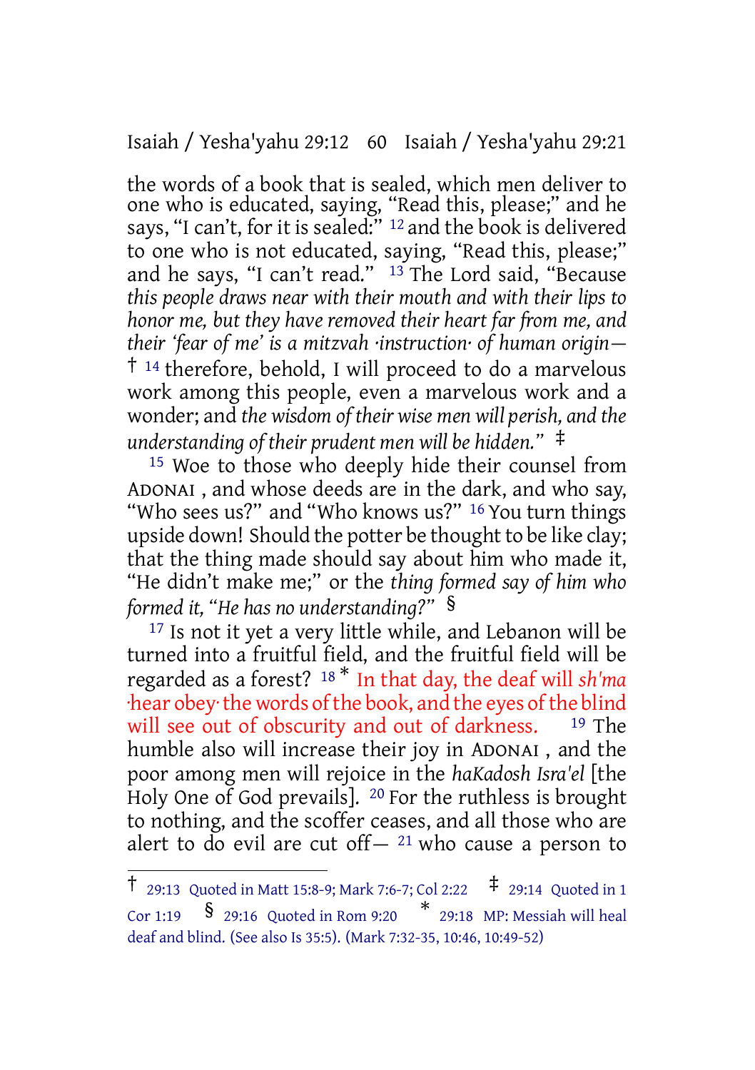the words of a book that is sealed, which men deliver to one who is educated, saying, "Read this, please;" and he says, "I can't, for it is sealed:" [12] and the book is delivered to one who is not educated, saying, "Read this, please;" and he says, "I can't read." [13] The Lord said, "Because *this people draws near with their mouth and with their lips to honor me, but they have removed their heart far from me, and their 'fear of me' is a mitzvah ·instruction· of human origin—* † [14] therefore, behold, I will proceed to do a marvelous work among this people, even a marvelous work and a wonder; and *the wisdom of their wise men will perish, and the understanding of their prudent men will be hidden."* ‡

[15] Woe to those who deeply hide their counsel from ADONAI , and whose deeds are in the dark, and who say, "Who sees us?" and "Who knows us?" [16] You turn things upside down! Should the potter be thought to be like clay; that the thing made should say about him who made it, "He didn't make me;" or the *thing formed say of him who formed it, "He has no understanding?"* §

[17] Is not it yet a very little while, and Lebanon will be turned into a fruitful field, and the fruitful field will be regarded as a forest? [18] * In that day, the deaf will *sh'ma* ·hear obey· the words of the book, and the eyes of the blind will see out of obscurity and out of darkness. [19] The humble also will increase their joy in ADONAI , and the poor among men will rejoice in the *haKadosh Isra'el* [the Holy One of God prevails]. [20] For the ruthless is brought to nothing, and the scoffer ceases, and all those who are alert to do evil are cut off— [21] who cause a person to

---

† 29:13 Quoted in Matt 15:8-9; Mark 7:6-7; Col 2:22 ‡ 29:14 Quoted in 1 Cor 1:19 § 29:16 Quoted in Rom 9:20 * 29:18 MP: Messiah will heal deaf and blind. (See also Is 35:5). (Mark 7:32-35, 10:46, 10:49-52)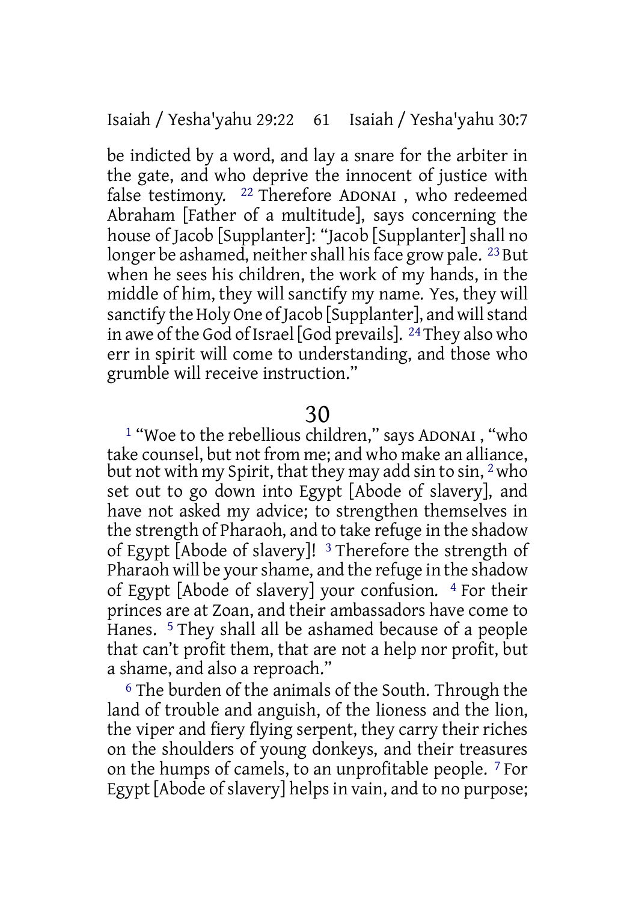be indicted by a word, and lay a snare for the arbiter in the gate, and who deprive the innocent of justice with false testimony. [22] Therefore ADONAI , who redeemed Abraham [Father of a multitude], says concerning the house of Jacob [Supplanter]: "Jacob [Supplanter] shall no longer be ashamed, neither shall his face grow pale. [23] But when he sees his children, the work of my hands, in the middle of him, they will sanctify my name. Yes, they will sanctify the Holy One of Jacob [Supplanter], and will stand in awe of the God of Israel [God prevails]. [24] They also who err in spirit will come to understanding, and those who grumble will receive instruction."

## 30

[1] "Woe to the rebellious children," says ADONAI , "who take counsel, but not from me; and who make an alliance, but not with my Spirit, that they may add sin to sin, [2] who set out to go down into Egypt [Abode of slavery], and have not asked my advice; to strengthen themselves in the strength of Pharaoh, and to take refuge in the shadow of Egypt [Abode of slavery]! [3] Therefore the strength of Pharaoh will be your shame, and the refuge in the shadow of Egypt [Abode of slavery] your confusion. [4] For their princes are at Zoan, and their ambassadors have come to Hanes. [5] They shall all be ashamed because of a people that can't profit them, that are not a help nor profit, but a shame, and also a reproach."

[6] The burden of the animals of the South. Through the land of trouble and anguish, of the lioness and the lion, the viper and fiery flying serpent, they carry their riches on the shoulders of young donkeys, and their treasures on the humps of camels, to an unprofitable people. [7] For Egypt [Abode of slavery] helps in vain, and to no purpose;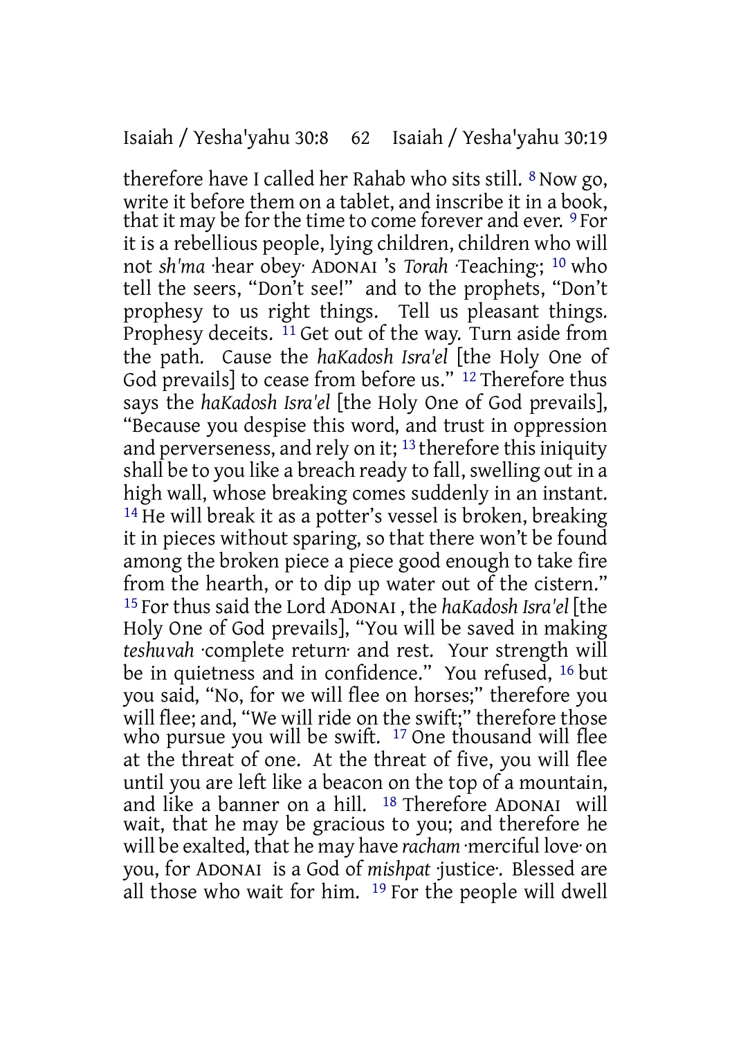therefore have I called her Rahab who sits still. 8 Now go, write it before them on a tablet, and inscribe it in a book, that it may be for the time to come forever and ever. 9 For it is a rebellious people, lying children, children who will not *sh'ma* ·hear obey· ADONAI 's *Torah* ·Teaching·; 10 who tell the seers, "Don't see!" and to the prophets, "Don't prophesy to us right things. Tell us pleasant things. Prophesy deceits. 11 Get out of the way. Turn aside from the path. Cause the *haKadosh Isra'el* [the Holy One of God prevails] to cease from before us." 12 Therefore thus says the *haKadosh Isra'el* [the Holy One of God prevails], "Because you despise this word, and trust in oppression and perverseness, and rely on it; 13 therefore this iniquity shall be to you like a breach ready to fall, swelling out in a high wall, whose breaking comes suddenly in an instant. 14 He will break it as a potter's vessel is broken, breaking it in pieces without sparing, so that there won't be found among the broken piece a piece good enough to take fire from the hearth, or to dip up water out of the cistern." 15 For thus said the Lord ADONAI , the *haKadosh Isra'el* [the Holy One of God prevails], "You will be saved in making *teshuvah* ·complete return· and rest. Your strength will be in quietness and in confidence." You refused, 16 but you said, "No, for we will flee on horses;" therefore you will flee; and, "We will ride on the swift;" therefore those who pursue you will be swift. 17 One thousand will flee at the threat of one. At the threat of five, you will flee until you are left like a beacon on the top of a mountain, and like a banner on a hill. 18 Therefore ADONAI will wait, that he may be gracious to you; and therefore he will be exalted, that he may have *racham* ·merciful love· on you, for ADONAI is a God of *mishpat* ·justice·. Blessed are all those who wait for him. 19 For the people will dwell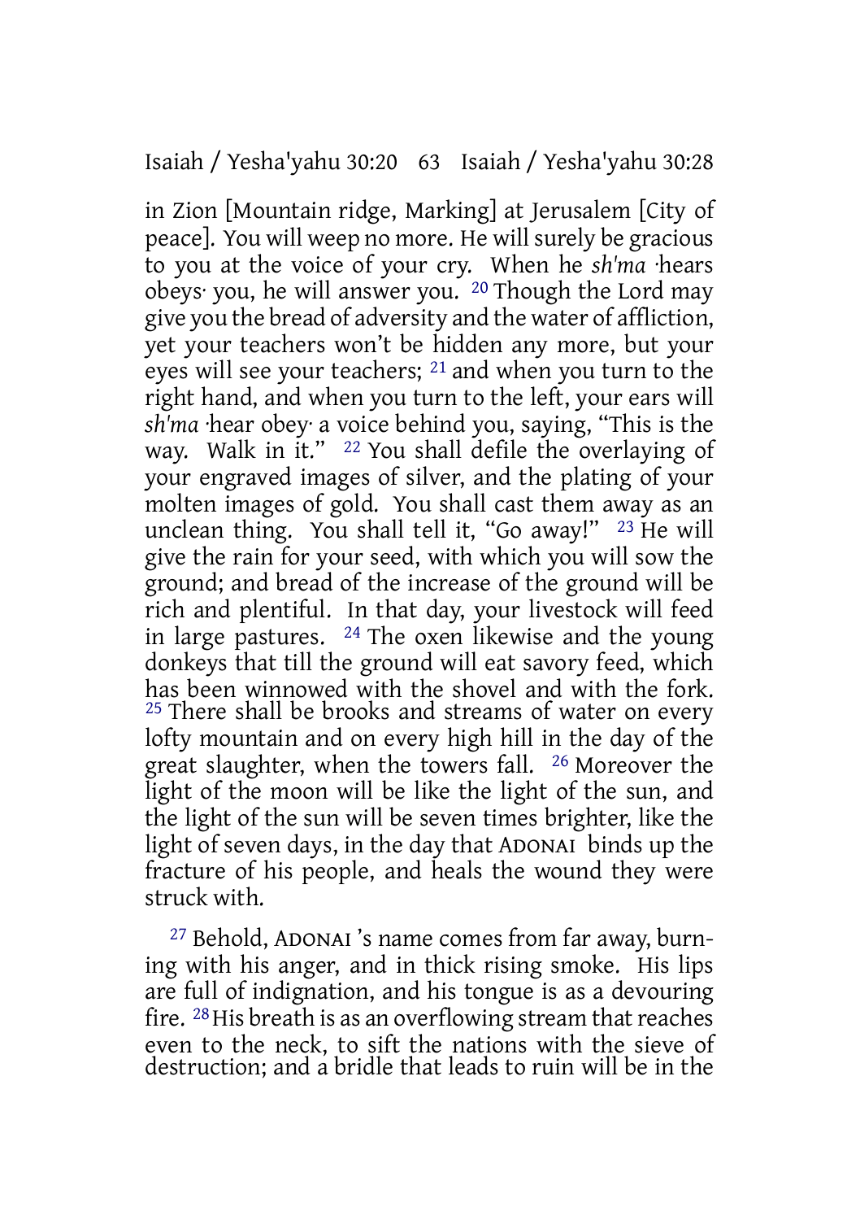in Zion [Mountain ridge, Marking] at Jerusalem [City of peace]. You will weep no more. He will surely be gracious to you at the voice of your cry. When he *sh'ma* ·hears obeys· you, he will answer you. [20] Though the Lord may give you the bread of adversity and the water of affliction, yet your teachers won't be hidden any more, but your eyes will see your teachers; [21] and when you turn to the right hand, and when you turn to the left, your ears will *sh'ma* ·hear obey· a voice behind you, saying, "This is the way. Walk in it." [22] You shall defile the overlaying of your engraved images of silver, and the plating of your molten images of gold. You shall cast them away as an unclean thing. You shall tell it, "Go away!" [23] He will give the rain for your seed, with which you will sow the ground; and bread of the increase of the ground will be rich and plentiful. In that day, your livestock will feed in large pastures. [24] The oxen likewise and the young donkeys that till the ground will eat savory feed, which has been winnowed with the shovel and with the fork. [25] There shall be brooks and streams of water on every lofty mountain and on every high hill in the day of the great slaughter, when the towers fall. [26] Moreover the light of the moon will be like the light of the sun, and the light of the sun will be seven times brighter, like the light of seven days, in the day that ADONAI binds up the fracture of his people, and heals the wound they were struck with.

[27] Behold, ADONAI 's name comes from far away, burning with his anger, and in thick rising smoke. His lips are full of indignation, and his tongue is as a devouring fire. [28] His breath is as an overflowing stream that reaches even to the neck, to sift the nations with the sieve of destruction; and a bridle that leads to ruin will be in the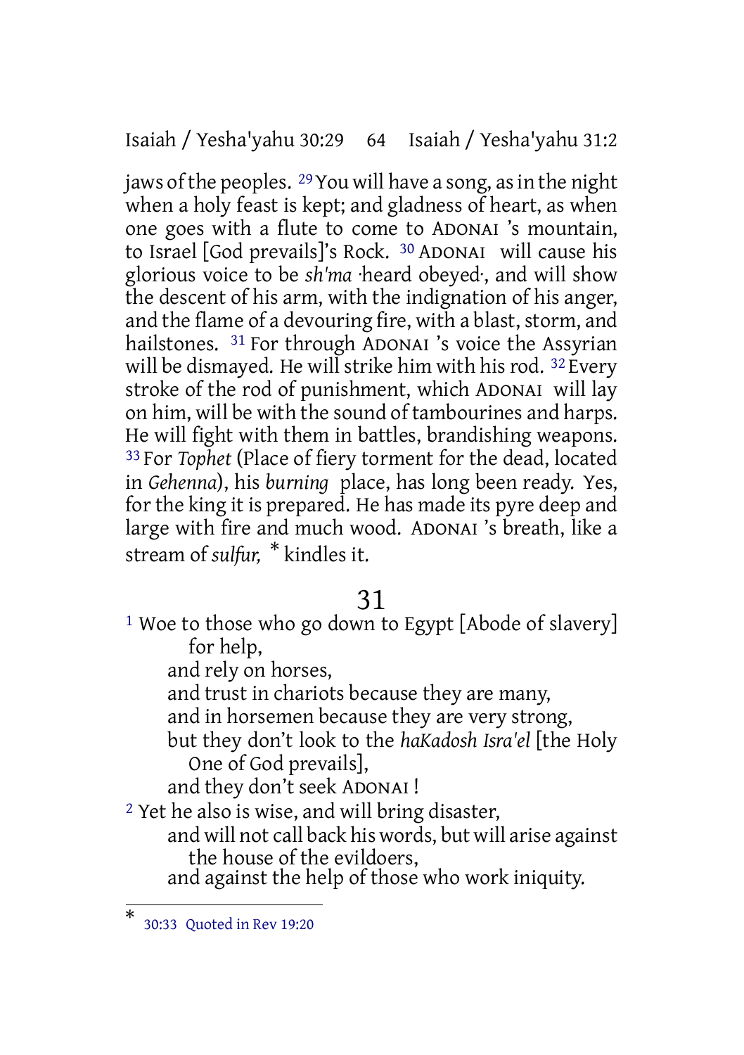jaws of the peoples. [29] You will have a song, as in the night when a holy feast is kept; and gladness of heart, as when one goes with a flute to come to ADONAI 's mountain, to Israel [God prevails]'s Rock. [30] ADONAI will cause his glorious voice to be *sh'ma* ·heard obeyed·, and will show the descent of his arm, with the indignation of his anger, and the flame of a devouring fire, with a blast, storm, and hailstones. [31] For through ADONAI 's voice the Assyrian will be dismayed. He will strike him with his rod. [32] Every stroke of the rod of punishment, which ADONAI will lay on him, will be with the sound of tambourines and harps. He will fight with them in battles, brandishing weapons. [33] For *Tophet* (Place of fiery torment for the dead, located in *Gehenna*), his *burning* place, has long been ready. Yes, for the king it is prepared. He has made its pyre deep and large with fire and much wood. ADONAI 's breath, like a stream of *sulfur,* * kindles it.

## 31

[1] Woe to those who go down to Egypt [Abode of slavery] for help,
and rely on horses,
and trust in chariots because they are many,
and in horsemen because they are very strong,
but they don't look to the *haKadosh Isra'el* [the Holy One of God prevails],
and they don't seek ADONAI !

[2] Yet he also is wise, and will bring disaster,
and will not call back his words, but will arise against the house of the evildoers,
and against the help of those who work iniquity.

---

* 30:33 Quoted in Rev 19:20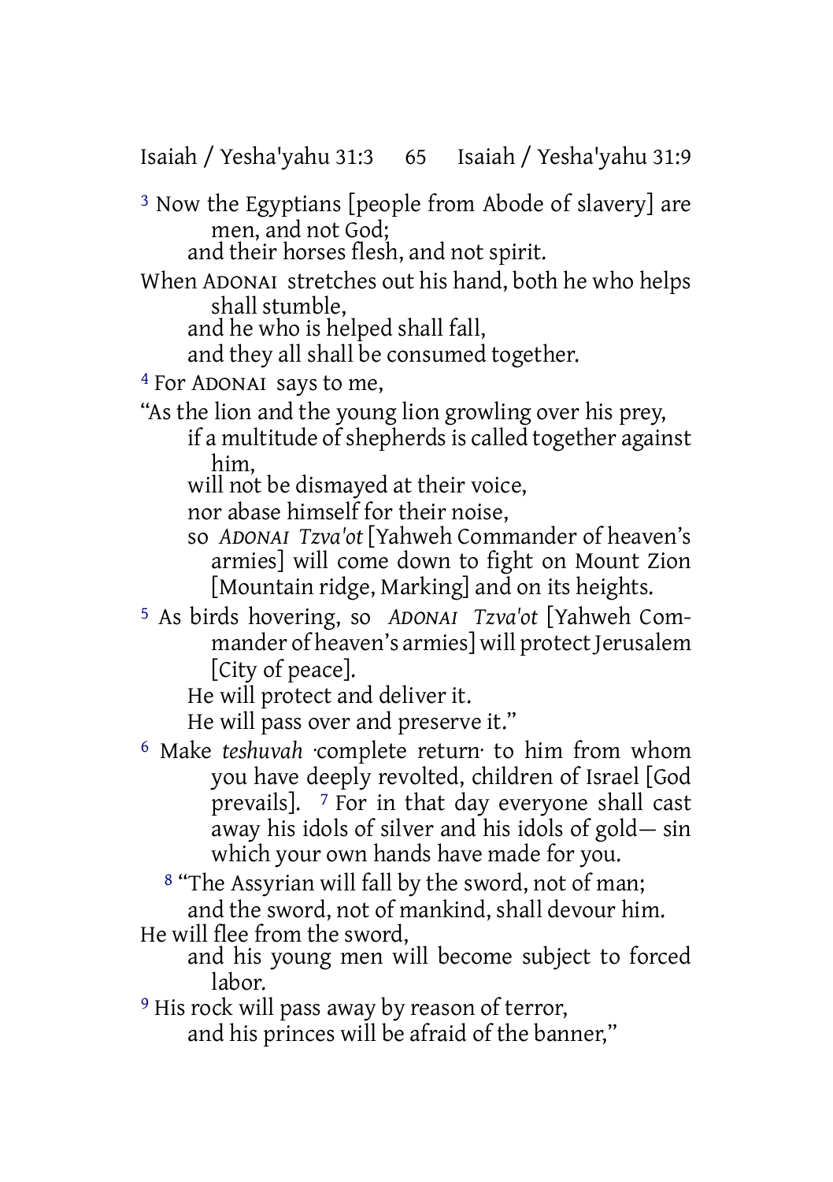[3] Now the Egyptians [people from Abode of slavery] are men, and not God;
and their horses flesh, and not spirit.
When ADONAI stretches out his hand, both he who helps shall stumble,
and he who is helped shall fall,
and they all shall be consumed together.
[4] For ADONAI says to me,
"As the lion and the young lion growling over his prey,
if a multitude of shepherds is called together against him,
will not be dismayed at their voice,
nor abase himself for their noise,
so *ADONAI Tzva'ot* [Yahweh Commander of heaven's armies] will come down to fight on Mount Zion [Mountain ridge, Marking] and on its heights.
[5] As birds hovering, so *ADONAI Tzva'ot* [Yahweh Commander of heaven's armies] will protect Jerusalem [City of peace].
He will protect and deliver it.
He will pass over and preserve it."
[6] Make *teshuvah* ·complete return· to him from whom you have deeply revolted, children of Israel [God prevails]. [7] For in that day everyone shall cast away his idols of silver and his idols of gold— sin which your own hands have made for you.
[8] "The Assyrian will fall by the sword, not of man;
and the sword, not of mankind, shall devour him.
He will flee from the sword,
and his young men will become subject to forced labor.
[9] His rock will pass away by reason of terror,
and his princes will be afraid of the banner,"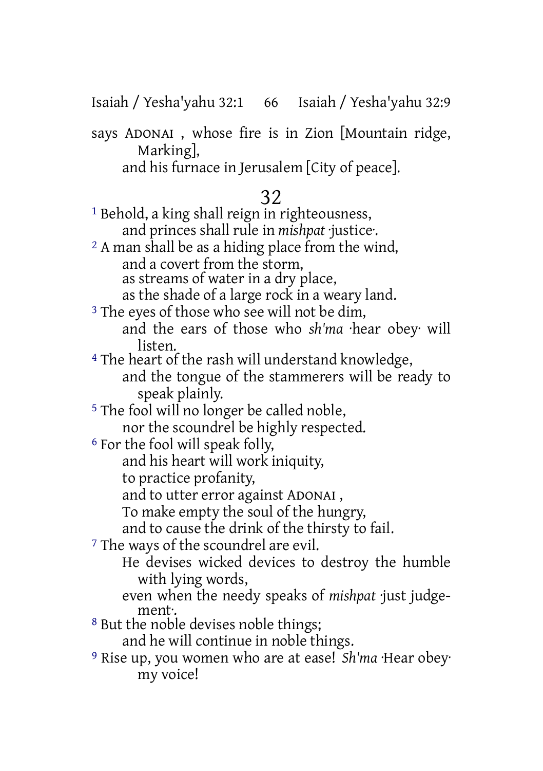says ADONAI , whose fire is in Zion [Mountain ridge, Marking],
and his furnace in Jerusalem [City of peace].

## 32

[1] Behold, a king shall reign in righteousness,
and princes shall rule in *mishpat* ·justice·.
[2] A man shall be as a hiding place from the wind,
and a covert from the storm,
as streams of water in a dry place,
as the shade of a large rock in a weary land.
[3] The eyes of those who see will not be dim,
and the ears of those who *sh'ma* ·hear obey· will listen.
[4] The heart of the rash will understand knowledge,
and the tongue of the stammerers will be ready to speak plainly.
[5] The fool will no longer be called noble,
nor the scoundrel be highly respected.
[6] For the fool will speak folly,
and his heart will work iniquity,
to practice profanity,
and to utter error against ADONAI ,
To make empty the soul of the hungry,
and to cause the drink of the thirsty to fail.
[7] The ways of the scoundrel are evil.
He devises wicked devices to destroy the humble with lying words,
even when the needy speaks of *mishpat* ·just judgement·.
[8] But the noble devises noble things;
and he will continue in noble things.
[9] Rise up, you women who are at ease! *Sh'ma* ·Hear obey· my voice!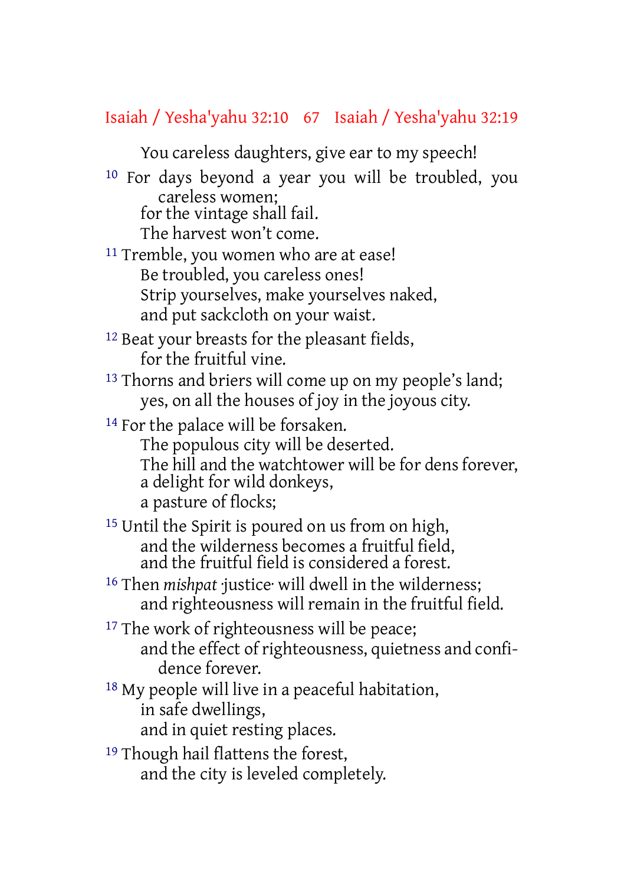You careless daughters, give ear to my speech!

[10] For days beyond a year you will be troubled, you careless women;
for the vintage shall fail.
The harvest won't come.

[11] Tremble, you women who are at ease!
Be troubled, you careless ones!
Strip yourselves, make yourselves naked,
and put sackcloth on your waist.

[12] Beat your breasts for the pleasant fields,
for the fruitful vine.

[13] Thorns and briers will come up on my people's land;
yes, on all the houses of joy in the joyous city.

[14] For the palace will be forsaken.
The populous city will be deserted.
The hill and the watchtower will be for dens forever,
a delight for wild donkeys,
a pasture of flocks;

[15] Until the Spirit is poured on us from on high,
and the wilderness becomes a fruitful field,
and the fruitful field is considered a forest.

[16] Then *mishpat* ·justice· will dwell in the wilderness;
and righteousness will remain in the fruitful field.

[17] The work of righteousness will be peace;
and the effect of righteousness, quietness and confidence forever.

[18] My people will live in a peaceful habitation,
in safe dwellings,
and in quiet resting places.

[19] Though hail flattens the forest,
and the city is leveled completely.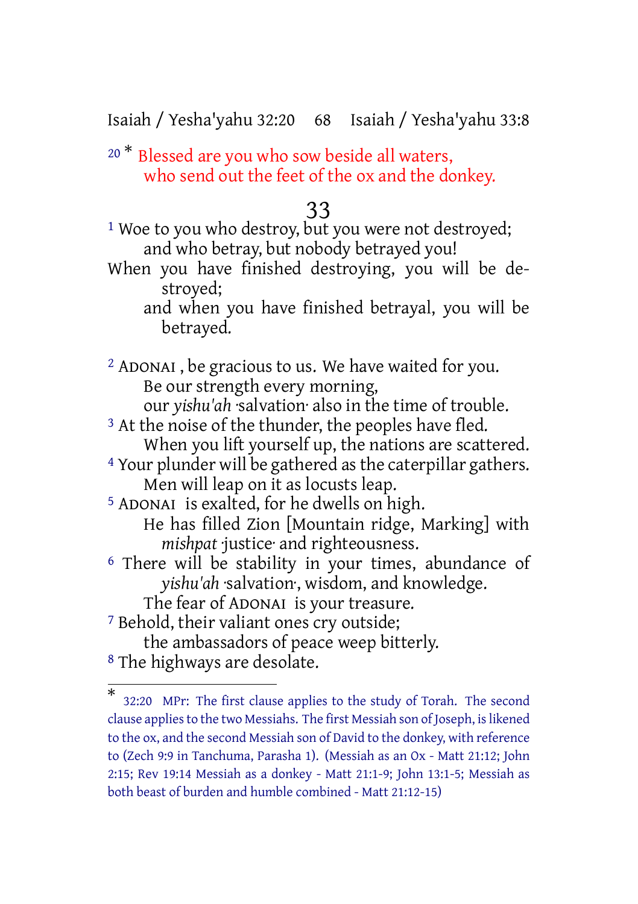20 * Blessed are you who sow beside all waters,
who send out the feet of the ox and the donkey.

## 33

1 Woe to you who destroy, but you were not destroyed;
and who betray, but nobody betrayed you!
When you have finished destroying, you will be destroyed;
and when you have finished betrayal, you will be betrayed.

2 ADONAI , be gracious to us. We have waited for you.
Be our strength every morning,
our *yishu'ah* ·salvation· also in the time of trouble.
3 At the noise of the thunder, the peoples have fled.
When you lift yourself up, the nations are scattered.
4 Your plunder will be gathered as the caterpillar gathers.
Men will leap on it as locusts leap.
5 ADONAI is exalted, for he dwells on high.
He has filled Zion [Mountain ridge, Marking] with *mishpat* ·justice· and righteousness.
6 There will be stability in your times, abundance of *yishu'ah* ·salvation·, wisdom, and knowledge.
The fear of ADONAI is your treasure.
7 Behold, their valiant ones cry outside;
the ambassadors of peace weep bitterly.
8 The highways are desolate.

---

* 32:20 MPr: The first clause applies to the study of Torah. The second clause applies to the two Messiahs. The first Messiah son of Joseph, is likened to the ox, and the second Messiah son of David to the donkey, with reference to (Zech 9:9 in Tanchuma, Parasha 1). (Messiah as an Ox - Matt 21:12; John 2:15; Rev 19:14 Messiah as a donkey - Matt 21:1-9; John 13:1-5; Messiah as both beast of burden and humble combined - Matt 21:12-15)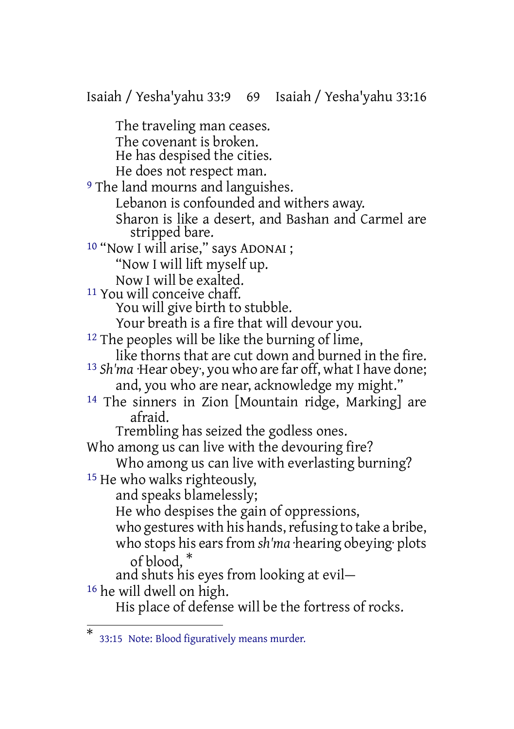The traveling man ceases.
The covenant is broken.
He has despised the cities.
He does not respect man.

[9] The land mourns and languishes.
Lebanon is confounded and withers away.
Sharon is like a desert, and Bashan and Carmel are stripped bare.

[10] "Now I will arise," says ADONAI ;
"Now I will lift myself up.
Now I will be exalted.

[11] You will conceive chaff.
You will give birth to stubble.
Your breath is a fire that will devour you.

[12] The peoples will be like the burning of lime,
like thorns that are cut down and burned in the fire.

[13] *Sh'ma* ·Hear obey·, you who are far off, what I have done;
and, you who are near, acknowledge my might."

[14] The sinners in Zion [Mountain ridge, Marking] are afraid.
Trembling has seized the godless ones.
Who among us can live with the devouring fire?
Who among us can live with everlasting burning?

[15] He who walks righteously,
and speaks blamelessly;
He who despises the gain of oppressions,
who gestures with his hands, refusing to take a bribe,
who stops his ears from *sh'ma* ·hearing obeying· plots of blood, *
and shuts his eyes from looking at evil—

[16] he will dwell on high.
His place of defense will be the fortress of rocks.

---

\* 33:15 Note: Blood figuratively means murder.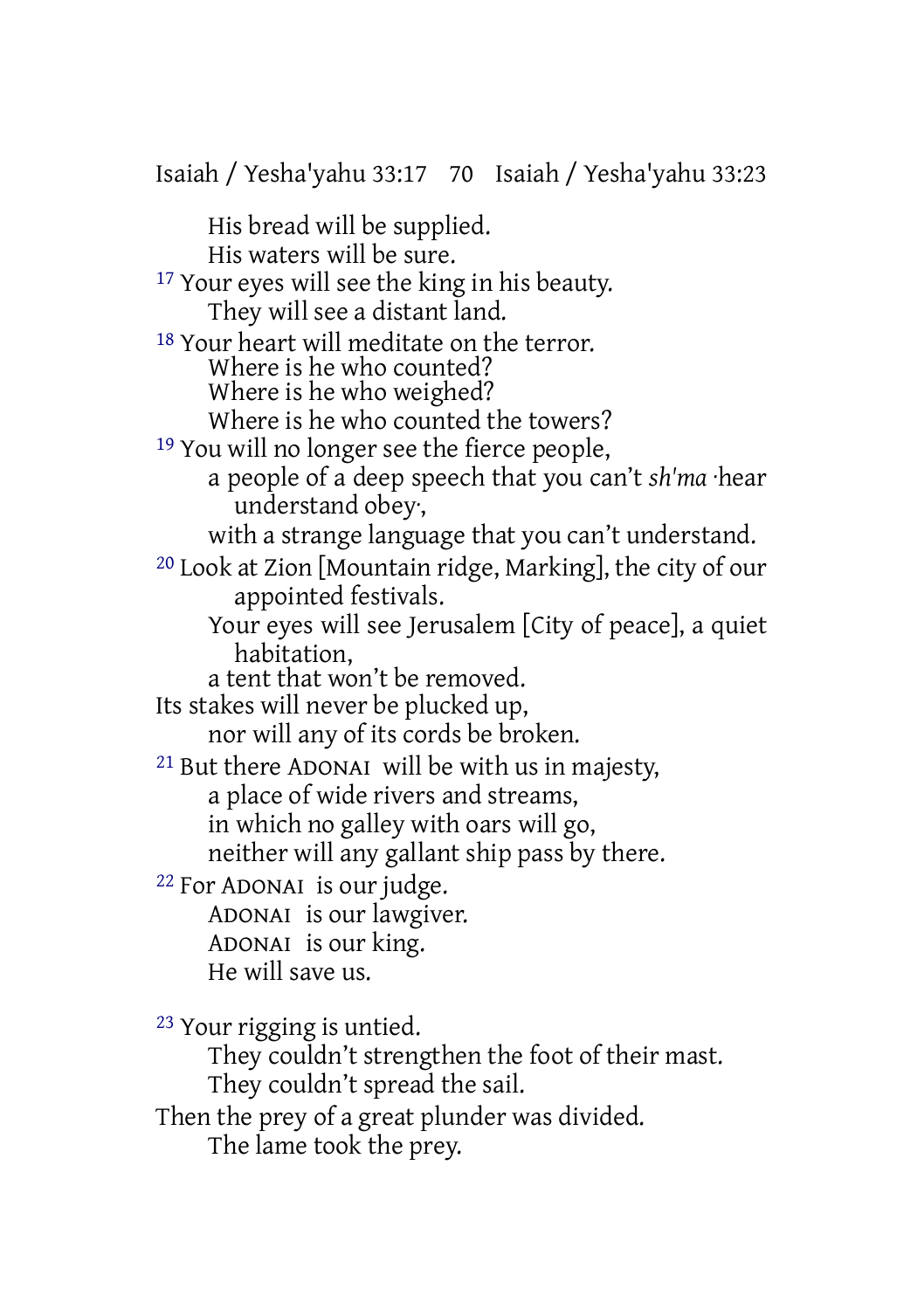His bread will be supplied.
His waters will be sure.

[17] Your eyes will see the king in his beauty.
They will see a distant land.

[18] Your heart will meditate on the terror.
Where is he who counted?
Where is he who weighed?
Where is he who counted the towers?

[19] You will no longer see the fierce people,
a people of a deep speech that you can't *sh'ma* ·hear understand obey·,
with a strange language that you can't understand.

[20] Look at Zion [Mountain ridge, Marking], the city of our appointed festivals.
Your eyes will see Jerusalem [City of peace], a quiet habitation,
a tent that won't be removed.
Its stakes will never be plucked up,
nor will any of its cords be broken.

[21] But there ADONAI will be with us in majesty,
a place of wide rivers and streams,
in which no galley with oars will go,
neither will any gallant ship pass by there.

[22] For ADONAI is our judge.
ADONAI is our lawgiver.
ADONAI is our king.
He will save us.

[23] Your rigging is untied.
They couldn't strengthen the foot of their mast.
They couldn't spread the sail.
Then the prey of a great plunder was divided.
The lame took the prey.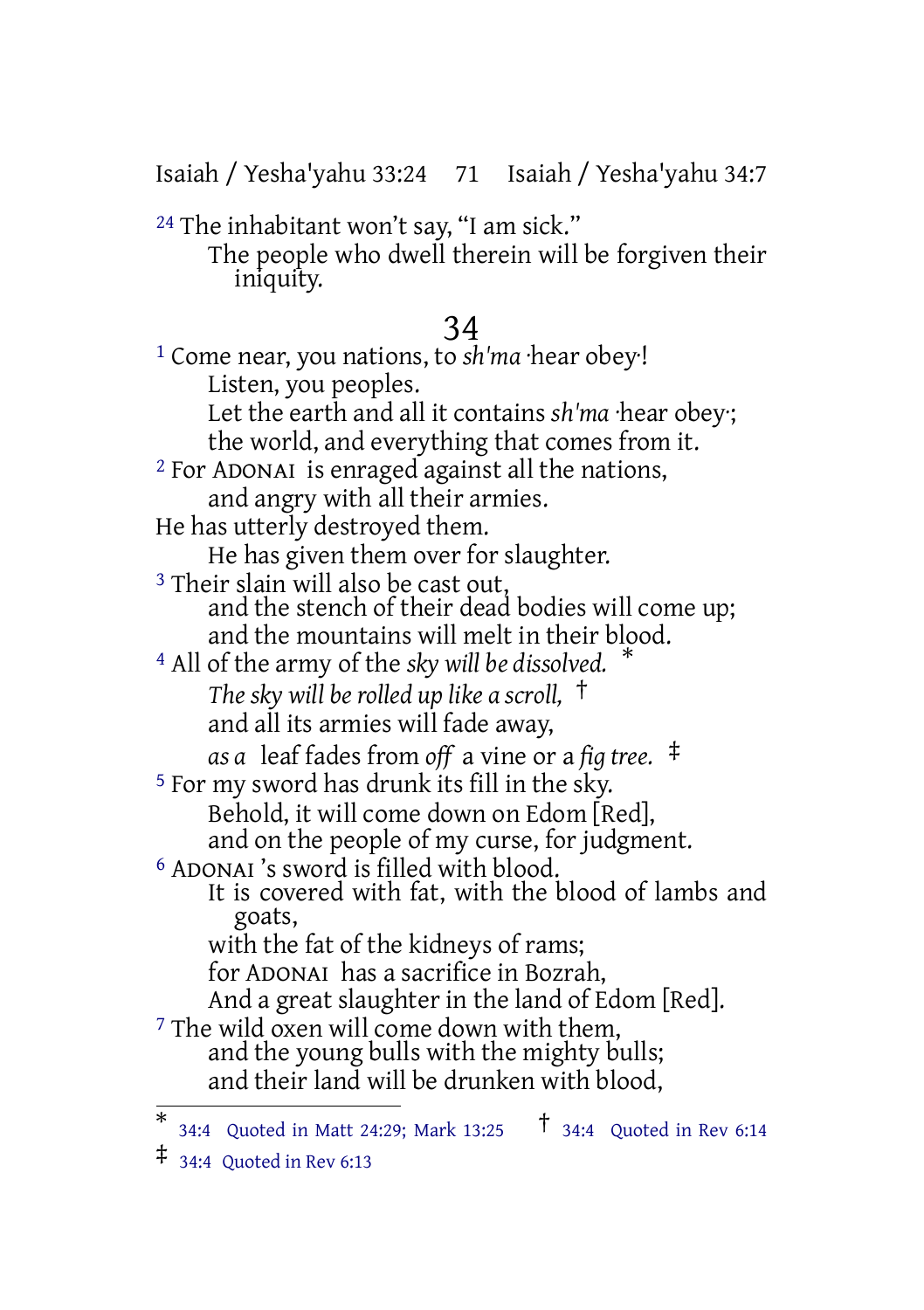[24] The inhabitant won't say, "I am sick."
The people who dwell therein will be forgiven their iniquity.

# 34

[1] Come near, you nations, to *sh'ma* ·hear obey·!
Listen, you peoples.
Let the earth and all it contains *sh'ma* ·hear obey·;
the world, and everything that comes from it.
[2] For ADONAI is enraged against all the nations,
and angry with all their armies.
He has utterly destroyed them.
He has given them over for slaughter.
[3] Their slain will also be cast out,
and the stench of their dead bodies will come up;
and the mountains will melt in their blood.
[4] All of the army of the *sky will be dissolved.* *
*The sky will be rolled up like a scroll,* †
and all its armies will fade away,
*as a* leaf fades from *off* a vine or a *fig tree.* ‡
[5] For my sword has drunk its fill in the sky.
Behold, it will come down on Edom [Red],
and on the people of my curse, for judgment.
[6] ADONAI 's sword is filled with blood.
It is covered with fat, with the blood of lambs and goats,
with the fat of the kidneys of rams;
for ADONAI has a sacrifice in Bozrah,
And a great slaughter in the land of Edom [Red].
[7] The wild oxen will come down with them,
and the young bulls with the mighty bulls;
and their land will be drunken with blood,

---

* 34:4 Quoted in Matt 24:29; Mark 13:25
† 34:4 Quoted in Rev 6:14
‡ 34:4 Quoted in Rev 6:13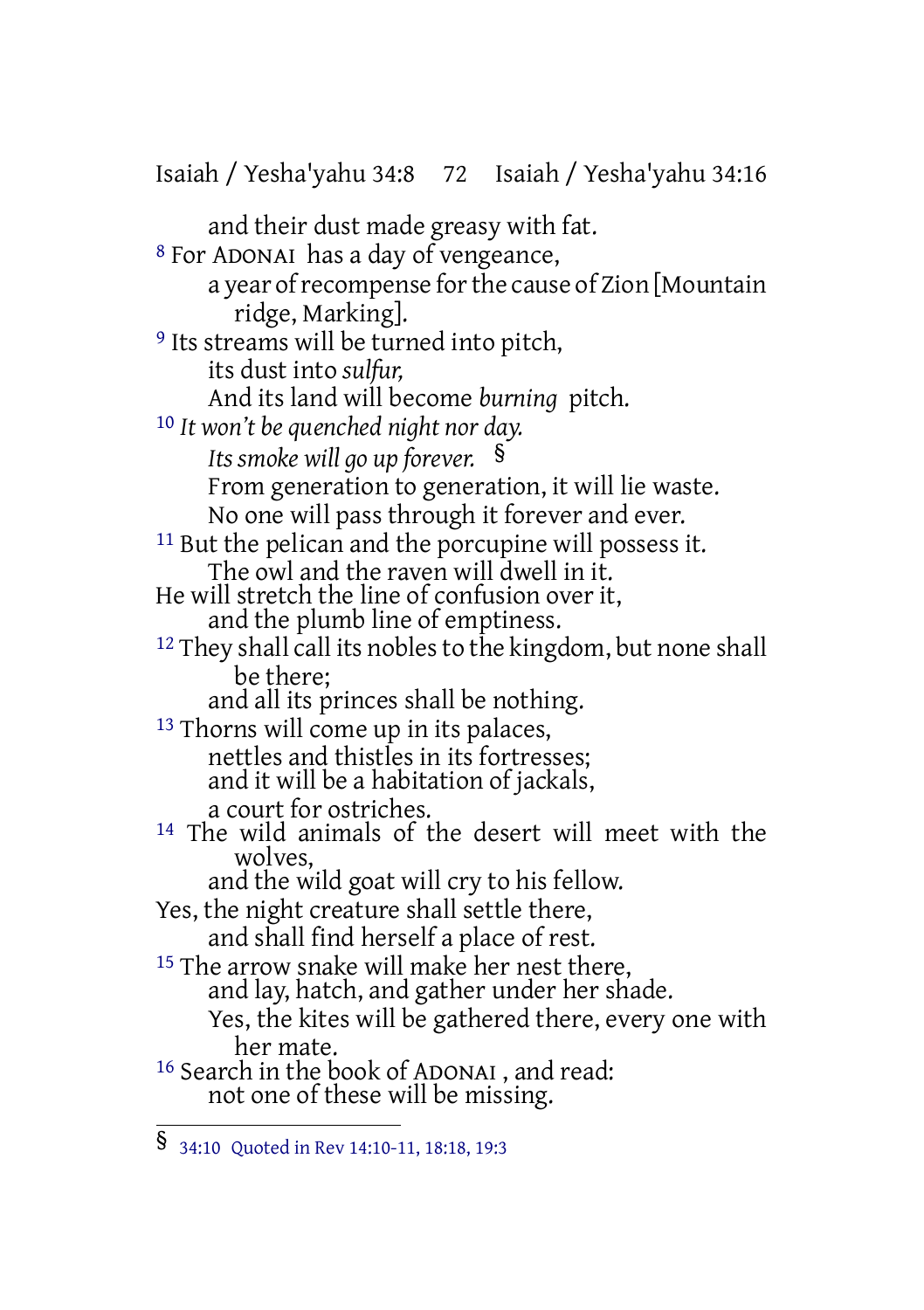and their dust made greasy with fat.

[8] For ADONAI has a day of vengeance,
a year of recompense for the cause of Zion [Mountain ridge, Marking].

[9] Its streams will be turned into pitch,
its dust into *sulfur,*
And its land will become *burning* pitch.

[10] *It won't be quenched night nor day.*
*Its smoke will go up forever.* §
From generation to generation, it will lie waste.
No one will pass through it forever and ever.

[11] But the pelican and the porcupine will possess it.
The owl and the raven will dwell in it.
He will stretch the line of confusion over it,
and the plumb line of emptiness.

[12] They shall call its nobles to the kingdom, but none shall be there;
and all its princes shall be nothing.

[13] Thorns will come up in its palaces,
nettles and thistles in its fortresses;
and it will be a habitation of jackals,
a court for ostriches.

[14] The wild animals of the desert will meet with the wolves,
and the wild goat will cry to his fellow.
Yes, the night creature shall settle there,
and shall find herself a place of rest.

[15] The arrow snake will make her nest there,
and lay, hatch, and gather under her shade.
Yes, the kites will be gathered there, every one with her mate.

[16] Search in the book of ADONAI , and read:
not one of these will be missing.

---

§ 34:10 Quoted in Rev 14:10-11, 18:18, 19:3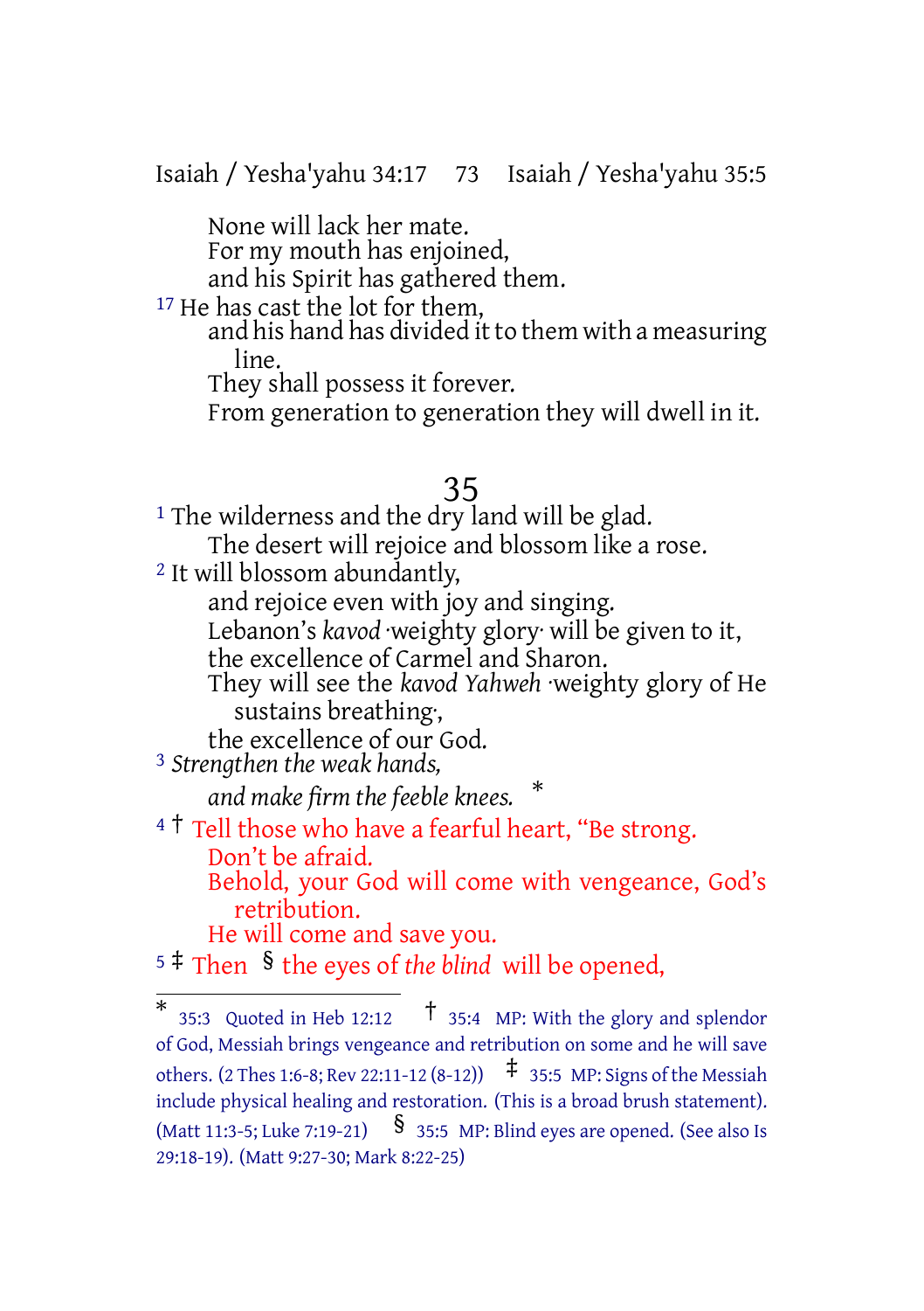None will lack her mate.
For my mouth has enjoined,
and his Spirit has gathered them.

[17] He has cast the lot for them,
and his hand has divided it to them with a measuring line.
They shall possess it forever.
From generation to generation they will dwell in it.

## 35

[1] The wilderness and the dry land will be glad.
The desert will rejoice and blossom like a rose.

[2] It will blossom abundantly,
and rejoice even with joy and singing.
Lebanon's *kavod* ·weighty glory· will be given to it,
the excellence of Carmel and Sharon.
They will see the *kavod Yahweh* ·weighty glory of He sustains breathing·,
the excellence of our God.

[3] *Strengthen the weak hands,*
*and make firm the feeble knees.* *

[4] † Tell those who have a fearful heart, "Be strong.
Don't be afraid.
Behold, your God will come with vengeance, God's retribution.
He will come and save you.

[5] ‡ Then § the eyes of *the blind* will be opened,

---

* 35:3 Quoted in Heb 12:12 † 35:4 MP: With the glory and splendor of God, Messiah brings vengeance and retribution on some and he will save others. (2 Thes 1:6-8; Rev 22:11-12 (8-12)) ‡ 35:5 MP: Signs of the Messiah include physical healing and restoration. (This is a broad brush statement). (Matt 11:3-5; Luke 7:19-21) § 35:5 MP: Blind eyes are opened. (See also Is 29:18-19). (Matt 9:27-30; Mark 8:22-25)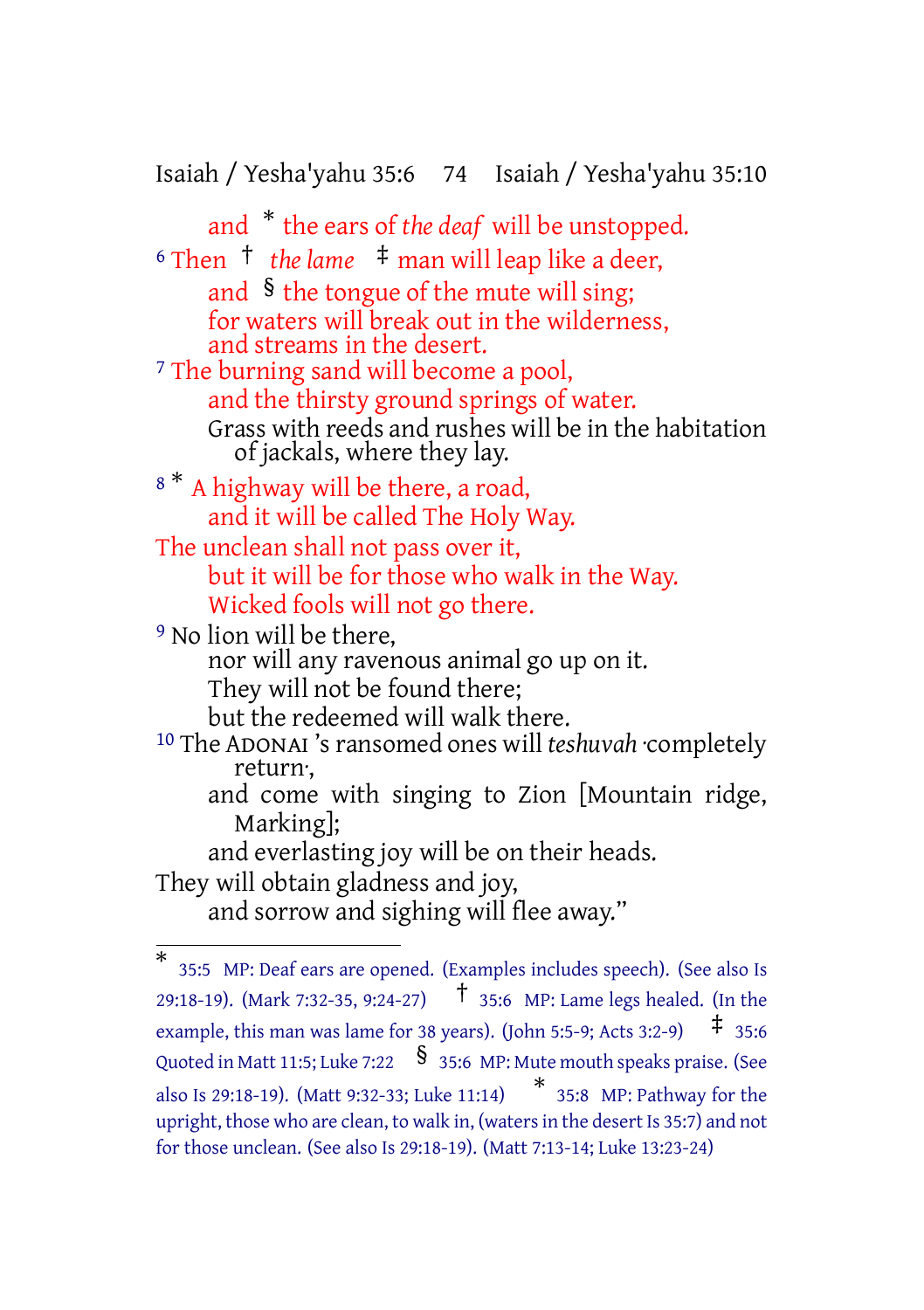and * the ears of *the deaf* will be unstopped.

6 Then † *the lame* ‡ man will leap like a deer,
and § the tongue of the mute will sing;
for waters will break out in the wilderness,
and streams in the desert.

7 The burning sand will become a pool,
and the thirsty ground springs of water.
Grass with reeds and rushes will be in the habitation of jackals, where they lay.

8 * A highway will be there, a road,
and it will be called The Holy Way.
The unclean shall not pass over it,
but it will be for those who walk in the Way.
Wicked fools will not go there.

9 No lion will be there,
nor will any ravenous animal go up on it.
They will not be found there;
but the redeemed will walk there.

10 The ADONAI 's ransomed ones will *teshuvah* ·completely return·,
and come with singing to Zion [Mountain ridge, Marking];
and everlasting joy will be on their heads.
They will obtain gladness and joy,
and sorrow and sighing will flee away."

---

* 35:5 MP: Deaf ears are opened. (Examples includes speech). (See also Is 29:18-19). (Mark 7:32-35, 9:24-27) † 35:6 MP: Lame legs healed. (In the example, this man was lame for 38 years). (John 5:5-9; Acts 3:2-9) ‡ 35:6 Quoted in Matt 11:5; Luke 7:22 § 35:6 MP: Mute mouth speaks praise. (See also Is 29:18-19). (Matt 9:32-33; Luke 11:14) * 35:8 MP: Pathway for the upright, those who are clean, to walk in, (waters in the desert Is 35:7) and not for those unclean. (See also Is 29:18-19). (Matt 7:13-14; Luke 13:23-24)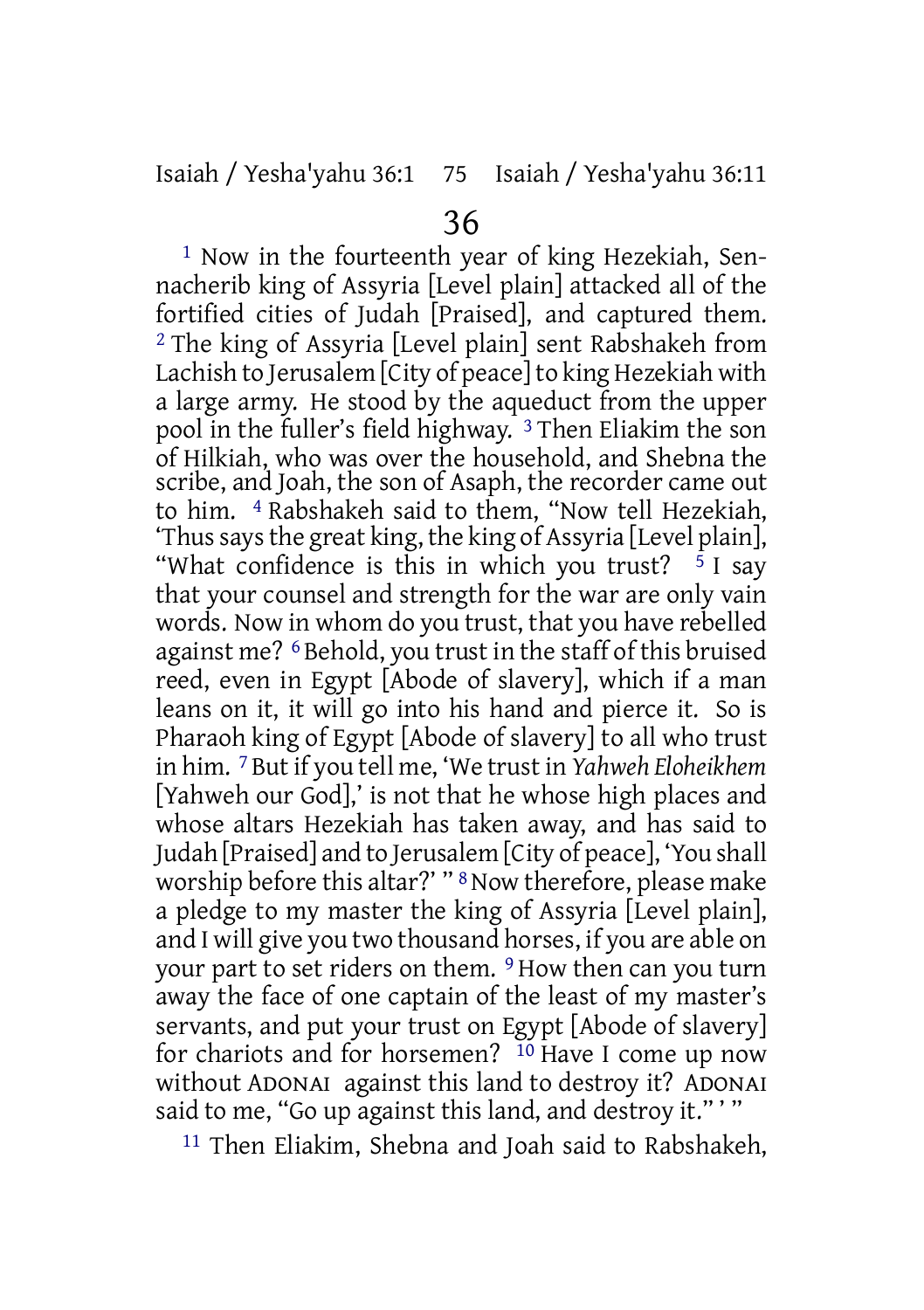# 36

[1] Now in the fourteenth year of king Hezekiah, Sennacherib king of Assyria [Level plain] attacked all of the fortified cities of Judah [Praised], and captured them. [2] The king of Assyria [Level plain] sent Rabshakeh from Lachish to Jerusalem [City of peace] to king Hezekiah with a large army. He stood by the aqueduct from the upper pool in the fuller's field highway. [3] Then Eliakim the son of Hilkiah, who was over the household, and Shebna the scribe, and Joah, the son of Asaph, the recorder came out to him. [4] Rabshakeh said to them, "Now tell Hezekiah, 'Thus says the great king, the king of Assyria [Level plain], "What confidence is this in which you trust? [5] I say that your counsel and strength for the war are only vain words. Now in whom do you trust, that you have rebelled against me? [6] Behold, you trust in the staff of this bruised reed, even in Egypt [Abode of slavery], which if a man leans on it, it will go into his hand and pierce it. So is Pharaoh king of Egypt [Abode of slavery] to all who trust in him. [7] But if you tell me, 'We trust in *Yahweh Eloheikhem* [Yahweh our God],' is not that he whose high places and whose altars Hezekiah has taken away, and has said to Judah [Praised] and to Jerusalem [City of peace], 'You shall worship before this altar?' " [8] Now therefore, please make a pledge to my master the king of Assyria [Level plain], and I will give you two thousand horses, if you are able on your part to set riders on them. [9] How then can you turn away the face of one captain of the least of my master's servants, and put your trust on Egypt [Abode of slavery] for chariots and for horsemen? [10] Have I come up now without ADONAI against this land to destroy it? ADONAI said to me, "Go up against this land, and destroy it." ' "

[11] Then Eliakim, Shebna and Joah said to Rabshakeh,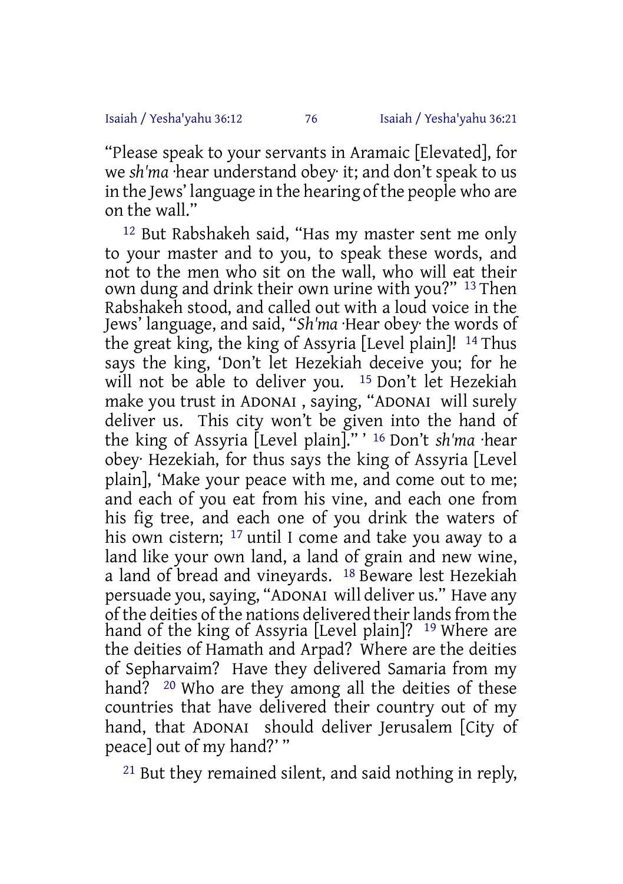“Please speak to your servants in Aramaic [Elevated], for we *sh'ma* ·hear understand obey· it; and don’t speak to us in the Jews’ language in the hearing of the people who are on the wall.”

12 But Rabshakeh said, “Has my master sent me only to your master and to you, to speak these words, and not to the men who sit on the wall, who will eat their own dung and drink their own urine with you?” 13 Then Rabshakeh stood, and called out with a loud voice in the Jews’ language, and said, “*Sh'ma* ·Hear obey· the words of the great king, the king of Assyria [Level plain]! 14 Thus says the king, ‘Don’t let Hezekiah deceive you; for he will not be able to deliver you. 15 Don’t let Hezekiah make you trust in ADONAI , saying, “ADONAI will surely deliver us. This city won’t be given into the hand of the king of Assyria [Level plain].” ’ 16 Don’t *sh'ma* ·hear obey· Hezekiah, for thus says the king of Assyria [Level plain], ‘Make your peace with me, and come out to me; and each of you eat from his vine, and each one from his fig tree, and each one of you drink the waters of his own cistern; 17 until I come and take you away to a land like your own land, a land of grain and new wine, a land of bread and vineyards. 18 Beware lest Hezekiah persuade you, saying, “ADONAI will deliver us.” Have any of the deities of the nations delivered their lands from the hand of the king of Assyria [Level plain]? 19 Where are the deities of Hamath and Arpad? Where are the deities of Sepharvaim? Have they delivered Samaria from my hand? 20 Who are they among all the deities of these countries that have delivered their country out of my hand, that ADONAI should deliver Jerusalem [City of peace] out of my hand?’ ”

21 But they remained silent, and said nothing in reply,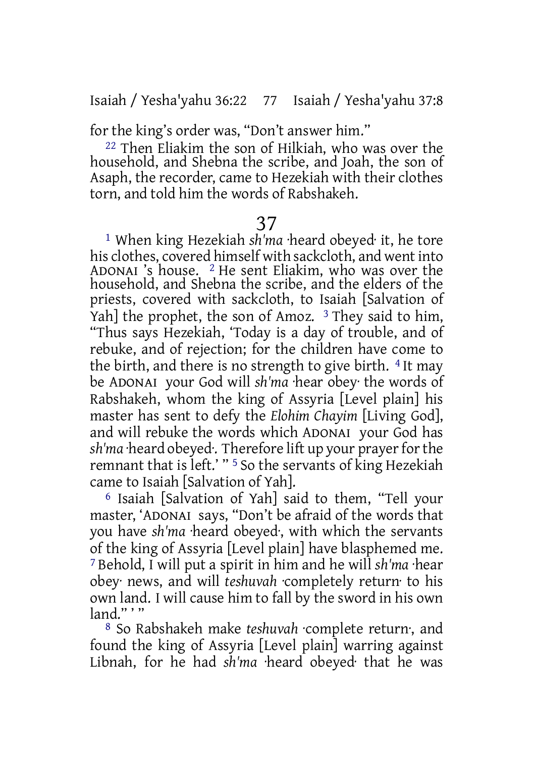for the king's order was, "Don't answer him."

[22] Then Eliakim the son of Hilkiah, who was over the household, and Shebna the scribe, and Joah, the son of Asaph, the recorder, came to Hezekiah with their clothes torn, and told him the words of Rabshakeh.

# 37

[1] When king Hezekiah *sh'ma* ·heard obeyed· it, he tore his clothes, covered himself with sackcloth, and went into ADONAI 's house. [2] He sent Eliakim, who was over the household, and Shebna the scribe, and the elders of the priests, covered with sackcloth, to Isaiah [Salvation of Yah] the prophet, the son of Amoz. [3] They said to him, "Thus says Hezekiah, 'Today is a day of trouble, and of rebuke, and of rejection; for the children have come to the birth, and there is no strength to give birth. [4] It may be ADONAI your God will *sh'ma* ·hear obey· the words of Rabshakeh, whom the king of Assyria [Level plain] his master has sent to defy the *Elohim Chayim* [Living God], and will rebuke the words which ADONAI your God has *sh'ma* ·heard obeyed·. Therefore lift up your prayer for the remnant that is left.' " [5] So the servants of king Hezekiah came to Isaiah [Salvation of Yah].

[6] Isaiah [Salvation of Yah] said to them, "Tell your master, 'ADONAI says, "Don't be afraid of the words that you have *sh'ma* ·heard obeyed·, with which the servants of the king of Assyria [Level plain] have blasphemed me. [7] Behold, I will put a spirit in him and he will *sh'ma* ·hear obey· news, and will *teshuvah* ·completely return· to his own land. I will cause him to fall by the sword in his own land." ' "

[8] So Rabshakeh make *teshuvah* ·complete return·, and found the king of Assyria [Level plain] warring against Libnah, for he had *sh'ma* ·heard obeyed· that he was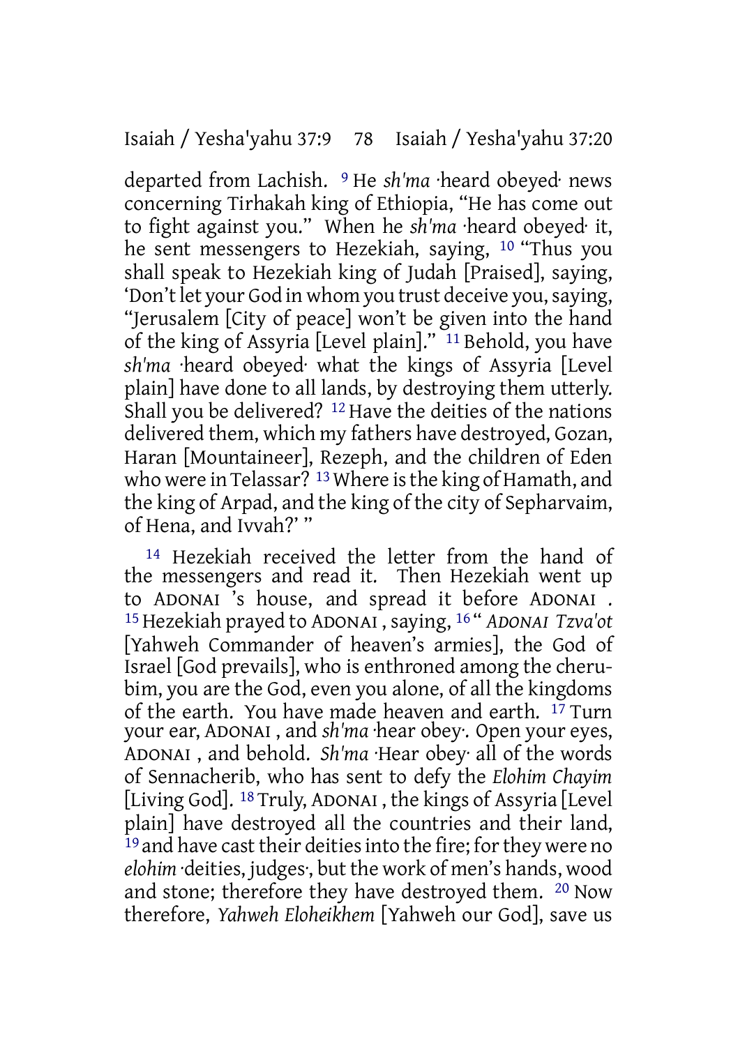departed from Lachish. 9 He *sh'ma* ·heard obeyed· news concerning Tirhakah king of Ethiopia, "He has come out to fight against you." When he *sh'ma* ·heard obeyed· it, he sent messengers to Hezekiah, saying, 10 "Thus you shall speak to Hezekiah king of Judah [Praised], saying, 'Don't let your God in whom you trust deceive you, saying, "Jerusalem [City of peace] won't be given into the hand of the king of Assyria [Level plain]." 11 Behold, you have *sh'ma* ·heard obeyed· what the kings of Assyria [Level plain] have done to all lands, by destroying them utterly. Shall you be delivered? 12 Have the deities of the nations delivered them, which my fathers have destroyed, Gozan, Haran [Mountaineer], Rezeph, and the children of Eden who were in Telassar? 13 Where is the king of Hamath, and the king of Arpad, and the king of the city of Sepharvaim, of Hena, and Ivvah?' "

14 Hezekiah received the letter from the hand of the messengers and read it. Then Hezekiah went up to ADONAI 's house, and spread it before ADONAI . 15 Hezekiah prayed to ADONAI , saying, 16 " *ADONAI Tzva'ot* [Yahweh Commander of heaven's armies], the God of Israel [God prevails], who is enthroned among the cherubim, you are the God, even you alone, of all the kingdoms of the earth. You have made heaven and earth. 17 Turn your ear, ADONAI , and *sh'ma* ·hear obey·. Open your eyes, ADONAI , and behold. *Sh'ma* ·Hear obey· all of the words of Sennacherib, who has sent to defy the *Elohim Chayim* [Living God]. 18 Truly, ADONAI , the kings of Assyria [Level plain] have destroyed all the countries and their land, 19 and have cast their deities into the fire; for they were no *elohim* ·deities, judges·, but the work of men's hands, wood and stone; therefore they have destroyed them. 20 Now therefore, *Yahweh Eloheikhem* [Yahweh our God], save us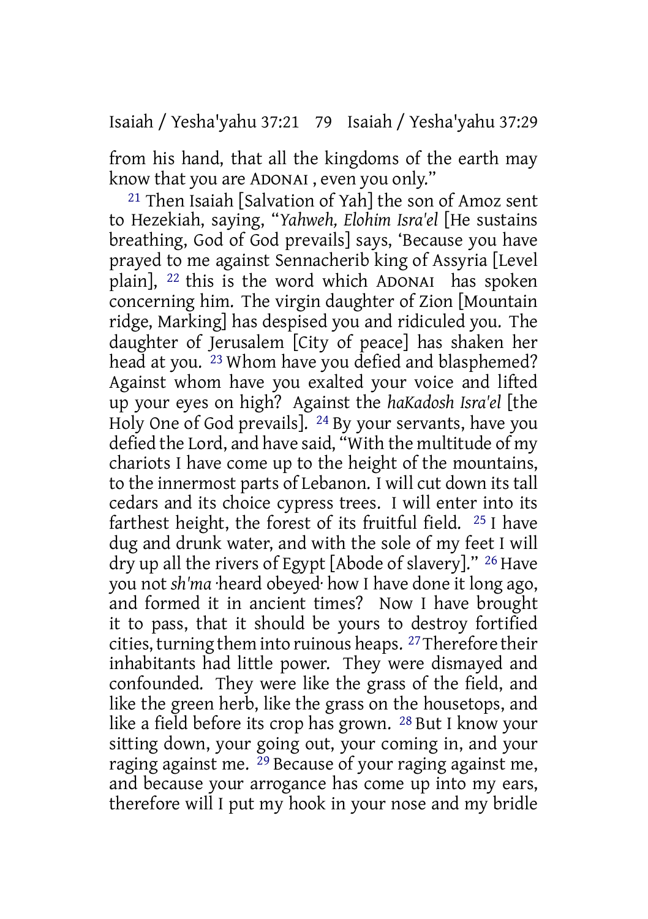from his hand, that all the kingdoms of the earth may know that you are ADONAI , even you only."

[21] Then Isaiah [Salvation of Yah] the son of Amoz sent to Hezekiah, saying, "*Yahweh, Elohim Isra'el* [He sustains breathing, God of God prevails] says, 'Because you have prayed to me against Sennacherib king of Assyria [Level plain], [22] this is the word which ADONAI has spoken concerning him. The virgin daughter of Zion [Mountain ridge, Marking] has despised you and ridiculed you. The daughter of Jerusalem [City of peace] has shaken her head at you. [23] Whom have you defied and blasphemed? Against whom have you exalted your voice and lifted up your eyes on high? Against the *haKadosh Isra'el* [the Holy One of God prevails]. [24] By your servants, have you defied the Lord, and have said, "With the multitude of my chariots I have come up to the height of the mountains, to the innermost parts of Lebanon. I will cut down its tall cedars and its choice cypress trees. I will enter into its farthest height, the forest of its fruitful field. [25] I have dug and drunk water, and with the sole of my feet I will dry up all the rivers of Egypt [Abode of slavery]." [26] Have you not *sh'ma* ·heard obeyed· how I have done it long ago, and formed it in ancient times? Now I have brought it to pass, that it should be yours to destroy fortified cities, turning them into ruinous heaps. [27] Therefore their inhabitants had little power. They were dismayed and confounded. They were like the grass of the field, and like the green herb, like the grass on the housetops, and like a field before its crop has grown. [28] But I know your sitting down, your going out, your coming in, and your raging against me. [29] Because of your raging against me, and because your arrogance has come up into my ears, therefore will I put my hook in your nose and my bridle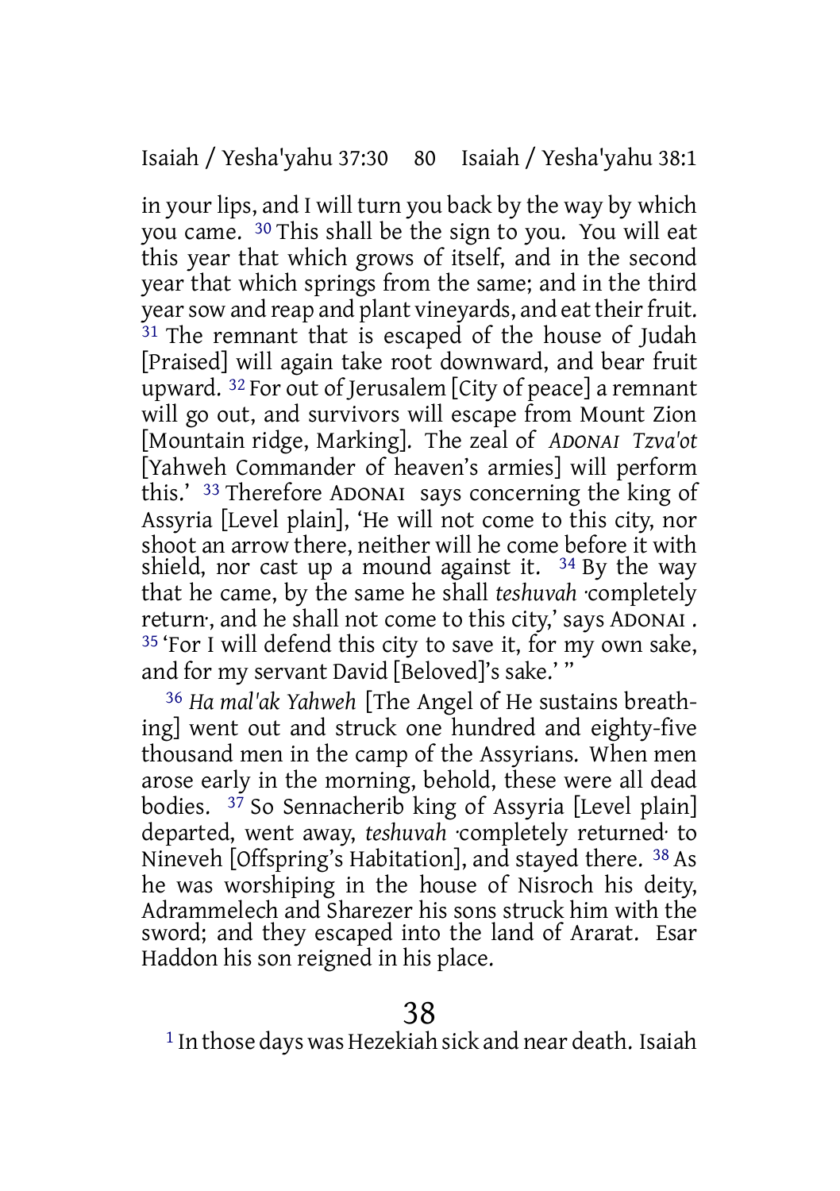in your lips, and I will turn you back by the way by which you came. [30] This shall be the sign to you. You will eat this year that which grows of itself, and in the second year that which springs from the same; and in the third year sow and reap and plant vineyards, and eat their fruit. [31] The remnant that is escaped of the house of Judah [Praised] will again take root downward, and bear fruit upward. [32] For out of Jerusalem [City of peace] a remnant will go out, and survivors will escape from Mount Zion [Mountain ridge, Marking]. The zeal of *ADONAI Tzva'ot* [Yahweh Commander of heaven's armies] will perform this.' [33] Therefore ADONAI says concerning the king of Assyria [Level plain], 'He will not come to this city, nor shoot an arrow there, neither will he come before it with shield, nor cast up a mound against it. [34] By the way that he came, by the same he shall *teshuvah* ·completely return·, and he shall not come to this city,' says ADONAI . [35] 'For I will defend this city to save it, for my own sake, and for my servant David [Beloved]'s sake.' "

[36] *Ha mal'ak Yahweh* [The Angel of He sustains breathing] went out and struck one hundred and eighty-five thousand men in the camp of the Assyrians. When men arose early in the morning, behold, these were all dead bodies. [37] So Sennacherib king of Assyria [Level plain] departed, went away, *teshuvah* ·completely returned· to Nineveh [Offspring's Habitation], and stayed there. [38] As he was worshiping in the house of Nisroch his deity, Adrammelech and Sharezer his sons struck him with the sword; and they escaped into the land of Ararat. Esar Haddon his son reigned in his place.

# 38

[1] In those days was Hezekiah sick and near death. Isaiah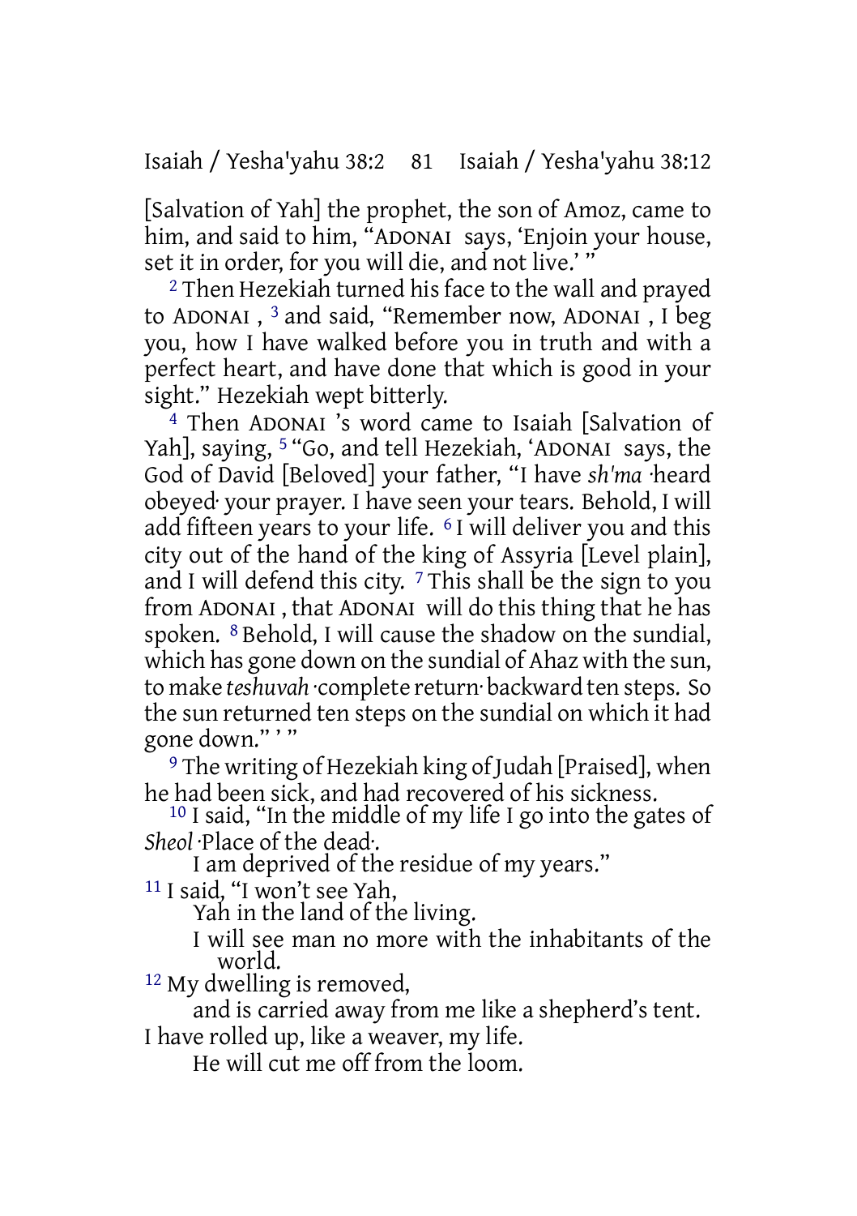[Salvation of Yah] the prophet, the son of Amoz, came to him, and said to him, "ADONAI says, 'Enjoin your house, set it in order, for you will die, and not live.' "

[2] Then Hezekiah turned his face to the wall and prayed to ADONAI , [3] and said, "Remember now, ADONAI , I beg you, how I have walked before you in truth and with a perfect heart, and have done that which is good in your sight." Hezekiah wept bitterly.

[4] Then ADONAI 's word came to Isaiah [Salvation of Yah], saying, [5] "Go, and tell Hezekiah, 'ADONAI says, the God of David [Beloved] your father, "I have *sh'ma* ·heard obeyed· your prayer. I have seen your tears. Behold, I will add fifteen years to your life. [6] I will deliver you and this city out of the hand of the king of Assyria [Level plain], and I will defend this city. [7] This shall be the sign to you from ADONAI , that ADONAI will do this thing that he has spoken. [8] Behold, I will cause the shadow on the sundial, which has gone down on the sundial of Ahaz with the sun, to make *teshuvah* ·complete return· backward ten steps. So the sun returned ten steps on the sundial on which it had gone down." ' "

[9] The writing of Hezekiah king of Judah [Praised], when he had been sick, and had recovered of his sickness.

[10] I said, "In the middle of my life I go into the gates of *Sheol* ·Place of the dead·.
I am deprived of the residue of my years."

[11] I said, "I won't see Yah,
Yah in the land of the living.
I will see man no more with the inhabitants of the world.

[12] My dwelling is removed,
and is carried away from me like a shepherd's tent.
I have rolled up, like a weaver, my life.
He will cut me off from the loom.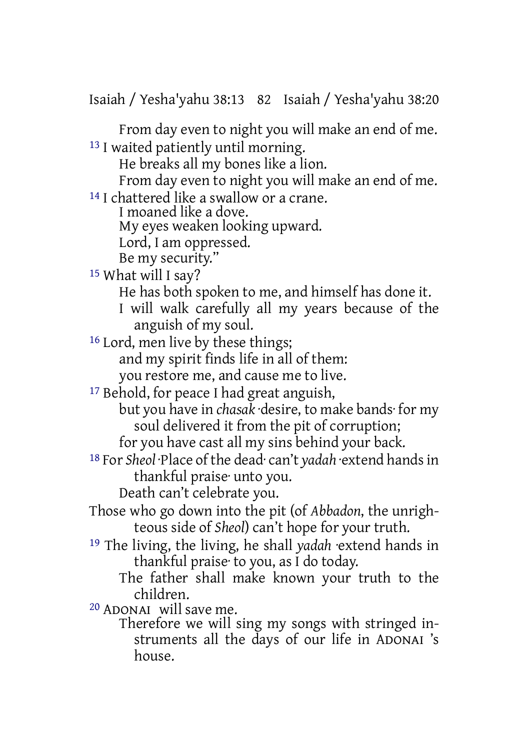From day even to night you will make an end of me.

[13] I waited patiently until morning.
He breaks all my bones like a lion.
From day even to night you will make an end of me.

[14] I chattered like a swallow or a crane.
I moaned like a dove.
My eyes weaken looking upward.
Lord, I am oppressed.
Be my security."

[15] What will I say?
He has both spoken to me, and himself has done it.
I will walk carefully all my years because of the anguish of my soul.

[16] Lord, men live by these things;
and my spirit finds life in all of them:
you restore me, and cause me to live.

[17] Behold, for peace I had great anguish,
but you have in *chasak* ·desire, to make bands· for my soul delivered it from the pit of corruption;
for you have cast all my sins behind your back.

[18] For *Sheol* ·Place of the dead· can't *yadah* ·extend hands in thankful praise· unto you.
Death can't celebrate you.
Those who go down into the pit (of *Abbadon*, the unrighteous side of *Sheol*) can't hope for your truth.

[19] The living, the living, he shall *yadah* ·extend hands in thankful praise· to you, as I do today.
The father shall make known your truth to the children.

[20] ADONAI will save me.
Therefore we will sing my songs with stringed instruments all the days of our life in ADONAI 's house.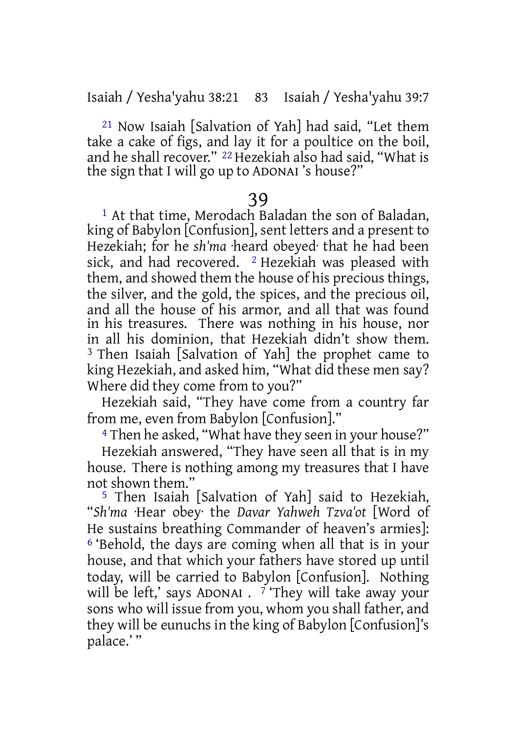21 Now Isaiah [Salvation of Yah] had said, "Let them take a cake of figs, and lay it for a poultice on the boil, and he shall recover." 22 Hezekiah also had said, "What is the sign that I will go up to ADONAI 's house?"

# 39

1 At that time, Merodach Baladan the son of Baladan, king of Babylon [Confusion], sent letters and a present to Hezekiah; for he *sh'ma* ·heard obeyed· that he had been sick, and had recovered. 2 Hezekiah was pleased with them, and showed them the house of his precious things, the silver, and the gold, the spices, and the precious oil, and all the house of his armor, and all that was found in his treasures. There was nothing in his house, nor in all his dominion, that Hezekiah didn't show them. 3 Then Isaiah [Salvation of Yah] the prophet came to king Hezekiah, and asked him, "What did these men say? Where did they come from to you?"

Hezekiah said, "They have come from a country far from me, even from Babylon [Confusion]."

4 Then he asked, "What have they seen in your house?"

Hezekiah answered, "They have seen all that is in my house. There is nothing among my treasures that I have not shown them."

5 Then Isaiah [Salvation of Yah] said to Hezekiah, "*Sh'ma* ·Hear obey· the *Davar Yahweh Tzva'ot* [Word of He sustains breathing Commander of heaven's armies]: 6 'Behold, the days are coming when all that is in your house, and that which your fathers have stored up until today, will be carried to Babylon [Confusion]. Nothing will be left,' says ADONAI . 7 'They will take away your sons who will issue from you, whom you shall father, and they will be eunuchs in the king of Babylon [Confusion]'s palace.' "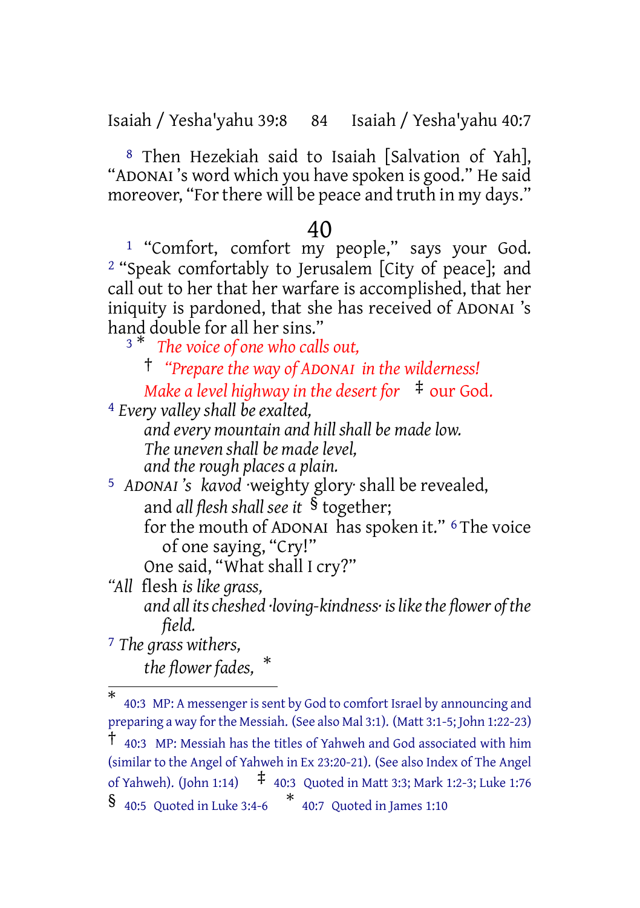[8] Then Hezekiah said to Isaiah [Salvation of Yah], "ADONAI 's word which you have spoken is good." He said moreover, "For there will be peace and truth in my days."

# 40

[1] "Comfort, comfort my people," says your God. [2] "Speak comfortably to Jerusalem [City of peace]; and call out to her that her warfare is accomplished, that her iniquity is pardoned, that she has received of ADONAI 's hand double for all her sins."

[3] * *The voice of one who calls out,*
† *"Prepare the way of ADONAI in the wilderness!*
*Make a level highway in the desert for* ‡ our God.
[4] *Every valley shall be exalted,*
*and every mountain and hill shall be made low.*
*The uneven shall be made level,*
*and the rough places a plain.*
[5] *ADONAI 's kavod* ·weighty glory· shall be revealed,
and *all flesh shall see it* § together;
for the mouth of ADONAI has spoken it." [6] The voice of one saying, "Cry!"
One said, "What shall I cry?"
*"All* flesh *is like grass,*
*and all its cheshed ·loving-kindness· is like the flower of the field.*
[7] *The grass withers,*
*the flower fades,* *

---

\* 40:3 MP: A messenger is sent by God to comfort Israel by announcing and preparing a way for the Messiah. (See also Mal 3:1). (Matt 3:1-5; John 1:22-23)

† 40:3 MP: Messiah has the titles of Yahweh and God associated with him (similar to the Angel of Yahweh in Ex 23:20-21). (See also Index of The Angel of Yahweh). (John 1:14)

‡ 40:3 Quoted in Matt 3:3; Mark 1:2-3; Luke 1:76

§ 40:5 Quoted in Luke 3:4-6

\* 40:7 Quoted in James 1:10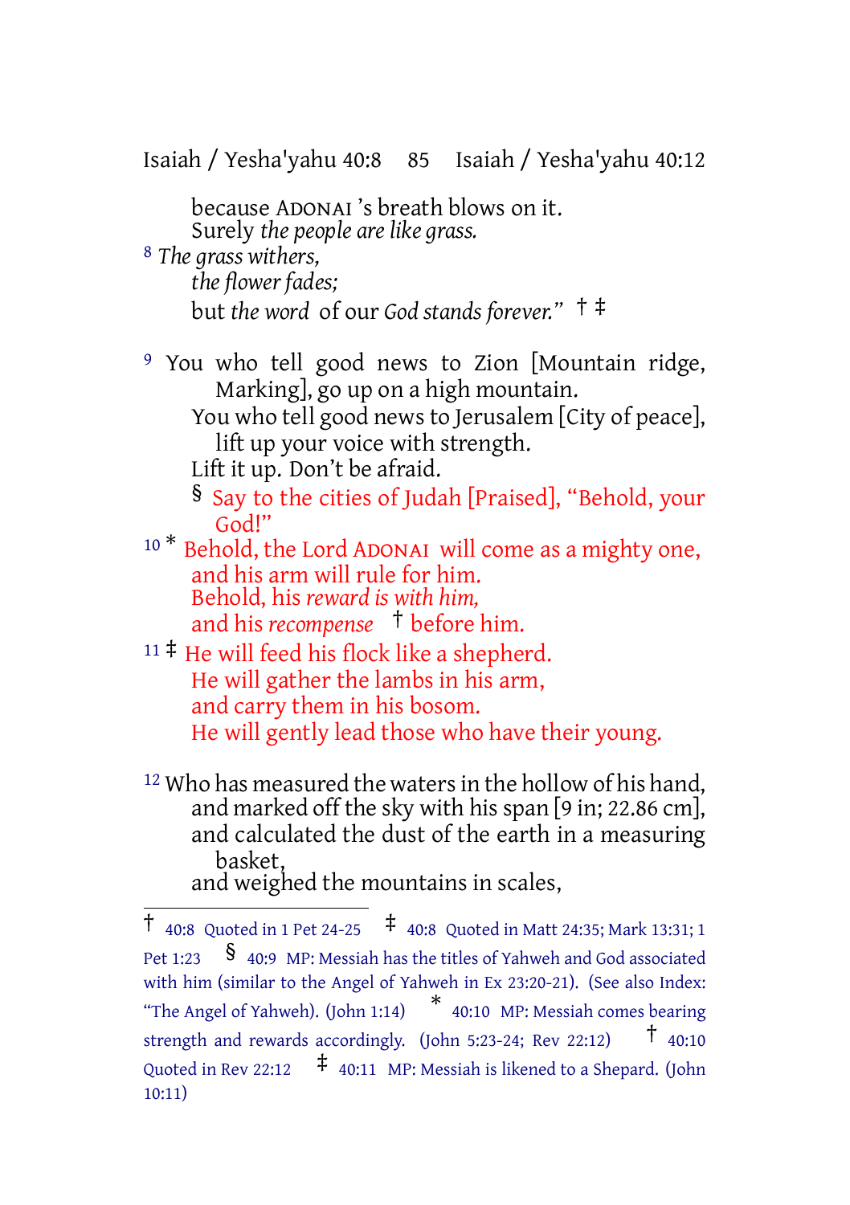because ADONAI 's breath blows on it.
Surely *the people are like grass.*

[8] *The grass withers,*
*the flower fades;*
but *the word* of our *God stands forever."* † ‡

[9] You who tell good news to Zion [Mountain ridge, Marking], go up on a high mountain.
You who tell good news to Jerusalem [City of peace], lift up your voice with strength.
Lift it up. Don't be afraid.
§ Say to the cities of Judah [Praised], "Behold, your God!"

[10] * Behold, the Lord ADONAI will come as a mighty one,
and his arm will rule for him.
Behold, his *reward is with him,*
and his *recompense* † before him.

[11] ‡ He will feed his flock like a shepherd.
He will gather the lambs in his arm,
and carry them in his bosom.
He will gently lead those who have their young.

[12] Who has measured the waters in the hollow of his hand,
and marked off the sky with his span [9 in; 22.86 cm],
and calculated the dust of the earth in a measuring basket,
and weighed the mountains in scales,

---

† 40:8 Quoted in 1 Pet 24-25 ‡ 40:8 Quoted in Matt 24:35; Mark 13:31; 1 Pet 1:23 § 40:9 MP: Messiah has the titles of Yahweh and God associated with him (similar to the Angel of Yahweh in Ex 23:20-21). (See also Index: "The Angel of Yahweh). (John 1:14) * 40:10 MP: Messiah comes bearing strength and rewards accordingly. (John 5:23-24; Rev 22:12) † 40:10 Quoted in Rev 22:12 ‡ 40:11 MP: Messiah is likened to a Shepard. (John 10:11)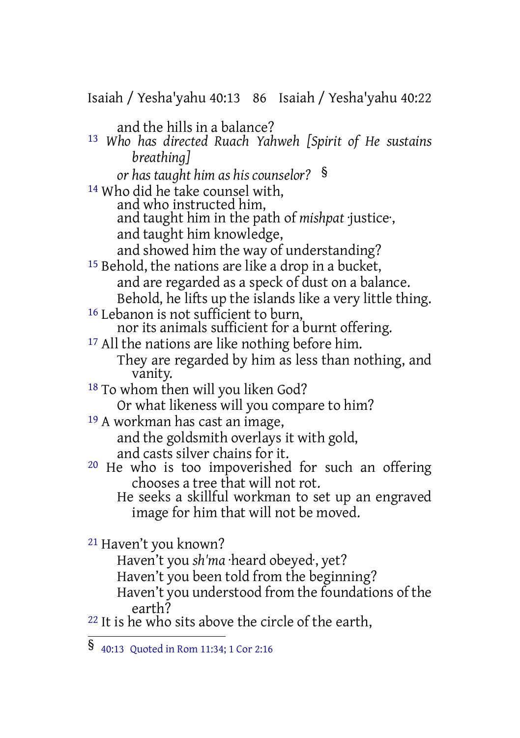and the hills in a balance?

[13] *Who has directed Ruach Yahweh [Spirit of He sustains breathing]*
*or has taught him as his counselor?* §

[14] Who did he take counsel with,
and who instructed him,
and taught him in the path of *mishpat* ·justice·,
and taught him knowledge,
and showed him the way of understanding?

[15] Behold, the nations are like a drop in a bucket,
and are regarded as a speck of dust on a balance.
Behold, he lifts up the islands like a very little thing.

[16] Lebanon is not sufficient to burn,
nor its animals sufficient for a burnt offering.

[17] All the nations are like nothing before him.
They are regarded by him as less than nothing, and vanity.

[18] To whom then will you liken God?
Or what likeness will you compare to him?

[19] A workman has cast an image,
and the goldsmith overlays it with gold,
and casts silver chains for it.

[20] He who is too impoverished for such an offering chooses a tree that will not rot.
He seeks a skillful workman to set up an engraved image for him that will not be moved.

[21] Haven't you known?
Haven't you *sh'ma* ·heard obeyed·, yet?
Haven't you been told from the beginning?
Haven't you understood from the foundations of the earth?

[22] It is he who sits above the circle of the earth,

---

§ 40:13 Quoted in Rom 11:34; 1 Cor 2:16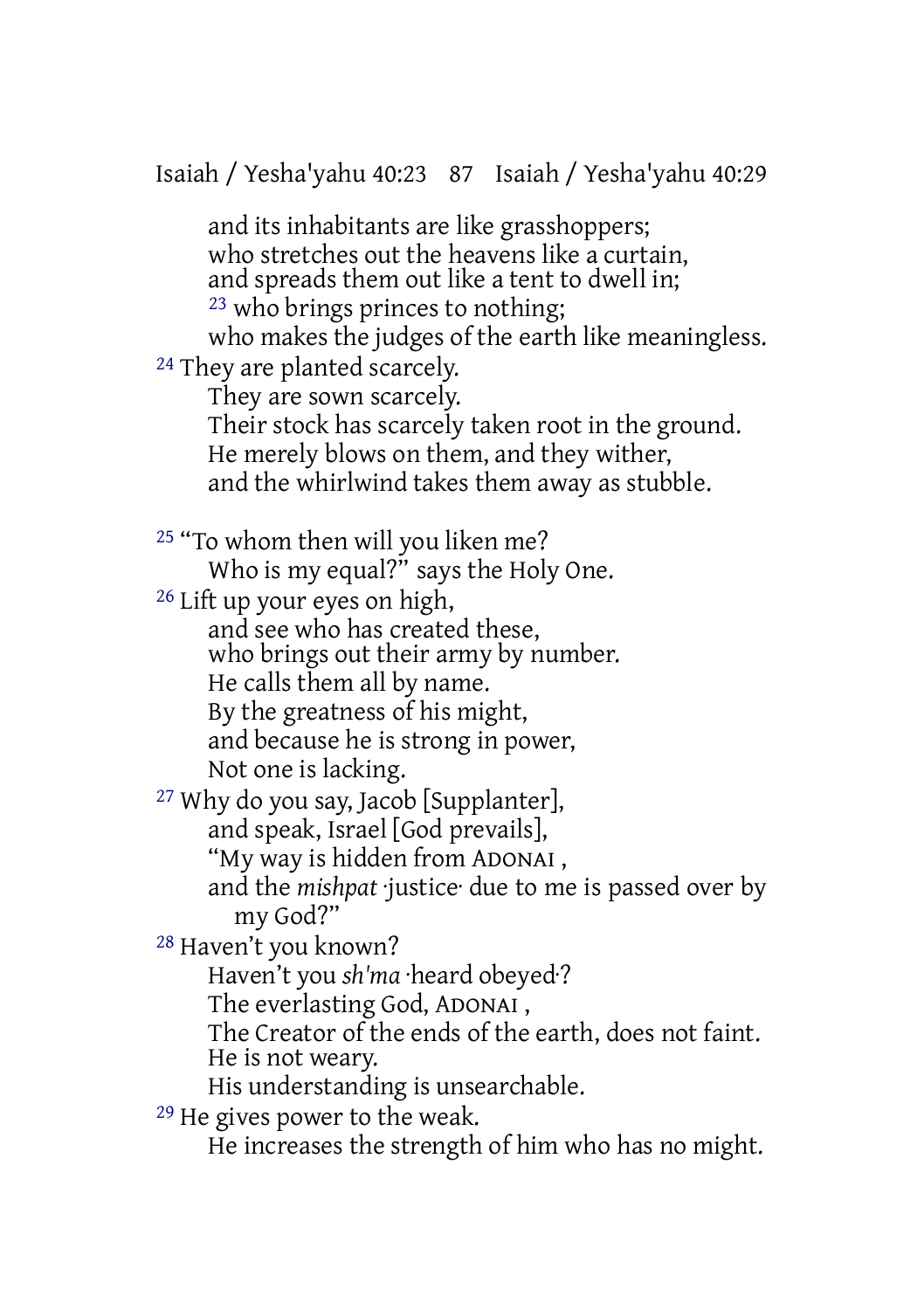and its inhabitants are like grasshoppers;
who stretches out the heavens like a curtain,
and spreads them out like a tent to dwell in;
[23] who brings princes to nothing;
who makes the judges of the earth like meaningless.
[24] They are planted scarcely.
They are sown scarcely.
Their stock has scarcely taken root in the ground.
He merely blows on them, and they wither,
and the whirlwind takes them away as stubble.

[25] "To whom then will you liken me?
Who is my equal?" says the Holy One.
[26] Lift up your eyes on high,
and see who has created these,
who brings out their army by number.
He calls them all by name.
By the greatness of his might,
and because he is strong in power,
Not one is lacking.
[27] Why do you say, Jacob [Supplanter],
and speak, Israel [God prevails],
"My way is hidden from ADONAI ,
and the *mishpat* ·justice· due to me is passed over by my God?"
[28] Haven't you known?
Haven't you *sh'ma* ·heard obeyed·?
The everlasting God, ADONAI ,
The Creator of the ends of the earth, does not faint.
He is not weary.
His understanding is unsearchable.
[29] He gives power to the weak.
He increases the strength of him who has no might.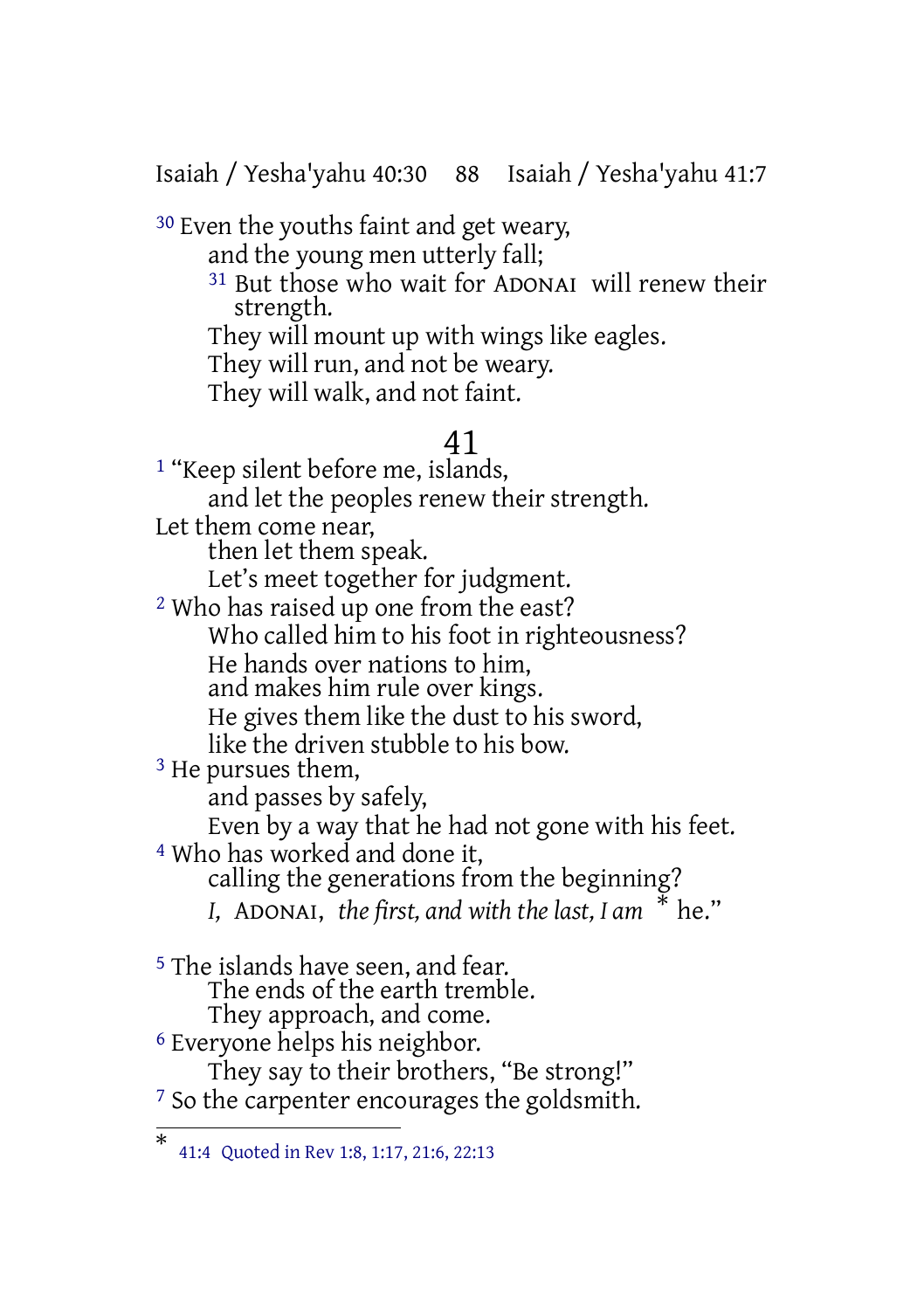[30] Even the youths faint and get weary,
and the young men utterly fall;
[31] But those who wait for ADONAI will renew their strength.
They will mount up with wings like eagles.
They will run, and not be weary.
They will walk, and not faint.

## 41

[1] "Keep silent before me, islands,
and let the peoples renew their strength.
Let them come near,
then let them speak.
Let's meet together for judgment.
[2] Who has raised up one from the east?
Who called him to his foot in righteousness?
He hands over nations to him,
and makes him rule over kings.
He gives them like the dust to his sword,
like the driven stubble to his bow.
[3] He pursues them,
and passes by safely,
Even by a way that he had not gone with his feet.
[4] Who has worked and done it,
calling the generations from the beginning?
*I,* ADONAI, *the first, and with the last, I am* * he."

[5] The islands have seen, and fear.
The ends of the earth tremble.
They approach, and come.
[6] Everyone helps his neighbor.
They say to their brothers, "Be strong!"
[7] So the carpenter encourages the goldsmith.

---

* 41:4 Quoted in Rev 1:8, 1:17, 21:6, 22:13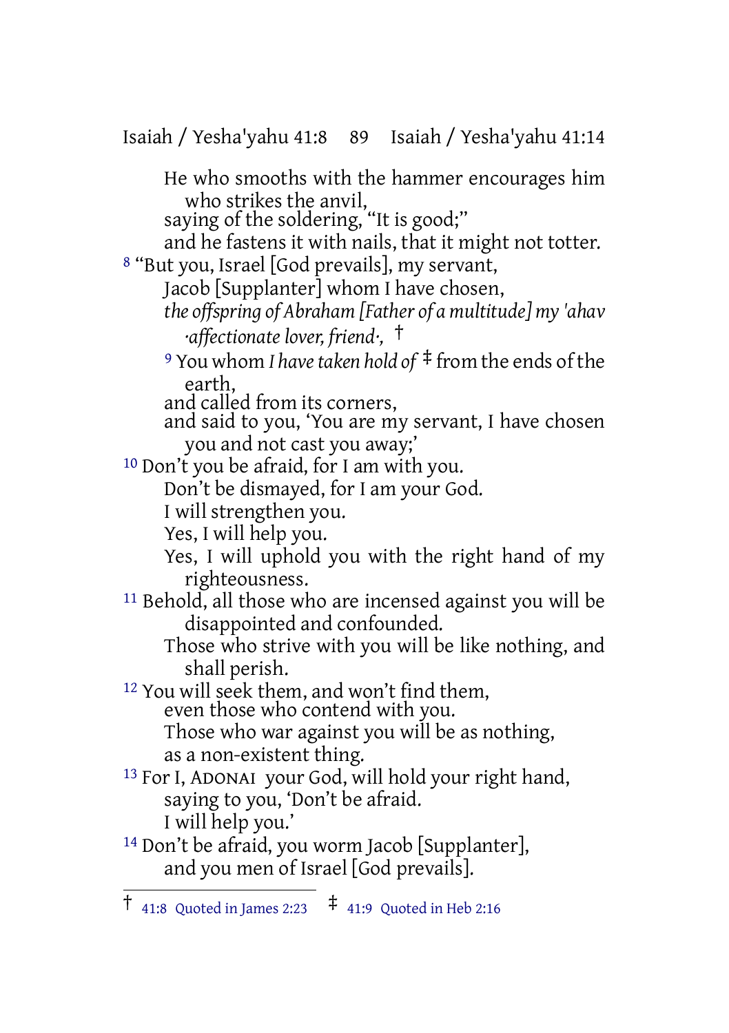He who smooths with the hammer encourages him who strikes the anvil,
saying of the soldering, "It is good;"
and he fastens it with nails, that it might not totter.

[8] "But you, Israel [God prevails], my servant,
Jacob [Supplanter] whom I have chosen,
*the offspring of Abraham [Father of a multitude] my 'ahav ·affectionate lover, friend·,* †

[9] You whom *I have taken hold of* ‡ from the ends of the earth,
and called from its corners,
and said to you, 'You are my servant, I have chosen you and not cast you away;'

[10] Don't you be afraid, for I am with you.
Don't be dismayed, for I am your God.
I will strengthen you.
Yes, I will help you.
Yes, I will uphold you with the right hand of my righteousness.

[11] Behold, all those who are incensed against you will be disappointed and confounded.
Those who strive with you will be like nothing, and shall perish.

[12] You will seek them, and won't find them,
even those who contend with you.
Those who war against you will be as nothing,
as a non-existent thing.

[13] For I, ADONAI your God, will hold your right hand,
saying to you, 'Don't be afraid.
I will help you.'

[14] Don't be afraid, you worm Jacob [Supplanter],
and you men of Israel [God prevails].

---

† 41:8 Quoted in James 2:23 ‡ 41:9 Quoted in Heb 2:16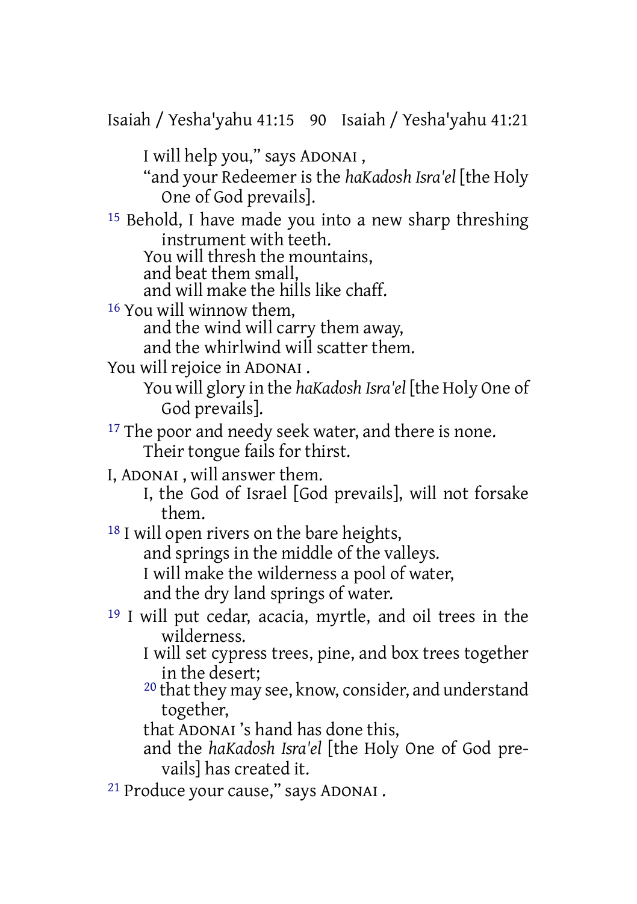I will help you," says ADONAI ,
"and your Redeemer is the *haKadosh Isra'el* [the Holy One of God prevails].

15 Behold, I have made you into a new sharp threshing instrument with teeth.
You will thresh the mountains,
and beat them small,
and will make the hills like chaff.

16 You will winnow them,
and the wind will carry them away,
and the whirlwind will scatter them.
You will rejoice in ADONAI .
You will glory in the *haKadosh Isra'el* [the Holy One of God prevails].

17 The poor and needy seek water, and there is none.
Their tongue fails for thirst.
I, ADONAI , will answer them.
I, the God of Israel [God prevails], will not forsake them.

18 I will open rivers on the bare heights,
and springs in the middle of the valleys.
I will make the wilderness a pool of water,
and the dry land springs of water.

19 I will put cedar, acacia, myrtle, and oil trees in the wilderness.
I will set cypress trees, pine, and box trees together in the desert;
20 that they may see, know, consider, and understand together,
that ADONAI 's hand has done this,
and the *haKadosh Isra'el* [the Holy One of God prevails] has created it.

21 Produce your cause," says ADONAI .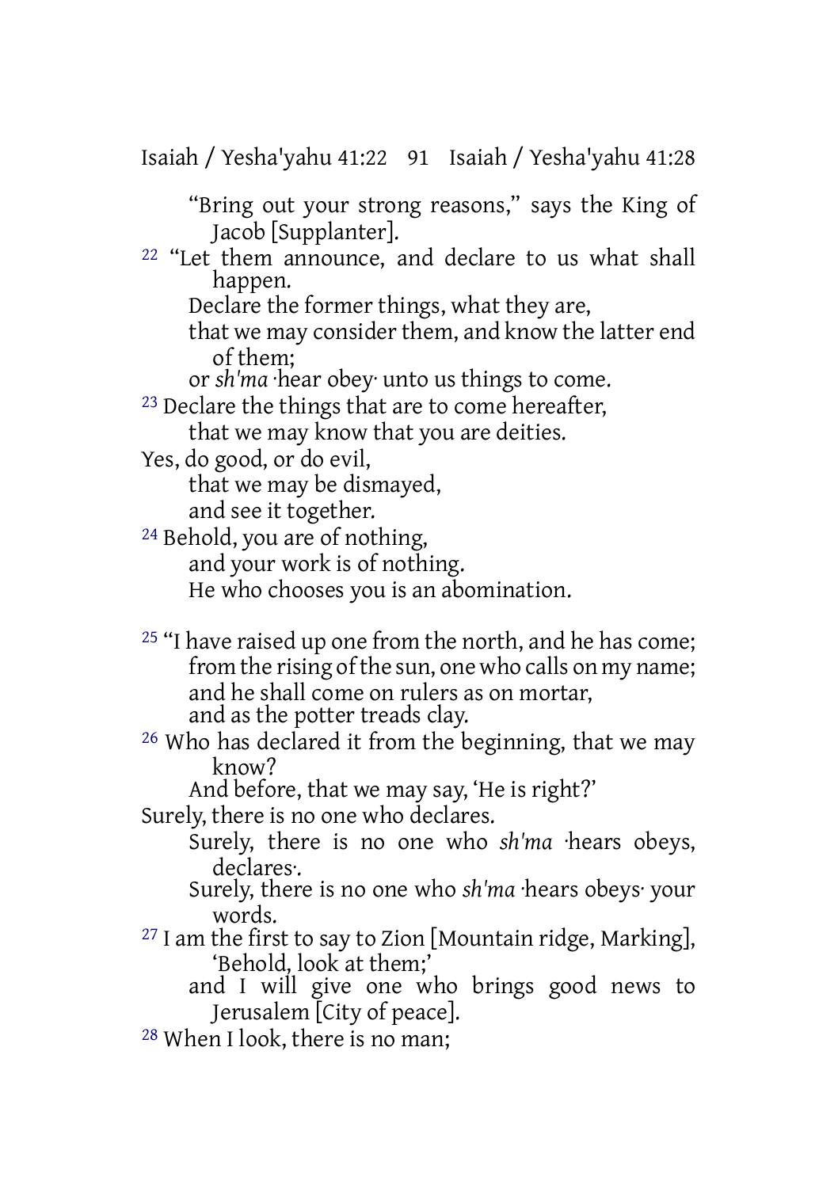"Bring out your strong reasons," says the King of Jacob [Supplanter].

[22] "Let them announce, and declare to us what shall happen.
Declare the former things, what they are,
that we may consider them, and know the latter end of them;
or *sh'ma* ·hear obey· unto us things to come.

[23] Declare the things that are to come hereafter,
that we may know that you are deities.
Yes, do good, or do evil,
that we may be dismayed,
and see it together.

[24] Behold, you are of nothing,
and your work is of nothing.
He who chooses you is an abomination.

[25] "I have raised up one from the north, and he has come;
from the rising of the sun, one who calls on my name;
and he shall come on rulers as on mortar,
and as the potter treads clay.

[26] Who has declared it from the beginning, that we may know?
And before, that we may say, 'He is right?'
Surely, there is no one who declares.
Surely, there is no one who *sh'ma* ·hears obeys, declares·.
Surely, there is no one who *sh'ma* ·hears obeys· your words.

[27] I am the first to say to Zion [Mountain ridge, Marking], 'Behold, look at them;'
and I will give one who brings good news to Jerusalem [City of peace].

[28] When I look, there is no man;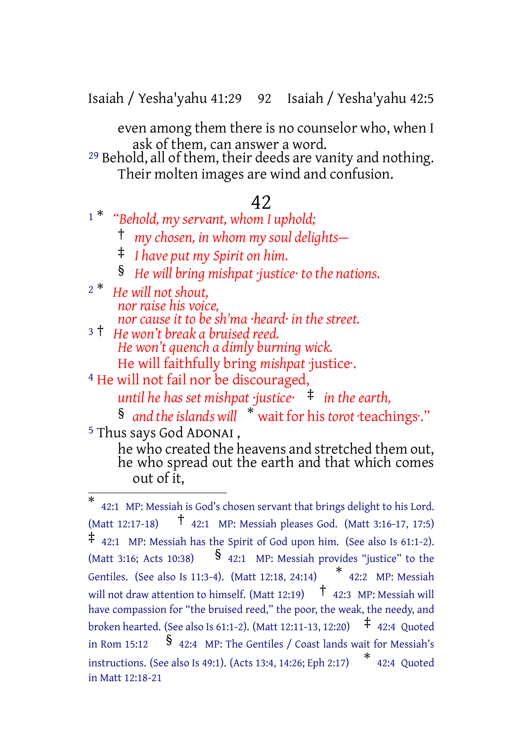even among them there is no counselor who, when I ask of them, can answer a word.

29 Behold, all of them, their deeds are vanity and nothing. Their molten images are wind and confusion.

## 42

1 * *“Behold, my servant, whom I uphold;*
† *my chosen, in whom my soul delights—*
‡ *I have put my Spirit on him.*
§ *He will bring mishpat ·justice· to the nations.*

2 * *He will not shout,*
*nor raise his voice,*
*nor cause it to be sh'ma ·heard· in the street.*

3 † *He won’t break a bruised reed.*
*He won’t quench a dimly burning wick.*
He will faithfully bring *mishpat* ·justice·.

4 He will not fail nor be discouraged,
*until he has set mishpat ·justice·* ‡ *in the earth,*
§ *and the islands will* * wait for his *torot* ·teachings·.”

5 Thus says God ADONAI ,
he who created the heavens and stretched them out,
he who spread out the earth and that which comes out of it,

---

* 42:1 MP: Messiah is God’s chosen servant that brings delight to his Lord. (Matt 12:17-18) † 42:1 MP: Messiah pleases God. (Matt 3:16-17, 17:5) ‡ 42:1 MP: Messiah has the Spirit of God upon him. (See also Is 61:1-2). (Matt 3:16; Acts 10:38) § 42:1 MP: Messiah provides “justice” to the Gentiles. (See also Is 11:3-4). (Matt 12:18, 24:14) * 42:2 MP: Messiah will not draw attention to himself. (Matt 12:19) † 42:3 MP: Messiah will have compassion for “the bruised reed,” the poor, the weak, the needy, and broken hearted. (See also Is 61:1-2). (Matt 12:11-13, 12:20) ‡ 42:4 Quoted in Rom 15:12 § 42:4 MP: The Gentiles / Coast lands wait for Messiah’s instructions. (See also Is 49:1). (Acts 13:4, 14:26; Eph 2:17) * 42:4 Quoted in Matt 12:18-21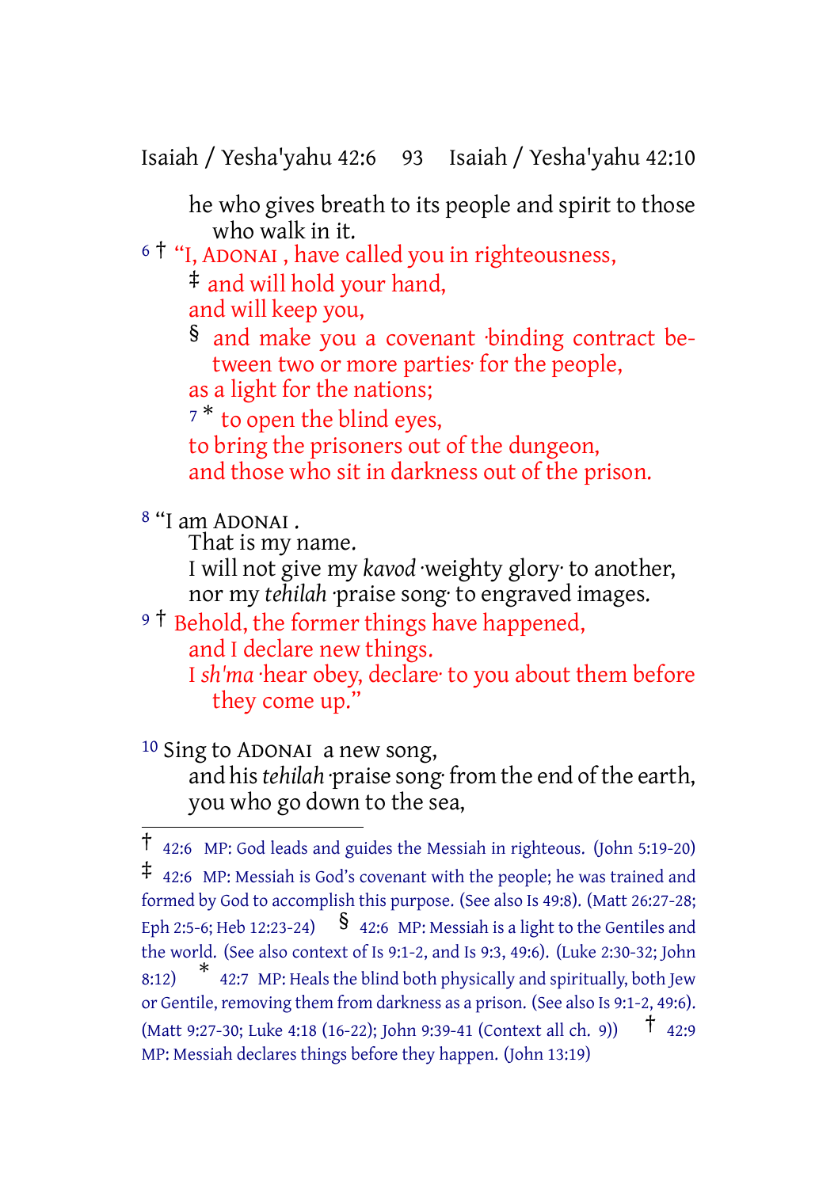he who gives breath to its people and spirit to those who walk in it.

6 † "I, ADONAI , have called you in righteousness,
‡ and will hold your hand,
and will keep you,
§ and make you a covenant ·binding contract between two or more parties· for the people,
as a light for the nations;
7 * to open the blind eyes,
to bring the prisoners out of the dungeon,
and those who sit in darkness out of the prison.

8 "I am ADONAI .
That is my name.
I will not give my *kavod* ·weighty glory· to another,
nor my *tehilah* ·praise song· to engraved images.
9 † Behold, the former things have happened,
and I declare new things.
I *sh'ma* ·hear obey, declare· to you about them before they come up."

10 Sing to ADONAI a new song,
and his *tehilah* ·praise song· from the end of the earth,
you who go down to the sea,

---

† 42:6 MP: God leads and guides the Messiah in righteous. (John 5:19-20)
‡ 42:6 MP: Messiah is God's covenant with the people; he was trained and formed by God to accomplish this purpose. (See also Is 49:8). (Matt 26:27-28; Eph 2:5-6; Heb 12:23-24)
§ 42:6 MP: Messiah is a light to the Gentiles and the world. (See also context of Is 9:1-2, and Is 9:3, 49:6). (Luke 2:30-32; John 8:12)
* 42:7 MP: Heals the blind both physically and spiritually, both Jew or Gentile, removing them from darkness as a prison. (See also Is 9:1-2, 49:6). (Matt 9:27-30; Luke 4:18 (16-22); John 9:39-41 (Context all ch. 9))
† 42:9 MP: Messiah declares things before they happen. (John 13:19)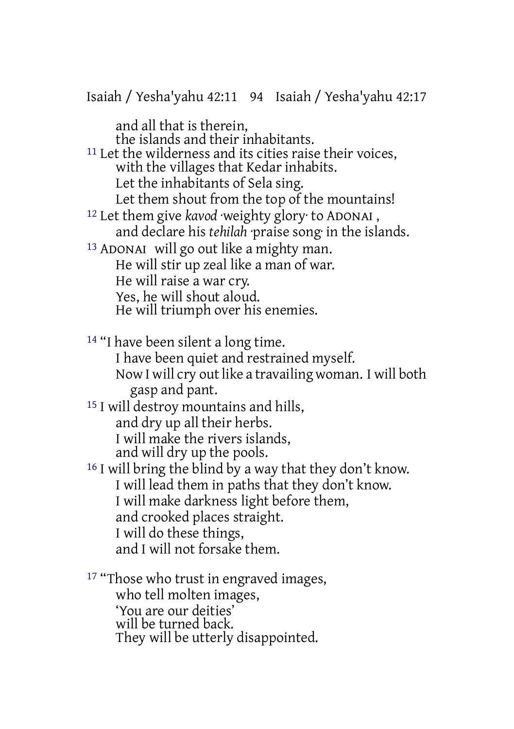and all that is therein,
the islands and their inhabitants.

11 Let the wilderness and its cities raise their voices,
with the villages that Kedar inhabits.
Let the inhabitants of Sela sing.
Let them shout from the top of the mountains!

12 Let them give *kavod* ·weighty glory· to ADONAI ,
and declare his *tehilah* ·praise song· in the islands.

13 ADONAI will go out like a mighty man.
He will stir up zeal like a man of war.
He will raise a war cry.
Yes, he will shout aloud.
He will triumph over his enemies.

14 "I have been silent a long time.
I have been quiet and restrained myself.
Now I will cry out like a travailing woman. I will both gasp and pant.

15 I will destroy mountains and hills,
and dry up all their herbs.
I will make the rivers islands,
and will dry up the pools.

16 I will bring the blind by a way that they don't know.
I will lead them in paths that they don't know.
I will make darkness light before them,
and crooked places straight.
I will do these things,
and I will not forsake them.

17 "Those who trust in engraved images,
who tell molten images,
'You are our deities'
will be turned back.
They will be utterly disappointed.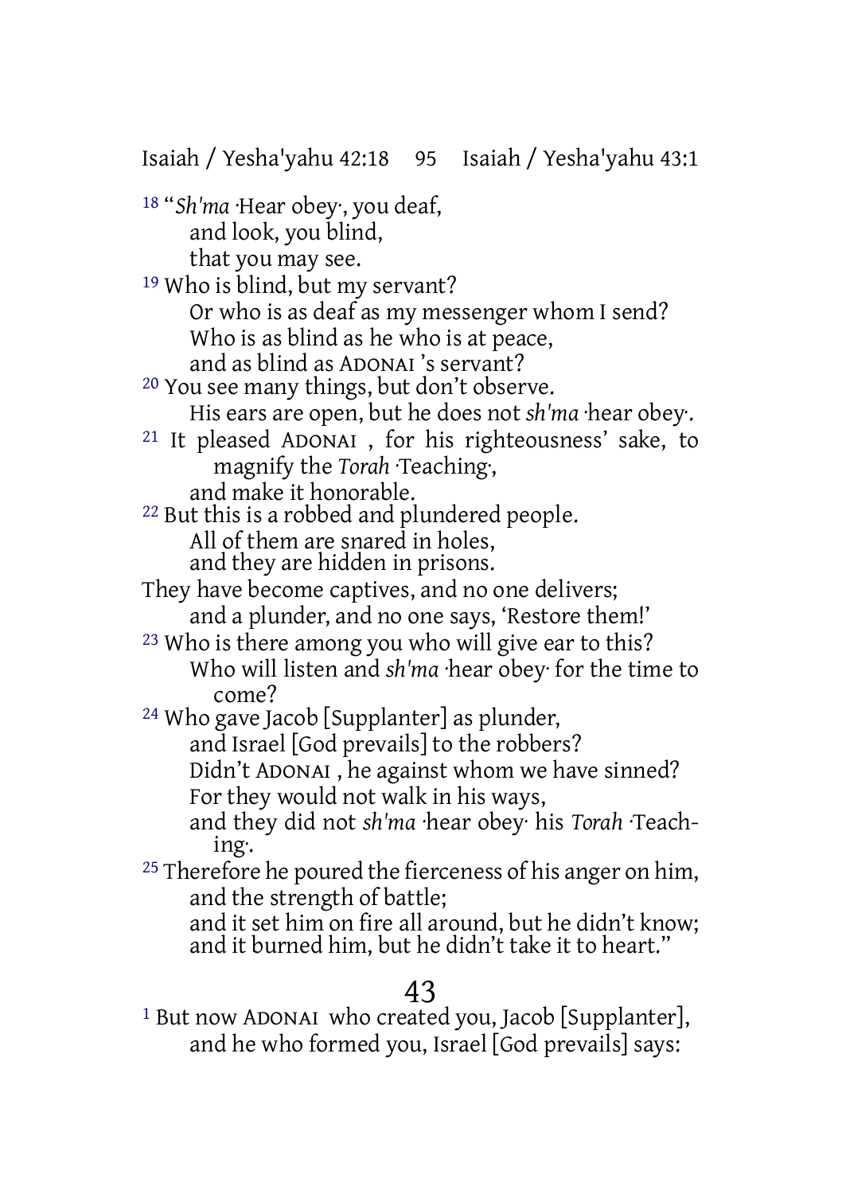18 “*Sh'ma* ·Hear obey·, you deaf,
and look, you blind,
that you may see.

19 Who is blind, but my servant?
Or who is as deaf as my messenger whom I send?
Who is as blind as he who is at peace,
and as blind as ADONAI ’s servant?

20 You see many things, but don’t observe.
His ears are open, but he does not *sh'ma* ·hear obey·.

21 It pleased ADONAI , for his righteousness’ sake, to magnify the *Torah* ·Teaching·,
and make it honorable.

22 But this is a robbed and plundered people.
All of them are snared in holes,
and they are hidden in prisons.
They have become captives, and no one delivers;
and a plunder, and no one says, ‘Restore them!’

23 Who is there among you who will give ear to this?
Who will listen and *sh'ma* ·hear obey· for the time to come?

24 Who gave Jacob [Supplanter] as plunder,
and Israel [God prevails] to the robbers?
Didn’t ADONAI , he against whom we have sinned?
For they would not walk in his ways,
and they did not *sh'ma* ·hear obey· his *Torah* ·Teaching·.

25 Therefore he poured the fierceness of his anger on him,
and the strength of battle;
and it set him on fire all around, but he didn’t know;
and it burned him, but he didn’t take it to heart.”

## 43

1 But now ADONAI who created you, Jacob [Supplanter],
and he who formed you, Israel [God prevails] says: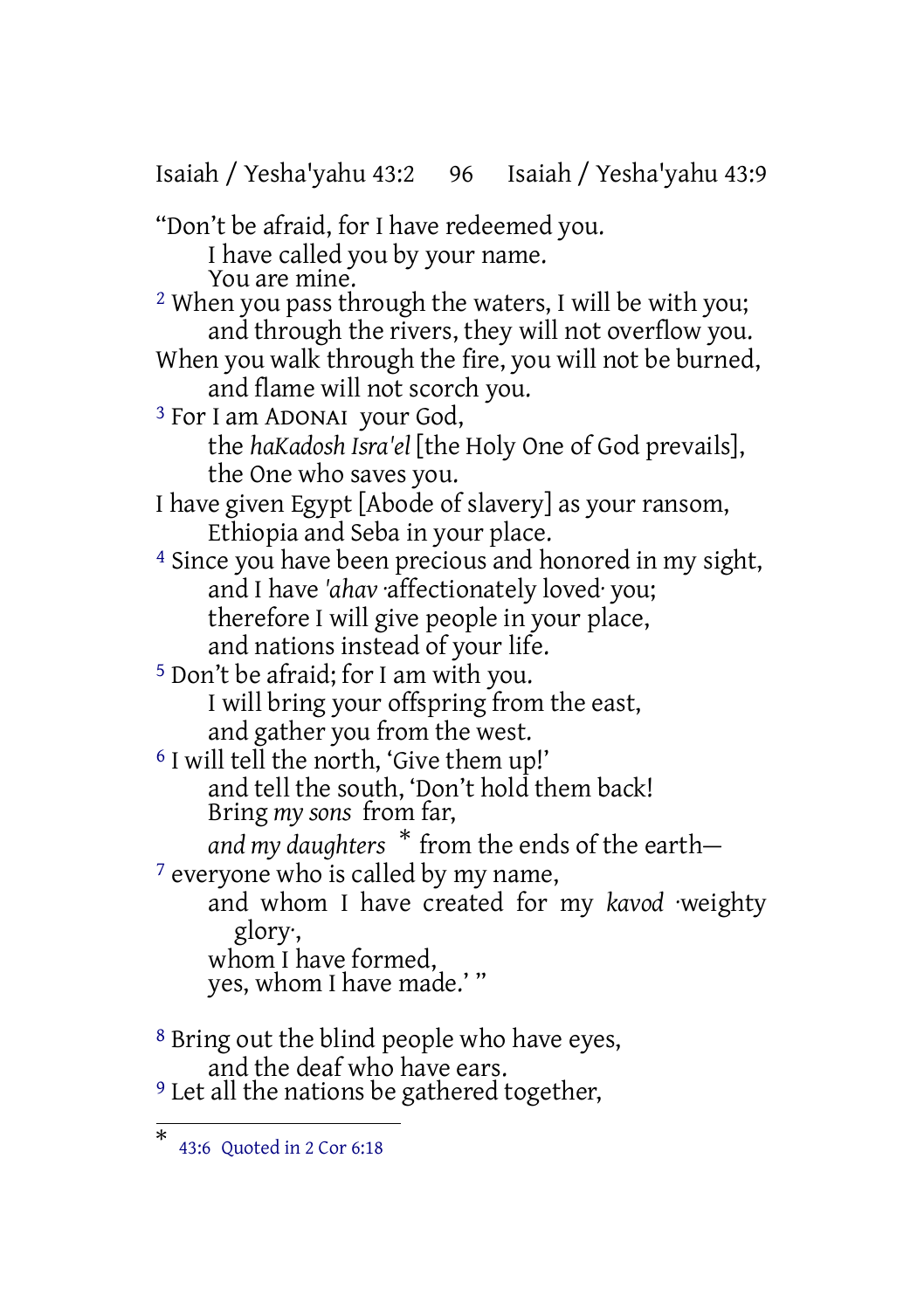"Don't be afraid, for I have redeemed you.
I have called you by your name.
You are mine.

[2] When you pass through the waters, I will be with you;
and through the rivers, they will not overflow you.
When you walk through the fire, you will not be burned,
and flame will not scorch you.

[3] For I am ADONAI your God,
the *haKadosh Isra'el* [the Holy One of God prevails],
the One who saves you.
I have given Egypt [Abode of slavery] as your ransom,
Ethiopia and Seba in your place.

[4] Since you have been precious and honored in my sight,
and I have *'ahav* ·affectionately loved· you;
therefore I will give people in your place,
and nations instead of your life.

[5] Don't be afraid; for I am with you.
I will bring your offspring from the east,
and gather you from the west.

[6] I will tell the north, 'Give them up!'
and tell the south, 'Don't hold them back!
Bring *my sons* from far,
*and my daughters* * from the ends of the earth—

[7] everyone who is called by my name,
and whom I have created for my *kavod* ·weighty glory·,
whom I have formed,
yes, whom I have made.' "

[8] Bring out the blind people who have eyes,
and the deaf who have ears.

[9] Let all the nations be gathered together,

---

* 43:6 Quoted in 2 Cor 6:18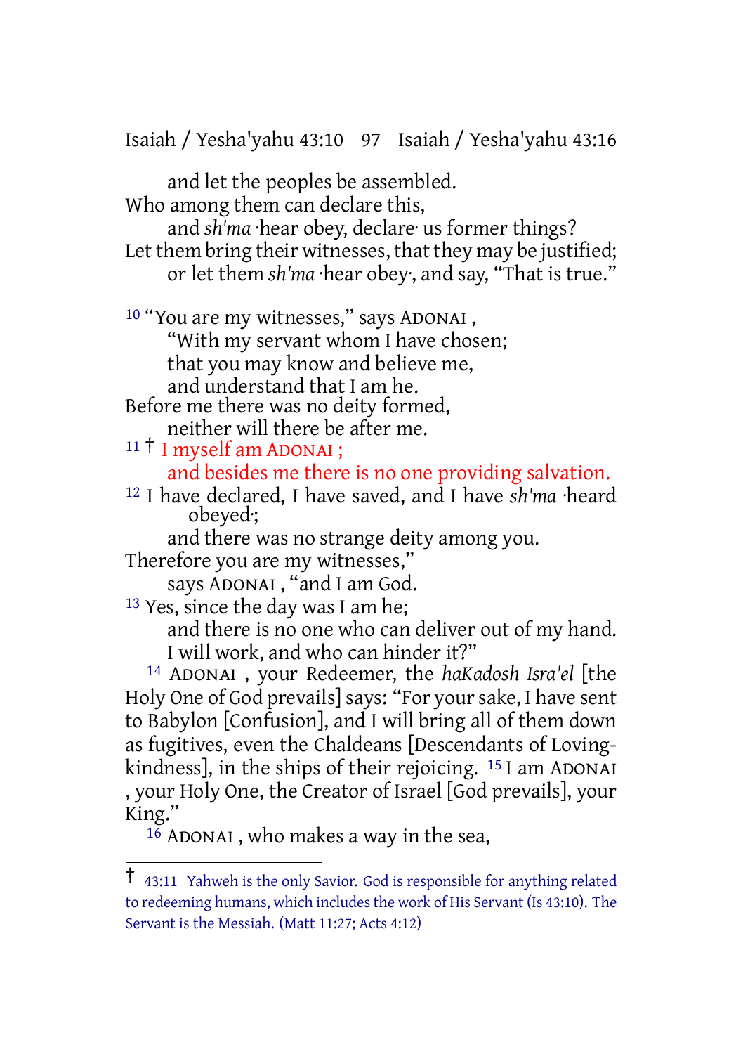and let the peoples be assembled.
Who among them can declare this,
and *sh'ma* ·hear obey, declare· us former things?
Let them bring their witnesses, that they may be justified;
or let them *sh'ma* ·hear obey·, and say, "That is true."

10 "You are my witnesses," says ADONAI ,
"With my servant whom I have chosen;
that you may know and believe me,
and understand that I am he.
Before me there was no deity formed,
neither will there be after me.
11 † I myself am ADONAI ;
and besides me there is no one providing salvation.
12 I have declared, I have saved, and I have *sh'ma* ·heard obeyed·;
and there was no strange deity among you.
Therefore you are my witnesses,"
says ADONAI , "and I am God.
13 Yes, since the day was I am he;
and there is no one who can deliver out of my hand.
I will work, and who can hinder it?"

14 ADONAI , your Redeemer, the *haKadosh Isra'el* [the Holy One of God prevails] says: "For your sake, I have sent to Babylon [Confusion], and I will bring all of them down as fugitives, even the Chaldeans [Descendants of Loving-kindness], in the ships of their rejoicing. 15 I am ADONAI , your Holy One, the Creator of Israel [God prevails], your King."

16 ADONAI , who makes a way in the sea,

---

† 43:11 Yahweh is the only Savior. God is responsible for anything related to redeeming humans, which includes the work of His Servant (Is 43:10). The Servant is the Messiah. (Matt 11:27; Acts 4:12)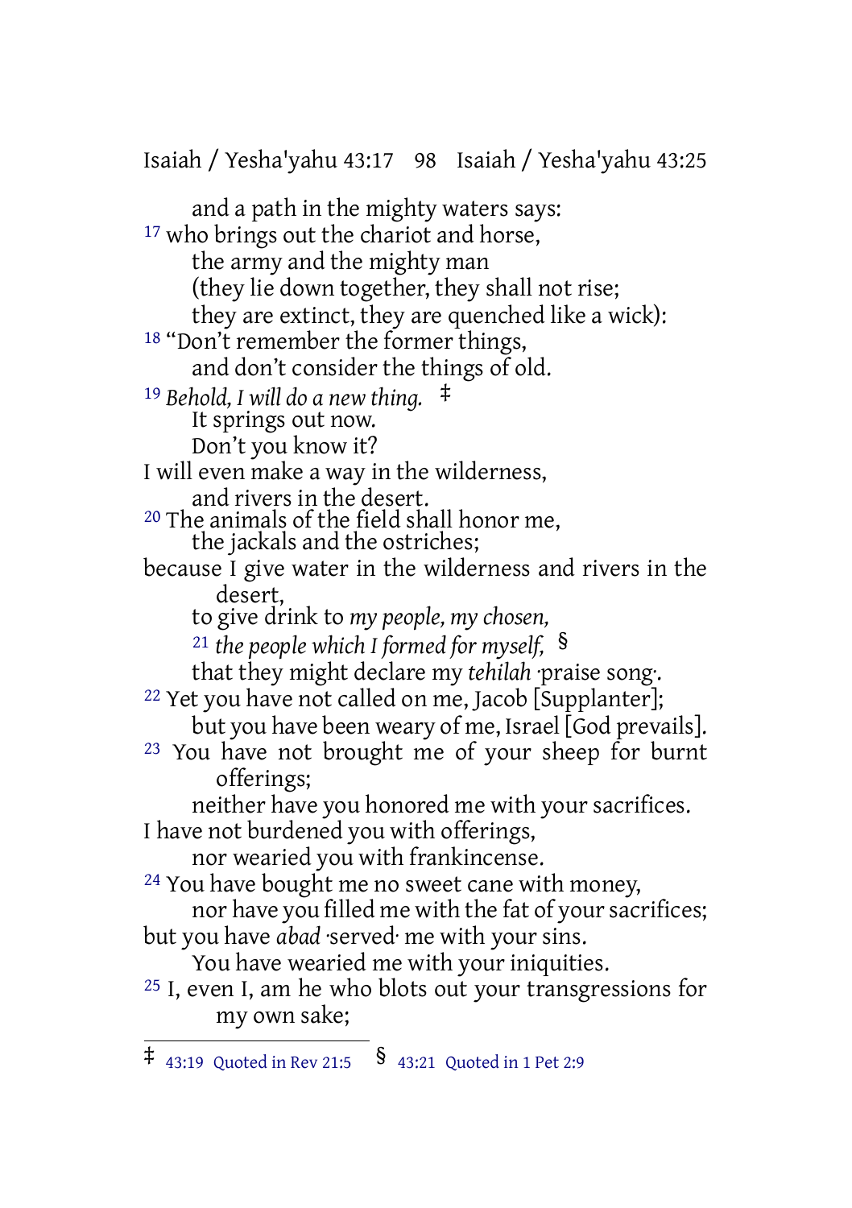and a path in the mighty waters says:
[17] who brings out the chariot and horse,
the army and the mighty man
(they lie down together, they shall not rise;
they are extinct, they are quenched like a wick):
[18] "Don't remember the former things,
and don't consider the things of old.
[19] *Behold, I will do a new thing.* ‡
It springs out now.
Don't you know it?
I will even make a way in the wilderness,
and rivers in the desert.
[20] The animals of the field shall honor me,
the jackals and the ostriches;
because I give water in the wilderness and rivers in the desert,
to give drink to *my people, my chosen,*
[21] *the people which I formed for myself,* §
that they might declare my *tehilah* ·praise song·.
[22] Yet you have not called on me, Jacob [Supplanter];
but you have been weary of me, Israel [God prevails].
[23] You have not brought me of your sheep for burnt offerings;
neither have you honored me with your sacrifices.
I have not burdened you with offerings,
nor wearied you with frankincense.
[24] You have bought me no sweet cane with money,
nor have you filled me with the fat of your sacrifices;
but you have *abad* ·served· me with your sins.
You have wearied me with your iniquities.
[25] I, even I, am he who blots out your transgressions for my own sake;

---

‡ 43:19 Quoted in Rev 21:5 § 43:21 Quoted in 1 Pet 2:9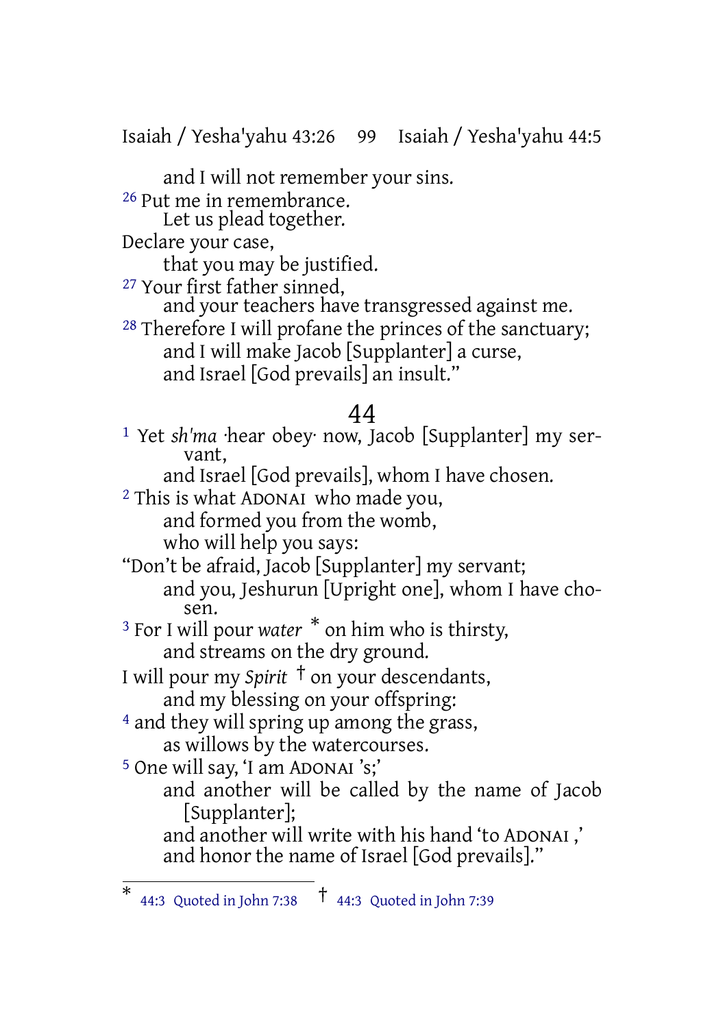and I will not remember your sins.

[26] Put me in remembrance.
Let us plead together.
Declare your case,
that you may be justified.

[27] Your first father sinned,
and your teachers have transgressed against me.

[28] Therefore I will profane the princes of the sanctuary;
and I will make Jacob [Supplanter] a curse,
and Israel [God prevails] an insult."

# 44

[1] Yet *sh'ma* ·hear obey· now, Jacob [Supplanter] my servant,
and Israel [God prevails], whom I have chosen.

[2] This is what ADONAI who made you,
and formed you from the womb,
who will help you says:
"Don't be afraid, Jacob [Supplanter] my servant;
and you, Jeshurun [Upright one], whom I have chosen.

[3] For I will pour *water* * on him who is thirsty,
and streams on the dry ground.
I will pour my *Spirit* † on your descendants,
and my blessing on your offspring:

[4] and they will spring up among the grass,
as willows by the watercourses.

[5] One will say, 'I am ADONAI 's;'
and another will be called by the name of Jacob [Supplanter];
and another will write with his hand 'to ADONAI ,'
and honor the name of Israel [God prevails]."

---

* 44:3 Quoted in John 7:38 † 44:3 Quoted in John 7:39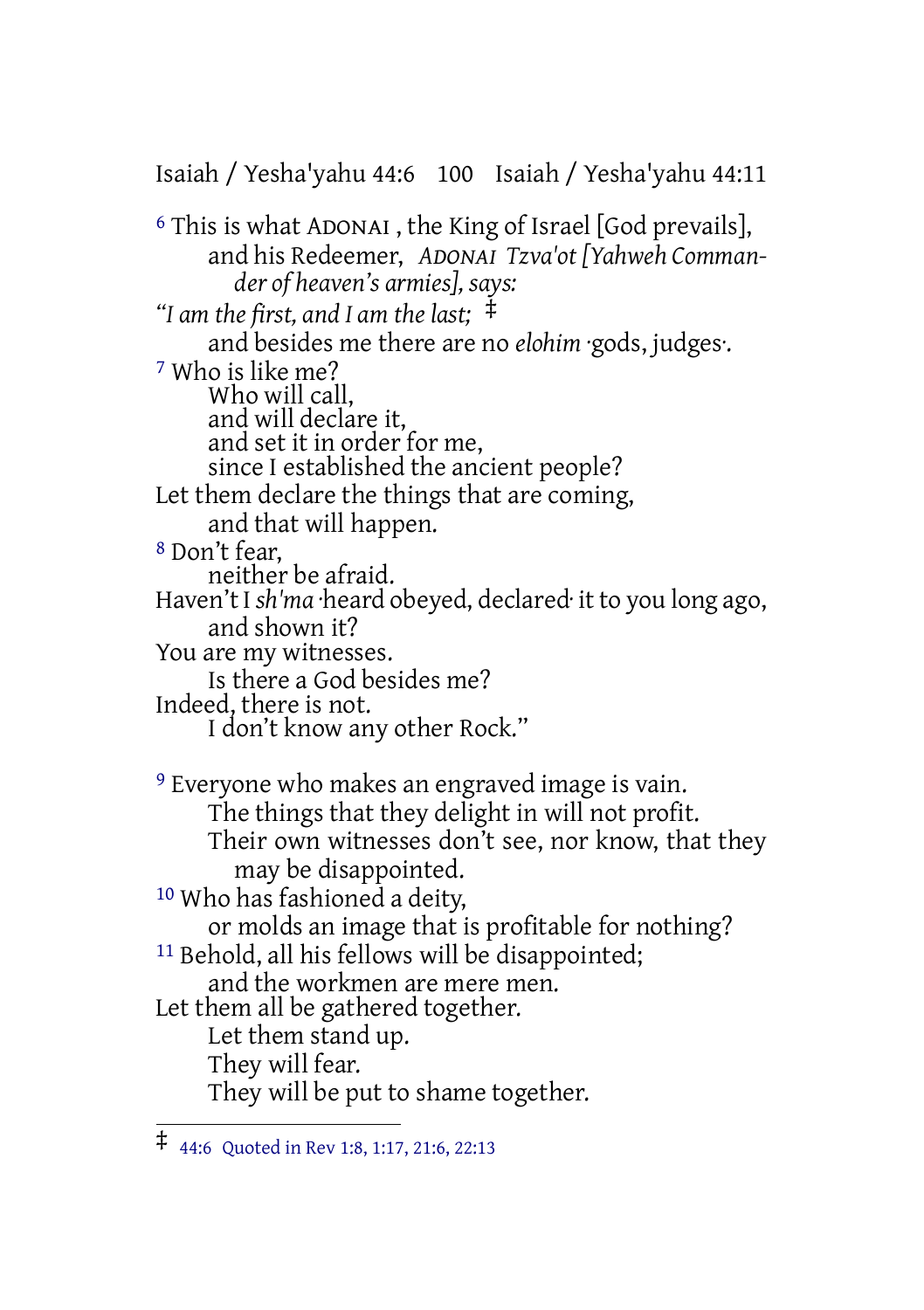[6] This is what ADONAI , the King of Israel [God prevails],
and his Redeemer, *ADONAI Tzva'ot [Yahweh Commander of heaven's armies], says:*
*"I am the first, and I am the last;* ‡
and besides me there are no *elohim* ·gods, judges·.
[7] Who is like me?
Who will call,
and will declare it,
and set it in order for me,
since I established the ancient people?
Let them declare the things that are coming,
and that will happen.
[8] Don't fear,
neither be afraid.
Haven't I *sh'ma* ·heard obeyed, declared· it to you long ago,
and shown it?
You are my witnesses.
Is there a God besides me?
Indeed, there is not.
I don't know any other Rock."

[9] Everyone who makes an engraved image is vain.
The things that they delight in will not profit.
Their own witnesses don't see, nor know, that they may be disappointed.
[10] Who has fashioned a deity,
or molds an image that is profitable for nothing?
[11] Behold, all his fellows will be disappointed;
and the workmen are mere men.
Let them all be gathered together.
Let them stand up.
They will fear.
They will be put to shame together.

---

‡ 44:6 Quoted in Rev 1:8, 1:17, 21:6, 22:13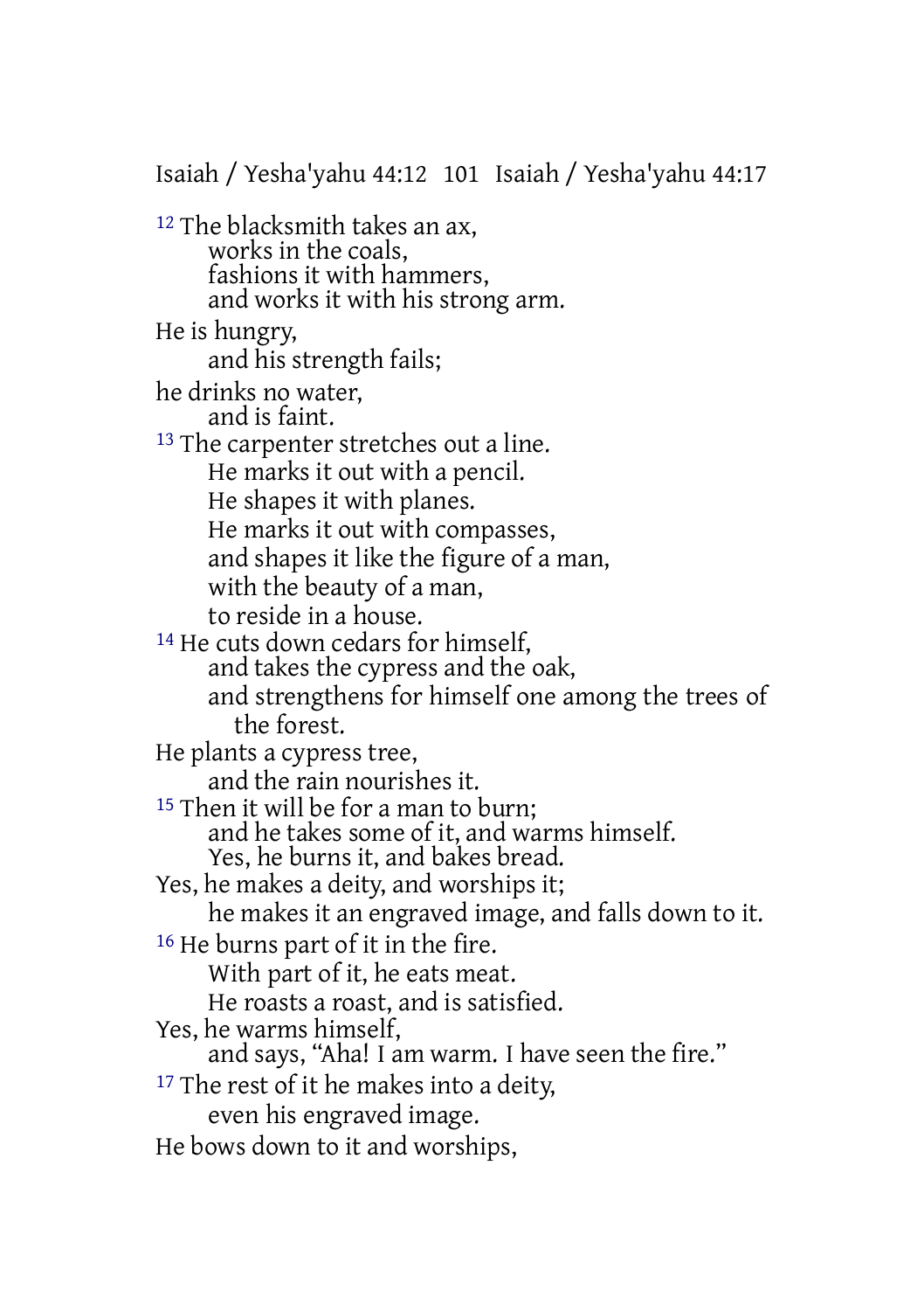[12] The blacksmith takes an ax,
works in the coals,
fashions it with hammers,
and works it with his strong arm.
He is hungry,
and his strength fails;
he drinks no water,
and is faint.
[13] The carpenter stretches out a line.
He marks it out with a pencil.
He shapes it with planes.
He marks it out with compasses,
and shapes it like the figure of a man,
with the beauty of a man,
to reside in a house.
[14] He cuts down cedars for himself,
and takes the cypress and the oak,
and strengthens for himself one among the trees of the forest.
He plants a cypress tree,
and the rain nourishes it.
[15] Then it will be for a man to burn;
and he takes some of it, and warms himself.
Yes, he burns it, and bakes bread.
Yes, he makes a deity, and worships it;
he makes it an engraved image, and falls down to it.
[16] He burns part of it in the fire.
With part of it, he eats meat.
He roasts a roast, and is satisfied.
Yes, he warms himself,
and says, "Aha! I am warm. I have seen the fire."
[17] The rest of it he makes into a deity,
even his engraved image.
He bows down to it and worships,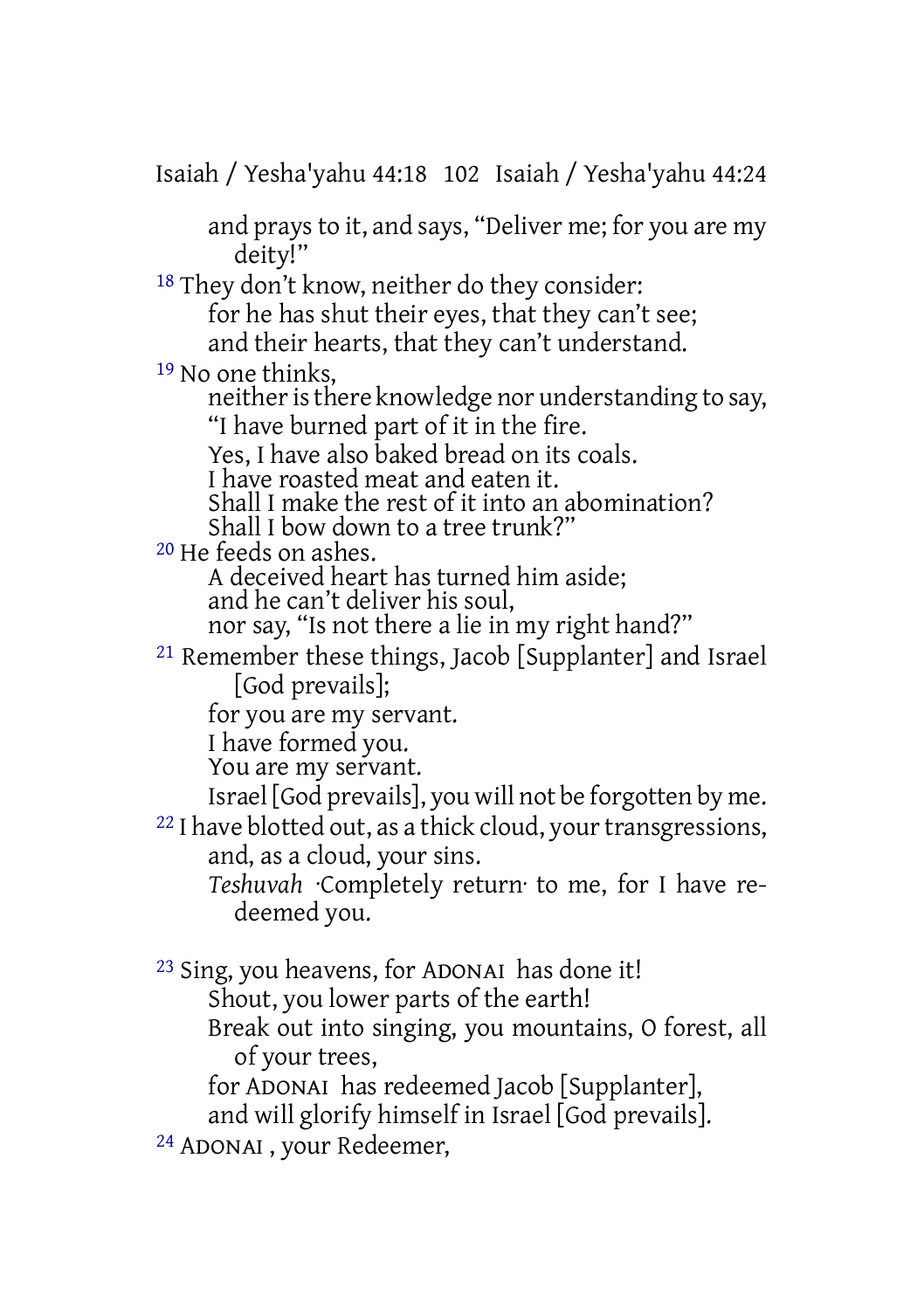and prays to it, and says, "Deliver me; for you are my deity!"

[18] They don't know, neither do they consider:
for he has shut their eyes, that they can't see;
and their hearts, that they can't understand.

[19] No one thinks,
neither is there knowledge nor understanding to say,
"I have burned part of it in the fire.
Yes, I have also baked bread on its coals.
I have roasted meat and eaten it.
Shall I make the rest of it into an abomination?
Shall I bow down to a tree trunk?"

[20] He feeds on ashes.
A deceived heart has turned him aside;
and he can't deliver his soul,
nor say, "Is not there a lie in my right hand?"

[21] Remember these things, Jacob [Supplanter] and Israel [God prevails];
for you are my servant.
I have formed you.
You are my servant.
Israel [God prevails], you will not be forgotten by me.

[22] I have blotted out, as a thick cloud, your transgressions,
and, as a cloud, your sins.
*Teshuvah* ·Completely return· to me, for I have redeemed you.

[23] Sing, you heavens, for ADONAI has done it!
Shout, you lower parts of the earth!
Break out into singing, you mountains, O forest, all of your trees,
for ADONAI has redeemed Jacob [Supplanter],
and will glorify himself in Israel [God prevails].

[24] ADONAI , your Redeemer,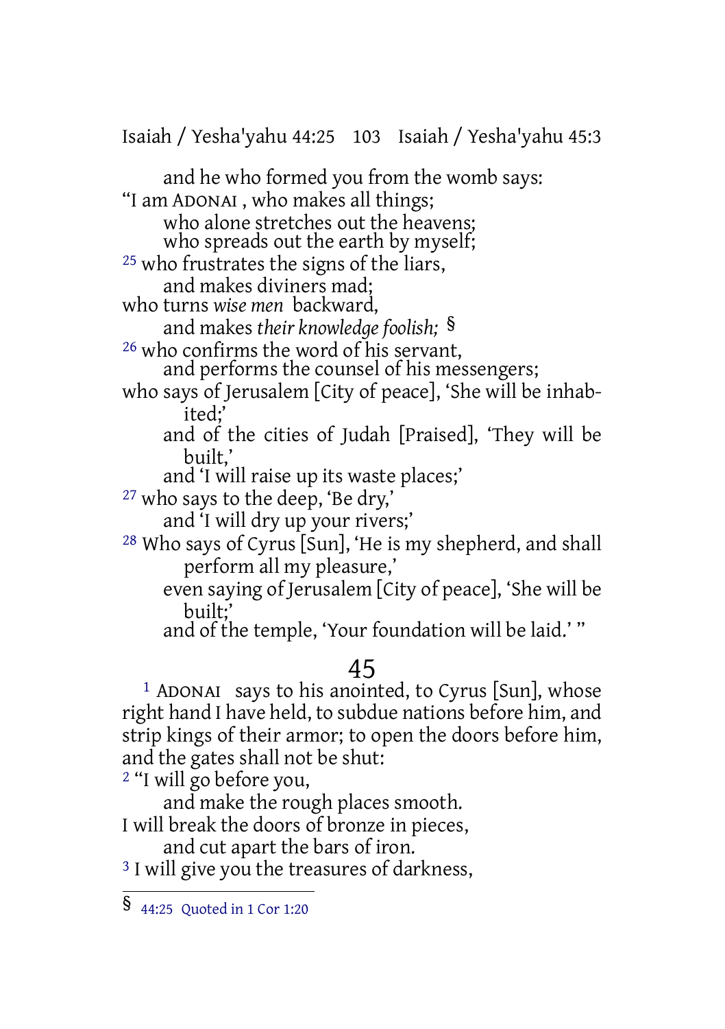and he who formed you from the womb says:
"I am ADONAI , who makes all things;
who alone stretches out the heavens;
who spreads out the earth by myself;
[25] who frustrates the signs of the liars,
and makes diviners mad;
who turns *wise men* backward,
and makes *their knowledge foolish;* §
[26] who confirms the word of his servant,
and performs the counsel of his messengers;
who says of Jerusalem [City of peace], 'She will be inhabited;'
and of the cities of Judah [Praised], 'They will be built,'
and 'I will raise up its waste places;'
[27] who says to the deep, 'Be dry,'
and 'I will dry up your rivers;'
[28] Who says of Cyrus [Sun], 'He is my shepherd, and shall perform all my pleasure,'
even saying of Jerusalem [City of peace], 'She will be built;'
and of the temple, 'Your foundation will be laid.' "

# 45

[1] ADONAI says to his anointed, to Cyrus [Sun], whose right hand I have held, to subdue nations before him, and strip kings of their armor; to open the doors before him, and the gates shall not be shut:
[2] "I will go before you,
and make the rough places smooth.
I will break the doors of bronze in pieces,
and cut apart the bars of iron.
[3] I will give you the treasures of darkness,

---

§ 44:25 Quoted in 1 Cor 1:20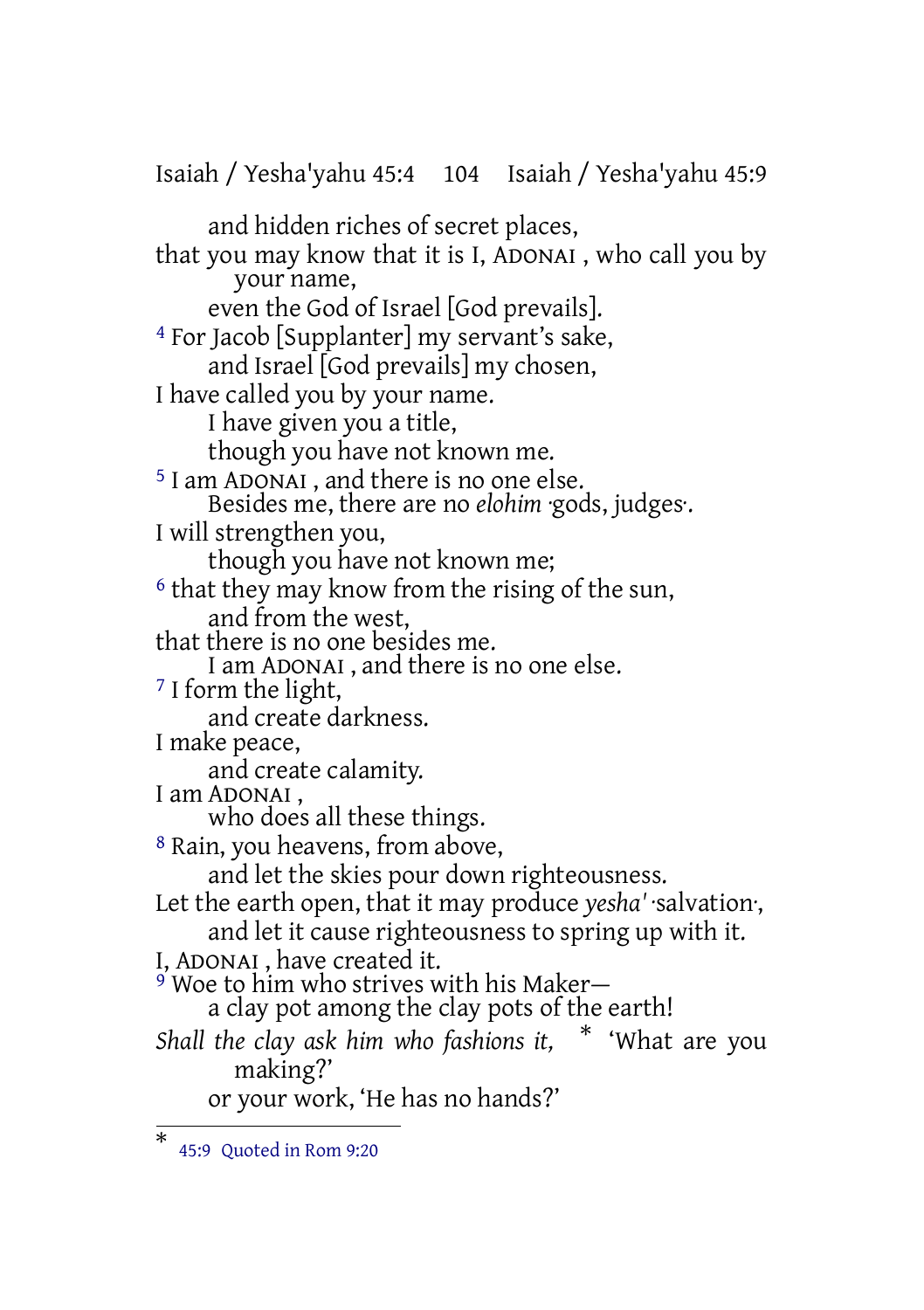and hidden riches of secret places,
that you may know that it is I, ADONAI, who call you by your name,
even the God of Israel [God prevails].
[4] For Jacob [Supplanter] my servant's sake,
and Israel [God prevails] my chosen,
I have called you by your name.
I have given you a title,
though you have not known me.
[5] I am ADONAI, and there is no one else.
Besides me, there are no *elohim* ·gods, judges·.
I will strengthen you,
though you have not known me;
[6] that they may know from the rising of the sun,
and from the west,
that there is no one besides me.
I am ADONAI, and there is no one else.
[7] I form the light,
and create darkness.
I make peace,
and create calamity.
I am ADONAI,
who does all these things.
[8] Rain, you heavens, from above,
and let the skies pour down righteousness.
Let the earth open, that it may produce *yesha'* ·salvation·,
and let it cause righteousness to spring up with it.
I, ADONAI, have created it.
[9] Woe to him who strives with his Maker—
a clay pot among the clay pots of the earth!
*Shall the clay ask him who fashions it,* * 'What are you making?'
or your work, 'He has no hands?'

* 45:9 Quoted in Rom 9:20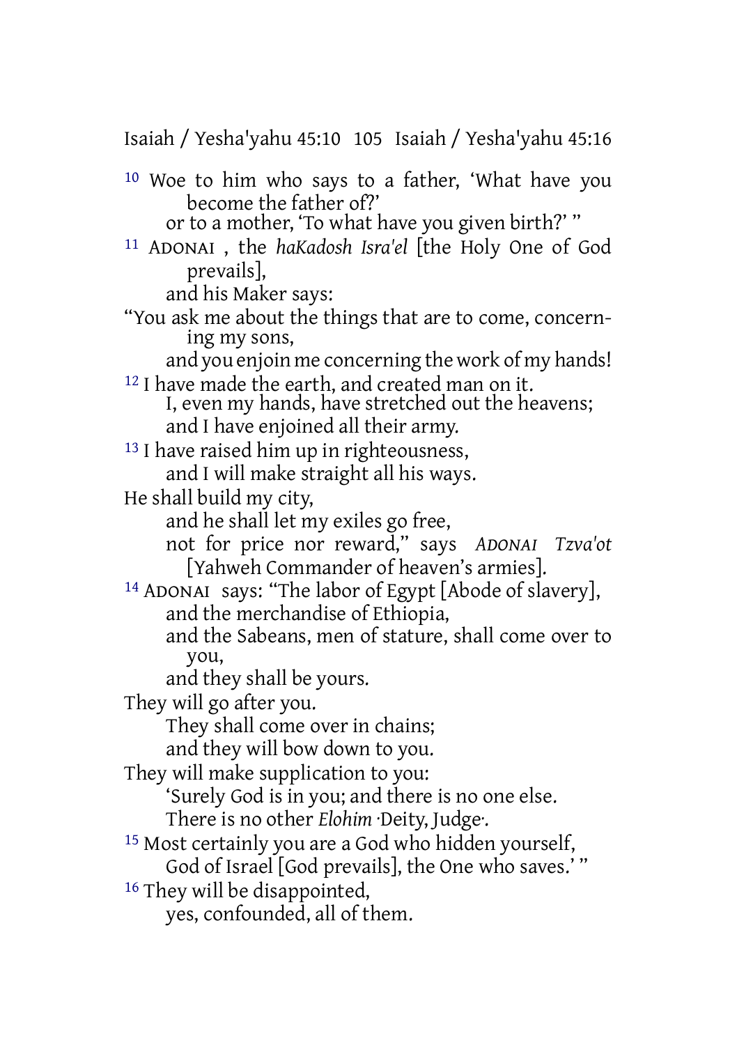[10] Woe to him who says to a father, 'What have you become the father of?'
or to a mother, 'To what have you given birth?' "

[11] ADONAI , the *haKadosh Isra'el* [the Holy One of God prevails],
and his Maker says:
"You ask me about the things that are to come, concerning my sons,
and you enjoin me concerning the work of my hands!

[12] I have made the earth, and created man on it.
I, even my hands, have stretched out the heavens;
and I have enjoined all their army.

[13] I have raised him up in righteousness,
and I will make straight all his ways.
He shall build my city,
and he shall let my exiles go free,
not for price nor reward," says *ADONAI Tzva'ot* [Yahweh Commander of heaven's armies].

[14] ADONAI says: "The labor of Egypt [Abode of slavery],
and the merchandise of Ethiopia,
and the Sabeans, men of stature, shall come over to you,
and they shall be yours.
They will go after you.
They shall come over in chains;
and they will bow down to you.
They will make supplication to you:
'Surely God is in you; and there is no one else.
There is no other *Elohim* ·Deity, Judge·.

[15] Most certainly you are a God who hidden yourself,
God of Israel [God prevails], the One who saves.' "

[16] They will be disappointed,
yes, confounded, all of them.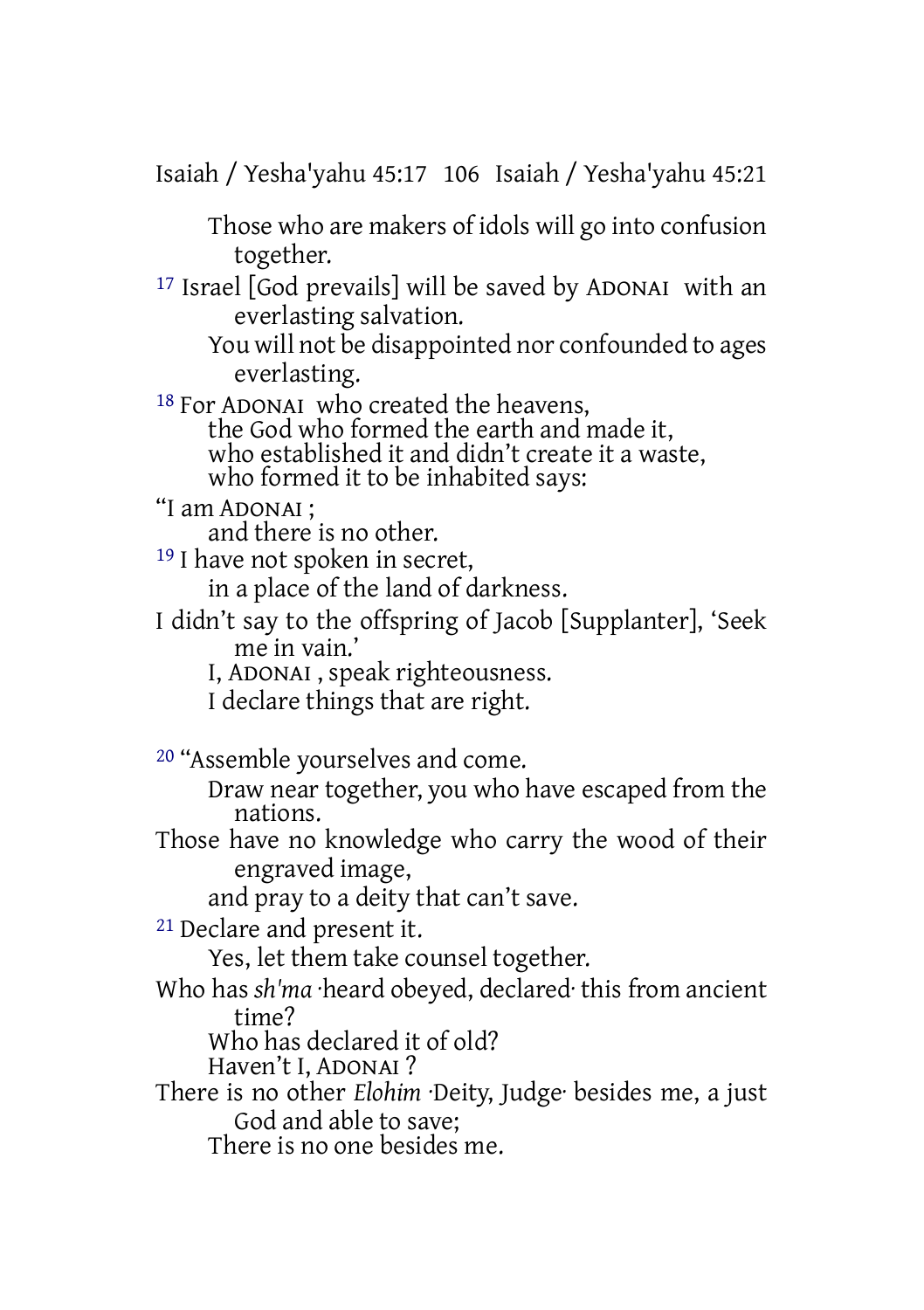Those who are makers of idols will go into confusion together.

[17] Israel [God prevails] will be saved by ADONAI with an everlasting salvation.

You will not be disappointed nor confounded to ages everlasting.

[18] For ADONAI who created the heavens,
the God who formed the earth and made it,
who established it and didn't create it a waste,
who formed it to be inhabited says:

"I am ADONAI ;
and there is no other.

[19] I have not spoken in secret,
in a place of the land of darkness.

I didn't say to the offspring of Jacob [Supplanter], 'Seek me in vain.'

I, ADONAI , speak righteousness.

I declare things that are right.

[20] "Assemble yourselves and come.

Draw near together, you who have escaped from the nations.

Those have no knowledge who carry the wood of their engraved image,

and pray to a deity that can't save.

[21] Declare and present it.

Yes, let them take counsel together.

Who has *sh'ma* ·heard obeyed, declared· this from ancient time?

Who has declared it of old?
Haven't I, ADONAI ?

There is no other *Elohim* ·Deity, Judge· besides me, a just God and able to save;

There is no one besides me.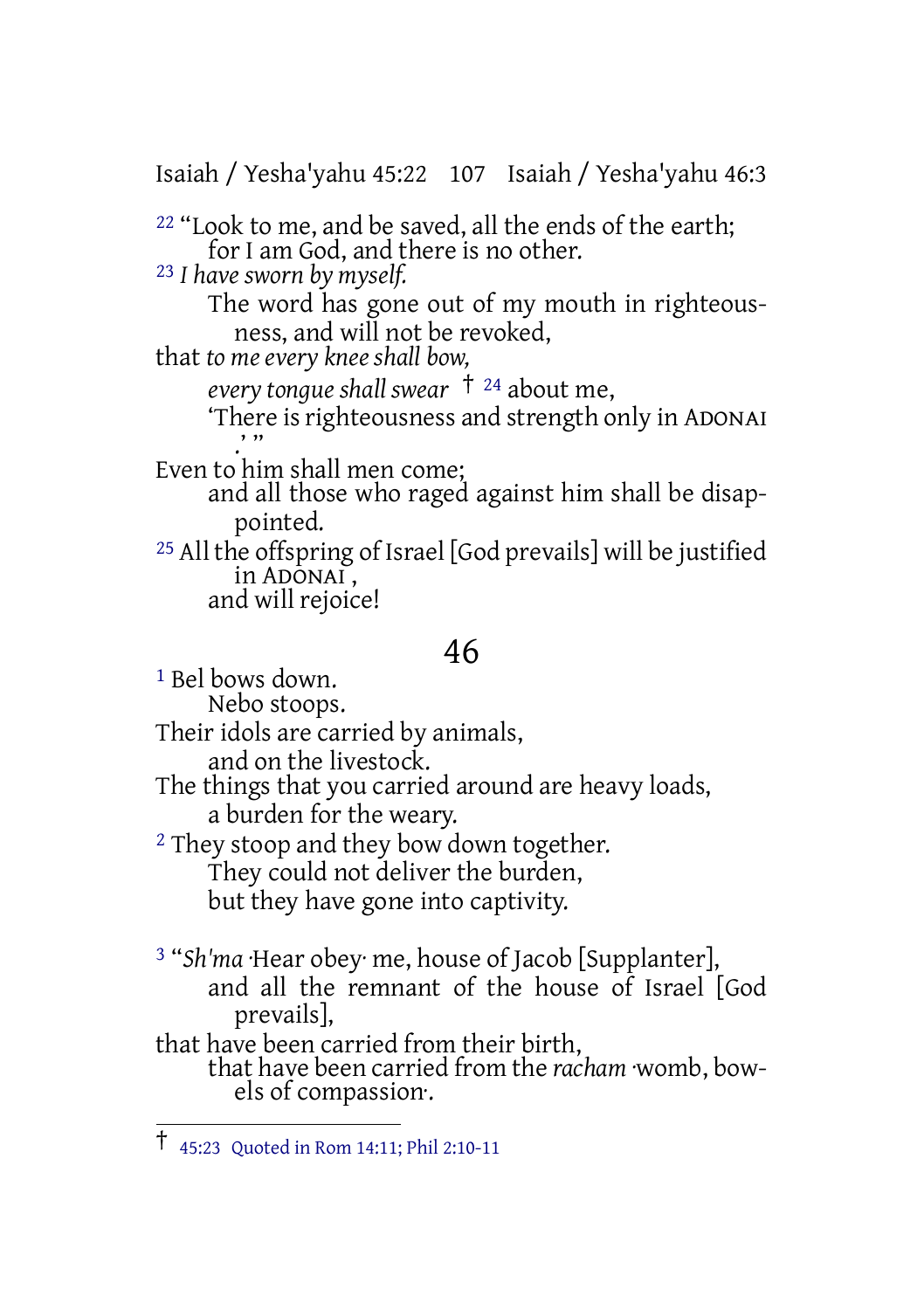[22] "Look to me, and be saved, all the ends of the earth;
for I am God, and there is no other.
[23] *I have sworn by myself.*
The word has gone out of my mouth in righteousness, and will not be revoked,
that *to me every knee shall bow,*
*every tongue shall swear* † [24] about me,
'There is righteousness and strength only in ADONAI.' "
Even to him shall men come;
and all those who raged against him shall be disappointed.
[25] All the offspring of Israel [God prevails] will be justified in ADONAI,
and will rejoice!

# 46

[1] Bel bows down.
Nebo stoops.
Their idols are carried by animals,
and on the livestock.
The things that you carried around are heavy loads,
a burden for the weary.
[2] They stoop and they bow down together.
They could not deliver the burden,
but they have gone into captivity.

[3] "*Sh'ma* ·Hear obey· me, house of Jacob [Supplanter],
and all the remnant of the house of Israel [God prevails],
that have been carried from their birth,
that have been carried from the *racham* ·womb, bowels of compassion·.

---

† 45:23 Quoted in Rom 14:11; Phil 2:10-11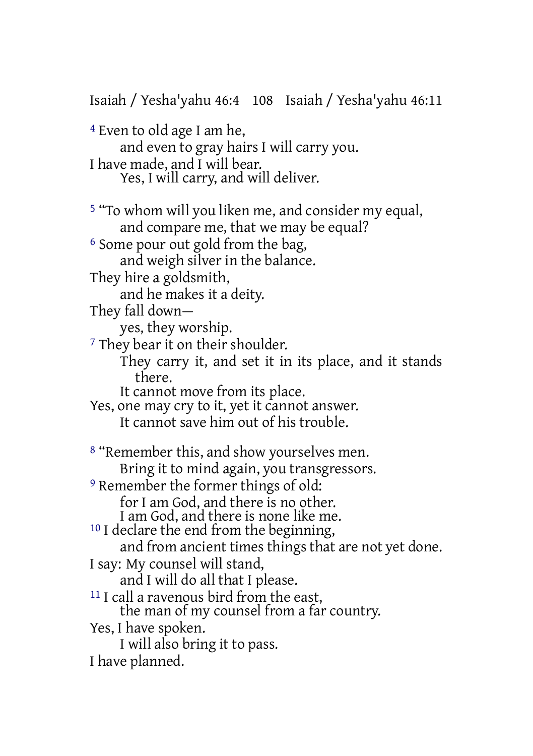[4] Even to old age I am he,
and even to gray hairs I will carry you.
I have made, and I will bear.
Yes, I will carry, and will deliver.

[5] "To whom will you liken me, and consider my equal,
and compare me, that we may be equal?
[6] Some pour out gold from the bag,
and weigh silver in the balance.
They hire a goldsmith,
and he makes it a deity.
They fall down—
yes, they worship.
[7] They bear it on their shoulder.
They carry it, and set it in its place, and it stands there.
It cannot move from its place.
Yes, one may cry to it, yet it cannot answer.
It cannot save him out of his trouble.

[8] "Remember this, and show yourselves men.
Bring it to mind again, you transgressors.
[9] Remember the former things of old:
for I am God, and there is no other.
I am God, and there is none like me.
[10] I declare the end from the beginning,
and from ancient times things that are not yet done.
I say: My counsel will stand,
and I will do all that I please.
[11] I call a ravenous bird from the east,
the man of my counsel from a far country.
Yes, I have spoken.
I will also bring it to pass.
I have planned.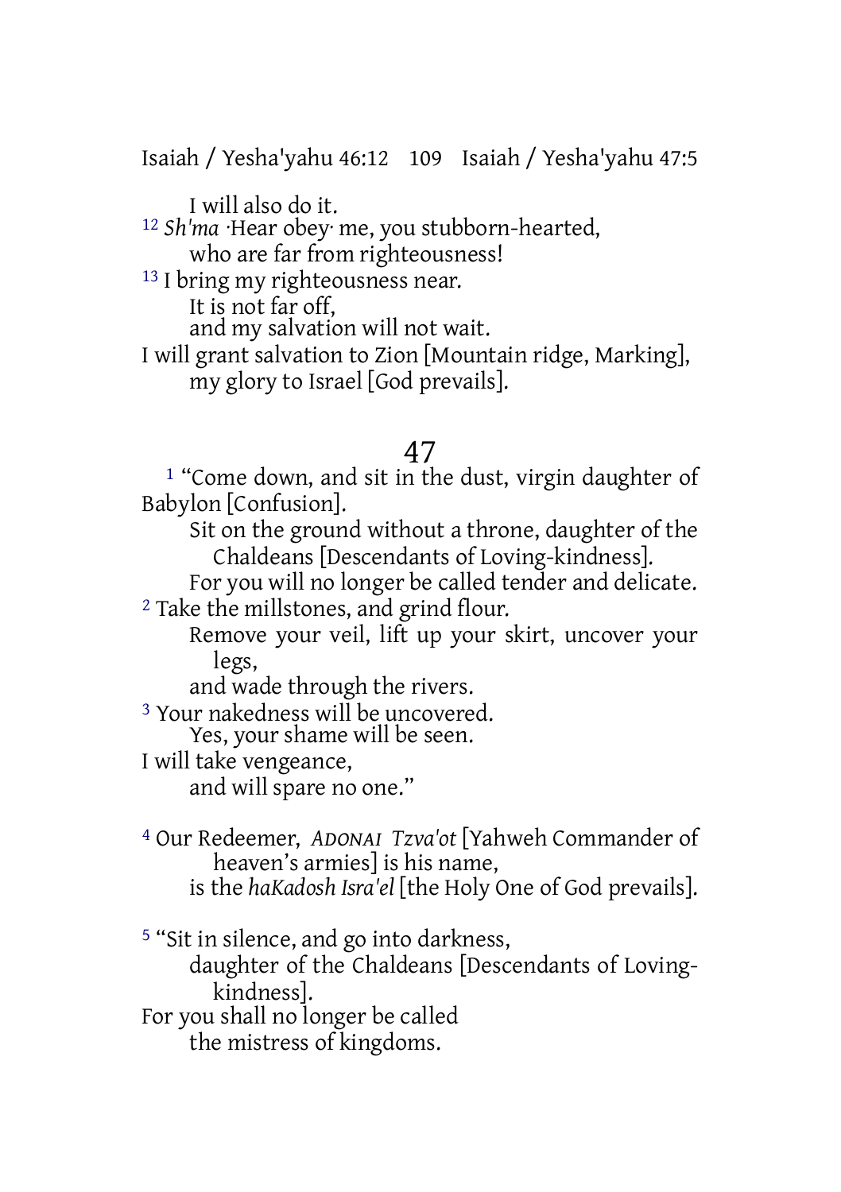I will also do it.

[12] *Sh'ma* ·Hear obey· me, you stubborn-hearted,
who are far from righteousness!

[13] I bring my righteousness near.
It is not far off,
and my salvation will not wait.
I will grant salvation to Zion [Mountain ridge, Marking],
my glory to Israel [God prevails].

## 47

[1] "Come down, and sit in the dust, virgin daughter of Babylon [Confusion].
Sit on the ground without a throne, daughter of the Chaldeans [Descendants of Loving-kindness].
For you will no longer be called tender and delicate.

[2] Take the millstones, and grind flour.
Remove your veil, lift up your skirt, uncover your legs,
and wade through the rivers.

[3] Your nakedness will be uncovered.
Yes, your shame will be seen.
I will take vengeance,
and will spare no one."

[4] Our Redeemer, *ADONAI Tzva'ot* [Yahweh Commander of heaven's armies] is his name,
is the *haKadosh Isra'el* [the Holy One of God prevails].

[5] "Sit in silence, and go into darkness,
daughter of the Chaldeans [Descendants of Loving-kindness].
For you shall no longer be called
the mistress of kingdoms.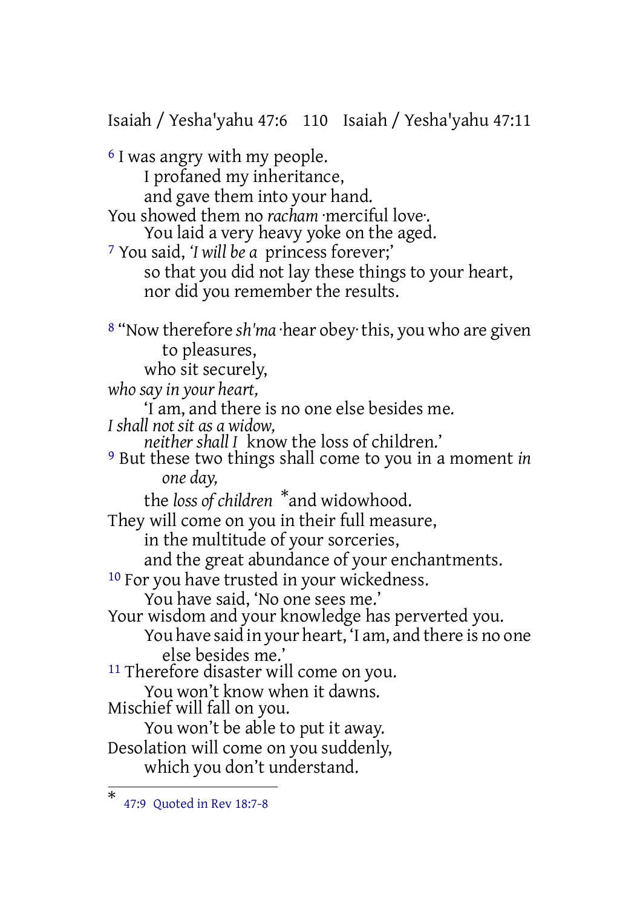[6] I was angry with my people.
I profaned my inheritance,
and gave them into your hand.
You showed them no *racham* ·merciful love·.
You laid a very heavy yoke on the aged.
[7] You said, '*I will be a* princess forever;'
so that you did not lay these things to your heart,
nor did you remember the results.

[8] "Now therefore *sh'ma* ·hear obey· this, you who are given to pleasures,
who sit securely,
*who say in your heart,*
'I am, and there is no one else besides me.
*I shall not sit as a widow,*
*neither shall I* know the loss of children.'
[9] But these two things shall come to you in a moment *in one day,*
the *loss of children* *and widowhood.
They will come on you in their full measure,
in the multitude of your sorceries,
and the great abundance of your enchantments.
[10] For you have trusted in your wickedness.
You have said, 'No one sees me.'
Your wisdom and your knowledge has perverted you.
You have said in your heart, 'I am, and there is no one else besides me.'
[11] Therefore disaster will come on you.
You won't know when it dawns.
Mischief will fall on you.
You won't be able to put it away.
Desolation will come on you suddenly,
which you don't understand.

---

* 47:9 Quoted in Rev 18:7-8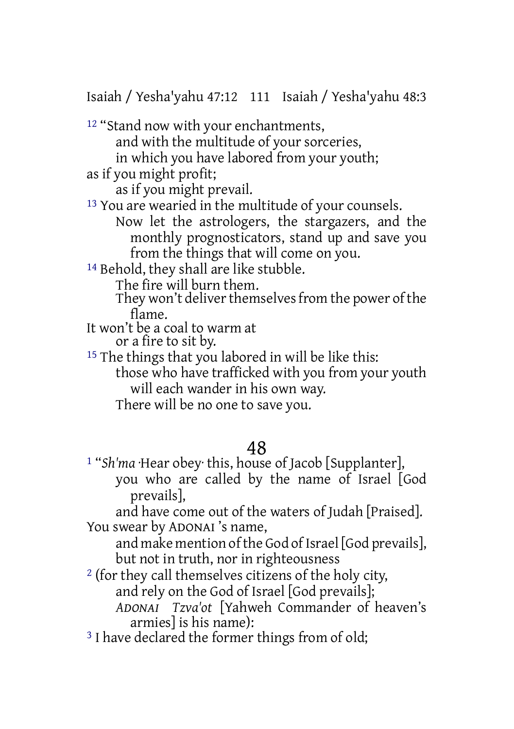12 “Stand now with your enchantments,
and with the multitude of your sorceries,
in which you have labored from your youth;
as if you might profit;
as if you might prevail.
13 You are wearied in the multitude of your counsels.
Now let the astrologers, the stargazers, and the monthly prognosticators, stand up and save you from the things that will come on you.
14 Behold, they shall are like stubble.
The fire will burn them.
They won’t deliver themselves from the power of the flame.
It won’t be a coal to warm at
or a fire to sit by.
15 The things that you labored in will be like this:
those who have trafficked with you from your youth will each wander in his own way.
There will be no one to save you.

## 48

1 “*Sh'ma* ·Hear obey· this, house of Jacob [Supplanter],
you who are called by the name of Israel [God prevails],
and have come out of the waters of Judah [Praised].
You swear by ADONAI ’s name,
and make mention of the God of Israel [God prevails],
but not in truth, nor in righteousness
2 (for they call themselves citizens of the holy city,
and rely on the God of Israel [God prevails];
*ADONAI Tzva'ot* [Yahweh Commander of heaven’s armies] is his name):
3 I have declared the former things from of old;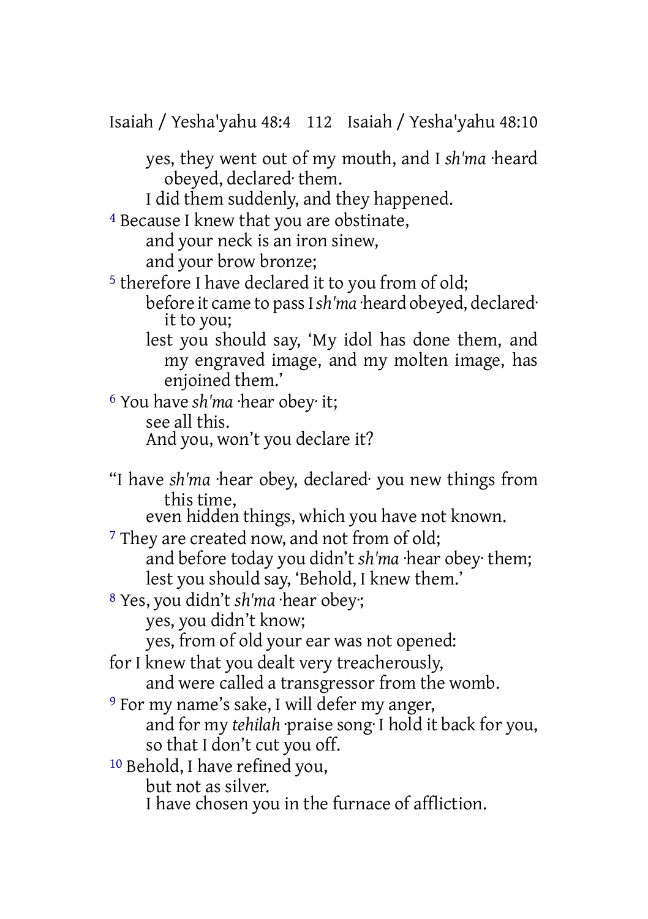yes, they went out of my mouth, and I *sh'ma* ·heard obeyed, declared· them.
I did them suddenly, and they happened.

4 Because I knew that you are obstinate,
and your neck is an iron sinew,
and your brow bronze;

5 therefore I have declared it to you from of old;
before it came to pass I *sh'ma* ·heard obeyed, declared· it to you;
lest you should say, 'My idol has done them, and my engraved image, and my molten image, has enjoined them.'

6 You have *sh'ma* ·hear obey· it;
see all this.
And you, won't you declare it?

"I have *sh'ma* ·hear obey, declared· you new things from this time,
even hidden things, which you have not known.

7 They are created now, and not from of old;
and before today you didn't *sh'ma* ·hear obey· them;
lest you should say, 'Behold, I knew them.'

8 Yes, you didn't *sh'ma* ·hear obey·;
yes, you didn't know;
yes, from of old your ear was not opened:
for I knew that you dealt very treacherously,
and were called a transgressor from the womb.

9 For my name's sake, I will defer my anger,
and for my *tehilah* ·praise song· I hold it back for you,
so that I don't cut you off.

10 Behold, I have refined you,
but not as silver.
I have chosen you in the furnace of affliction.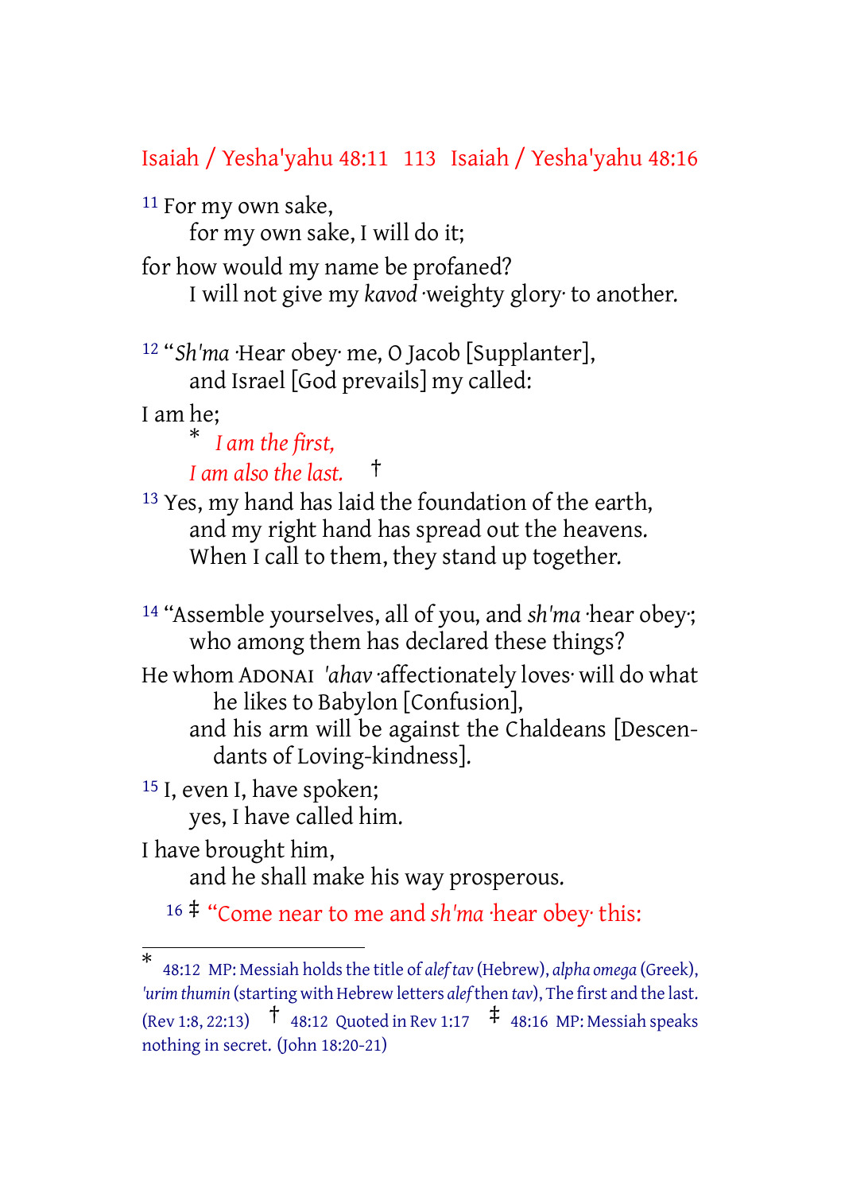[11] For my own sake,
for my own sake, I will do it;
for how would my name be profaned?
I will not give my *kavod* ·weighty glory· to another.

[12] "*Sh'ma* ·Hear obey· me, O Jacob [Supplanter],
and Israel [God prevails] my called:
I am he;
* *I am the first,*
*I am also the last.* †

[13] Yes, my hand has laid the foundation of the earth,
and my right hand has spread out the heavens.
When I call to them, they stand up together.

[14] "Assemble yourselves, all of you, and *sh'ma* ·hear obey·;
who among them has declared these things?
He whom ADONAI *'ahav* ·affectionately loves· will do what he likes to Babylon [Confusion],
and his arm will be against the Chaldeans [Descendants of Loving-kindness].

[15] I, even I, have spoken;
yes, I have called him.
I have brought him,
and he shall make his way prosperous.

[16] ‡ "Come near to me and *sh'ma* ·hear obey· this:

---

* 48:12 MP: Messiah holds the title of *alef tav* (Hebrew), *alpha omega* (Greek), *'urim thumin* (starting with Hebrew letters *alef* then *tav*), The first and the last. (Rev 1:8, 22:13) † 48:12 Quoted in Rev 1:17 ‡ 48:16 MP: Messiah speaks nothing in secret. (John 18:20-21)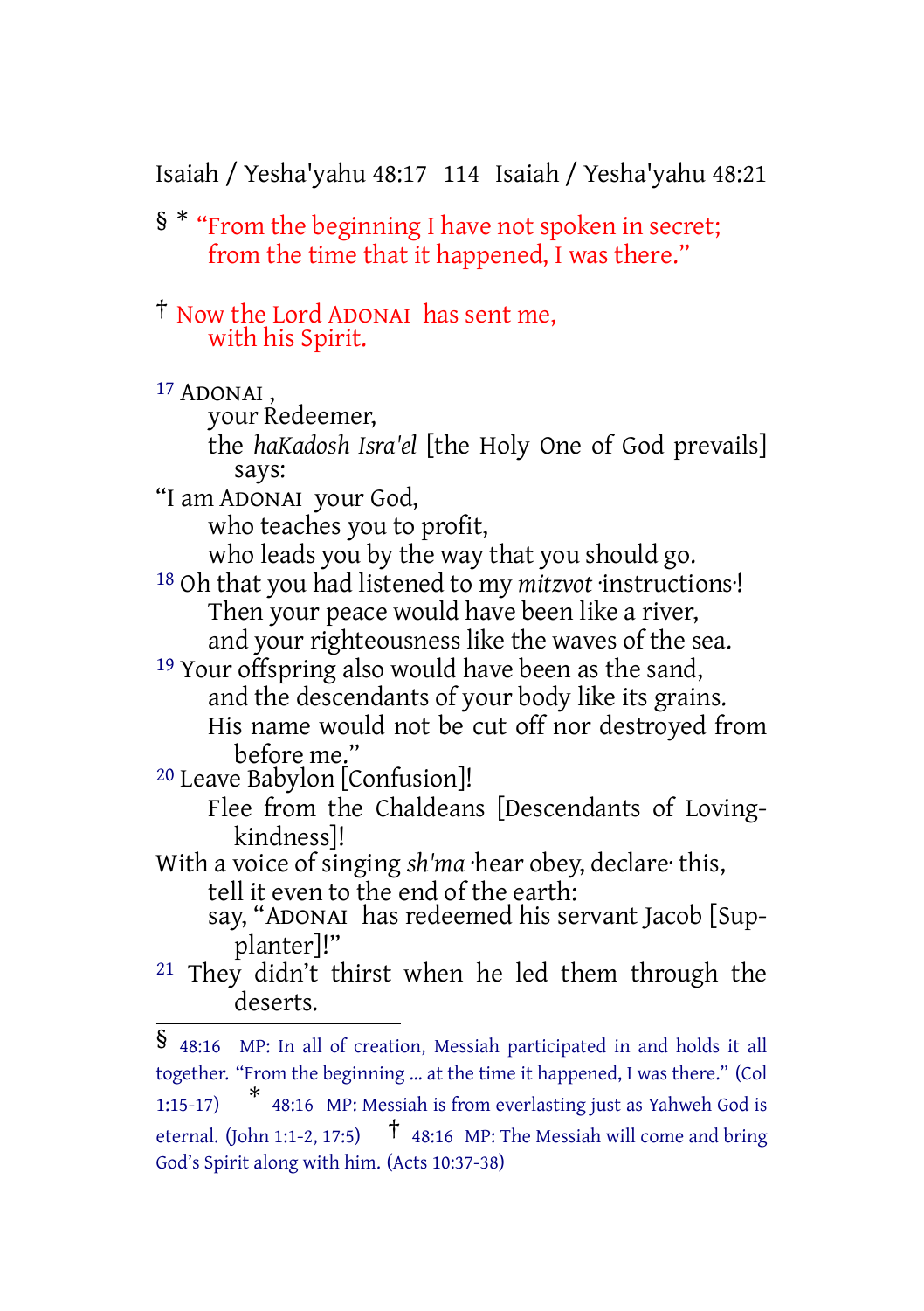§ * "From the beginning I have not spoken in secret;
from the time that it happened, I was there."

† Now the Lord ADONAI has sent me,
with his Spirit.

17 ADONAI,
your Redeemer,
the *haKadosh Isra'el* [the Holy One of God prevails] says:
"I am ADONAI your God,
who teaches you to profit,
who leads you by the way that you should go.
18 Oh that you had listened to my *mitzvot* ·instructions·!
Then your peace would have been like a river,
and your righteousness like the waves of the sea.
19 Your offspring also would have been as the sand,
and the descendants of your body like its grains.
His name would not be cut off nor destroyed from before me."
20 Leave Babylon [Confusion]!
Flee from the Chaldeans [Descendants of Loving-kindness]!
With a voice of singing *sh'ma* ·hear obey, declare· this,
tell it even to the end of the earth:
say, "ADONAI has redeemed his servant Jacob [Supplanter]!"
21 They didn't thirst when he led them through the deserts.

---

§ 48:16 MP: In all of creation, Messiah participated in and holds it all together. "From the beginning ... at the time it happened, I was there." (Col 1:15-17) * 48:16 MP: Messiah is from everlasting just as Yahweh God is eternal. (John 1:1-2, 17:5) † 48:16 MP: The Messiah will come and bring God's Spirit along with him. (Acts 10:37-38)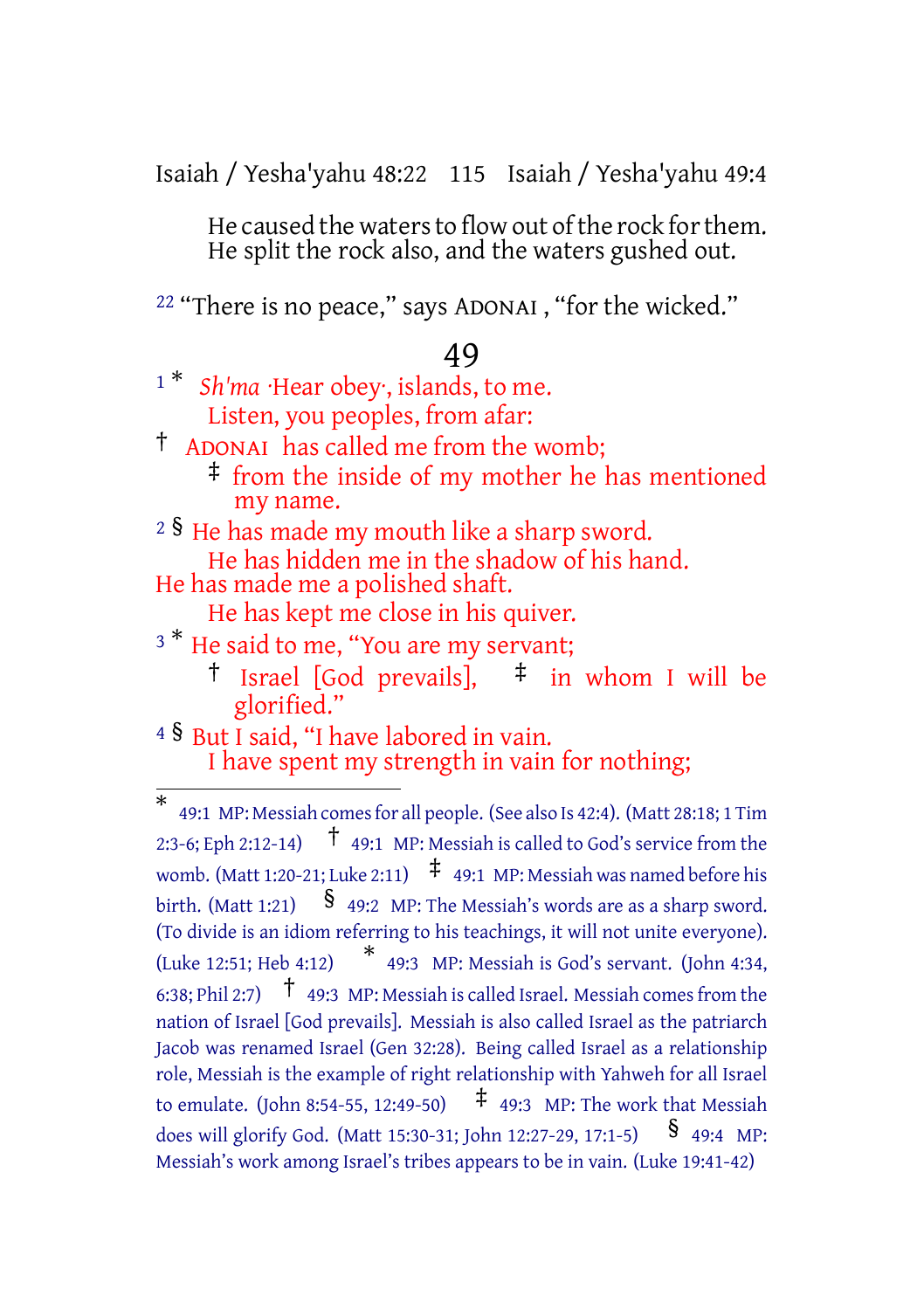He caused the waters to flow out of the rock for them.
He split the rock also, and the waters gushed out.

22 "There is no peace," says ADONAI , "for the wicked."

## 49

1 * *Sh'ma* ·Hear obey·, islands, to me.
Listen, you peoples, from afar:
† ADONAI has called me from the womb;
‡ from the inside of my mother he has mentioned my name.
2 § He has made my mouth like a sharp sword.
He has hidden me in the shadow of his hand.
He has made me a polished shaft.
He has kept me close in his quiver.
3 * He said to me, "You are my servant;
† Israel [God prevails], ‡ in whom I will be glorified."
4 § But I said, "I have labored in vain.
I have spent my strength in vain for nothing;

---

* 49:1 MP: Messiah comes for all people. (See also Is 42:4). (Matt 28:18; 1 Tim 2:3-6; Eph 2:12-14) † 49:1 MP: Messiah is called to God's service from the womb. (Matt 1:20-21; Luke 2:11) ‡ 49:1 MP: Messiah was named before his birth. (Matt 1:21) § 49:2 MP: The Messiah's words are as a sharp sword. (To divide is an idiom referring to his teachings, it will not unite everyone). (Luke 12:51; Heb 4:12) * 49:3 MP: Messiah is God's servant. (John 4:34, 6:38; Phil 2:7) † 49:3 MP: Messiah is called Israel. Messiah comes from the nation of Israel [God prevails]. Messiah is also called Israel as the patriarch Jacob was renamed Israel (Gen 32:28). Being called Israel as a relationship role, Messiah is the example of right relationship with Yahweh for all Israel to emulate. (John 8:54-55, 12:49-50) ‡ 49:3 MP: The work that Messiah does will glorify God. (Matt 15:30-31; John 12:27-29, 17:1-5) § 49:4 MP: Messiah's work among Israel's tribes appears to be in vain. (Luke 19:41-42)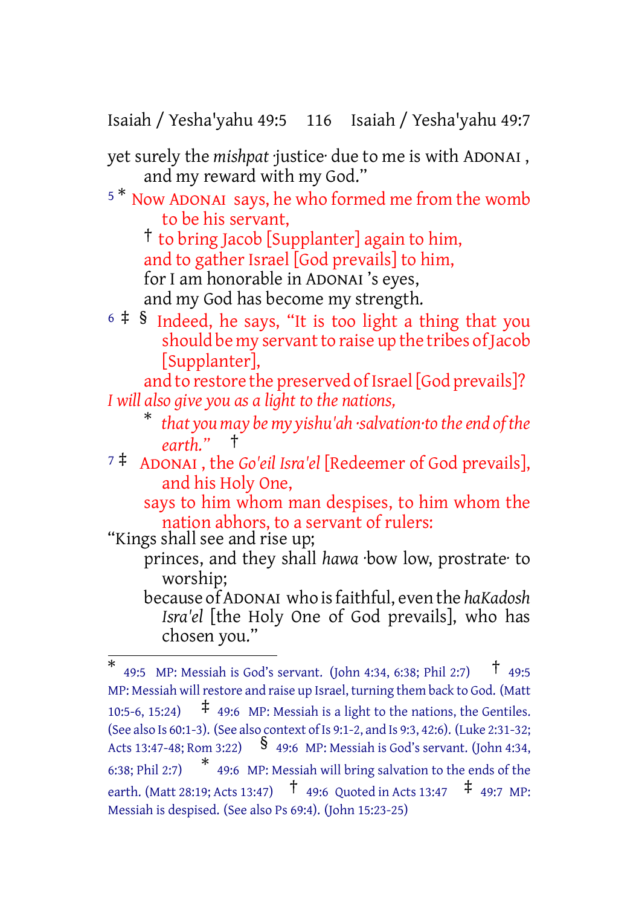yet surely the *mishpat* ·justice· due to me is with ADONAI ,
and my reward with my God."

5 * Now ADONAI says, he who formed me from the womb to be his servant,
† to bring Jacob [Supplanter] again to him,
and to gather Israel [God prevails] to him,
for I am honorable in ADONAI 's eyes,
and my God has become my strength.

6 ‡ § Indeed, he says, "It is too light a thing that you should be my servant to raise up the tribes of Jacob [Supplanter],
and to restore the preserved of Israel [God prevails]?
*I will also give you as a light to the nations,*
* *that you may be my yishu'ah ·salvation· to the end of the earth."* †

7 ‡ ADONAI , the *Go'eil Isra'el* [Redeemer of God prevails], and his Holy One,
says to him whom man despises, to him whom the nation abhors, to a servant of rulers:
"Kings shall see and rise up;
princes, and they shall *hawa* ·bow low, prostrate· to worship;
because of ADONAI who is faithful, even the *haKadosh Isra'el* [the Holy One of God prevails], who has chosen you."

---

* 49:5 MP: Messiah is God's servant. (John 4:34, 6:38; Phil 2:7) † 49:5 MP: Messiah will restore and raise up Israel, turning them back to God. (Matt 10:5-6, 15:24) ‡ 49:6 MP: Messiah is a light to the nations, the Gentiles. (See also Is 60:1-3). (See also context of Is 9:1-2, and Is 9:3, 42:6). (Luke 2:31-32; Acts 13:47-48; Rom 3:22) § 49:6 MP: Messiah is God's servant. (John 4:34, 6:38; Phil 2:7) * 49:6 MP: Messiah will bring salvation to the ends of the earth. (Matt 28:19; Acts 13:47) † 49:6 Quoted in Acts 13:47 ‡ 49:7 MP: Messiah is despised. (See also Ps 69:4). (John 15:23-25)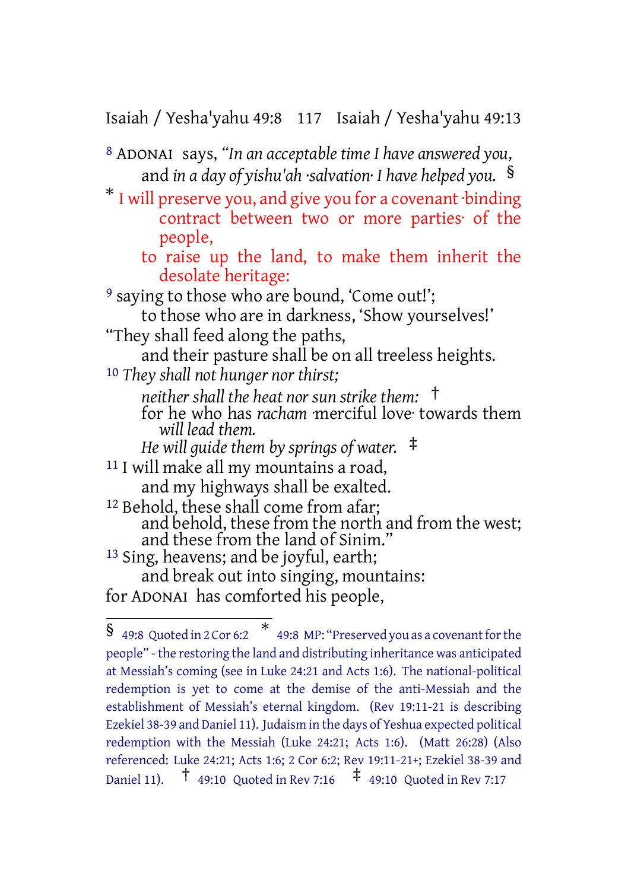[8] ADONAI says, *"In an acceptable time I have answered you,*
and *in a day of yishu'ah ·salvation· I have helped you.* §

* I will preserve you, and give you for a covenant ·binding contract between two or more parties· of the people,
to raise up the land, to make them inherit the desolate heritage:

[9] saying to those who are bound, 'Come out!';
to those who are in darkness, 'Show yourselves!'
"They shall feed along the paths,
and their pasture shall be on all treeless heights.

[10] *They shall not hunger nor thirst;*
*neither shall the heat nor sun strike them:* †
for he who has *racham* ·merciful love· towards them *will lead them.*
*He will guide them by springs of water.* ‡

[11] I will make all my mountains a road,
and my highways shall be exalted.

[12] Behold, these shall come from afar;
and behold, these from the north and from the west;
and these from the land of Sinim."

[13] Sing, heavens; and be joyful, earth;
and break out into singing, mountains:
for ADONAI has comforted his people,

---

§ 49:8 Quoted in 2 Cor 6:2 * 49:8 MP: "Preserved you as a covenant for the people" - the restoring the land and distributing inheritance was anticipated at Messiah's coming (see in Luke 24:21 and Acts 1:6). The national-political redemption is yet to come at the demise of the anti-Messiah and the establishment of Messiah's eternal kingdom. (Rev 19:11-21 is describing Ezekiel 38-39 and Daniel 11). Judaism in the days of Yeshua expected political redemption with the Messiah (Luke 24:21; Acts 1:6). (Matt 26:28) (Also referenced: Luke 24:21; Acts 1:6; 2 Cor 6:2; Rev 19:11-21+; Ezekiel 38-39 and Daniel 11). † 49:10 Quoted in Rev 7:16 ‡ 49:10 Quoted in Rev 7:17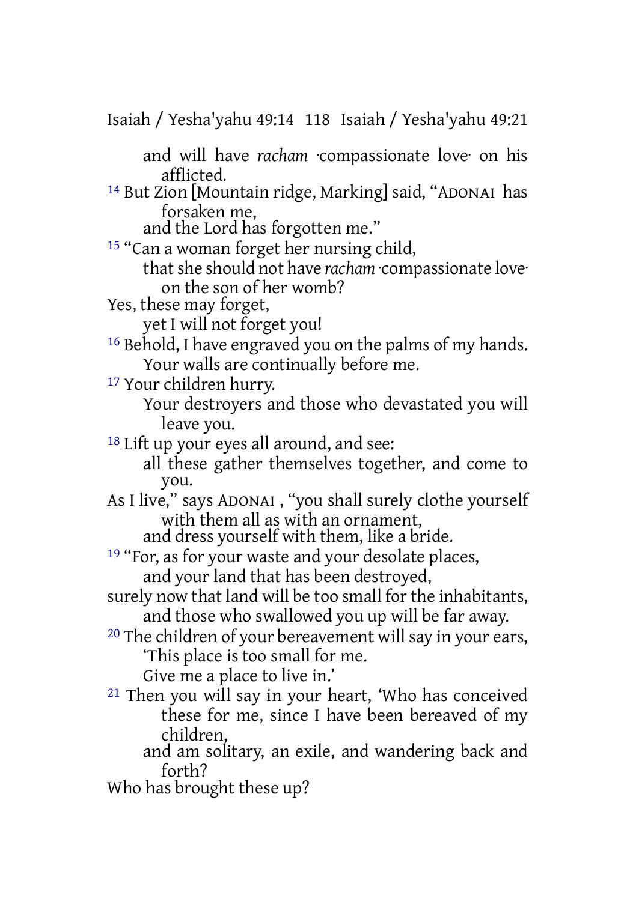and will have *racham* ·compassionate love· on his afflicted.

[14] But Zion [Mountain ridge, Marking] said, "ADONAI has forsaken me,
and the Lord has forgotten me."

[15] "Can a woman forget her nursing child,
that she should not have *racham* ·compassionate love· on the son of her womb?
Yes, these may forget,
yet I will not forget you!

[16] Behold, I have engraved you on the palms of my hands.
Your walls are continually before me.

[17] Your children hurry.
Your destroyers and those who devastated you will leave you.

[18] Lift up your eyes all around, and see:
all these gather themselves together, and come to you.
As I live," says ADONAI , "you shall surely clothe yourself with them all as with an ornament,
and dress yourself with them, like a bride.

[19] "For, as for your waste and your desolate places,
and your land that has been destroyed,
surely now that land will be too small for the inhabitants,
and those who swallowed you up will be far away.

[20] The children of your bereavement will say in your ears,
'This place is too small for me.
Give me a place to live in.'

[21] Then you will say in your heart, 'Who has conceived these for me, since I have been bereaved of my children,
and am solitary, an exile, and wandering back and forth?
Who has brought these up?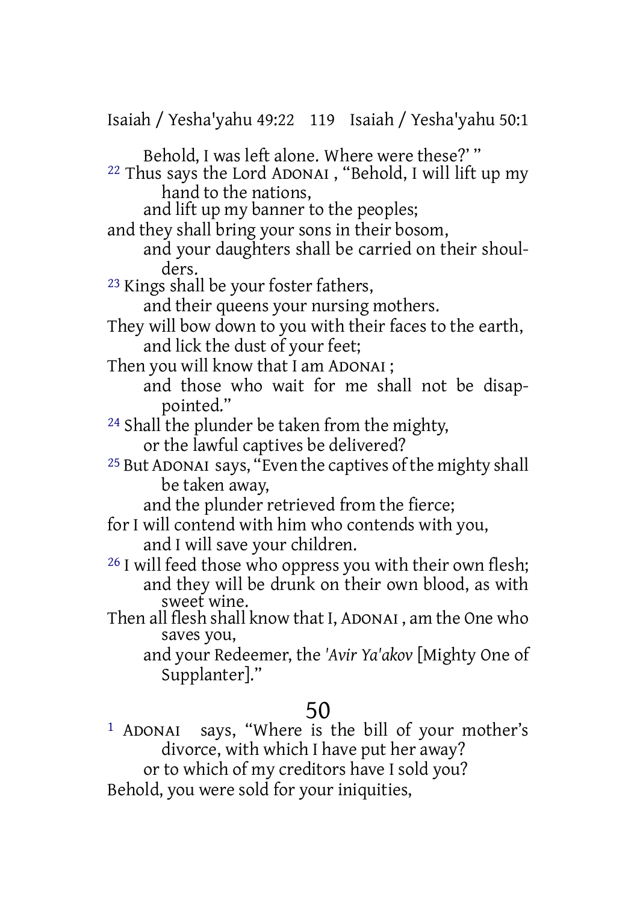Behold, I was left alone. Where were these?' "

[22] Thus says the Lord ADONAI , "Behold, I will lift up my hand to the nations,
and lift up my banner to the peoples;
and they shall bring your sons in their bosom,
and your daughters shall be carried on their shoulders.

[23] Kings shall be your foster fathers,
and their queens your nursing mothers.
They will bow down to you with their faces to the earth,
and lick the dust of your feet;
Then you will know that I am ADONAI ;
and those who wait for me shall not be disappointed."

[24] Shall the plunder be taken from the mighty,
or the lawful captives be delivered?

[25] But ADONAI says, "Even the captives of the mighty shall be taken away,
and the plunder retrieved from the fierce;
for I will contend with him who contends with you,
and I will save your children.

[26] I will feed those who oppress you with their own flesh;
and they will be drunk on their own blood, as with sweet wine.
Then all flesh shall know that I, ADONAI , am the One who saves you,
and your Redeemer, the *'Avir Ya'akov* [Mighty One of Supplanter]."

# 50

[1] ADONAI says, "Where is the bill of your mother's divorce, with which I have put her away?
or to which of my creditors have I sold you?
Behold, you were sold for your iniquities,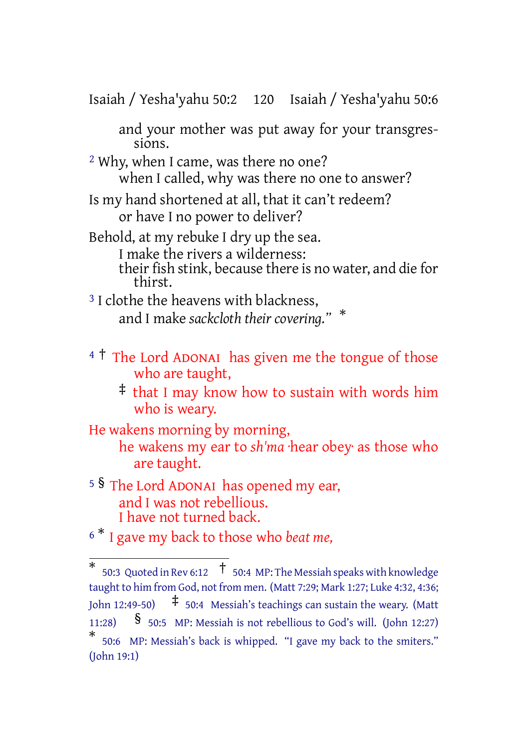and your mother was put away for your transgressions.

[2] Why, when I came, was there no one?
when I called, why was there no one to answer?

Is my hand shortened at all, that it can't redeem?
or have I no power to deliver?

Behold, at my rebuke I dry up the sea.
I make the rivers a wilderness:
their fish stink, because there is no water, and die for thirst.

[3] I clothe the heavens with blackness,
and I make *sackcloth their covering.*" *

[4] † The Lord ADONAI has given me the tongue of those who are taught,
‡ that I may know how to sustain with words him who is weary.

He wakens morning by morning,
he wakens my ear to *sh'ma* ·hear obey· as those who are taught.

[5] § The Lord ADONAI has opened my ear,
and I was not rebellious.
I have not turned back.

[6] * I gave my back to those who *beat me,*

---

\* 50:3 Quoted in Rev 6:12 † 50:4 MP: The Messiah speaks with knowledge taught to him from God, not from men. (Matt 7:29; Mark 1:27; Luke 4:32, 4:36; John 12:49-50) ‡ 50:4 Messiah's teachings can sustain the weary. (Matt 11:28) § 50:5 MP: Messiah is not rebellious to God's will. (John 12:27) \* 50:6 MP: Messiah's back is whipped. "I gave my back to the smiters." (John 19:1)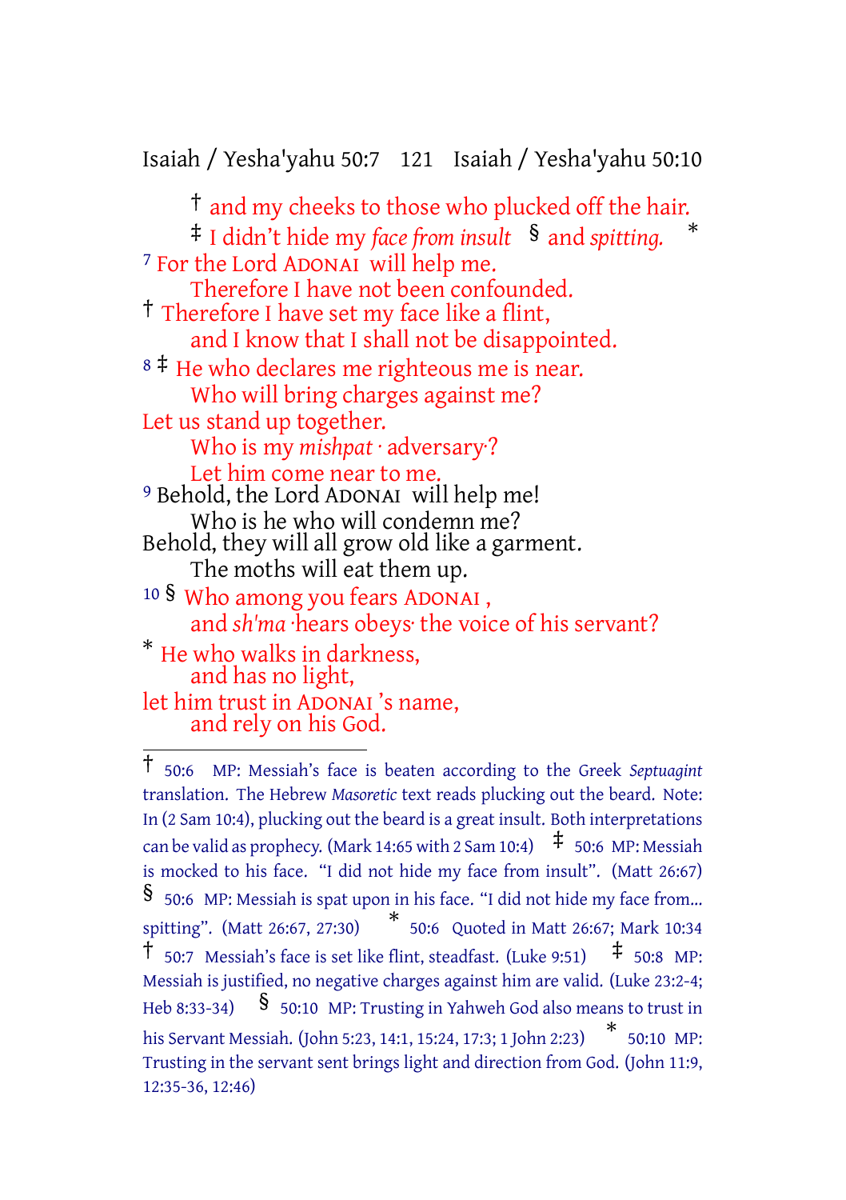† and my cheeks to those who plucked off the hair.
‡ I didn't hide my *face from insult* § and *spitting.* *

[7] For the Lord ADONAI will help me.
Therefore I have not been confounded.
† Therefore I have set my face like a flint,
and I know that I shall not be disappointed.

[8] ‡ He who declares me righteous me is near.
Who will bring charges against me?
Let us stand up together.
Who is my *mishpat* ·adversary·?
Let him come near to me.

[9] Behold, the Lord ADONAI will help me!
Who is he who will condemn me?
Behold, they will all grow old like a garment.
The moths will eat them up.

[10] § Who among you fears ADONAI,
and *sh'ma* ·hears obeys· the voice of his servant?
* He who walks in darkness,
and has no light,
let him trust in ADONAI's name,
and rely on his God.

---

† 50:6 MP: Messiah's face is beaten according to the Greek *Septuagint* translation. The Hebrew *Masoretic* text reads plucking out the beard. Note: In (2 Sam 10:4), plucking out the beard is a great insult. Both interpretations can be valid as prophecy. (Mark 14:65 with 2 Sam 10:4) ‡ 50:6 MP: Messiah is mocked to his face. "I did not hide my face from insult". (Matt 26:67) § 50:6 MP: Messiah is spat upon in his face. "I did not hide my face from... spitting". (Matt 26:67, 27:30) * 50:6 Quoted in Matt 26:67; Mark 10:34 † 50:7 Messiah's face is set like flint, steadfast. (Luke 9:51) ‡ 50:8 MP: Messiah is justified, no negative charges against him are valid. (Luke 23:2-4; Heb 8:33-34) § 50:10 MP: Trusting in Yahweh God also means to trust in his Servant Messiah. (John 5:23, 14:1, 15:24, 17:3; 1 John 2:23) * 50:10 MP: Trusting in the servant sent brings light and direction from God. (John 11:9, 12:35-36, 12:46)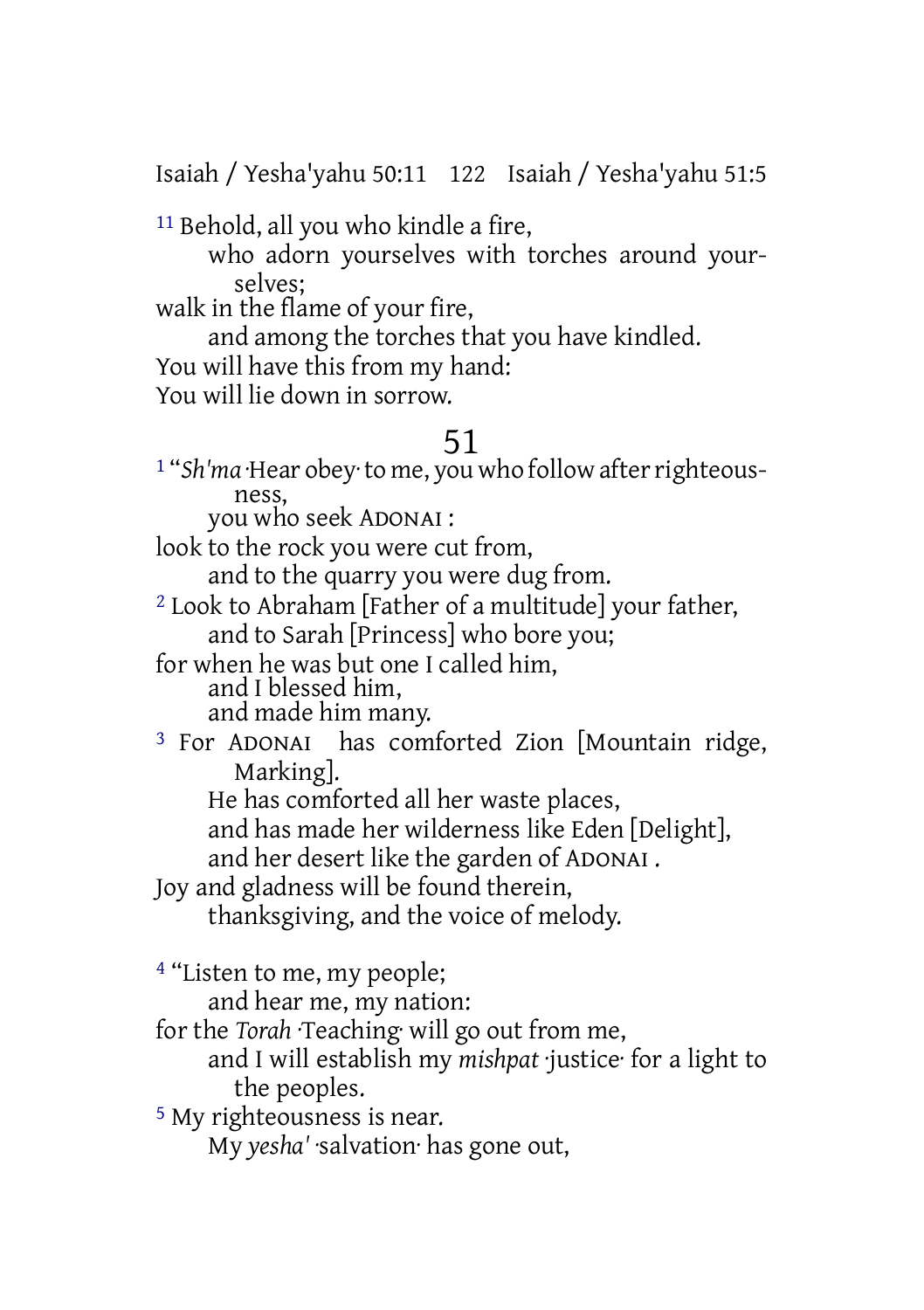[11] Behold, all you who kindle a fire,
who adorn yourselves with torches around yourselves;
walk in the flame of your fire,
and among the torches that you have kindled.
You will have this from my hand:
You will lie down in sorrow.

## 51

[1] "*Sh'ma* ·Hear obey· to me, you who follow after righteousness,
you who seek ADONAI :
look to the rock you were cut from,
and to the quarry you were dug from.
[2] Look to Abraham [Father of a multitude] your father,
and to Sarah [Princess] who bore you;
for when he was but one I called him,
and I blessed him,
and made him many.
[3] For ADONAI has comforted Zion [Mountain ridge, Marking].
He has comforted all her waste places,
and has made her wilderness like Eden [Delight],
and her desert like the garden of ADONAI .
Joy and gladness will be found therein,
thanksgiving, and the voice of melody.

[4] "Listen to me, my people;
and hear me, my nation:
for the *Torah* ·Teaching· will go out from me,
and I will establish my *mishpat* ·justice· for a light to the peoples.
[5] My righteousness is near.
My *yesha'* ·salvation· has gone out,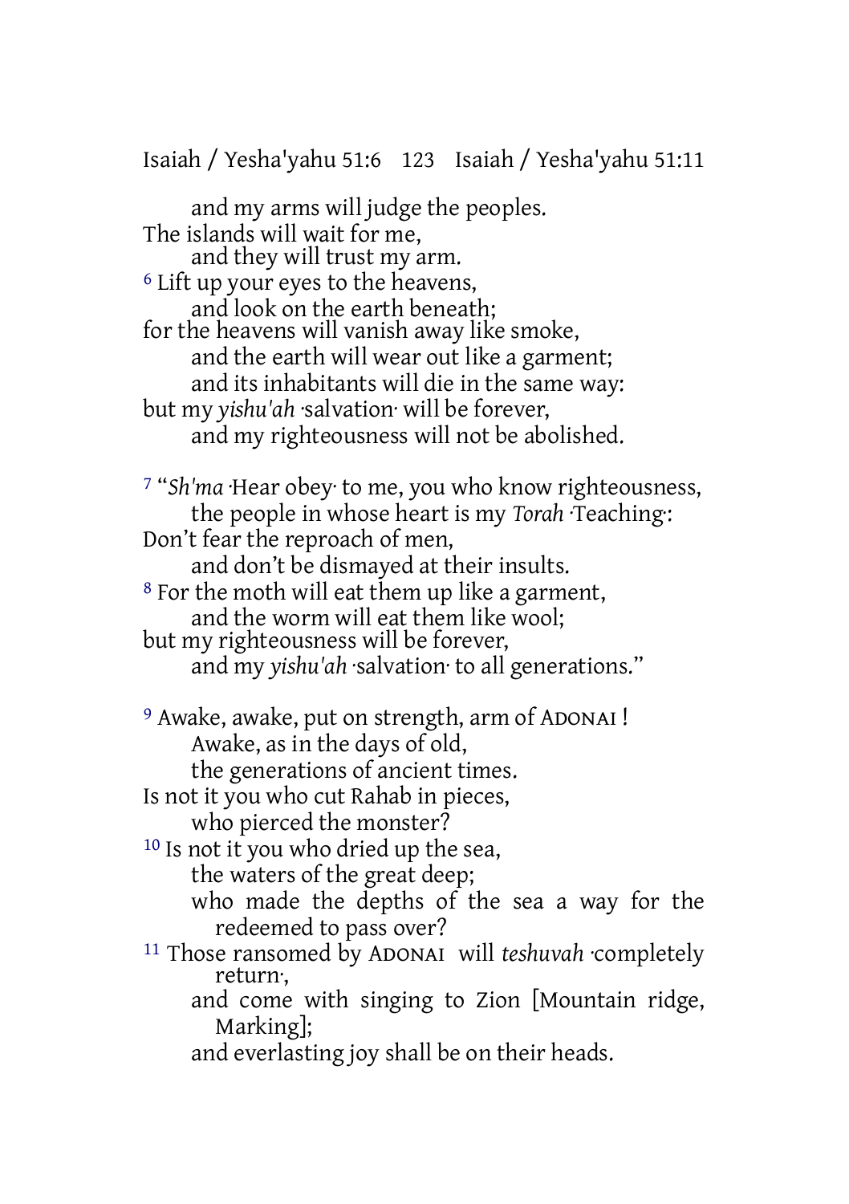and my arms will judge the peoples.
The islands will wait for me,
and they will trust my arm.
[6] Lift up your eyes to the heavens,
and look on the earth beneath;
for the heavens will vanish away like smoke,
and the earth will wear out like a garment;
and its inhabitants will die in the same way:
but my *yishu'ah* ·salvation· will be forever,
and my righteousness will not be abolished.

[7] "*Sh'ma* ·Hear obey· to me, you who know righteousness,
the people in whose heart is my *Torah* ·Teaching·:
Don't fear the reproach of men,
and don't be dismayed at their insults.
[8] For the moth will eat them up like a garment,
and the worm will eat them like wool;
but my righteousness will be forever,
and my *yishu'ah* ·salvation· to all generations."

[9] Awake, awake, put on strength, arm of ADONAI !
Awake, as in the days of old,
the generations of ancient times.
Is not it you who cut Rahab in pieces,
who pierced the monster?
[10] Is not it you who dried up the sea,
the waters of the great deep;
who made the depths of the sea a way for the redeemed to pass over?
[11] Those ransomed by ADONAI will *teshuvah* ·completely return·,
and come with singing to Zion [Mountain ridge, Marking];
and everlasting joy shall be on their heads.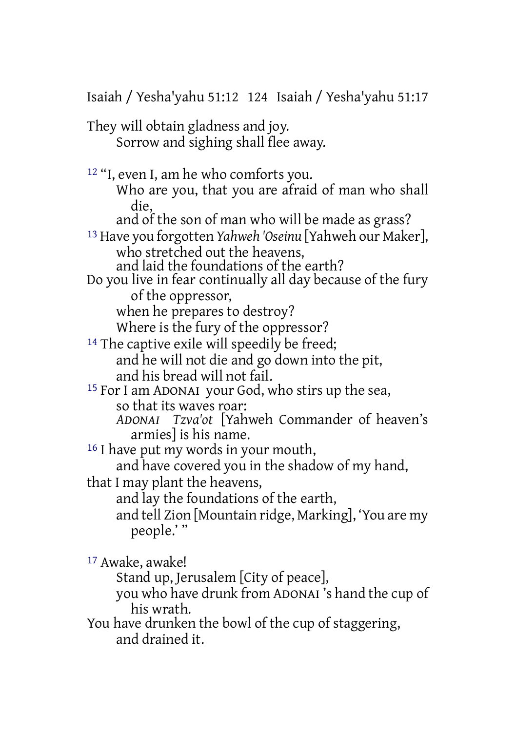They will obtain gladness and joy.
Sorrow and sighing shall flee away.

12 "I, even I, am he who comforts you.
Who are you, that you are afraid of man who shall die,
and of the son of man who will be made as grass?
13 Have you forgotten *Yahweh 'Oseinu* [Yahweh our Maker],
who stretched out the heavens,
and laid the foundations of the earth?
Do you live in fear continually all day because of the fury of the oppressor,
when he prepares to destroy?
Where is the fury of the oppressor?
14 The captive exile will speedily be freed;
and he will not die and go down into the pit,
and his bread will not fail.
15 For I am ADONAI your God, who stirs up the sea,
so that its waves roar:
*ADONAI Tzva'ot* [Yahweh Commander of heaven's armies] is his name.
16 I have put my words in your mouth,
and have covered you in the shadow of my hand,
that I may plant the heavens,
and lay the foundations of the earth,
and tell Zion [Mountain ridge, Marking], 'You are my people.' "

17 Awake, awake!
Stand up, Jerusalem [City of peace],
you who have drunk from ADONAI 's hand the cup of his wrath.
You have drunken the bowl of the cup of staggering,
and drained it.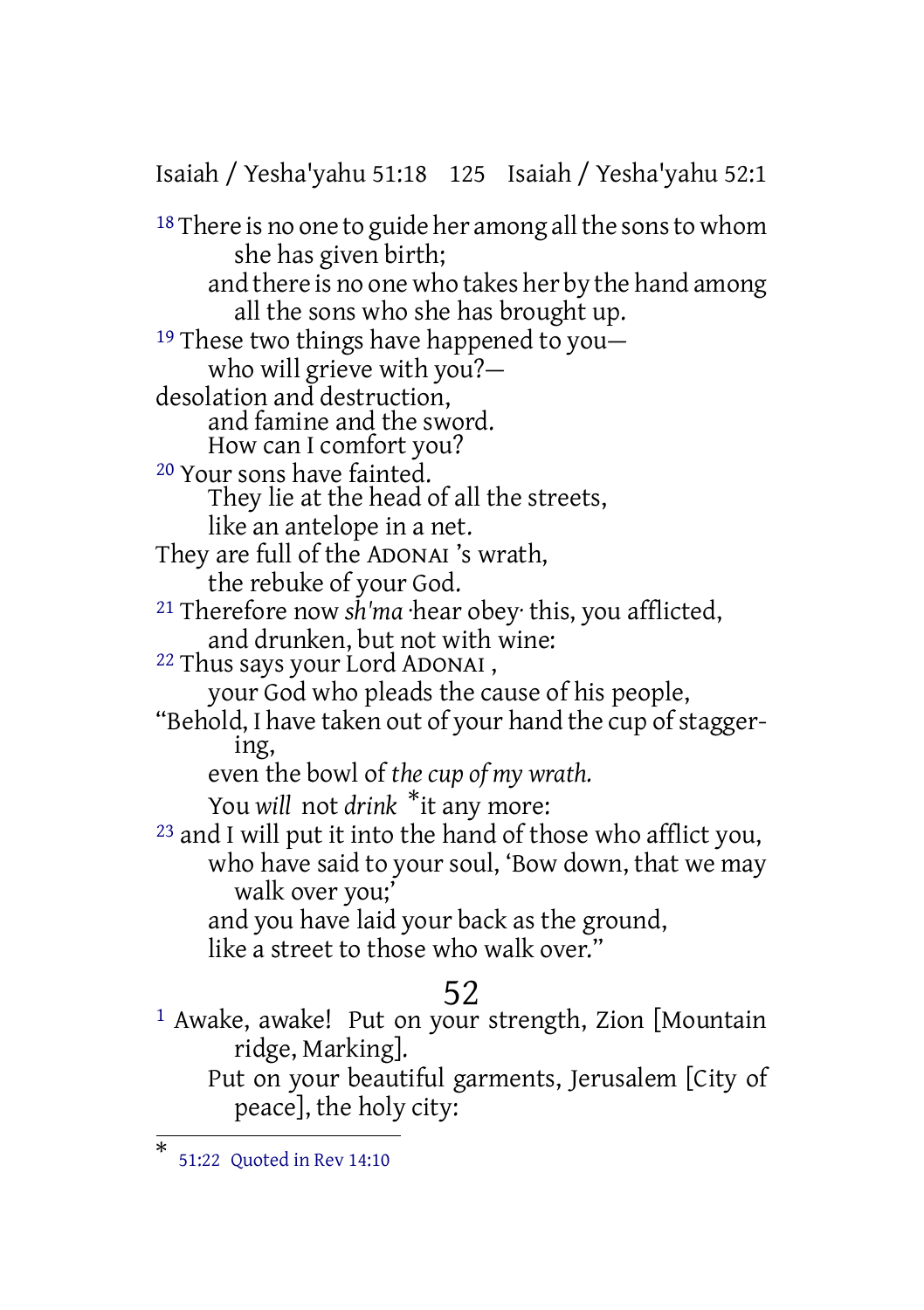[18] There is no one to guide her among all the sons to whom she has given birth;
and there is no one who takes her by the hand among all the sons who she has brought up.
[19] These two things have happened to you—
who will grieve with you?—
desolation and destruction,
and famine and the sword.
How can I comfort you?
[20] Your sons have fainted.
They lie at the head of all the streets,
like an antelope in a net.
They are full of the ADONAI 's wrath,
the rebuke of your God.
[21] Therefore now *sh'ma* ·hear obey· this, you afflicted,
and drunken, but not with wine:
[22] Thus says your Lord ADONAI ,
your God who pleads the cause of his people,
"Behold, I have taken out of your hand the cup of staggering,
even the bowl of *the cup of my wrath.*
You *will* not *drink* *it any more:
[23] and I will put it into the hand of those who afflict you,
who have said to your soul, 'Bow down, that we may walk over you;'
and you have laid your back as the ground,
like a street to those who walk over."

## 52

[1] Awake, awake! Put on your strength, Zion [Mountain ridge, Marking].
Put on your beautiful garments, Jerusalem [City of peace], the holy city:

---

* 51:22 Quoted in Rev 14:10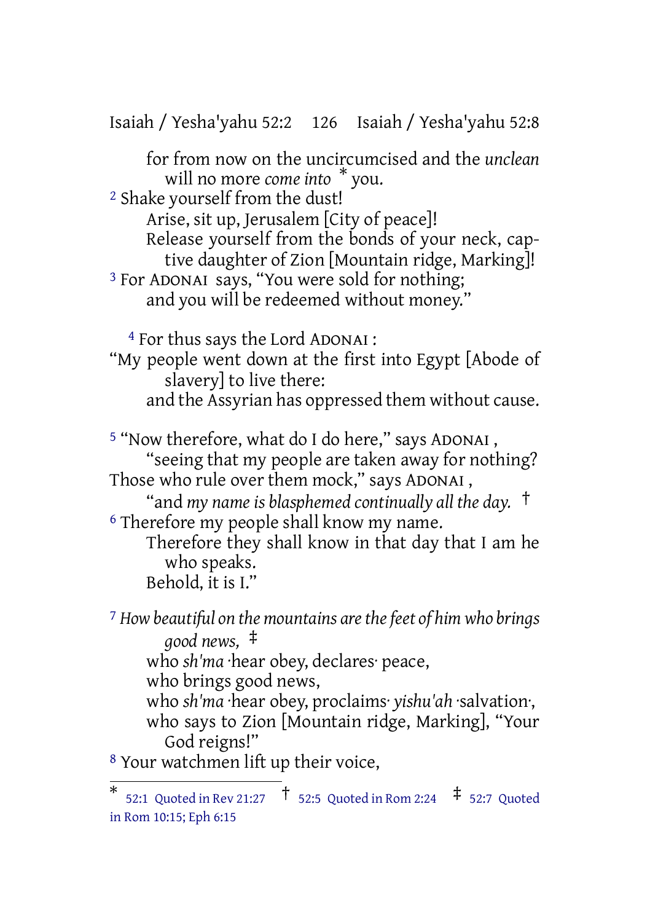for from now on the uncircumcised and the *unclean* will no more *come into* * you.

[2] Shake yourself from the dust!
Arise, sit up, Jerusalem [City of peace]!
Release yourself from the bonds of your neck, captive daughter of Zion [Mountain ridge, Marking]!

[3] For ADONAI says, "You were sold for nothing;
and you will be redeemed without money."

[4] For thus says the Lord ADONAI:
"My people went down at the first into Egypt [Abode of slavery] to live there:
and the Assyrian has oppressed them without cause.

[5] "Now therefore, what do I do here," says ADONAI,
"seeing that my people are taken away for nothing?
Those who rule over them mock," says ADONAI,
"and *my name is blasphemed continually all the day.* †

[6] Therefore my people shall know my name.
Therefore they shall know in that day that I am he who speaks.
Behold, it is I."

[7] *How beautiful on the mountains are the feet of him who brings good news,* ‡
who *sh'ma* ·hear obey, declares· peace,
who brings good news,
who *sh'ma* ·hear obey, proclaims· *yishu'ah* ·salvation·,
who says to Zion [Mountain ridge, Marking], "Your God reigns!"

[8] Your watchmen lift up their voice,

---

\* 52:1 Quoted in Rev 21:27 † 52:5 Quoted in Rom 2:24 ‡ 52:7 Quoted in Rom 10:15; Eph 6:15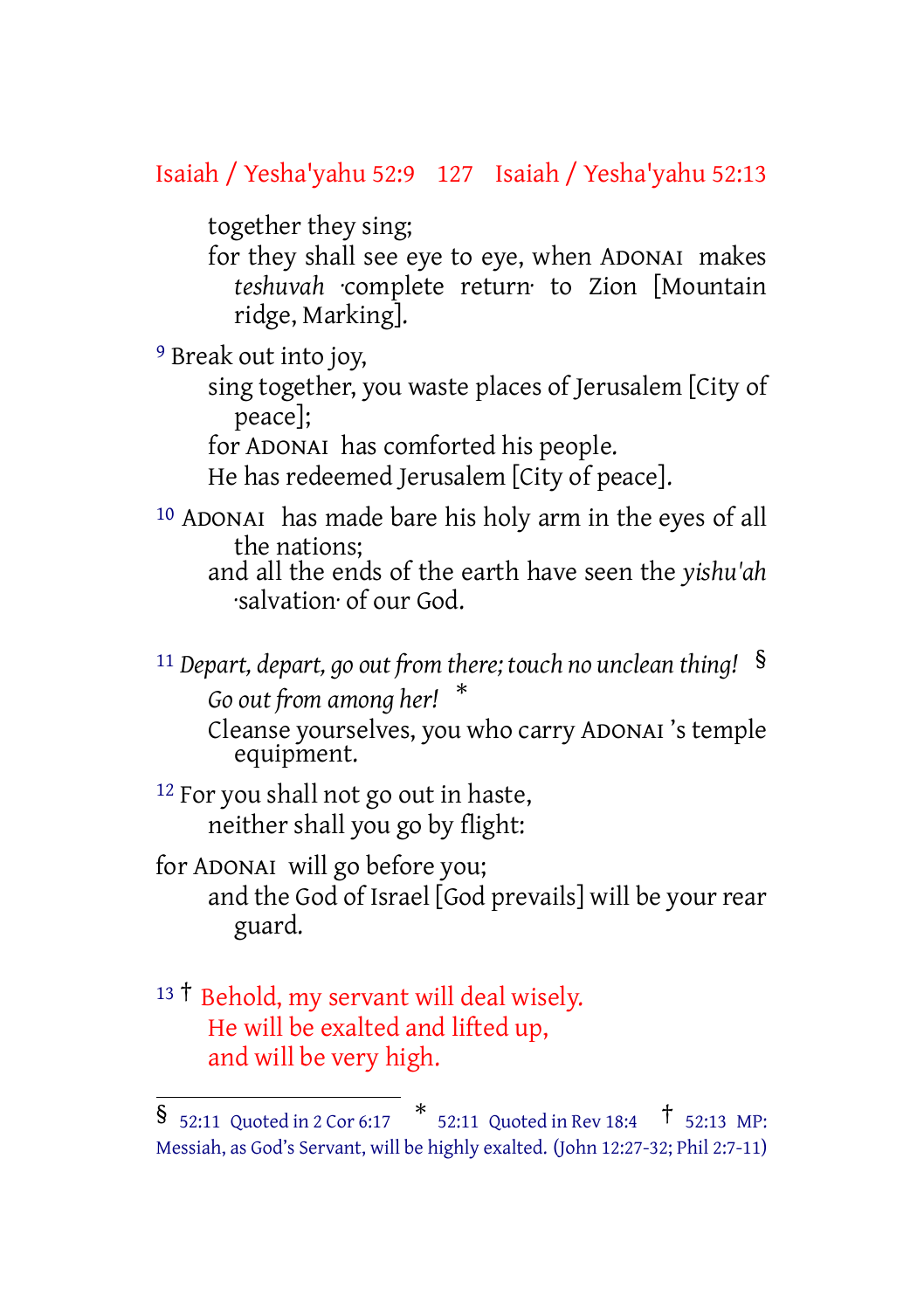together they sing;
for they shall see eye to eye, when ADONAI makes *teshuvah* ·complete return· to Zion [Mountain ridge, Marking].

[9] Break out into joy,
sing together, you waste places of Jerusalem [City of peace];
for ADONAI has comforted his people.
He has redeemed Jerusalem [City of peace].

[10] ADONAI has made bare his holy arm in the eyes of all the nations;
and all the ends of the earth have seen the *yishu'ah* ·salvation· of our God.

[11] *Depart, depart, go out from there; touch no unclean thing!* §
*Go out from among her!* *
Cleanse yourselves, you who carry ADONAI 's temple equipment.

[12] For you shall not go out in haste,
neither shall you go by flight:

for ADONAI will go before you;
and the God of Israel [God prevails] will be your rear guard.

[13] † Behold, my servant will deal wisely.
He will be exalted and lifted up,
and will be very high.

---

§ 52:11 Quoted in 2 Cor 6:17 * 52:11 Quoted in Rev 18:4 † 52:13 MP: Messiah, as God's Servant, will be highly exalted. (John 12:27-32; Phil 2:7-11)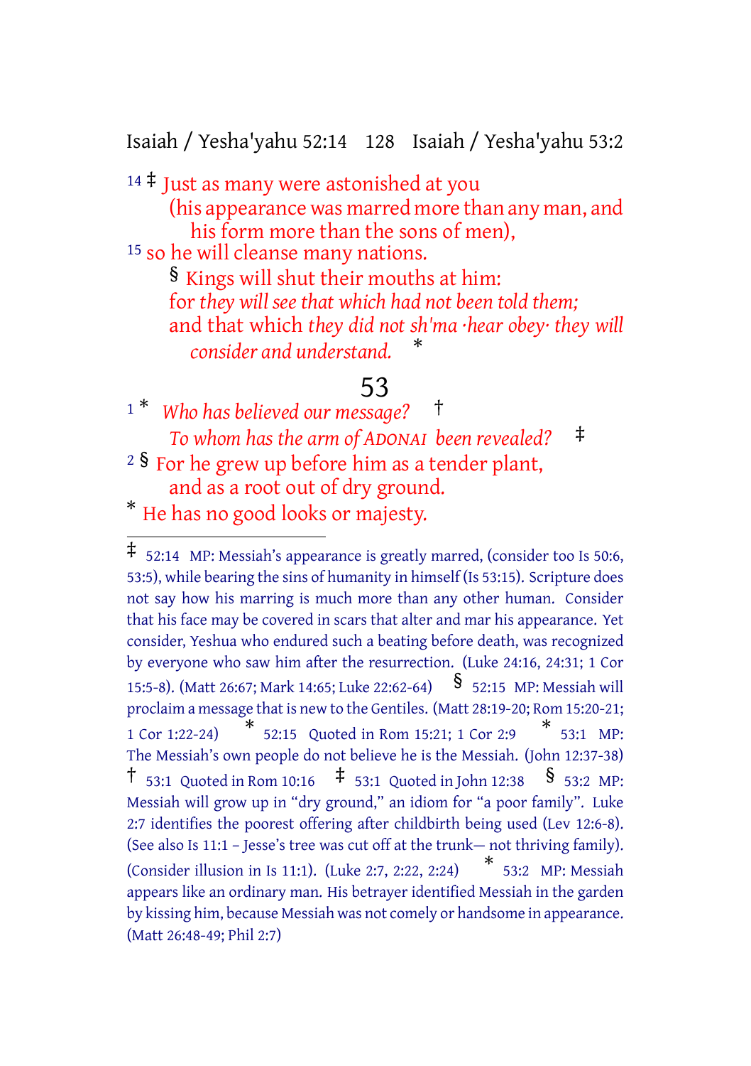14 ‡ Just as many were astonished at you
(his appearance was marred more than any man, and his form more than the sons of men),

15 so he will cleanse many nations.
§ Kings will shut their mouths at him:
for *they will see that which had not been told them;*
and that which *they did not sh'ma ·hear obey· they will consider and understand.* *

## 53

1 * *Who has believed our message?* †
*To whom has the arm of ADONAI been revealed?* ‡

2 § For he grew up before him as a tender plant,
and as a root out of dry ground.
* He has no good looks or majesty.

---

‡ 52:14 MP: Messiah's appearance is greatly marred, (consider too Is 50:6, 53:5), while bearing the sins of humanity in himself (Is 53:15). Scripture does not say how his marring is much more than any other human. Consider that his face may be covered in scars that alter and mar his appearance. Yet consider, Yeshua who endured such a beating before death, was recognized by everyone who saw him after the resurrection. (Luke 24:16, 24:31; 1 Cor 15:5-8). (Matt 26:67; Mark 14:65; Luke 22:62-64) § 52:15 MP: Messiah will proclaim a message that is new to the Gentiles. (Matt 28:19-20; Rom 15:20-21; 1 Cor 1:22-24) * 52:15 Quoted in Rom 15:21; 1 Cor 2:9 * 53:1 MP: The Messiah's own people do not believe he is the Messiah. (John 12:37-38) † 53:1 Quoted in Rom 10:16 ‡ 53:1 Quoted in John 12:38 § 53:2 MP: Messiah will grow up in "dry ground," an idiom for "a poor family". Luke 2:7 identifies the poorest offering after childbirth being used (Lev 12:6-8). (See also Is 11:1 – Jesse's tree was cut off at the trunk— not thriving family). (Consider illusion in Is 11:1). (Luke 2:7, 2:22, 2:24) * 53:2 MP: Messiah appears like an ordinary man. His betrayer identified Messiah in the garden by kissing him, because Messiah was not comely or handsome in appearance. (Matt 26:48-49; Phil 2:7)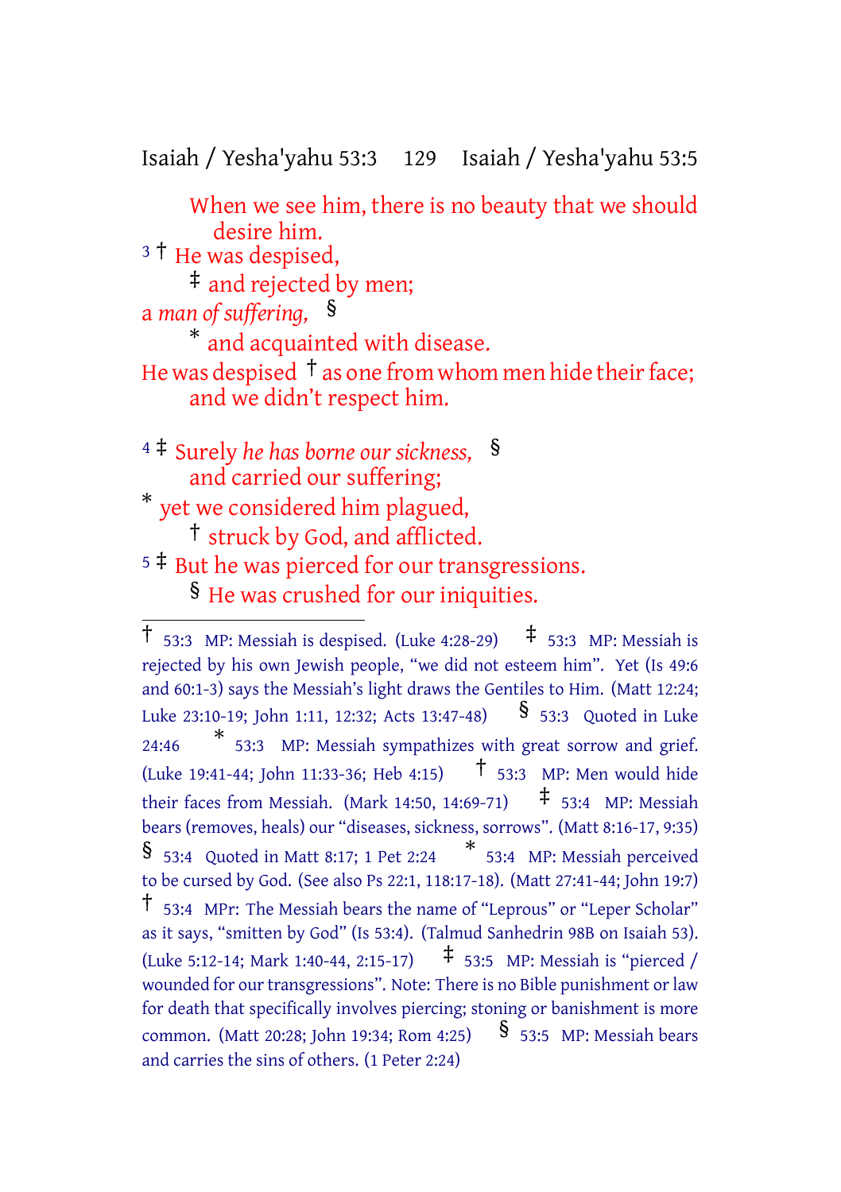When we see him, there is no beauty that we should desire him.

3 † He was despised,
‡ and rejected by men;
a *man of suffering*, §
* and acquainted with disease.
He was despised † as one from whom men hide their face;
and we didn't respect him.

4 ‡ Surely *he has borne our sickness*, §
and carried our suffering;
* yet we considered him plagued,
† struck by God, and afflicted.
5 ‡ But he was pierced for our transgressions.
§ He was crushed for our iniquities.

---

† 53:3 MP: Messiah is despised. (Luke 4:28-29) ‡ 53:3 MP: Messiah is rejected by his own Jewish people, "we did not esteem him". Yet (Is 49:6 and 60:1-3) says the Messiah's light draws the Gentiles to Him. (Matt 12:24; Luke 23:10-19; John 1:11, 12:32; Acts 13:47-48) § 53:3 Quoted in Luke 24:46 * 53:3 MP: Messiah sympathizes with great sorrow and grief. (Luke 19:41-44; John 11:33-36; Heb 4:15) † 53:3 MP: Men would hide their faces from Messiah. (Mark 14:50, 14:69-71) ‡ 53:4 MP: Messiah bears (removes, heals) our "diseases, sickness, sorrows". (Matt 8:16-17, 9:35) § 53:4 Quoted in Matt 8:17; 1 Pet 2:24 * 53:4 MP: Messiah perceived to be cursed by God. (See also Ps 22:1, 118:17-18). (Matt 27:41-44; John 19:7) † 53:4 MPr: The Messiah bears the name of "Leprous" or "Leper Scholar" as it says, "smitten by God" (Is 53:4). (Talmud Sanhedrin 98B on Isaiah 53). (Luke 5:12-14; Mark 1:40-44, 2:15-17) ‡ 53:5 MP: Messiah is "pierced / wounded for our transgressions". Note: There is no Bible punishment or law for death that specifically involves piercing; stoning or banishment is more common. (Matt 20:28; John 19:34; Rom 4:25) § 53:5 MP: Messiah bears and carries the sins of others. (1 Peter 2:24)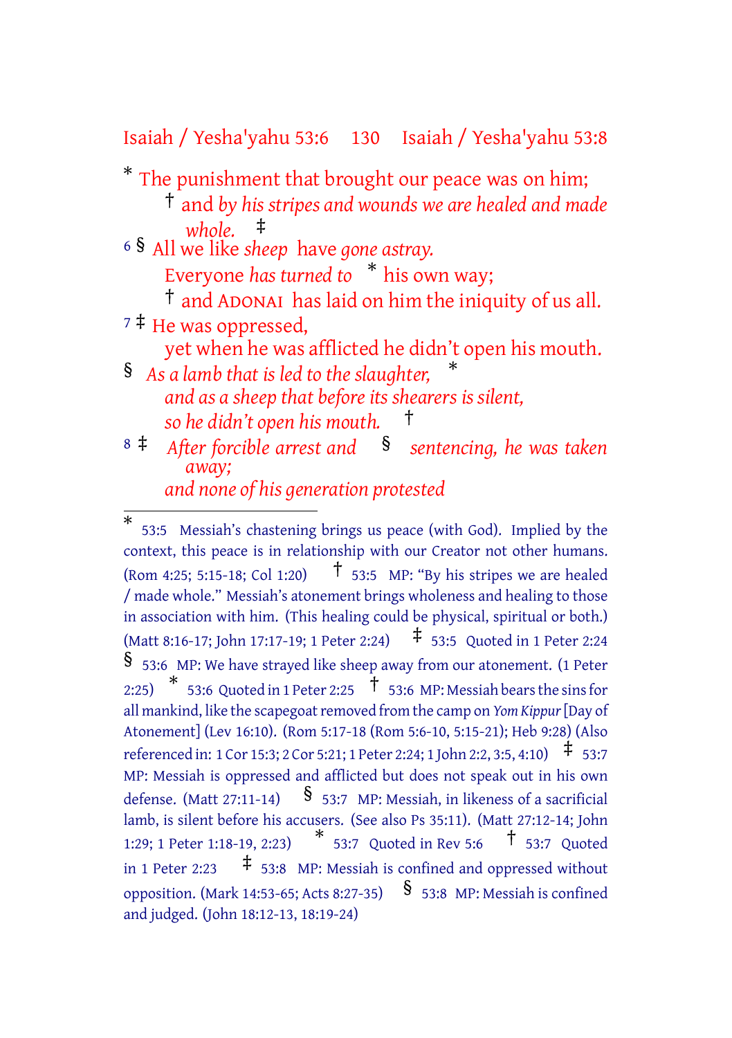* The punishment that brought our peace was on him;
† and *by his stripes and wounds we are healed and made whole.* ‡

6 § All we like *sheep* have *gone astray.*
Everyone *has turned to* * his own way;
† and ADONAI has laid on him the iniquity of us all.

7 ‡ He was oppressed,
yet when he was afflicted he didn't open his mouth.
§ *As a lamb that is led to the slaughter,* *
*and as a sheep that before its shearers is silent,*
*so he didn't open his mouth.* †

8 ‡ *After forcible arrest and* § *sentencing, he was taken away;*
*and none of his generation protested*

---

* 53:5 Messiah's chastening brings us peace (with God). Implied by the context, this peace is in relationship with our Creator not other humans. (Rom 4:25; 5:15-18; Col 1:20) † 53:5 MP: "By his stripes we are healed / made whole." Messiah's atonement brings wholeness and healing to those in association with him. (This healing could be physical, spiritual or both.) (Matt 8:16-17; John 17:17-19; 1 Peter 2:24) ‡ 53:5 Quoted in 1 Peter 2:24 § 53:6 MP: We have strayed like sheep away from our atonement. (1 Peter 2:25) * 53:6 Quoted in 1 Peter 2:25 † 53:6 MP: Messiah bears the sins for all mankind, like the scapegoat removed from the camp on *Yom Kippur* [Day of Atonement] (Lev 16:10). (Rom 5:17-18 (Rom 5:6-10, 5:15-21); Heb 9:28) (Also referenced in: 1 Cor 15:3; 2 Cor 5:21; 1 Peter 2:24; 1 John 2:2, 3:5, 4:10) ‡ 53:7 MP: Messiah is oppressed and afflicted but does not speak out in his own defense. (Matt 27:11-14) § 53:7 MP: Messiah, in likeness of a sacrificial lamb, is silent before his accusers. (See also Ps 35:11). (Matt 27:12-14; John 1:29; 1 Peter 1:18-19, 2:23) * 53:7 Quoted in Rev 5:6 † 53:7 Quoted in 1 Peter 2:23 ‡ 53:8 MP: Messiah is confined and oppressed without opposition. (Mark 14:53-65; Acts 8:27-35) § 53:8 MP: Messiah is confined and judged. (John 18:12-13, 18:19-24)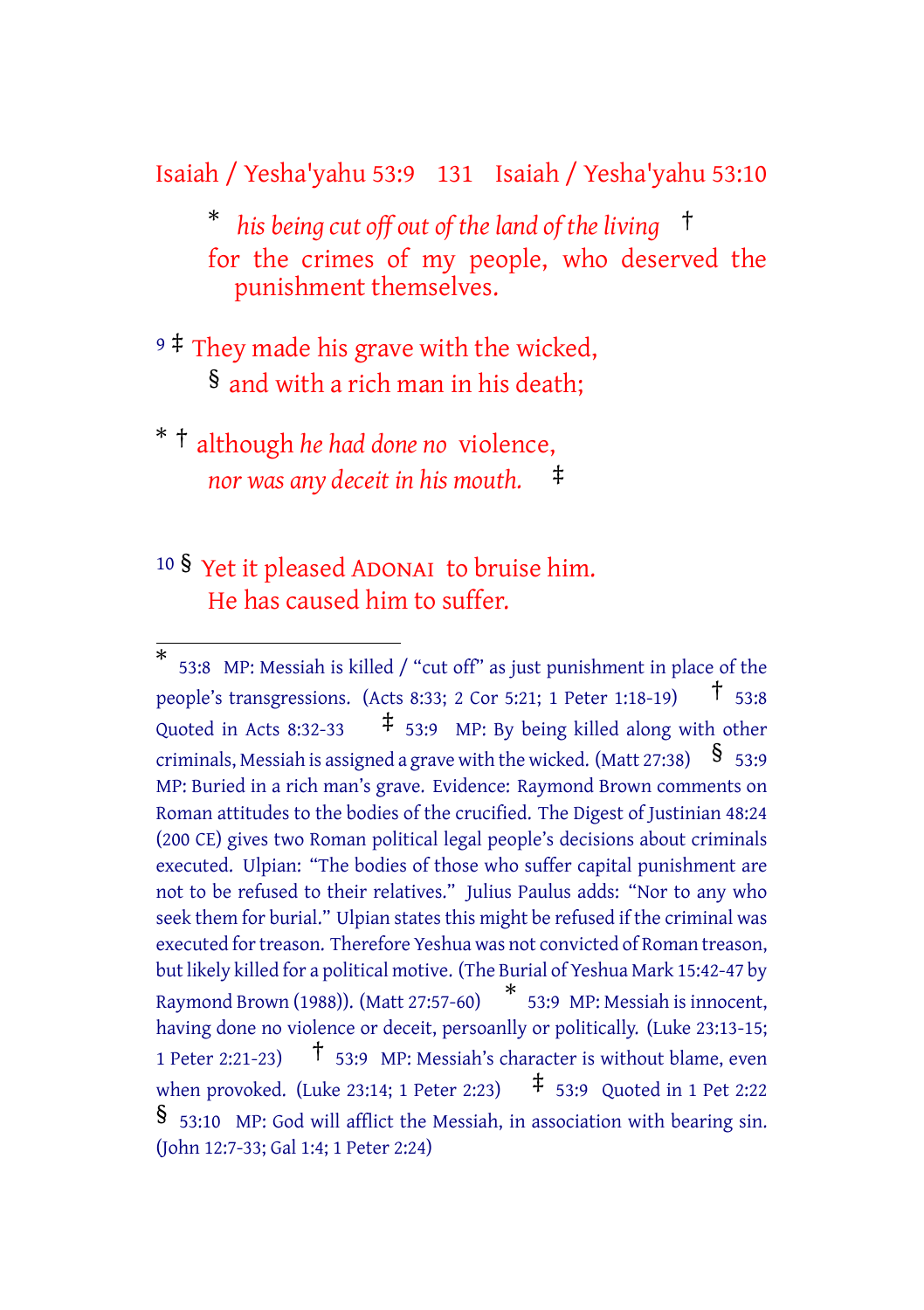* *his being cut off out of the land of the living* †
for the crimes of my people, who deserved the punishment themselves.

9 ‡ They made his grave with the wicked,
§ and with a rich man in his death;

* † although *he had done no* violence,
*nor was any deceit in his mouth.* ‡

10 § Yet it pleased ADONAI to bruise him.
He has caused him to suffer.

---

* 53:8 MP: Messiah is killed / "cut off" as just punishment in place of the people's transgressions. (Acts 8:33; 2 Cor 5:21; 1 Peter 1:18-19) † 53:8 Quoted in Acts 8:32-33 ‡ 53:9 MP: By being killed along with other criminals, Messiah is assigned a grave with the wicked. (Matt 27:38) § 53:9 MP: Buried in a rich man's grave. Evidence: Raymond Brown comments on Roman attitudes to the bodies of the crucified. The Digest of Justinian 48:24 (200 CE) gives two Roman political legal people's decisions about criminals executed. Ulpian: "The bodies of those who suffer capital punishment are not to be refused to their relatives." Julius Paulus adds: "Nor to any who seek them for burial." Ulpian states this might be refused if the criminal was executed for treason. Therefore Yeshua was not convicted of Roman treason, but likely killed for a political motive. (The Burial of Yeshua Mark 15:42-47 by Raymond Brown (1988)). (Matt 27:57-60) * 53:9 MP: Messiah is innocent, having done no violence or deceit, persoanlly or politically. (Luke 23:13-15; 1 Peter 2:21-23) † 53:9 MP: Messiah's character is without blame, even when provoked. (Luke 23:14; 1 Peter 2:23) ‡ 53:9 Quoted in 1 Pet 2:22 § 53:10 MP: God will afflict the Messiah, in association with bearing sin. (John 12:7-33; Gal 1:4; 1 Peter 2:24)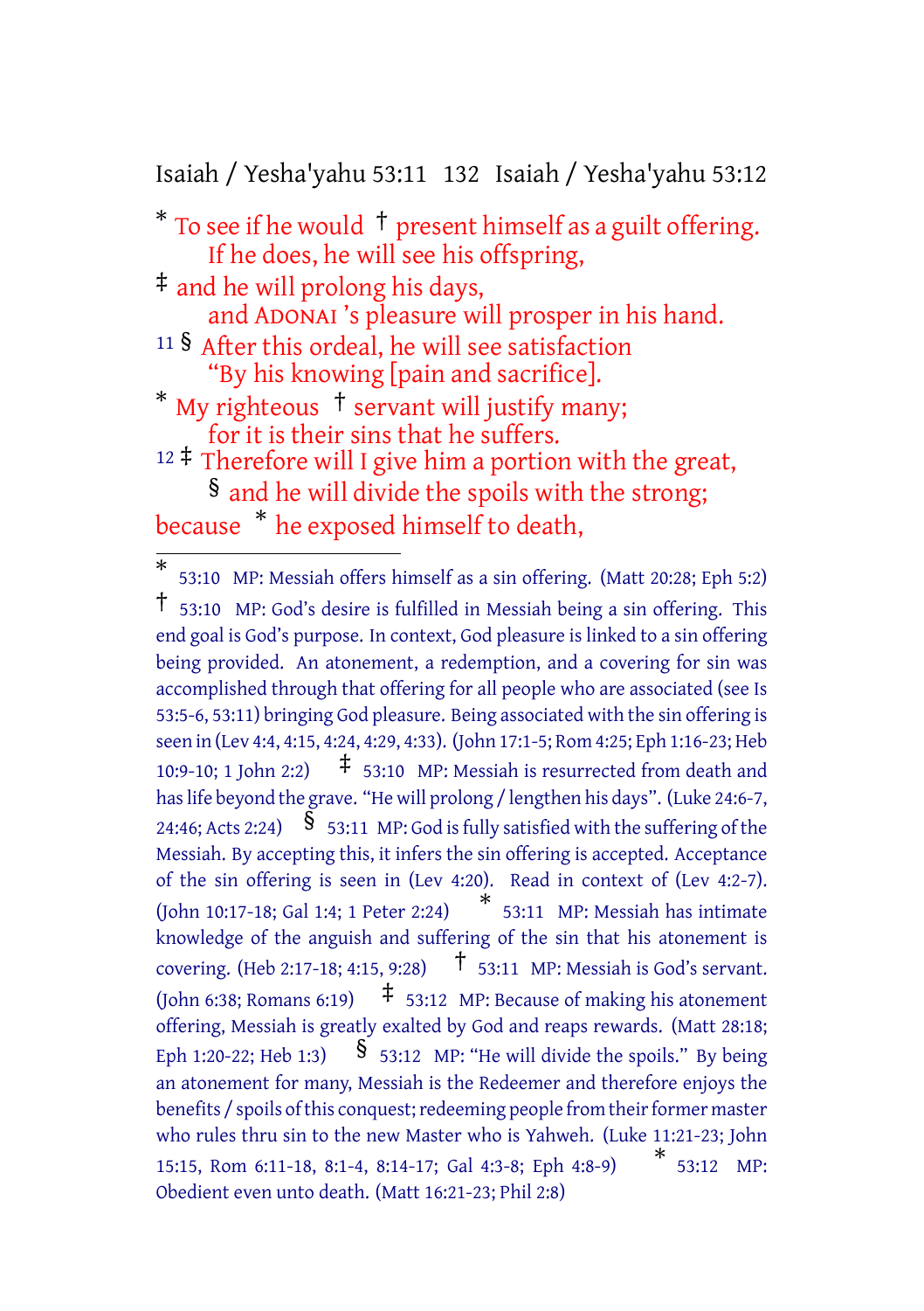\* To see if he would † present himself as a guilt offering.
If he does, he will see his offspring,
‡ and he will prolong his days,
and ADONAI 's pleasure will prosper in his hand.
11 § After this ordeal, he will see satisfaction
"By his knowing [pain and sacrifice].
\* My righteous † servant will justify many;
for it is their sins that he suffers.
12 ‡ Therefore will I give him a portion with the great,
§ and he will divide the spoils with the strong;
because \* he exposed himself to death,

---

\* 53:10 MP: Messiah offers himself as a sin offering. (Matt 20:28; Eph 5:2)
† 53:10 MP: God's desire is fulfilled in Messiah being a sin offering. This end goal is God's purpose. In context, God pleasure is linked to a sin offering being provided. An atonement, a redemption, and a covering for sin was accomplished through that offering for all people who are associated (see Is 53:5-6, 53:11) bringing God pleasure. Being associated with the sin offering is seen in (Lev 4:4, 4:15, 4:24, 4:29, 4:33). (John 17:1-5; Rom 4:25; Eph 1:16-23; Heb 10:9-10; 1 John 2:2) ‡ 53:10 MP: Messiah is resurrected from death and has life beyond the grave. "He will prolong / lengthen his days". (Luke 24:6-7, 24:46; Acts 2:24) § 53:11 MP: God is fully satisfied with the suffering of the Messiah. By accepting this, it infers the sin offering is accepted. Acceptance of the sin offering is seen in (Lev 4:20). Read in context of (Lev 4:2-7). (John 10:17-18; Gal 1:4; 1 Peter 2:24) \* 53:11 MP: Messiah has intimate knowledge of the anguish and suffering of the sin that his atonement is covering. (Heb 2:17-18; 4:15, 9:28) † 53:11 MP: Messiah is God's servant. (John 6:38; Romans 6:19) ‡ 53:12 MP: Because of making his atonement offering, Messiah is greatly exalted by God and reaps rewards. (Matt 28:18; Eph 1:20-22; Heb 1:3) § 53:12 MP: "He will divide the spoils." By being an atonement for many, Messiah is the Redeemer and therefore enjoys the benefits / spoils of this conquest; redeeming people from their former master who rules thru sin to the new Master who is Yahweh. (Luke 11:21-23; John 15:15, Rom 6:11-18, 8:1-4, 8:14-17; Gal 4:3-8; Eph 4:8-9) \* 53:12 MP: Obedient even unto death. (Matt 16:21-23; Phil 2:8)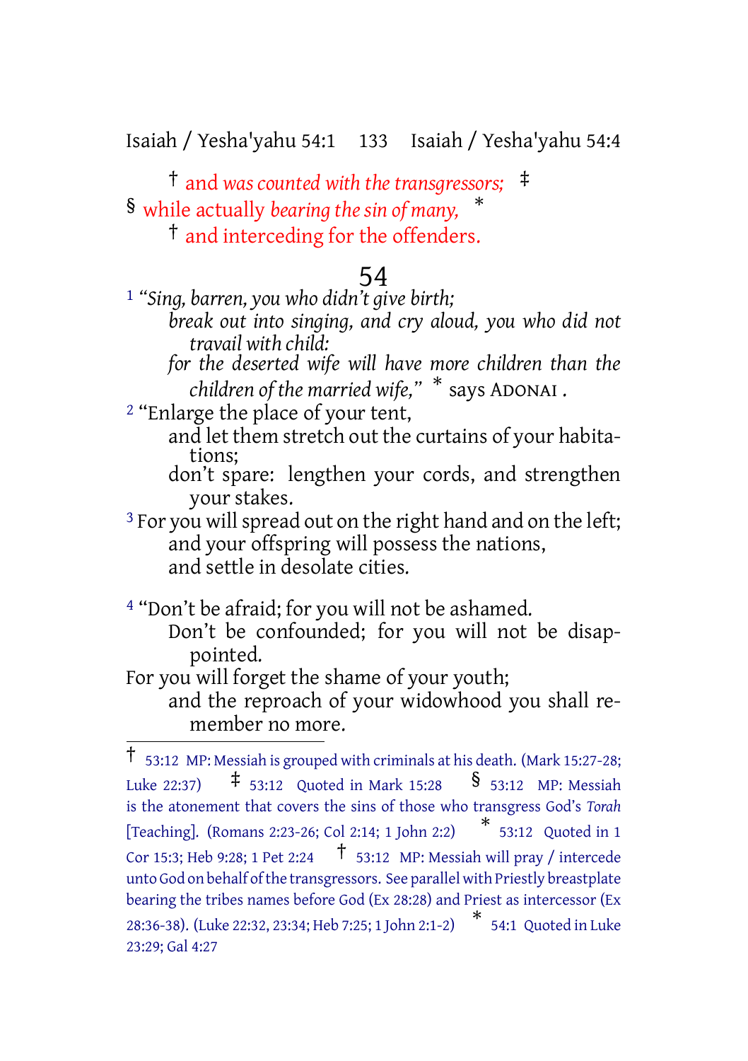† and *was counted with the transgressors;* ‡
§ while actually *bearing the sin of many,* *
† and interceding for the offenders.

# 54

[1] *"Sing, barren, you who didn't give birth;*
*break out into singing, and cry aloud, you who did not travail with child:*
*for the deserted wife will have more children than the children of the married wife,"* * says ADONAI .

[2] "Enlarge the place of your tent,
and let them stretch out the curtains of your habitations;
don't spare: lengthen your cords, and strengthen your stakes.

[3] For you will spread out on the right hand and on the left;
and your offspring will possess the nations,
and settle in desolate cities.

[4] "Don't be afraid; for you will not be ashamed.
Don't be confounded; for you will not be disappointed.
For you will forget the shame of your youth;
and the reproach of your widowhood you shall remember no more.

---

† 53:12 MP: Messiah is grouped with criminals at his death. (Mark 15:27-28; Luke 22:37) ‡ 53:12 Quoted in Mark 15:28 § 53:12 MP: Messiah is the atonement that covers the sins of those who transgress God's *Torah* [Teaching]. (Romans 2:23-26; Col 2:14; 1 John 2:2) * 53:12 Quoted in 1 Cor 15:3; Heb 9:28; 1 Pet 2:24 † 53:12 MP: Messiah will pray / intercede unto God on behalf of the transgressors. See parallel with Priestly breastplate bearing the tribes names before God (Ex 28:28) and Priest as intercessor (Ex 28:36-38). (Luke 22:32, 23:34; Heb 7:25; 1 John 2:1-2) * 54:1 Quoted in Luke 23:29; Gal 4:27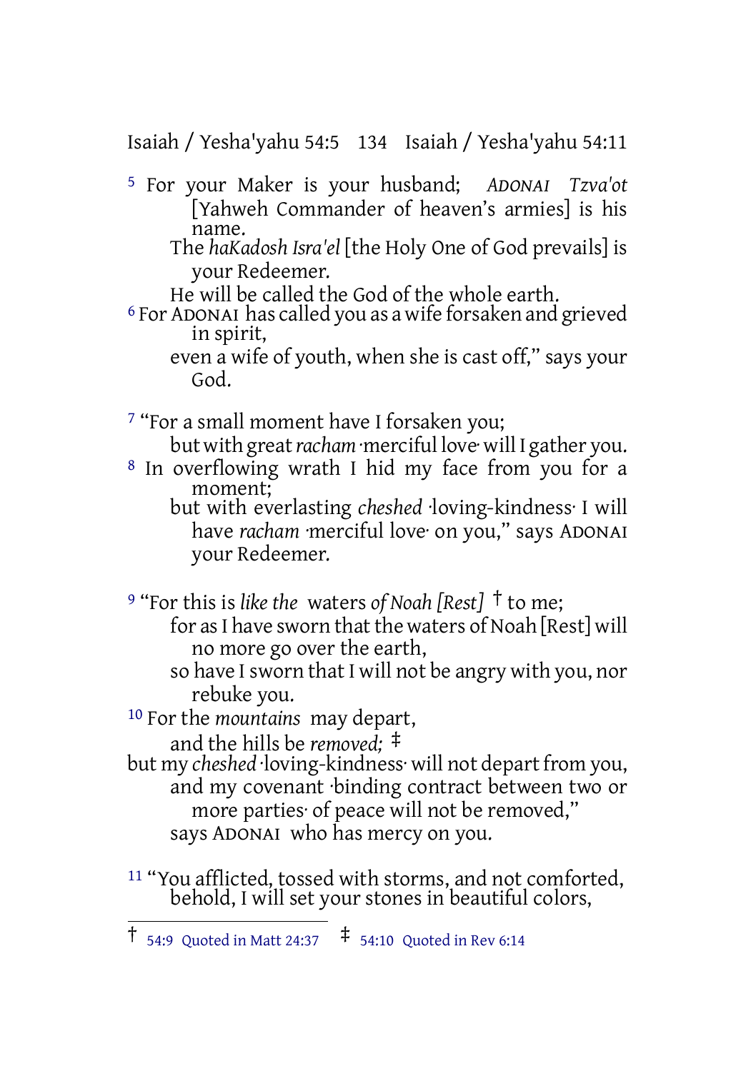[5] For your Maker is your husband; *ADONAI Tzva'ot* [Yahweh Commander of heaven's armies] is his name.
The *haKadosh Isra'el* [the Holy One of God prevails] is your Redeemer.
He will be called the God of the whole earth.
[6] For ADONAI has called you as a wife forsaken and grieved in spirit,
even a wife of youth, when she is cast off," says your God.

[7] "For a small moment have I forsaken you;
but with great *racham* ·merciful love· will I gather you.
[8] In overflowing wrath I hid my face from you for a moment;
but with everlasting *cheshed* ·loving-kindness· I will have *racham* ·merciful love· on you," says ADONAI your Redeemer.

[9] "For this is *like the* waters *of Noah [Rest]* † to me;
for as I have sworn that the waters of Noah [Rest] will no more go over the earth,
so have I sworn that I will not be angry with you, nor rebuke you.
[10] For the *mountains* may depart,
and the hills be *removed;* ‡
but my *cheshed* ·loving-kindness· will not depart from you,
and my covenant ·binding contract between two or more parties· of peace will not be removed,"
says ADONAI who has mercy on you.

[11] "You afflicted, tossed with storms, and not comforted,
behold, I will set your stones in beautiful colors,

---

† 54:9 Quoted in Matt 24:37 ‡ 54:10 Quoted in Rev 6:14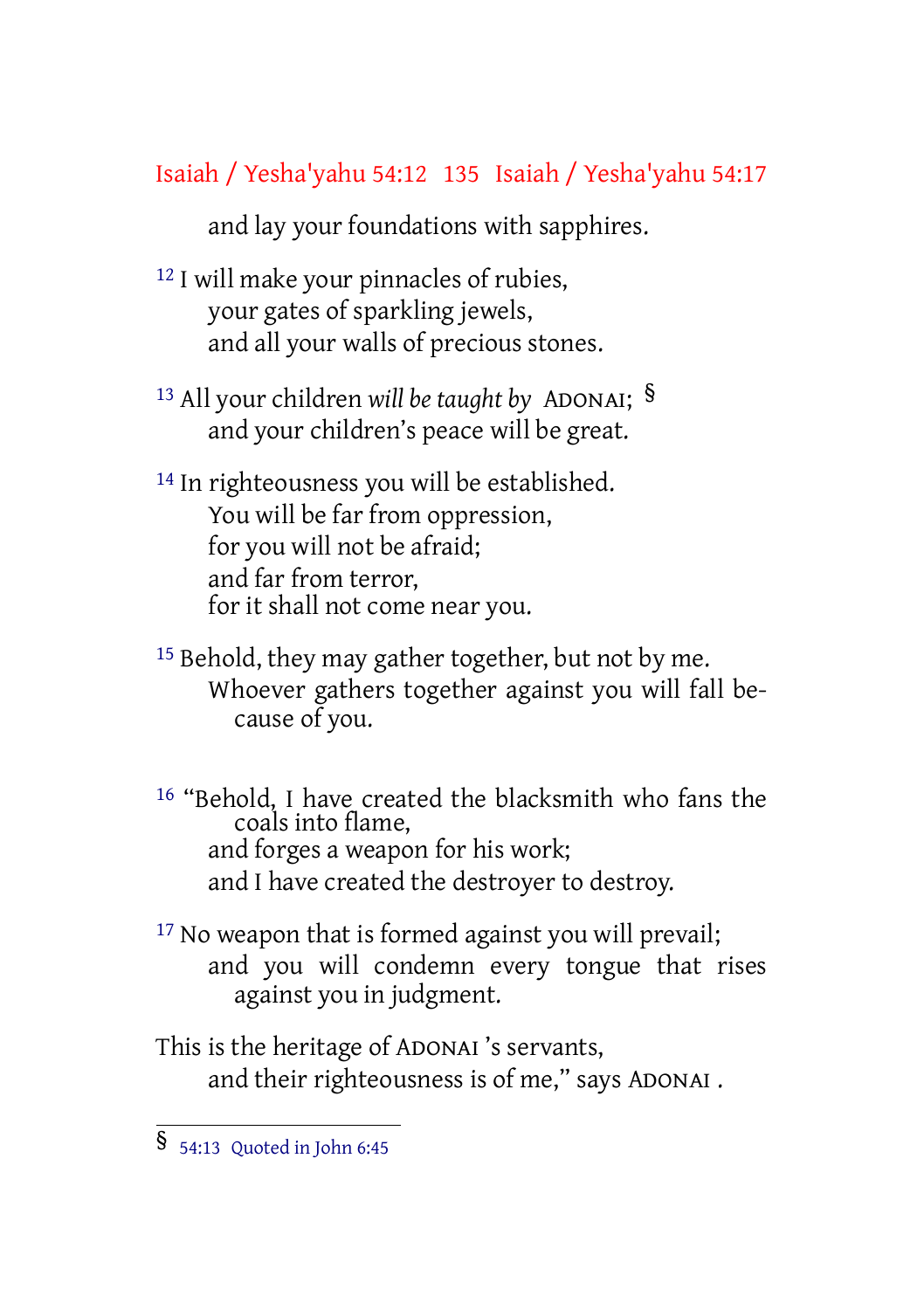and lay your foundations with sapphires.

[12] I will make your pinnacles of rubies,
your gates of sparkling jewels,
and all your walls of precious stones.

[13] All your children *will be taught by* ADONAI; §
and your children's peace will be great.

[14] In righteousness you will be established.
You will be far from oppression,
for you will not be afraid;
and far from terror,
for it shall not come near you.

[15] Behold, they may gather together, but not by me.
Whoever gathers together against you will fall because of you.

[16] "Behold, I have created the blacksmith who fans the coals into flame,
and forges a weapon for his work;
and I have created the destroyer to destroy.

[17] No weapon that is formed against you will prevail;
and you will condemn every tongue that rises against you in judgment.

This is the heritage of ADONAI 's servants,
and their righteousness is of me," says ADONAI .

---

§ 54:13 Quoted in John 6:45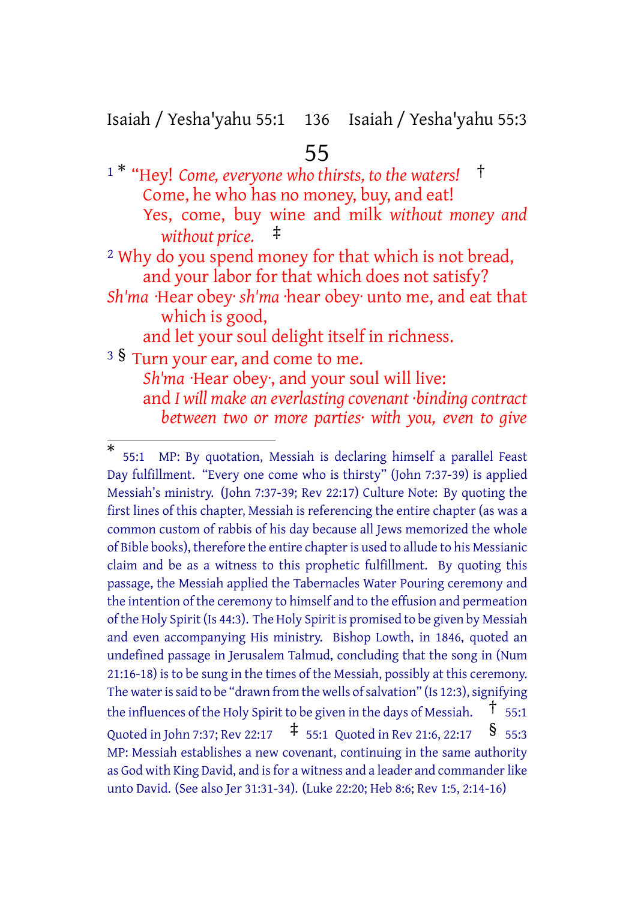# 55

1 * “Hey! *Come, everyone who thirsts, to the waters!* †
Come, he who has no money, buy, and eat!
Yes, come, buy wine and milk *without money and without price.* ‡

2 Why do you spend money for that which is not bread,
and your labor for that which does not satisfy?
*Sh'ma* ·Hear obey· *sh'ma* ·hear obey· unto me, and eat that which is good,
and let your soul delight itself in richness.

3 § Turn your ear, and come to me.
*Sh'ma* ·Hear obey·, and your soul will live:
and *I will make an everlasting covenant ·binding contract between two or more parties· with you, even to give*

---

\* 55:1 MP: By quotation, Messiah is declaring himself a parallel Feast Day fulfillment. “Every one come who is thirsty” (John 7:37-39) is applied Messiah's ministry. (John 7:37-39; Rev 22:17) Culture Note: By quoting the first lines of this chapter, Messiah is referencing the entire chapter (as was a common custom of rabbis of his day because all Jews memorized the whole of Bible books), therefore the entire chapter is used to allude to his Messianic claim and be as a witness to this prophetic fulfillment. By quoting this passage, the Messiah applied the Tabernacles Water Pouring ceremony and the intention of the ceremony to himself and to the effusion and permeation of the Holy Spirit (Is 44:3). The Holy Spirit is promised to be given by Messiah and even accompanying His ministry. Bishop Lowth, in 1846, quoted an undefined passage in Jerusalem Talmud, concluding that the song in (Num 21:16-18) is to be sung in the times of the Messiah, possibly at this ceremony. The water is said to be “drawn from the wells of salvation” (Is 12:3), signifying the influences of the Holy Spirit to be given in the days of Messiah.

† 55:1 Quoted in John 7:37; Rev 22:17

‡ 55:1 Quoted in Rev 21:6, 22:17

§ 55:3 MP: Messiah establishes a new covenant, continuing in the same authority as God with King David, and is for a witness and a leader and commander like unto David. (See also Jer 31:31-34). (Luke 22:20; Heb 8:6; Rev 1:5, 2:14-16)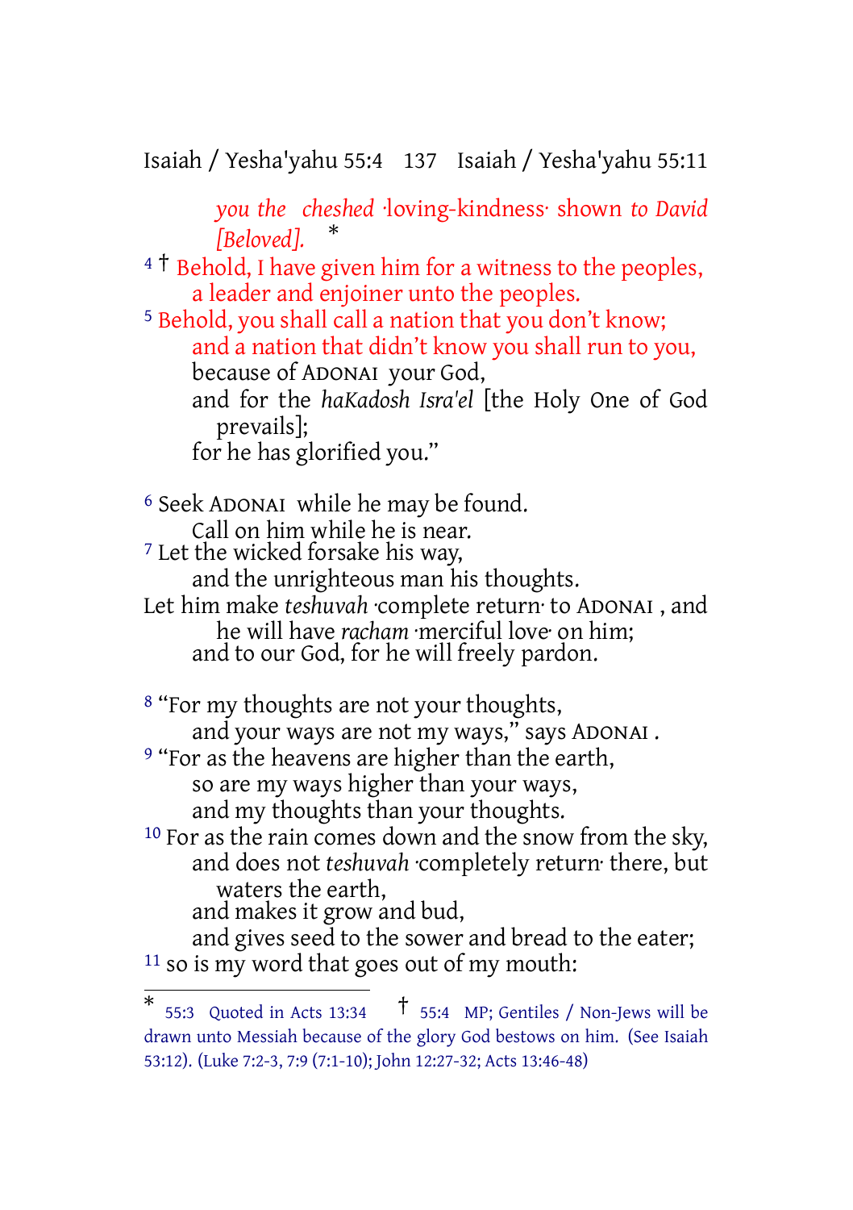*you the cheshed* ·loving-kindness· shown *to David [Beloved].* *

4 † Behold, I have given him for a witness to the peoples,
a leader and enjoiner unto the peoples.
5 Behold, you shall call a nation that you don't know;
and a nation that didn't know you shall run to you,
because of ADONAI your God,
and for the *haKadosh Isra'el* [the Holy One of God prevails];
for he has glorified you."

6 Seek ADONAI while he may be found.
Call on him while he is near.
7 Let the wicked forsake his way,
and the unrighteous man his thoughts.
Let him make *teshuvah* ·complete return· to ADONAI , and he will have *racham* ·merciful love· on him;
and to our God, for he will freely pardon.

8 "For my thoughts are not your thoughts,
and your ways are not my ways," says ADONAI .
9 "For as the heavens are higher than the earth,
so are my ways higher than your ways,
and my thoughts than your thoughts.
10 For as the rain comes down and the snow from the sky,
and does not *teshuvah* ·completely return· there, but waters the earth,
and makes it grow and bud,
and gives seed to the sower and bread to the eater;
11 so is my word that goes out of my mouth:

---

* 55:3 Quoted in Acts 13:34 † 55:4 MP; Gentiles / Non-Jews will be drawn unto Messiah because of the glory God bestows on him. (See Isaiah 53:12). (Luke 7:2-3, 7:9 (7:1-10); John 12:27-32; Acts 13:46-48)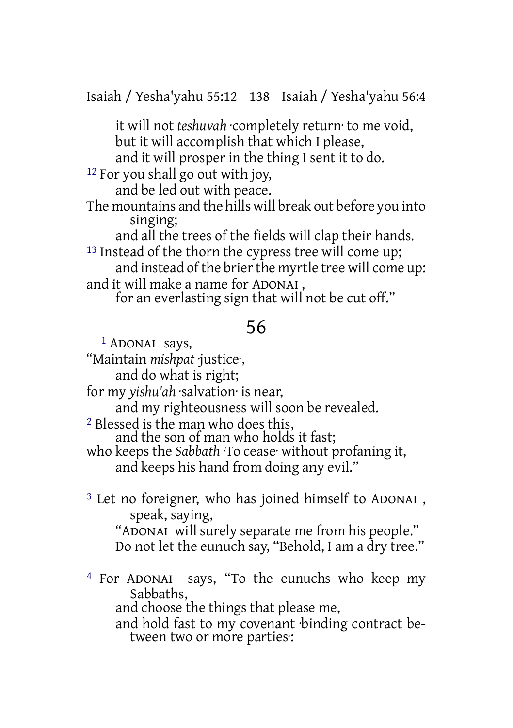it will not *teshuvah* ·completely return· to me void,
but it will accomplish that which I please,
and it will prosper in the thing I sent it to do.

[12] For you shall go out with joy,
and be led out with peace.
The mountains and the hills will break out before you into singing;
and all the trees of the fields will clap their hands.

[13] Instead of the thorn the cypress tree will come up;
and instead of the brier the myrtle tree will come up:
and it will make a name for ADONAI ,
for an everlasting sign that will not be cut off."

## 56

[1] ADONAI says,
"Maintain *mishpat* ·justice·,
and do what is right;
for my *yishu'ah* ·salvation· is near,
and my righteousness will soon be revealed.

[2] Blessed is the man who does this,
and the son of man who holds it fast;
who keeps the *Sabbath* ·To cease· without profaning it,
and keeps his hand from doing any evil."

[3] Let no foreigner, who has joined himself to ADONAI , speak, saying,
"ADONAI will surely separate me from his people."
Do not let the eunuch say, "Behold, I am a dry tree."

[4] For ADONAI says, "To the eunuchs who keep my Sabbaths,
and choose the things that please me,
and hold fast to my covenant ·binding contract between two or more parties·: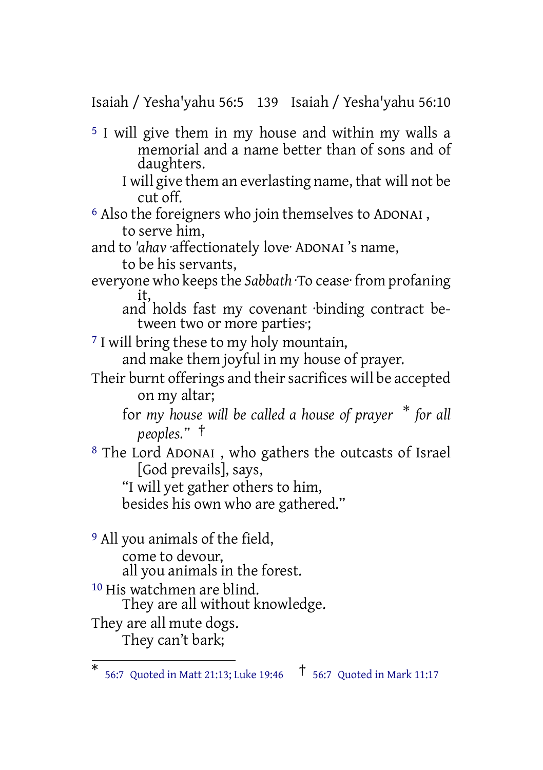[5] I will give them in my house and within my walls a memorial and a name better than of sons and of daughters.
I will give them an everlasting name, that will not be cut off.

[6] Also the foreigners who join themselves to ADONAI ,
to serve him,
and to *'ahav* ·affectionately love· ADONAI 's name,
to be his servants,
everyone who keeps the *Sabbath* ·To cease· from profaning it,
and holds fast my covenant ·binding contract between two or more parties·;

[7] I will bring these to my holy mountain,
and make them joyful in my house of prayer.
Their burnt offerings and their sacrifices will be accepted on my altar;
for *my house will be called a house of prayer* * *for all peoples.*" †

[8] The Lord ADONAI , who gathers the outcasts of Israel [God prevails], says,
"I will yet gather others to him,
besides his own who are gathered."

[9] All you animals of the field,
come to devour,
all you animals in the forest.

[10] His watchmen are blind.
They are all without knowledge.
They are all mute dogs.
They can't bark;

---

* 56:7 Quoted in Matt 21:13; Luke 19:46 † 56:7 Quoted in Mark 11:17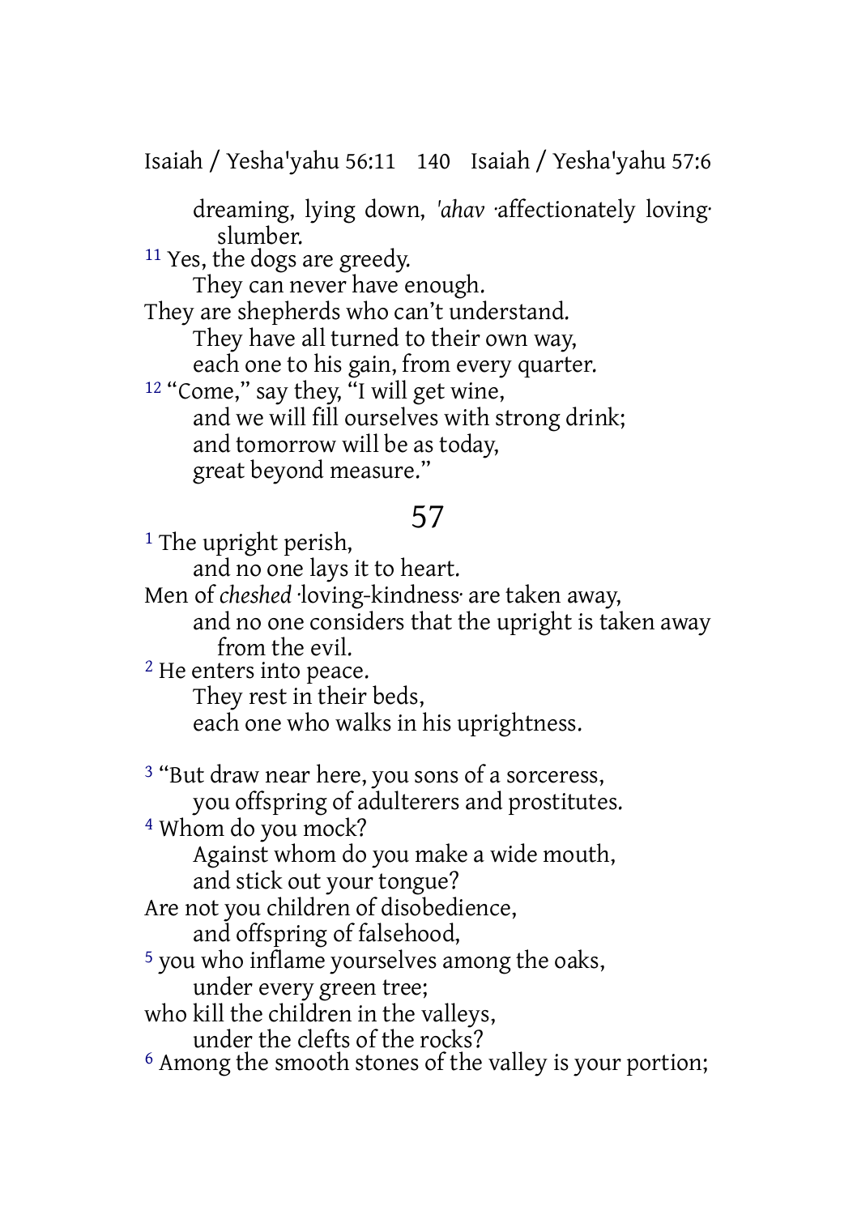dreaming, lying down, *'ahav* ·affectionately loving· slumber.

[11] Yes, the dogs are greedy.
They can never have enough.
They are shepherds who can't understand.
They have all turned to their own way,
each one to his gain, from every quarter.

[12] "Come," say they, "I will get wine,
and we will fill ourselves with strong drink;
and tomorrow will be as today,
great beyond measure."

## 57

[1] The upright perish,
and no one lays it to heart.
Men of *cheshed* ·loving-kindness· are taken away,
and no one considers that the upright is taken away from the evil.

[2] He enters into peace.
They rest in their beds,
each one who walks in his uprightness.

[3] "But draw near here, you sons of a sorceress,
you offspring of adulterers and prostitutes.

[4] Whom do you mock?
Against whom do you make a wide mouth,
and stick out your tongue?
Are not you children of disobedience,
and offspring of falsehood,

[5] you who inflame yourselves among the oaks,
under every green tree;
who kill the children in the valleys,
under the clefts of the rocks?

[6] Among the smooth stones of the valley is your portion;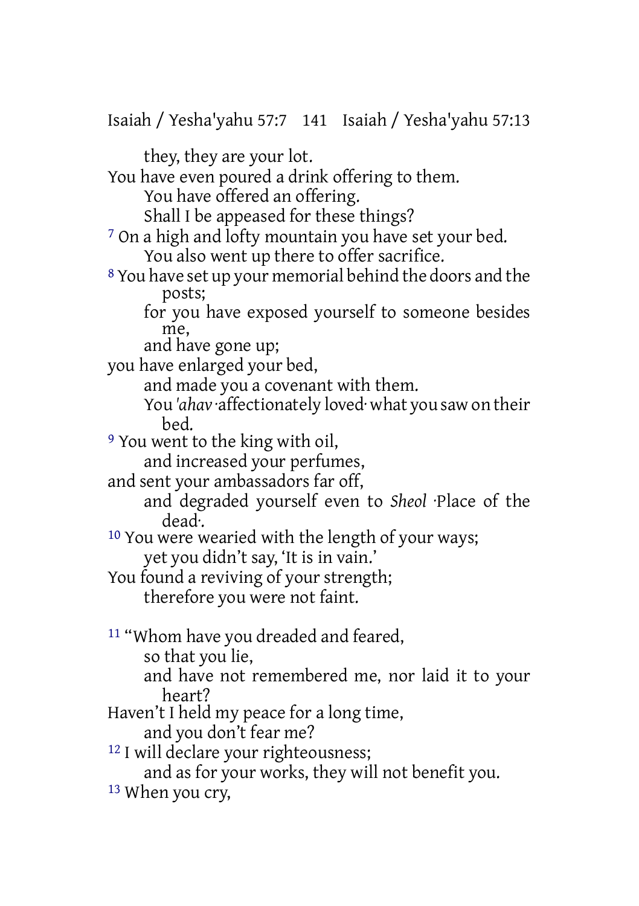they, they are your lot.
You have even poured a drink offering to them.
You have offered an offering.
Shall I be appeased for these things?
[7] On a high and lofty mountain you have set your bed.
You also went up there to offer sacrifice.
[8] You have set up your memorial behind the doors and the posts;
for you have exposed yourself to someone besides me,
and have gone up;
you have enlarged your bed,
and made you a covenant with them.
You *'ahav* ·affectionately loved· what you saw on their bed.
[9] You went to the king with oil,
and increased your perfumes,
and sent your ambassadors far off,
and degraded yourself even to *Sheol* ·Place of the dead·.
[10] You were wearied with the length of your ways;
yet you didn't say, 'It is in vain.'
You found a reviving of your strength;
therefore you were not faint.

[11] "Whom have you dreaded and feared,
so that you lie,
and have not remembered me, nor laid it to your heart?
Haven't I held my peace for a long time,
and you don't fear me?
[12] I will declare your righteousness;
and as for your works, they will not benefit you.
[13] When you cry,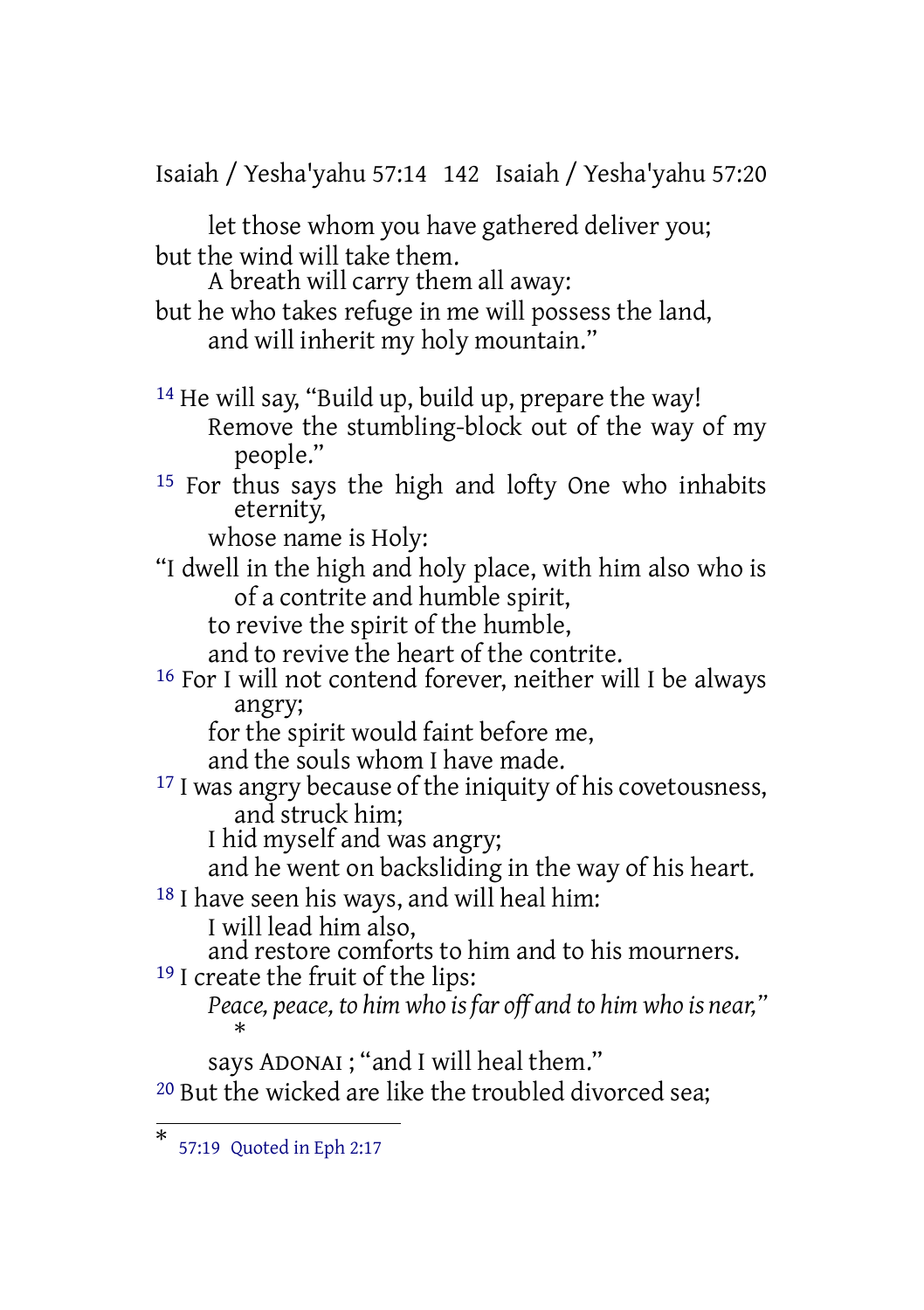let those whom you have gathered deliver you;
but the wind will take them.
A breath will carry them all away:
but he who takes refuge in me will possess the land,
and will inherit my holy mountain."

14 He will say, "Build up, build up, prepare the way!
Remove the stumbling-block out of the way of my people."
15 For thus says the high and lofty One who inhabits eternity,
whose name is Holy:
"I dwell in the high and holy place, with him also who is of a contrite and humble spirit,
to revive the spirit of the humble,
and to revive the heart of the contrite.
16 For I will not contend forever, neither will I be always angry;
for the spirit would faint before me,
and the souls whom I have made.
17 I was angry because of the iniquity of his covetousness,
and struck him;
I hid myself and was angry;
and he went on backsliding in the way of his heart.
18 I have seen his ways, and will heal him:
I will lead him also,
and restore comforts to him and to his mourners.
19 I create the fruit of the lips:
*Peace, peace, to him who is far off and to him who is near,"* *
says ADONAI ; "and I will heal them."
20 But the wicked are like the troubled divorced sea;

* 57:19 Quoted in Eph 2:17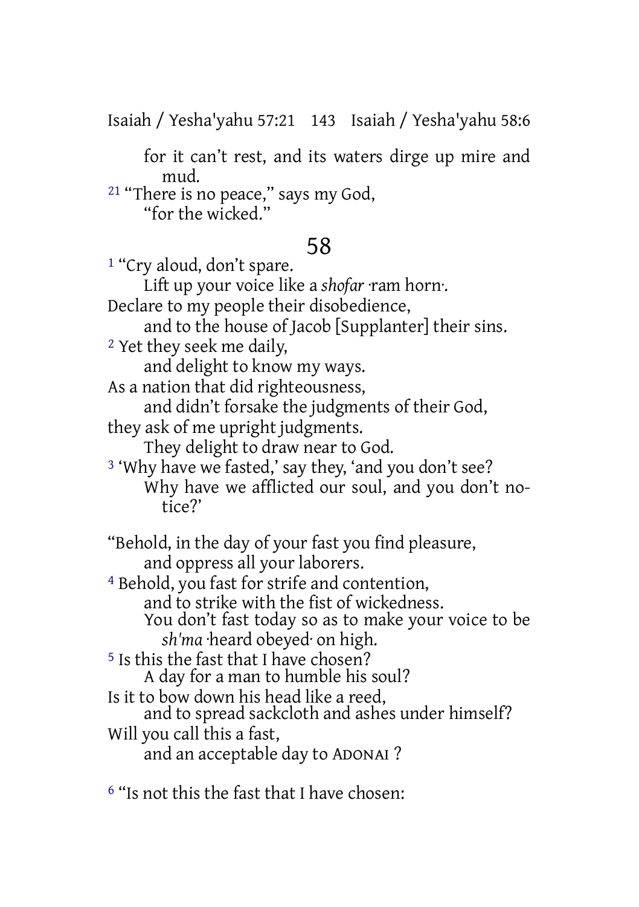for it can't rest, and its waters dirge up mire and mud.

[21] "There is no peace," says my God,
"for the wicked."

## 58

[1] "Cry aloud, don't spare.
Lift up your voice like a *shofar* ·ram horn·.
Declare to my people their disobedience,
and to the house of Jacob [Supplanter] their sins.

[2] Yet they seek me daily,
and delight to know my ways.
As a nation that did righteousness,
and didn't forsake the judgments of their God,
they ask of me upright judgments.
They delight to draw near to God.

[3] 'Why have we fasted,' say they, 'and you don't see?
Why have we afflicted our soul, and you don't notice?'

"Behold, in the day of your fast you find pleasure,
and oppress all your laborers.

[4] Behold, you fast for strife and contention,
and to strike with the fist of wickedness.
You don't fast today so as to make your voice to be *sh'ma* ·heard obeyed· on high.

[5] Is this the fast that I have chosen?
A day for a man to humble his soul?
Is it to bow down his head like a reed,
and to spread sackcloth and ashes under himself?
Will you call this a fast,
and an acceptable day to ADONAI ?

[6] "Is not this the fast that I have chosen: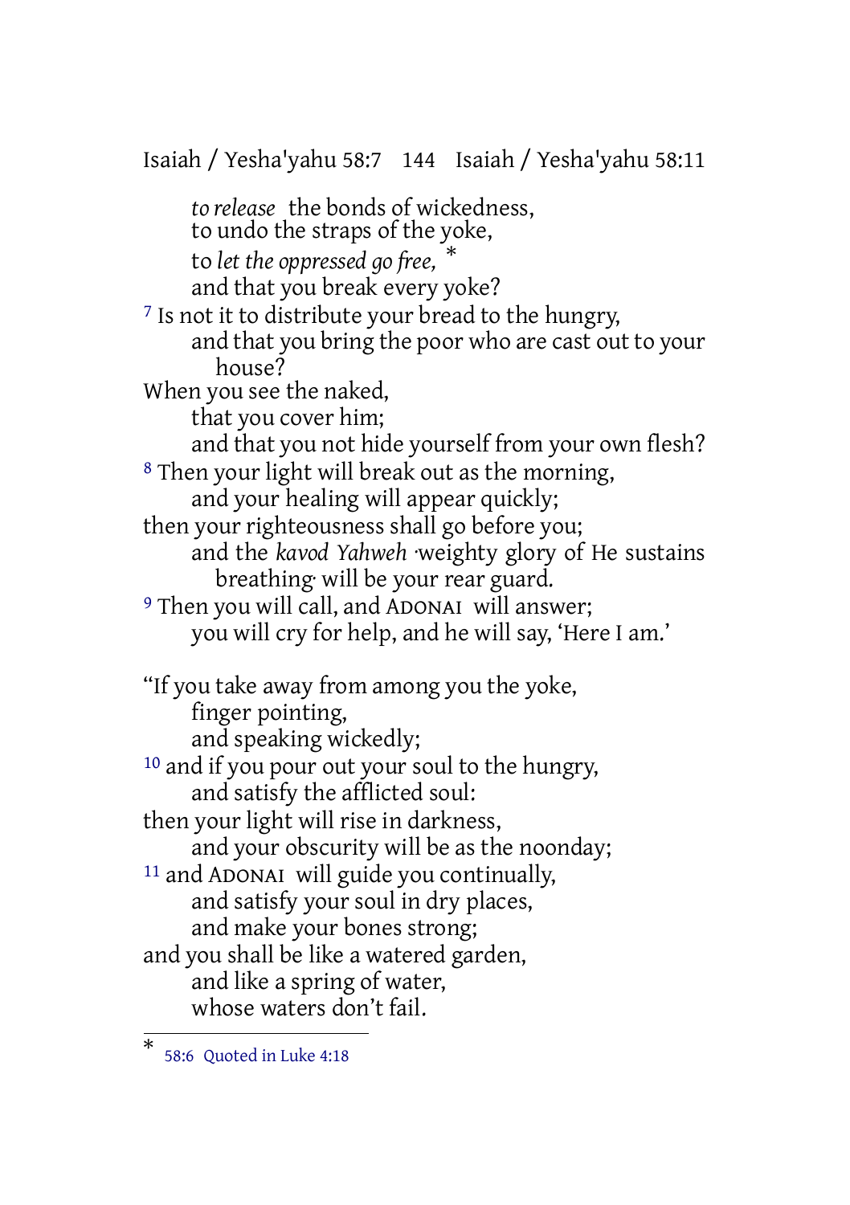*to release* the bonds of wickedness,
to undo the straps of the yoke,
to *let the oppressed go free,* *
and that you break every yoke?

[7] Is not it to distribute your bread to the hungry,
and that you bring the poor who are cast out to your house?
When you see the naked,
that you cover him;
and that you not hide yourself from your own flesh?

[8] Then your light will break out as the morning,
and your healing will appear quickly;
then your righteousness shall go before you;
and the *kavod Yahweh* ·weighty glory of He sustains breathing· will be your rear guard.

[9] Then you will call, and ADONAI will answer;
you will cry for help, and he will say, 'Here I am.'

"If you take away from among you the yoke,
finger pointing,
and speaking wickedly;

[10] and if you pour out your soul to the hungry,
and satisfy the afflicted soul:
then your light will rise in darkness,
and your obscurity will be as the noonday;

[11] and ADONAI will guide you continually,
and satisfy your soul in dry places,
and make your bones strong;
and you shall be like a watered garden,
and like a spring of water,
whose waters don't fail.

---

* 58:6 Quoted in Luke 4:18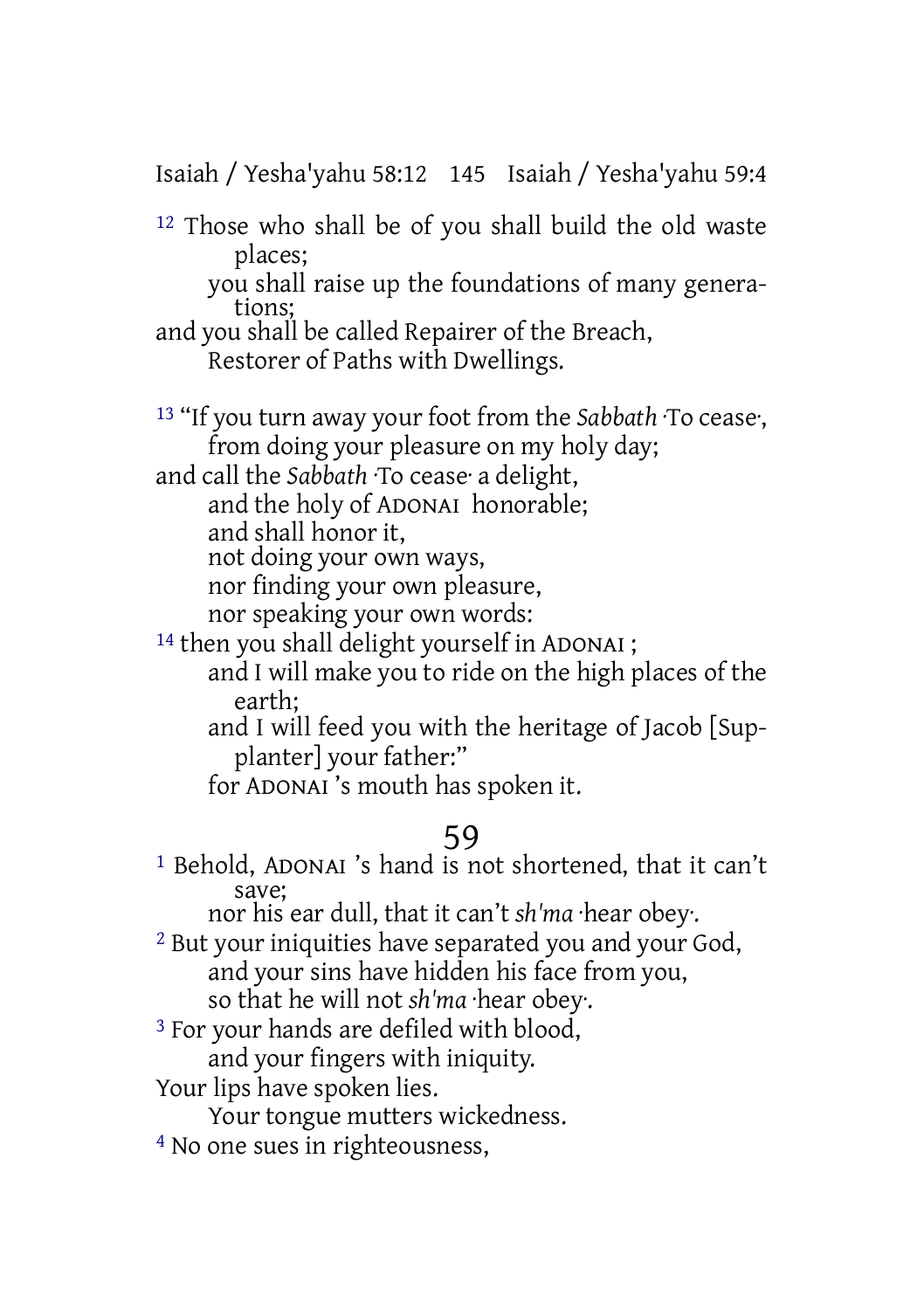[12] Those who shall be of you shall build the old waste places;
you shall raise up the foundations of many generations;
and you shall be called Repairer of the Breach,
Restorer of Paths with Dwellings.

[13] "If you turn away your foot from the *Sabbath* ·To cease·,
from doing your pleasure on my holy day;
and call the *Sabbath* ·To cease· a delight,
and the holy of ADONAI honorable;
and shall honor it,
not doing your own ways,
nor finding your own pleasure,
nor speaking your own words:
[14] then you shall delight yourself in ADONAI ;
and I will make you to ride on the high places of the earth;
and I will feed you with the heritage of Jacob [Supplanter] your father:"
for ADONAI 's mouth has spoken it.

## 59

[1] Behold, ADONAI 's hand is not shortened, that it can't save;
nor his ear dull, that it can't *sh'ma* ·hear obey·.
[2] But your iniquities have separated you and your God,
and your sins have hidden his face from you,
so that he will not *sh'ma* ·hear obey·.
[3] For your hands are defiled with blood,
and your fingers with iniquity.
Your lips have spoken lies.
Your tongue mutters wickedness.
[4] No one sues in righteousness,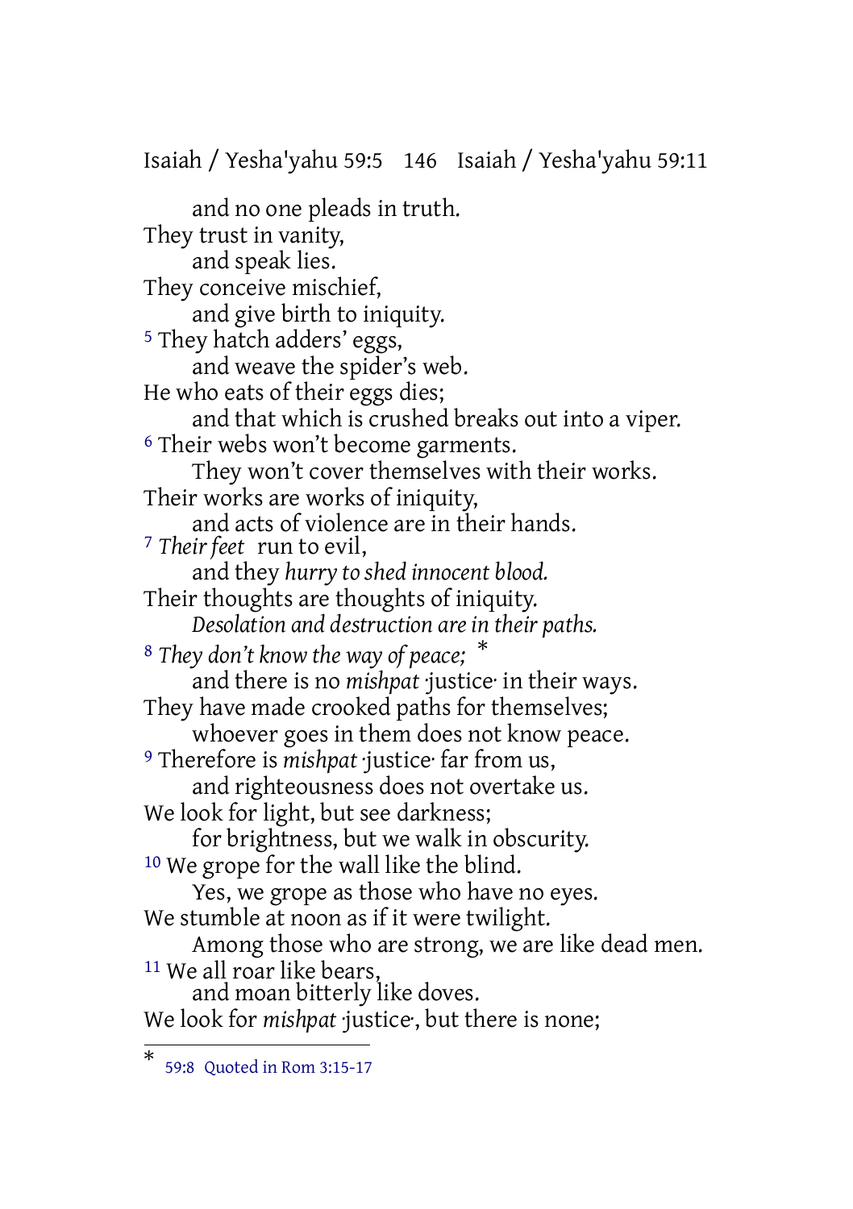and no one pleads in truth.
They trust in vanity,
and speak lies.
They conceive mischief,
and give birth to iniquity.
[5] They hatch adders' eggs,
and weave the spider's web.
He who eats of their eggs dies;
and that which is crushed breaks out into a viper.
[6] Their webs won't become garments.
They won't cover themselves with their works.
Their works are works of iniquity,
and acts of violence are in their hands.
[7] *Their feet* run to evil,
and they *hurry to shed innocent blood.*
Their thoughts are thoughts of iniquity.
*Desolation and destruction are in their paths.*
[8] *They don't know the way of peace;* [*]
and there is no *mishpat* ·justice· in their ways.
They have made crooked paths for themselves;
whoever goes in them does not know peace.
[9] Therefore is *mishpat* ·justice· far from us,
and righteousness does not overtake us.
We look for light, but see darkness;
for brightness, but we walk in obscurity.
[10] We grope for the wall like the blind.
Yes, we grope as those who have no eyes.
We stumble at noon as if it were twilight.
Among those who are strong, we are like dead men.
[11] We all roar like bears,
and moan bitterly like doves.
We look for *mishpat* ·justice·, but there is none;

---

[*] 59:8 Quoted in Rom 3:15-17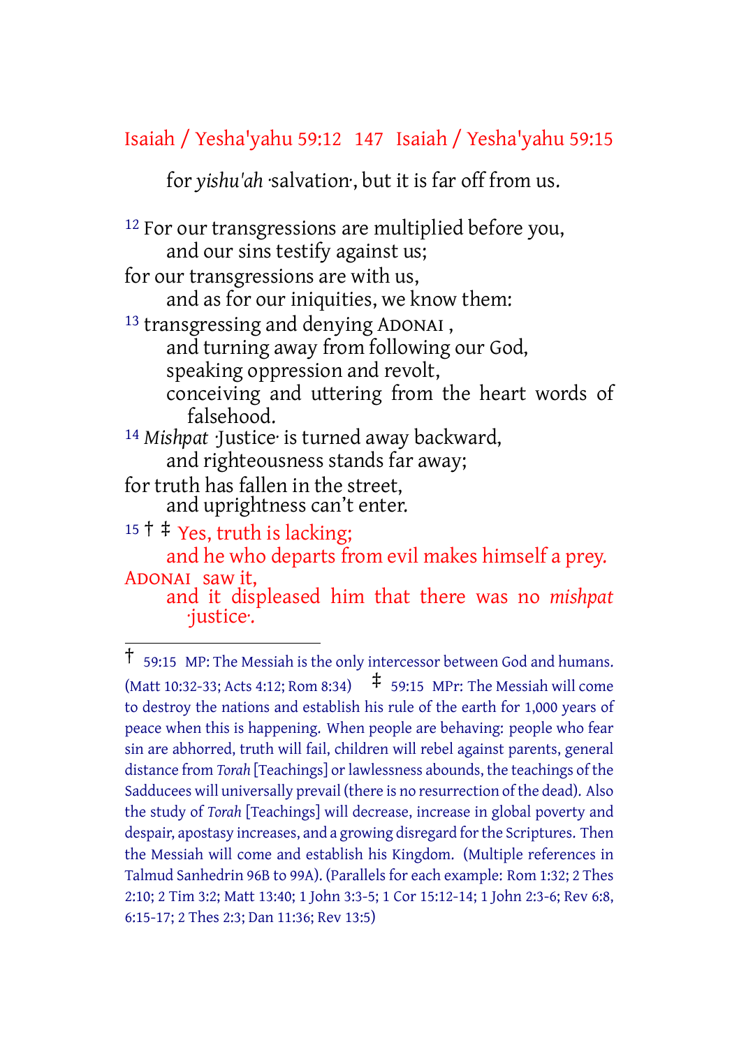for *yishu'ah* ·salvation·, but it is far off from us.

[12] For our transgressions are multiplied before you,
and our sins testify against us;
for our transgressions are with us,
and as for our iniquities, we know them:
[13] transgressing and denying ADONAI ,
and turning away from following our God,
speaking oppression and revolt,
conceiving and uttering from the heart words of falsehood.
[14] *Mishpat* ·Justice· is turned away backward,
and righteousness stands far away;
for truth has fallen in the street,
and uprightness can't enter.
[15] † ‡ Yes, truth is lacking;
and he who departs from evil makes himself a prey.
ADONAI saw it,
and it displeased him that there was no *mishpat* ·justice·.

---

† 59:15 MP: The Messiah is the only intercessor between God and humans. (Matt 10:32-33; Acts 4:12; Rom 8:34) ‡ 59:15 MPr: The Messiah will come to destroy the nations and establish his rule of the earth for 1,000 years of peace when this is happening. When people are behaving: people who fear sin are abhorred, truth will fail, children will rebel against parents, general distance from *Torah* [Teachings] or lawlessness abounds, the teachings of the Sadducees will universally prevail (there is no resurrection of the dead). Also the study of *Torah* [Teachings] will decrease, increase in global poverty and despair, apostasy increases, and a growing disregard for the Scriptures. Then the Messiah will come and establish his Kingdom. (Multiple references in Talmud Sanhedrin 96B to 99A). (Parallels for each example: Rom 1:32; 2 Thes 2:10; 2 Tim 3:2; Matt 13:40; 1 John 3:3-5; 1 Cor 15:12-14; 1 John 2:3-6; Rev 6:8, 6:15-17; 2 Thes 2:3; Dan 11:36; Rev 13:5)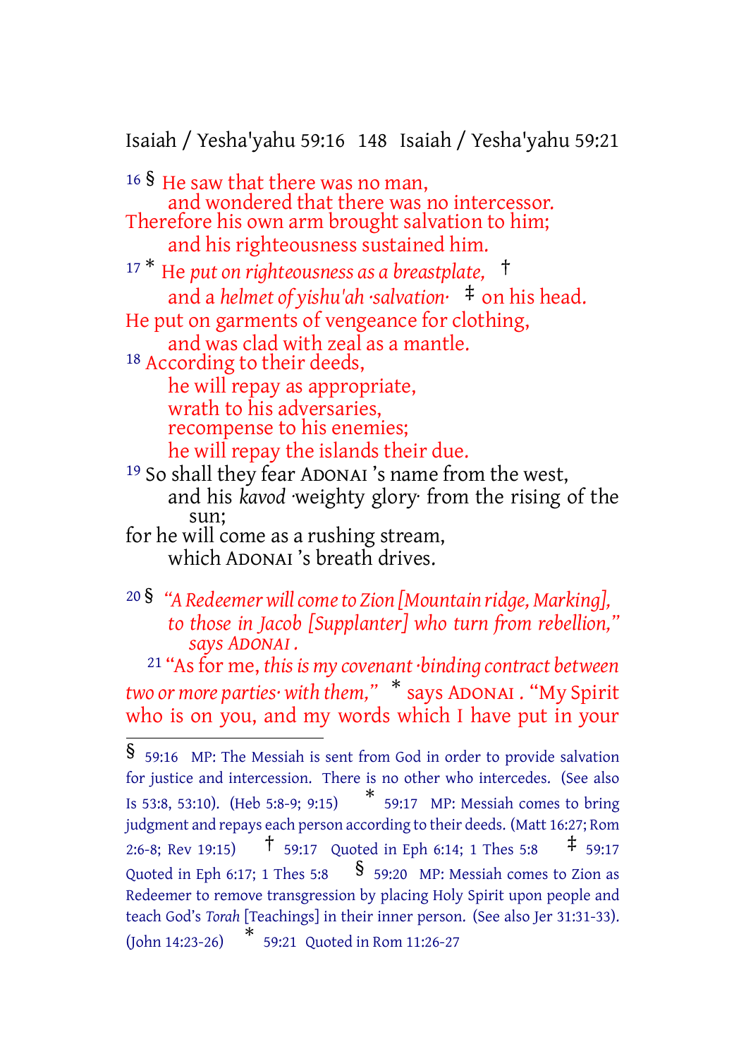16 § He saw that there was no man,
and wondered that there was no intercessor.
Therefore his own arm brought salvation to him;
and his righteousness sustained him.

17 * He *put on righteousness as a breastplate,* †
and a *helmet of yishu'ah ·salvation·* ‡ on his head.
He put on garments of vengeance for clothing,
and was clad with zeal as a mantle.

18 According to their deeds,
he will repay as appropriate,
wrath to his adversaries,
recompense to his enemies;
he will repay the islands their due.

19 So shall they fear ADONAI 's name from the west,
and his *kavod* ·weighty glory· from the rising of the sun;
for he will come as a rushing stream,
which ADONAI 's breath drives.

20 § *"A Redeemer will come to Zion [Mountain ridge, Marking],*
*to those in Jacob [Supplanter] who turn from rebellion,"*
*says ADONAI .*

21 "As for me, *this is my covenant ·binding contract between two or more parties· with them,"* * says ADONAI . "My Spirit who is on you, and my words which I have put in your

---

§ 59:16 MP: The Messiah is sent from God in order to provide salvation for justice and intercession. There is no other who intercedes. (See also Is 53:8, 53:10). (Heb 5:8-9; 9:15) * 59:17 MP: Messiah comes to bring judgment and repays each person according to their deeds. (Matt 16:27; Rom 2:6-8; Rev 19:15) † 59:17 Quoted in Eph 6:14; 1 Thes 5:8 ‡ 59:17 Quoted in Eph 6:17; 1 Thes 5:8 § 59:20 MP: Messiah comes to Zion as Redeemer to remove transgression by placing Holy Spirit upon people and teach God's *Torah* [Teachings] in their inner person. (See also Jer 31:31-33). (John 14:23-26) * 59:21 Quoted in Rom 11:26-27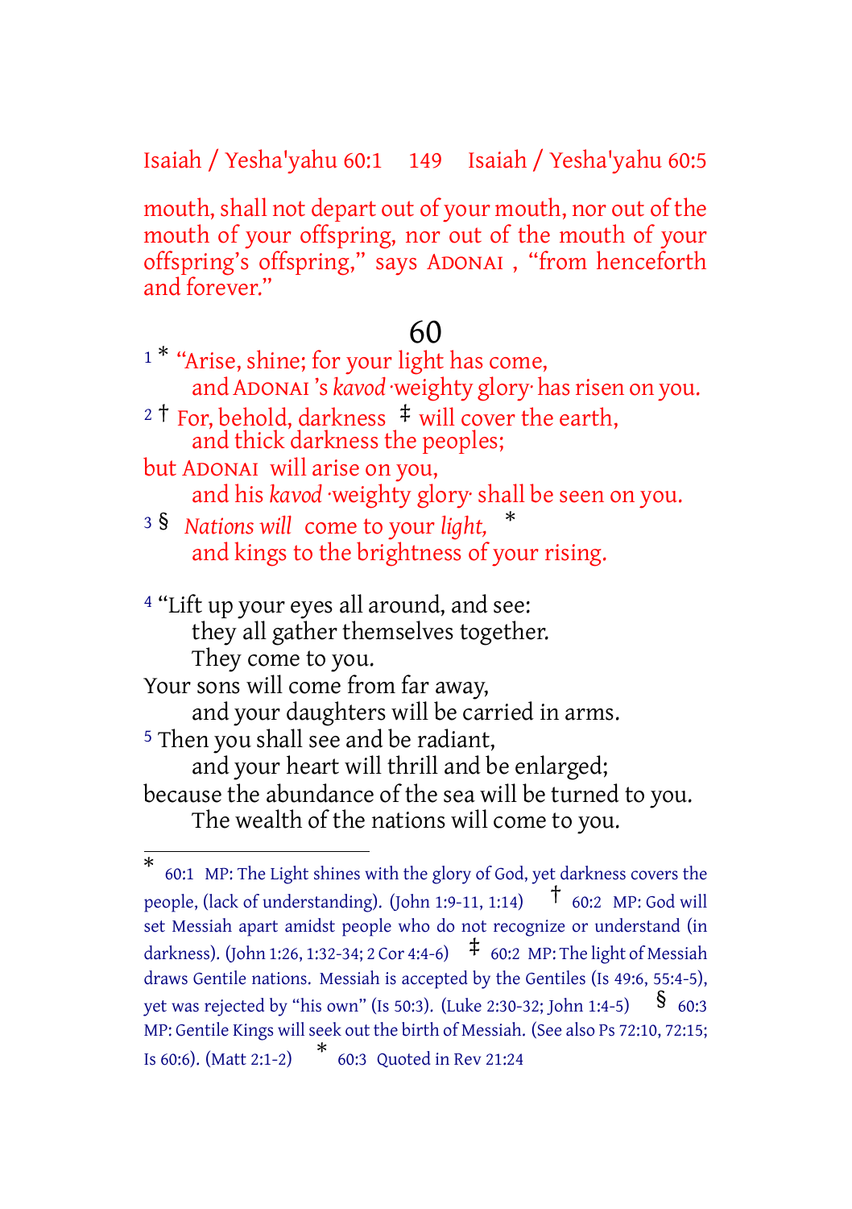mouth, shall not depart out of your mouth, nor out of the mouth of your offspring, nor out of the mouth of your offspring's offspring," says ADONAI , "from henceforth and forever."

## 60

[1] * "Arise, shine; for your light has come,
and ADONAI 's *kavod* ·weighty glory· has risen on you.
[2] † For, behold, darkness ‡ will cover the earth,
and thick darkness the peoples;
but ADONAI will arise on you,
and his *kavod* ·weighty glory· shall be seen on you.
[3] § *Nations will* come to your *light,* *
and kings to the brightness of your rising.

[4] "Lift up your eyes all around, and see:
they all gather themselves together.
They come to you.
Your sons will come from far away,
and your daughters will be carried in arms.
[5] Then you shall see and be radiant,
and your heart will thrill and be enlarged;
because the abundance of the sea will be turned to you.
The wealth of the nations will come to you.

---

* 60:1 MP: The Light shines with the glory of God, yet darkness covers the people, (lack of understanding). (John 1:9-11, 1:14) † 60:2 MP: God will set Messiah apart amidst people who do not recognize or understand (in darkness). (John 1:26, 1:32-34; 2 Cor 4:4-6) ‡ 60:2 MP: The light of Messiah draws Gentile nations. Messiah is accepted by the Gentiles (Is 49:6, 55:4-5), yet was rejected by "his own" (Is 50:3). (Luke 2:30-32; John 1:4-5) § 60:3 MP: Gentile Kings will seek out the birth of Messiah. (See also Ps 72:10, 72:15; Is 60:6). (Matt 2:1-2) * 60:3 Quoted in Rev 21:24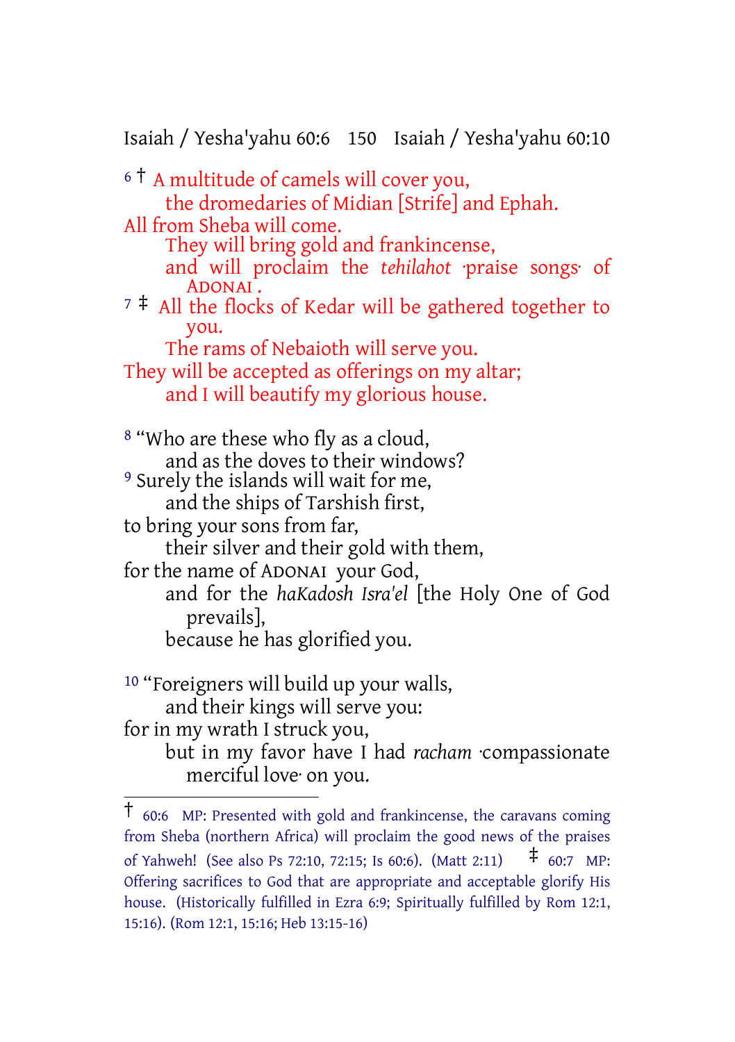[6] † A multitude of camels will cover you,
the dromedaries of Midian [Strife] and Ephah.
All from Sheba will come.
They will bring gold and frankincense,
and will proclaim the *tehilahot* ·praise songs· of Adonai .

[7] ‡ All the flocks of Kedar will be gathered together to you.
The rams of Nebaioth will serve you.
They will be accepted as offerings on my altar;
and I will beautify my glorious house.

[8] "Who are these who fly as a cloud,
and as the doves to their windows?

[9] Surely the islands will wait for me,
and the ships of Tarshish first,
to bring your sons from far,
their silver and their gold with them,
for the name of Adonai your God,
and for the *haKadosh Isra'el* [the Holy One of God prevails],
because he has glorified you.

[10] "Foreigners will build up your walls,
and their kings will serve you:
for in my wrath I struck you,
but in my favor have I had *racham* ·compassionate merciful love· on you.

---

† 60:6 MP: Presented with gold and frankincense, the caravans coming from Sheba (northern Africa) will proclaim the good news of the praises of Yahweh! (See also Ps 72:10, 72:15; Is 60:6). (Matt 2:11) ‡ 60:7 MP: Offering sacrifices to God that are appropriate and acceptable glorify His house. (Historically fulfilled in Ezra 6:9; Spiritually fulfilled by Rom 12:1, 15:16). (Rom 12:1, 15:16; Heb 13:15-16)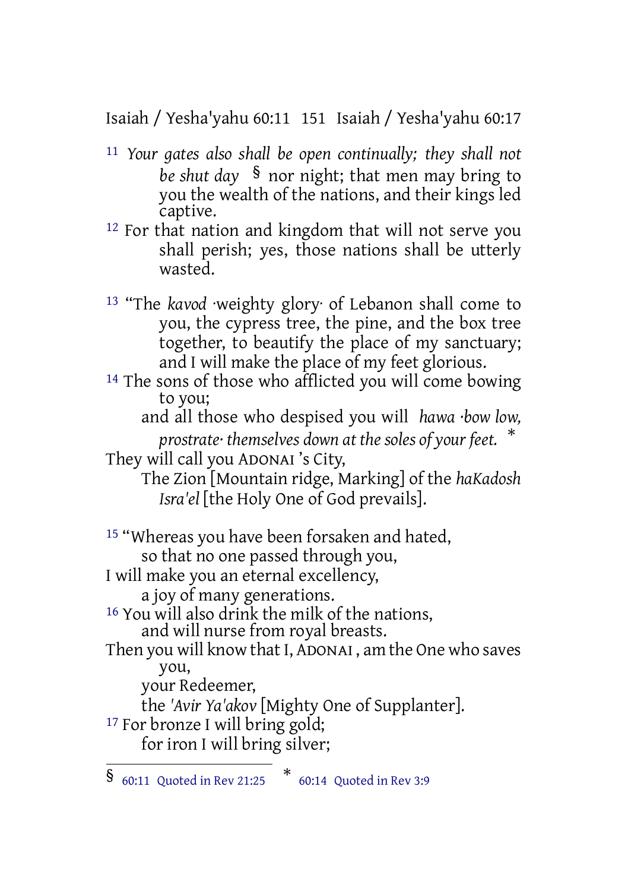[11] *Your gates also shall be open continually; they shall not be shut day* [§] nor night; that men may bring to you the wealth of the nations, and their kings led captive.

[12] For that nation and kingdom that will not serve you shall perish; yes, those nations shall be utterly wasted.

[13] “The *kavod* ·weighty glory· of Lebanon shall come to you, the cypress tree, the pine, and the box tree together, to beautify the place of my sanctuary; and I will make the place of my feet glorious.

[14] The sons of those who afflicted you will come bowing to you;
and all those who despised you will *hawa ·bow low, prostrate· themselves down at the soles of your feet.* [*]
They will call you ADONAI ’s City,
The Zion [Mountain ridge, Marking] of the *haKadosh Isra'el* [the Holy One of God prevails].

[15] “Whereas you have been forsaken and hated,
so that no one passed through you,
I will make you an eternal excellency,
a joy of many generations.

[16] You will also drink the milk of the nations,
and will nurse from royal breasts.
Then you will know that I, ADONAI , am the One who saves you,
your Redeemer,
the *'Avir Ya'akov* [Mighty One of Supplanter].

[17] For bronze I will bring gold;
for iron I will bring silver;

---

§ 60:11 Quoted in Rev 21:25 * 60:14 Quoted in Rev 3:9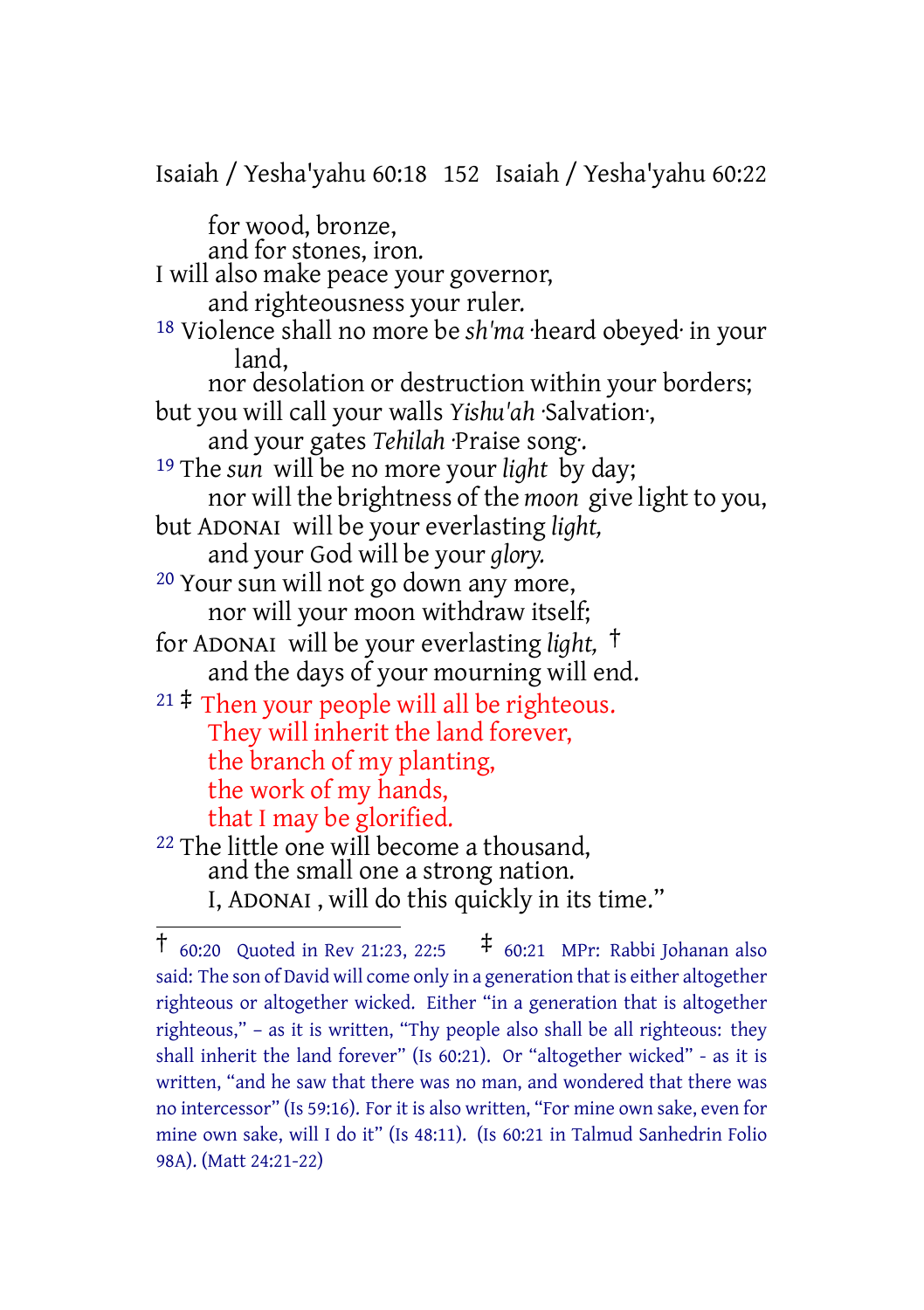for wood, bronze,
and for stones, iron.
I will also make peace your governor,
and righteousness your ruler.

[18] Violence shall no more be *sh'ma* ·heard obeyed· in your land,
nor desolation or destruction within your borders;
but you will call your walls *Yishu'ah* ·Salvation·,
and your gates *Tehilah* ·Praise song·.

[19] The *sun* will be no more your *light* by day;
nor will the brightness of the *moon* give light to you,
but ADONAI will be your everlasting *light,*
and your God will be your *glory.*

[20] Your sun will not go down any more,
nor will your moon withdraw itself;
for ADONAI will be your everlasting *light,* †
and the days of your mourning will end.

[21] ‡ Then your people will all be righteous.
They will inherit the land forever,
the branch of my planting,
the work of my hands,
that I may be glorified.

[22] The little one will become a thousand,
and the small one a strong nation.
I, ADONAI , will do this quickly in its time."

---

† 60:20 Quoted in Rev 21:23, 22:5 ‡ 60:21 MPr: Rabbi Johanan also said: The son of David will come only in a generation that is either altogether righteous or altogether wicked. Either "in a generation that is altogether righteous," – as it is written, "Thy people also shall be all righteous: they shall inherit the land forever" (Is 60:21). Or "altogether wicked" - as it is written, "and he saw that there was no man, and wondered that there was no intercessor" (Is 59:16). For it is also written, "For mine own sake, even for mine own sake, will I do it" (Is 48:11). (Is 60:21 in Talmud Sanhedrin Folio 98A). (Matt 24:21-22)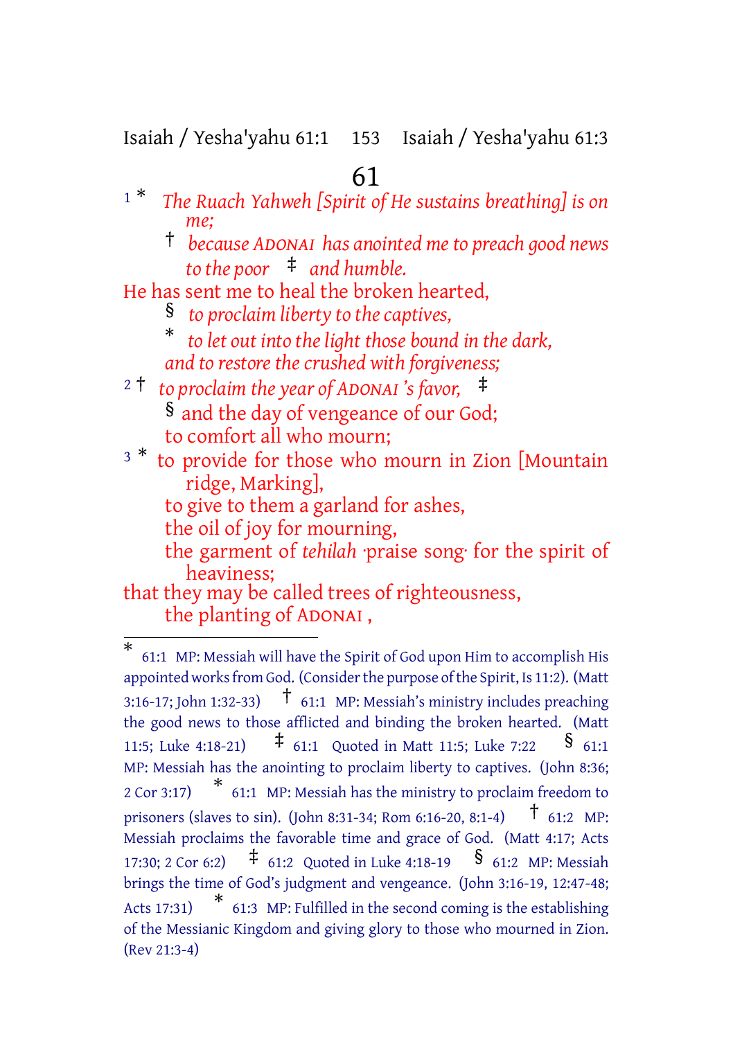# 61

1 * *The Ruach Yahweh [Spirit of He sustains breathing] is on me;*

† *because ADONAI has anointed me to preach good news to the poor* ‡ *and humble.*

He has sent me to heal the broken hearted,

§ *to proclaim liberty to the captives,*

\* *to let out into the light those bound in the dark,*

*and to restore the crushed with forgiveness;*

2 † *to proclaim the year of ADONAI 's favor,* ‡

§ and the day of vengeance of our God;

to comfort all who mourn;

3 * to provide for those who mourn in Zion [Mountain ridge, Marking],

to give to them a garland for ashes,

the oil of joy for mourning,

the garment of *tehilah* ·praise song· for the spirit of heaviness;

that they may be called trees of righteousness,

the planting of ADONAI ,

---

\* 61:1 MP: Messiah will have the Spirit of God upon Him to accomplish His appointed works from God. (Consider the purpose of the Spirit, Is 11:2). (Matt 3:16-17; John 1:32-33) † 61:1 MP: Messiah's ministry includes preaching the good news to those afflicted and binding the broken hearted. (Matt 11:5; Luke 4:18-21) ‡ 61:1 Quoted in Matt 11:5; Luke 7:22 § 61:1 MP: Messiah has the anointing to proclaim liberty to captives. (John 8:36; 2 Cor 3:17) \* 61:1 MP: Messiah has the ministry to proclaim freedom to prisoners (slaves to sin). (John 8:31-34; Rom 6:16-20, 8:1-4) † 61:2 MP: Messiah proclaims the favorable time and grace of God. (Matt 4:17; Acts 17:30; 2 Cor 6:2) ‡ 61:2 Quoted in Luke 4:18-19 § 61:2 MP: Messiah brings the time of God's judgment and vengeance. (John 3:16-19, 12:47-48; Acts 17:31) \* 61:3 MP: Fulfilled in the second coming is the establishing of the Messianic Kingdom and giving glory to those who mourned in Zion. (Rev 21:3-4)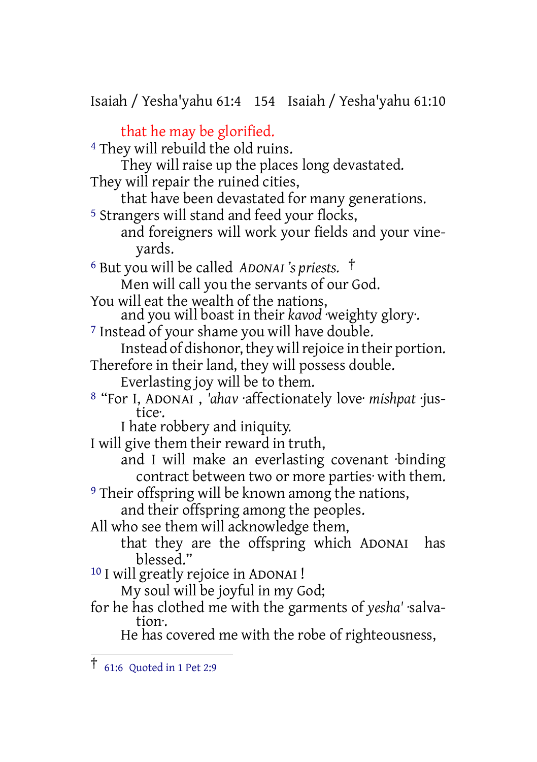that he may be glorified.

[4] They will rebuild the old ruins.
They will raise up the places long devastated.
They will repair the ruined cities,
that have been devastated for many generations.

[5] Strangers will stand and feed your flocks,
and foreigners will work your fields and your vineyards.

[6] But you will be called *ADONAI 's priests.* †
Men will call you the servants of our God.
You will eat the wealth of the nations,
and you will boast in their *kavod* ·weighty glory·.

[7] Instead of your shame you will have double.
Instead of dishonor, they will rejoice in their portion.
Therefore in their land, they will possess double.
Everlasting joy will be to them.

[8] "For I, ADONAI , *'ahav* ·affectionately love· *mishpat* ·justice·.
I hate robbery and iniquity.
I will give them their reward in truth,
and I will make an everlasting covenant ·binding contract between two or more parties· with them.

[9] Their offspring will be known among the nations,
and their offspring among the peoples.
All who see them will acknowledge them,
that they are the offspring which ADONAI has blessed."

[10] I will greatly rejoice in ADONAI !
My soul will be joyful in my God;
for he has clothed me with the garments of *yesha'* ·salvation·.
He has covered me with the robe of righteousness,

---

† 61:6 Quoted in 1 Pet 2:9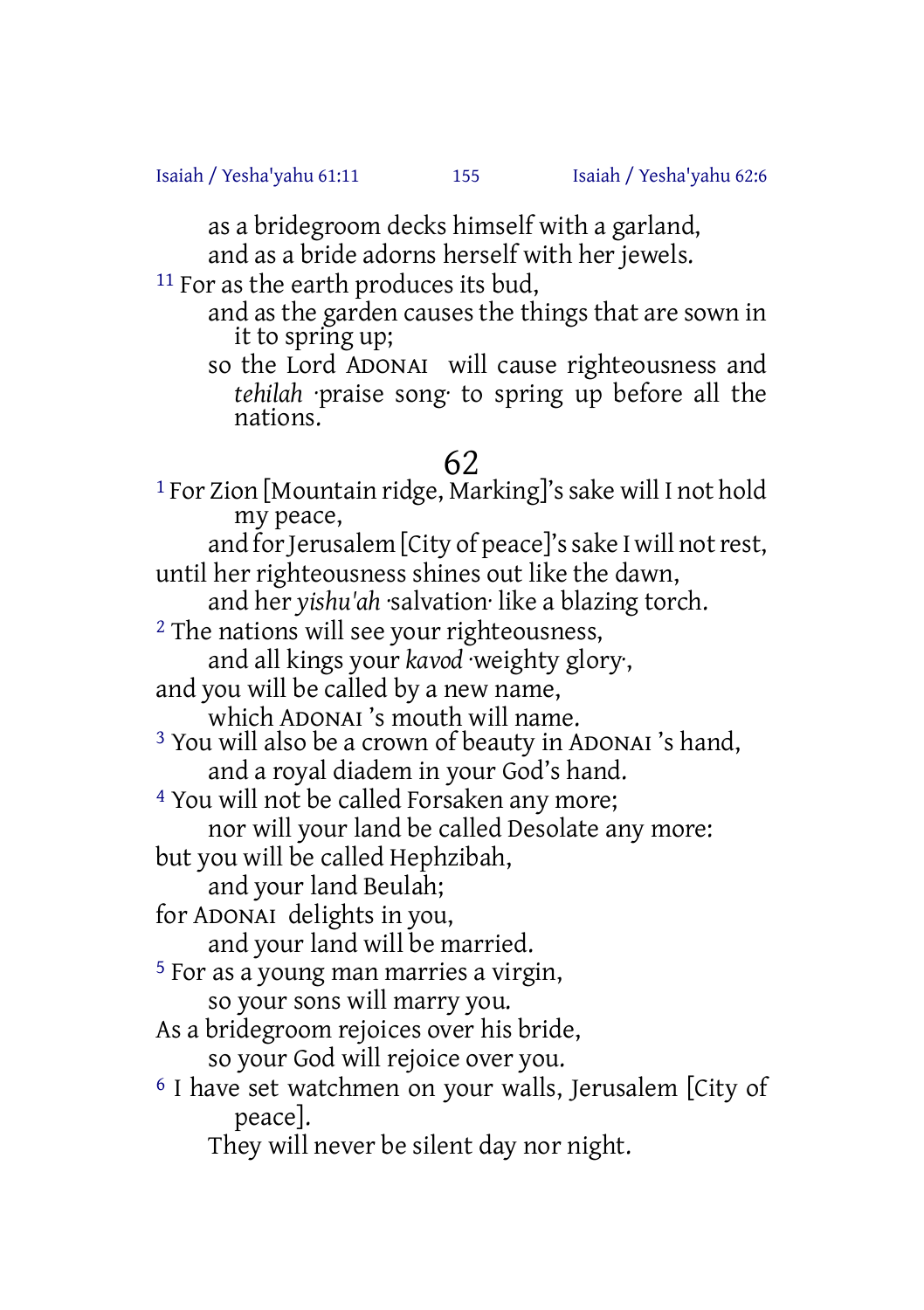as a bridegroom decks himself with a garland,
and as a bride adorns herself with her jewels.

[11] For as the earth produces its bud,
and as the garden causes the things that are sown in it to spring up;
so the Lord ADONAI will cause righteousness and *tehilah* ·praise song· to spring up before all the nations.

## 62

[1] For Zion [Mountain ridge, Marking]'s sake will I not hold my peace,
and for Jerusalem [City of peace]'s sake I will not rest,
until her righteousness shines out like the dawn,
and her *yishu'ah* ·salvation· like a blazing torch.

[2] The nations will see your righteousness,
and all kings your *kavod* ·weighty glory·,
and you will be called by a new name,
which ADONAI 's mouth will name.

[3] You will also be a crown of beauty in ADONAI 's hand,
and a royal diadem in your God's hand.

[4] You will not be called Forsaken any more;
nor will your land be called Desolate any more:
but you will be called Hephzibah,
and your land Beulah;
for ADONAI delights in you,
and your land will be married.

[5] For as a young man marries a virgin,
so your sons will marry you.
As a bridegroom rejoices over his bride,
so your God will rejoice over you.

[6] I have set watchmen on your walls, Jerusalem [City of peace].
They will never be silent day nor night.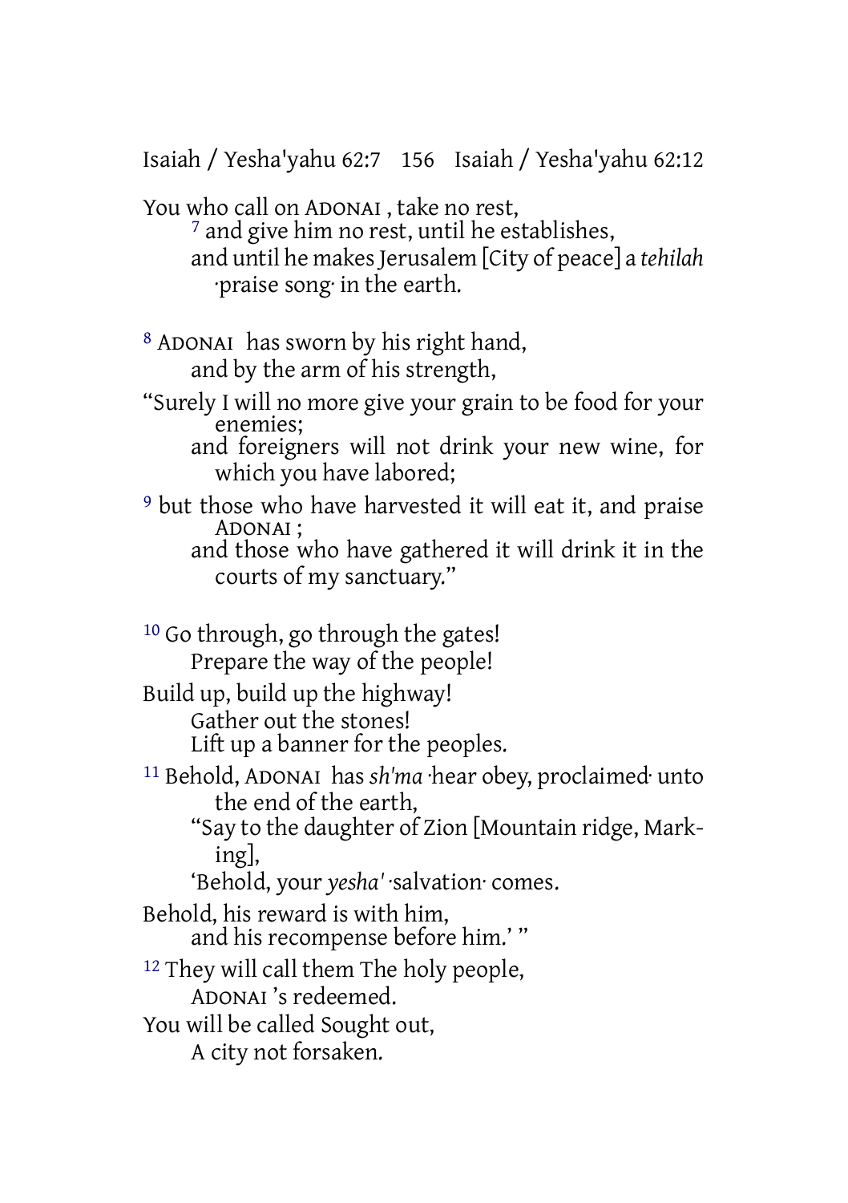You who call on ADONAI , take no rest,
[7] and give him no rest, until he establishes,
and until he makes Jerusalem [City of peace] a *tehilah* ·praise song· in the earth.

[8] ADONAI has sworn by his right hand,
and by the arm of his strength,
“Surely I will no more give your grain to be food for your enemies;
and foreigners will not drink your new wine, for which you have labored;
[9] but those who have harvested it will eat it, and praise ADONAI ;
and those who have gathered it will drink it in the courts of my sanctuary.”

[10] Go through, go through the gates!
Prepare the way of the people!
Build up, build up the highway!
Gather out the stones!
Lift up a banner for the peoples.
[11] Behold, ADONAI has *sh'ma* ·hear obey, proclaimed· unto the end of the earth,
“Say to the daughter of Zion [Mountain ridge, Marking],
‘Behold, your *yesha'* ·salvation· comes.
Behold, his reward is with him,
and his recompense before him.’ ”
[12] They will call them The holy people,
ADONAI ’s redeemed.
You will be called Sought out,
A city not forsaken.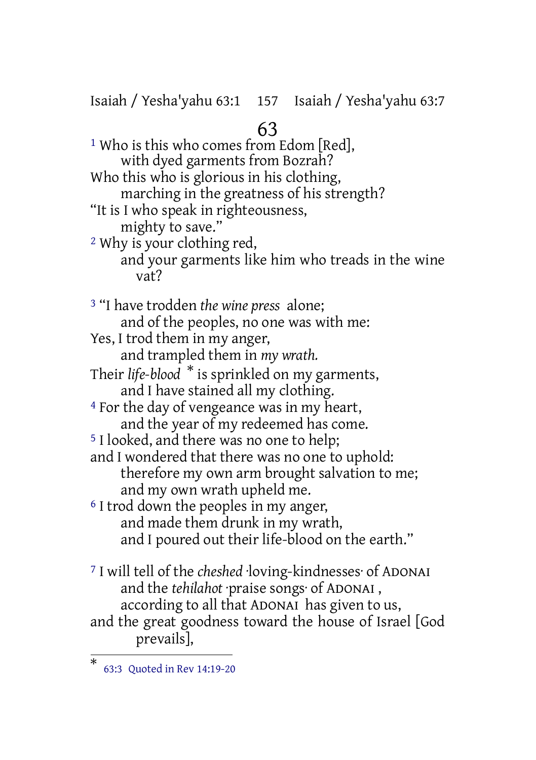# 63

[1] Who is this who comes from Edom [Red],
with dyed garments from Bozrah?
Who this who is glorious in his clothing,
marching in the greatness of his strength?
"It is I who speak in righteousness,
mighty to save."

[2] Why is your clothing red,
and your garments like him who treads in the wine vat?

[3] "I have trodden *the wine press* alone;
and of the peoples, no one was with me:
Yes, I trod them in my anger,
and trampled them in *my wrath.*
Their *life-blood* * is sprinkled on my garments,
and I have stained all my clothing.

[4] For the day of vengeance was in my heart,
and the year of my redeemed has come.

[5] I looked, and there was no one to help;
and I wondered that there was no one to uphold:
therefore my own arm brought salvation to me;
and my own wrath upheld me.

[6] I trod down the peoples in my anger,
and made them drunk in my wrath,
and I poured out their life-blood on the earth."

[7] I will tell of the *cheshed* ·loving-kindnesses· of ADONAI
and the *tehilahot* ·praise songs· of ADONAI ,
according to all that ADONAI has given to us,
and the great goodness toward the house of Israel [God prevails],

---

* 63:3 Quoted in Rev 14:19-20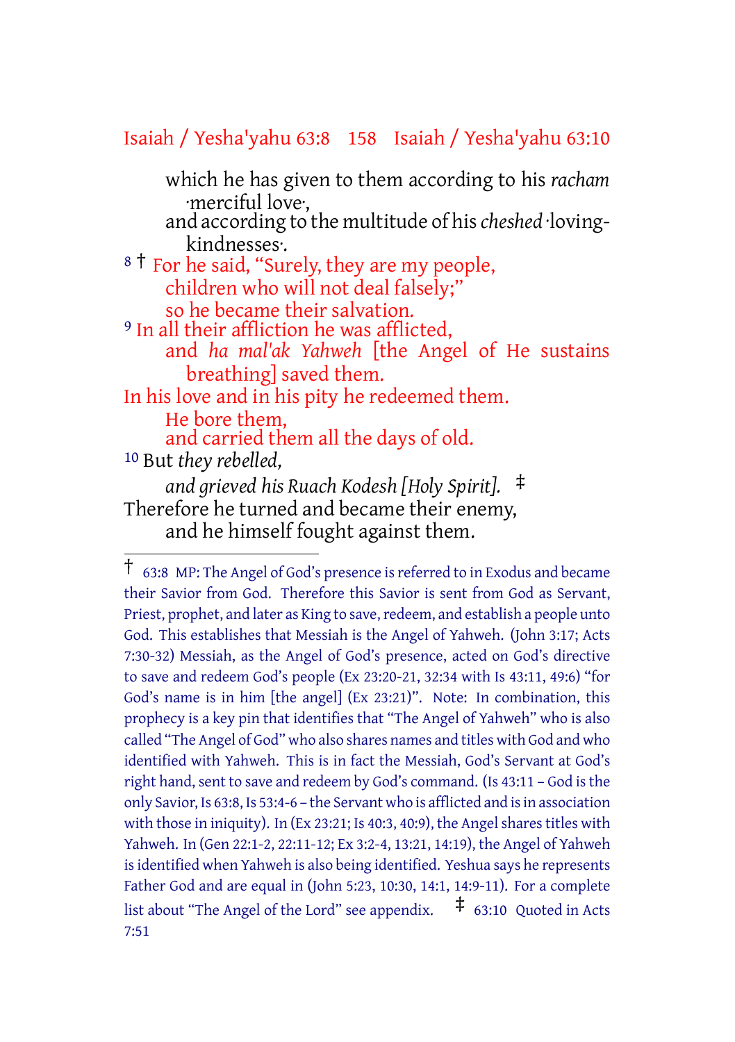which he has given to them according to his *racham* ·merciful love·,
and according to the multitude of his *cheshed* ·loving-kindnesses·.

[8] † For he said, "Surely, they are my people,
children who will not deal falsely;"
so he became their salvation.

[9] In all their affliction he was afflicted,
and *ha mal'ak Yahweh* [the Angel of He sustains breathing] saved them.
In his love and in his pity he redeemed them.
He bore them,
and carried them all the days of old.

[10] But *they rebelled,*
*and grieved his Ruach Kodesh [Holy Spirit].* ‡
Therefore he turned and became their enemy,
and he himself fought against them.

---

† 63:8 MP: The Angel of God's presence is referred to in Exodus and became their Savior from God. Therefore this Savior is sent from God as Servant, Priest, prophet, and later as King to save, redeem, and establish a people unto God. This establishes that Messiah is the Angel of Yahweh. (John 3:17; Acts 7:30-32) Messiah, as the Angel of God's presence, acted on God's directive to save and redeem God's people (Ex 23:20-21, 32:34 with Is 43:11, 49:6) "for God's name is in him [the angel] (Ex 23:21)". Note: In combination, this prophecy is a key pin that identifies that "The Angel of Yahweh" who is also called "The Angel of God" who also shares names and titles with God and who identified with Yahweh. This is in fact the Messiah, God's Servant at God's right hand, sent to save and redeem by God's command. (Is 43:11 – God is the only Savior, Is 63:8, Is 53:4-6 – the Servant who is afflicted and is in association with those in iniquity). In (Ex 23:21; Is 40:3, 40:9), the Angel shares titles with Yahweh. In (Gen 22:1-2, 22:11-12; Ex 3:2-4, 13:21, 14:19), the Angel of Yahweh is identified when Yahweh is also being identified. Yeshua says he represents Father God and are equal in (John 5:23, 10:30, 14:1, 14:9-11). For a complete list about "The Angel of the Lord" see appendix.

‡ 63:10 Quoted in Acts 7:51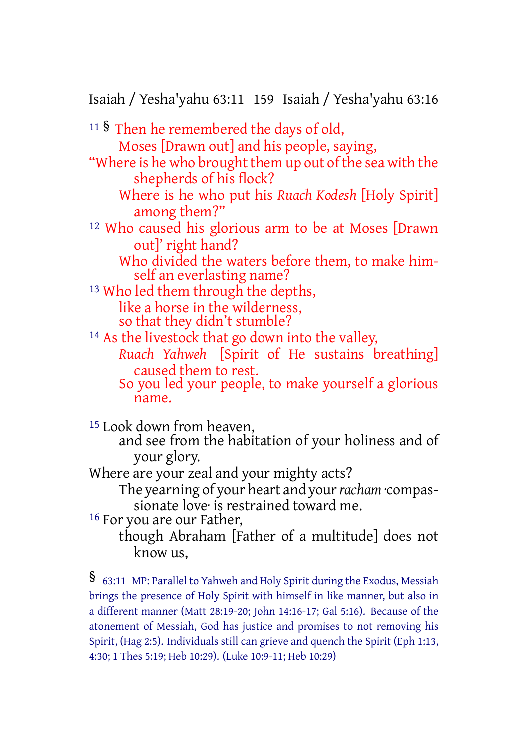11 § Then he remembered the days of old,
Moses [Drawn out] and his people, saying,
"Where is he who brought them up out of the sea with the shepherds of his flock?
Where is he who put his *Ruach Kodesh* [Holy Spirit] among them?"
12 Who caused his glorious arm to be at Moses [Drawn out]' right hand?
Who divided the waters before them, to make himself an everlasting name?
13 Who led them through the depths,
like a horse in the wilderness,
so that they didn't stumble?
14 As the livestock that go down into the valley,
*Ruach Yahweh* [Spirit of He sustains breathing] caused them to rest.
So you led your people, to make yourself a glorious name.

15 Look down from heaven,
and see from the habitation of your holiness and of your glory.
Where are your zeal and your mighty acts?
The yearning of your heart and your *racham* ·compassionate love· is restrained toward me.
16 For you are our Father,
though Abraham [Father of a multitude] does not know us,

---

§ 63:11 MP: Parallel to Yahweh and Holy Spirit during the Exodus, Messiah brings the presence of Holy Spirit with himself in like manner, but also in a different manner (Matt 28:19-20; John 14:16-17; Gal 5:16). Because of the atonement of Messiah, God has justice and promises to not removing his Spirit, (Hag 2:5). Individuals still can grieve and quench the Spirit (Eph 1:13, 4:30; 1 Thes 5:19; Heb 10:29). (Luke 10:9-11; Heb 10:29)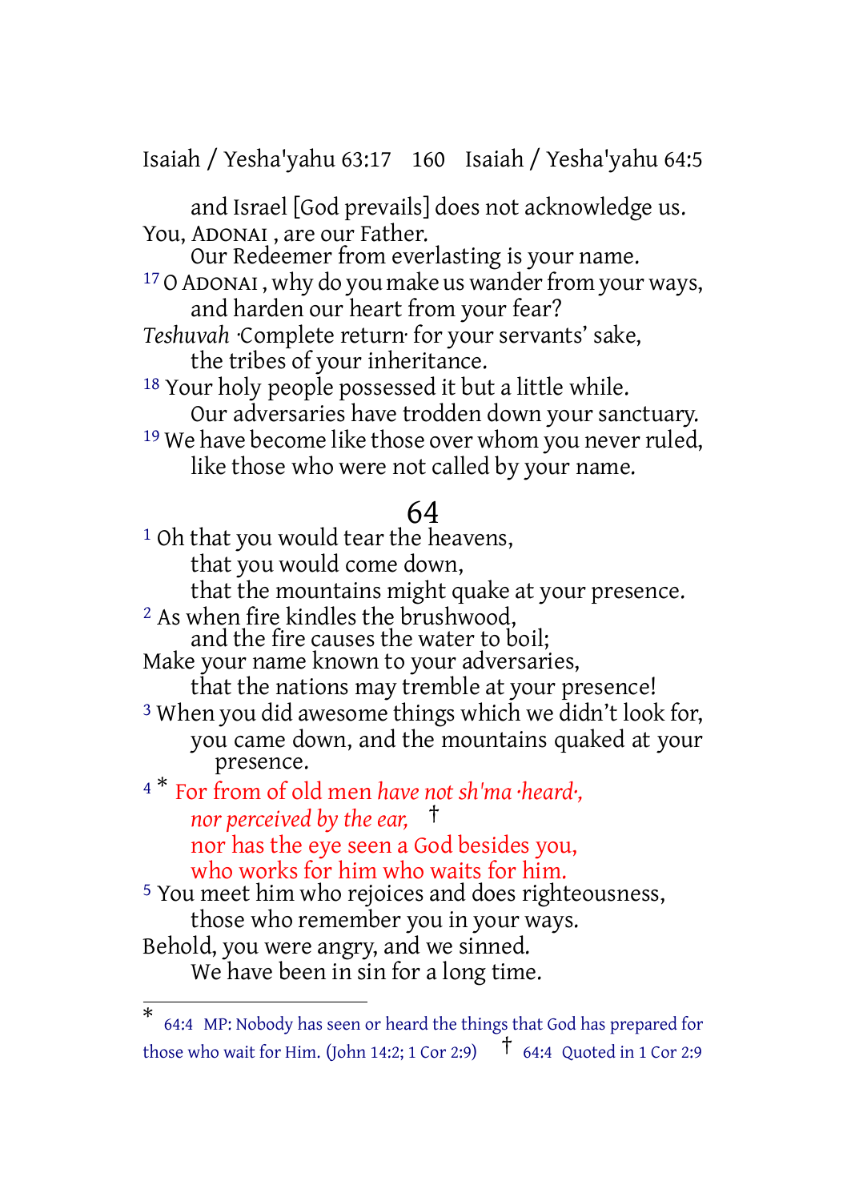and Israel [God prevails] does not acknowledge us.
You, ADONAI , are our Father.
Our Redeemer from everlasting is your name.

[17] O ADONAI , why do you make us wander from your ways,
and harden our heart from your fear?
*Teshuvah* ·Complete return· for your servants' sake,
the tribes of your inheritance.

[18] Your holy people possessed it but a little while.
Our adversaries have trodden down your sanctuary.

[19] We have become like those over whom you never ruled,
like those who were not called by your name.

## 64

[1] Oh that you would tear the heavens,
that you would come down,
that the mountains might quake at your presence.

[2] As when fire kindles the brushwood,
and the fire causes the water to boil;
Make your name known to your adversaries,
that the nations may tremble at your presence!

[3] When you did awesome things which we didn't look for,
you came down, and the mountains quaked at your presence.

[4] * For from of old men *have not sh'ma ·heard·,*
*nor perceived by the ear,* †
nor has the eye seen a God besides you,
who works for him who waits for him.

[5] You meet him who rejoices and does righteousness,
those who remember you in your ways.
Behold, you were angry, and we sinned.
We have been in sin for a long time.

---

\* 64:4 MP: Nobody has seen or heard the things that God has prepared for those who wait for Him. (John 14:2; 1 Cor 2:9) † 64:4 Quoted in 1 Cor 2:9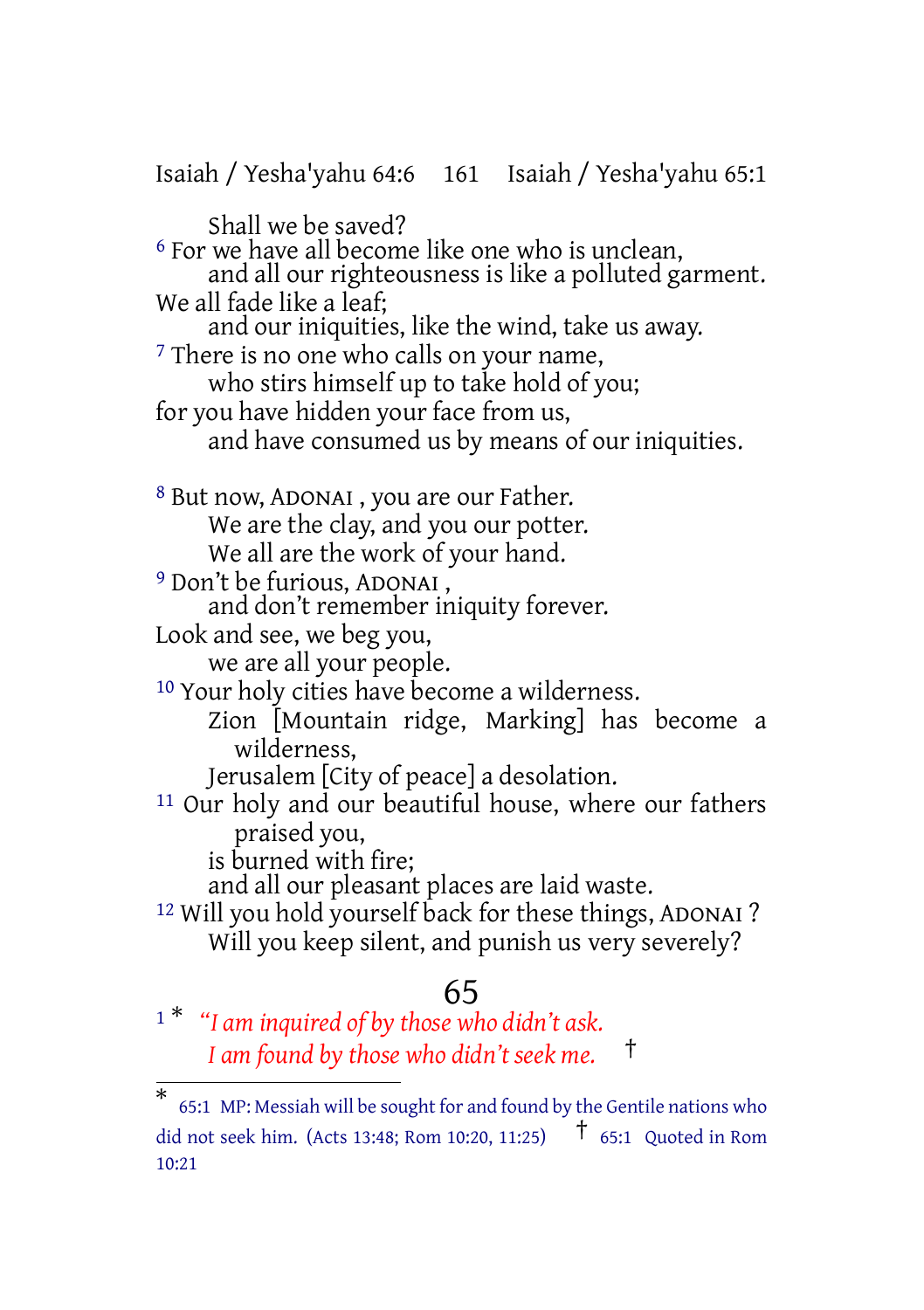Shall we be saved?

[6] For we have all become like one who is unclean,
and all our righteousness is like a polluted garment.
We all fade like a leaf;
and our iniquities, like the wind, take us away.

[7] There is no one who calls on your name,
who stirs himself up to take hold of you;
for you have hidden your face from us,
and have consumed us by means of our iniquities.

[8] But now, ADONAI , you are our Father.
We are the clay, and you our potter.
We all are the work of your hand.

[9] Don't be furious, ADONAI ,
and don't remember iniquity forever.
Look and see, we beg you,
we are all your people.

[10] Your holy cities have become a wilderness.
Zion [Mountain ridge, Marking] has become a wilderness,
Jerusalem [City of peace] a desolation.

[11] Our holy and our beautiful house, where our fathers praised you,
is burned with fire;
and all our pleasant places are laid waste.

[12] Will you hold yourself back for these things, ADONAI ?
Will you keep silent, and punish us very severely?

# 65

[1] * *"I am inquired of by those who didn't ask.*
*I am found by those who didn't seek me.* †

---

* 65:1 MP: Messiah will be sought for and found by the Gentile nations who did not seek him. (Acts 13:48; Rom 10:20, 11:25) † 65:1 Quoted in Rom 10:21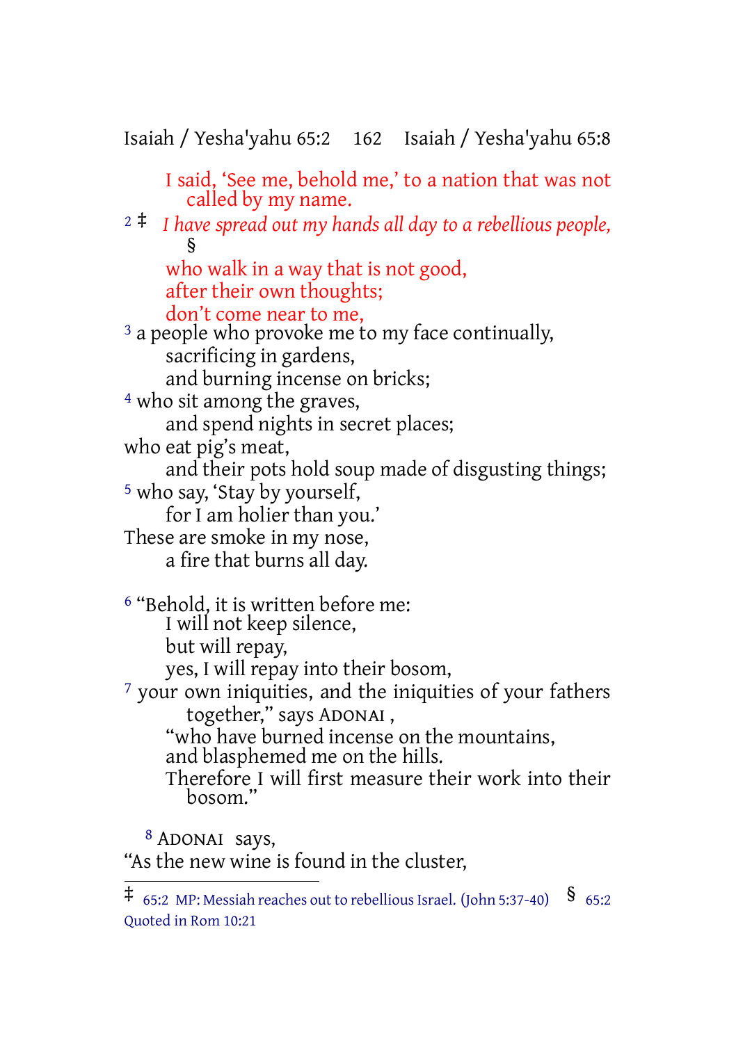I said, 'See me, behold me,' to a nation that was not called by my name.

2 ‡ *I have spread out my hands all day to a rebellious people,* §
who walk in a way that is not good,
after their own thoughts;
don't come near to me,

3 a people who provoke me to my face continually,
sacrificing in gardens,
and burning incense on bricks;

4 who sit among the graves,
and spend nights in secret places;
who eat pig's meat,
and their pots hold soup made of disgusting things;

5 who say, 'Stay by yourself,
for I am holier than you.'
These are smoke in my nose,
a fire that burns all day.

6 "Behold, it is written before me:
I will not keep silence,
but will repay,
yes, I will repay into their bosom,

7 your own iniquities, and the iniquities of your fathers together," says ADONAI ,
"who have burned incense on the mountains,
and blasphemed me on the hills.
Therefore I will first measure their work into their bosom."

8 ADONAI says,
"As the new wine is found in the cluster,

---

‡ 65:2 MP: Messiah reaches out to rebellious Israel. (John 5:37-40) § 65:2 Quoted in Rom 10:21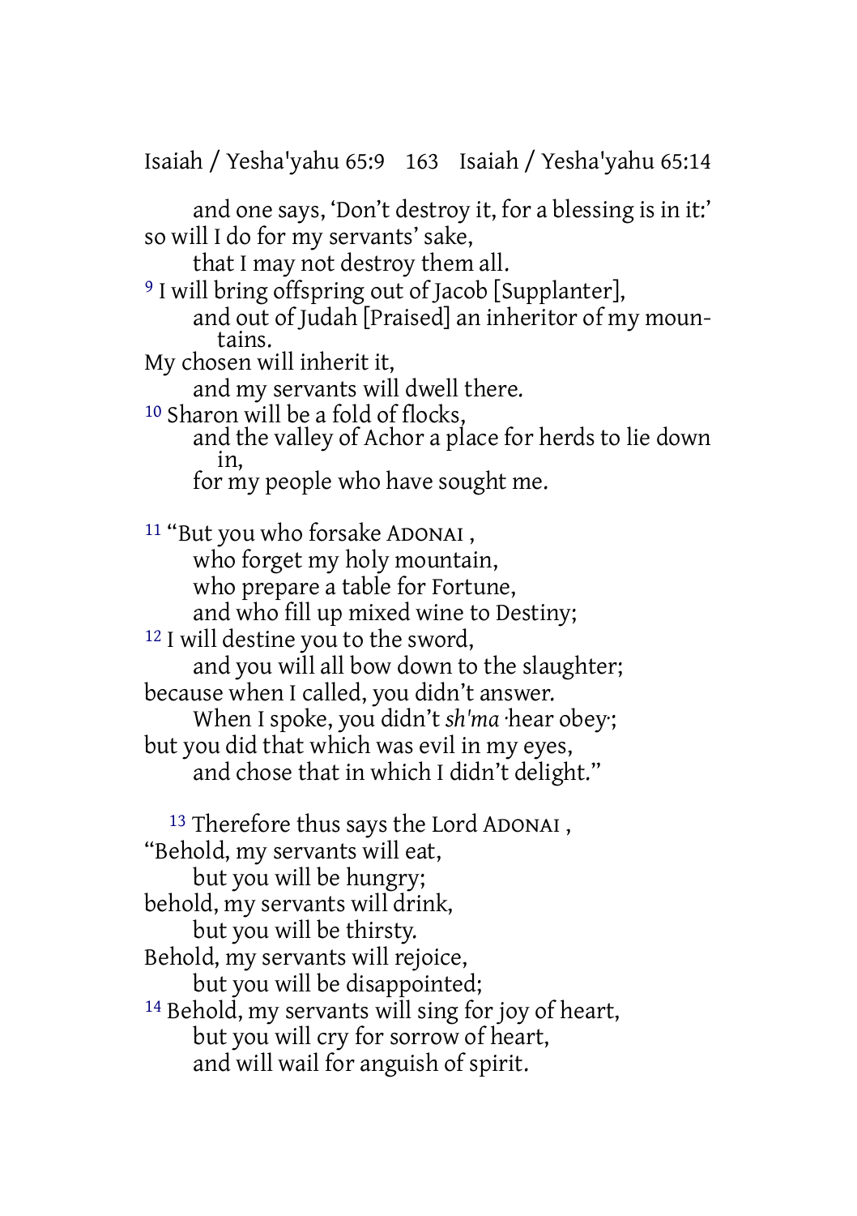and one says, 'Don't destroy it, for a blessing is in it:'
so will I do for my servants' sake,
that I may not destroy them all.

[9] I will bring offspring out of Jacob [Supplanter],
and out of Judah [Praised] an inheritor of my mountains.
My chosen will inherit it,
and my servants will dwell there.

[10] Sharon will be a fold of flocks,
and the valley of Achor a place for herds to lie down in,
for my people who have sought me.

[11] "But you who forsake ADONAI ,
who forget my holy mountain,
who prepare a table for Fortune,
and who fill up mixed wine to Destiny;

[12] I will destine you to the sword,
and you will all bow down to the slaughter;
because when I called, you didn't answer.
When I spoke, you didn't *sh'ma* ·hear obey·;
but you did that which was evil in my eyes,
and chose that in which I didn't delight."

[13] Therefore thus says the Lord ADONAI ,
"Behold, my servants will eat,
but you will be hungry;
behold, my servants will drink,
but you will be thirsty.
Behold, my servants will rejoice,
but you will be disappointed;

[14] Behold, my servants will sing for joy of heart,
but you will cry for sorrow of heart,
and will wail for anguish of spirit.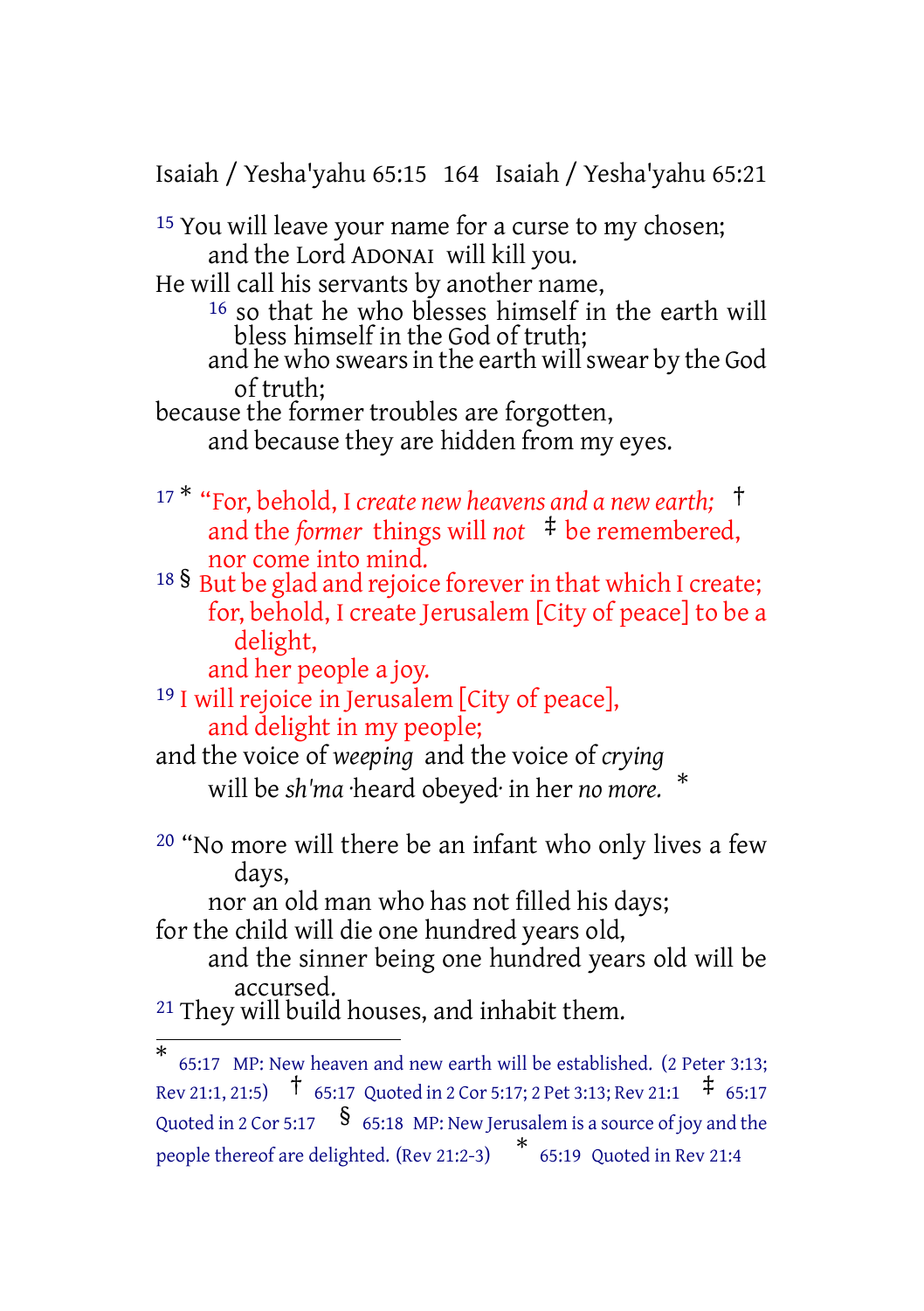[15] You will leave your name for a curse to my chosen;
and the Lord ADONAI will kill you.
He will call his servants by another name,
[16] so that he who blesses himself in the earth will bless himself in the God of truth;
and he who swears in the earth will swear by the God of truth;
because the former troubles are forgotten,
and because they are hidden from my eyes.

[17] * "For, behold, I *create new heavens and a new earth;* †
and the *former* things will *not* ‡ be remembered,
nor come into mind.
[18] § But be glad and rejoice forever in that which I create;
for, behold, I create Jerusalem [City of peace] to be a delight,
and her people a joy.
[19] I will rejoice in Jerusalem [City of peace],
and delight in my people;
and the voice of *weeping* and the voice of *crying*
will be *sh'ma* ·heard obeyed· in her *no more.* *

[20] "No more will there be an infant who only lives a few days,
nor an old man who has not filled his days;
for the child will die one hundred years old,
and the sinner being one hundred years old will be accursed.
[21] They will build houses, and inhabit them.

---

\* 65:17 MP: New heaven and new earth will be established. (2 Peter 3:13; Rev 21:1, 21:5) † 65:17 Quoted in 2 Cor 5:17; 2 Pet 3:13; Rev 21:1 ‡ 65:17 Quoted in 2 Cor 5:17 § 65:18 MP: New Jerusalem is a source of joy and the people thereof are delighted. (Rev 21:2-3) \* 65:19 Quoted in Rev 21:4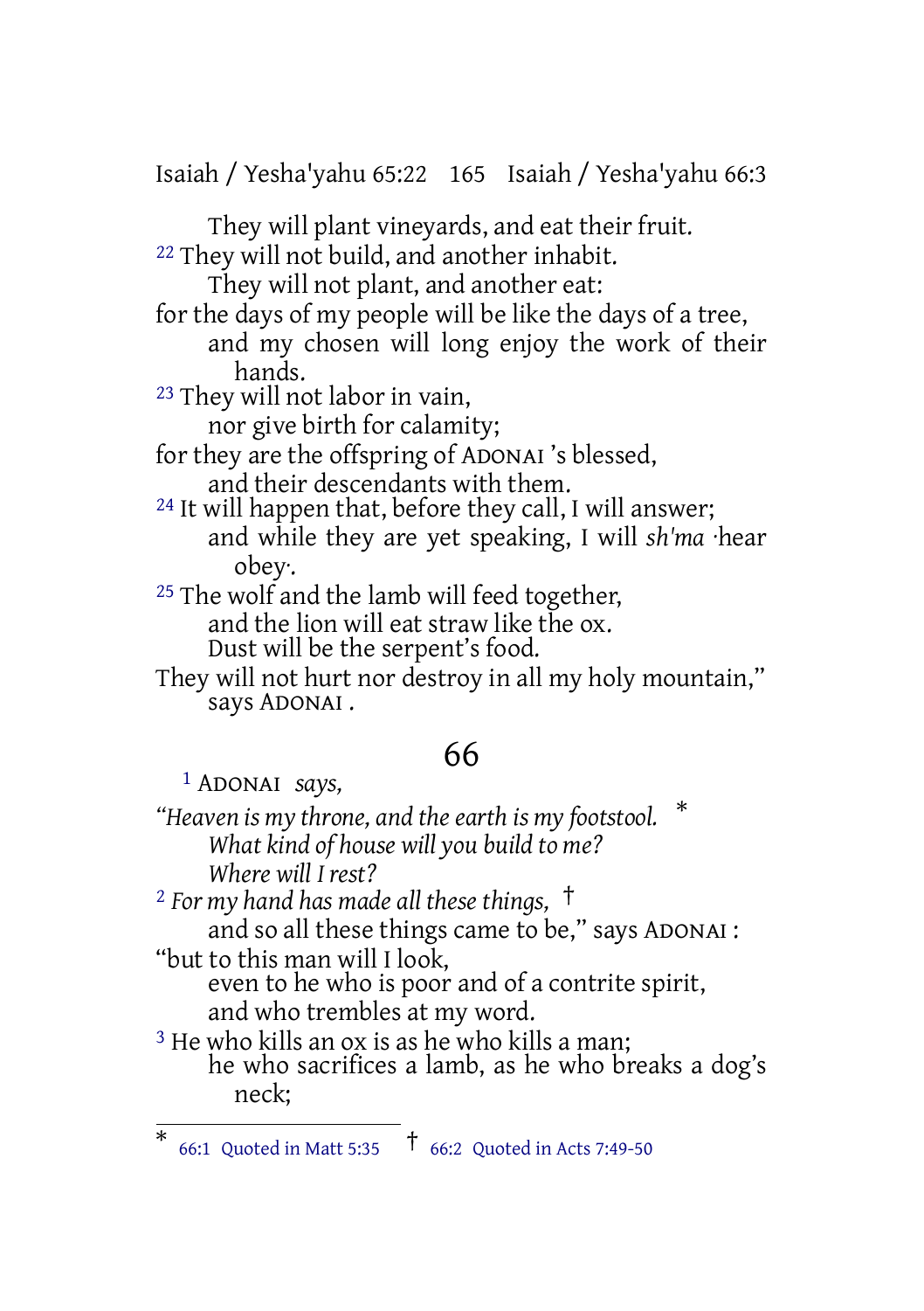They will plant vineyards, and eat their fruit.
[22] They will not build, and another inhabit.
They will not plant, and another eat:
for the days of my people will be like the days of a tree,
and my chosen will long enjoy the work of their hands.
[23] They will not labor in vain,
nor give birth for calamity;
for they are the offspring of ADONAI 's blessed,
and their descendants with them.
[24] It will happen that, before they call, I will answer;
and while they are yet speaking, I will *sh'ma* ·hear obey·.
[25] The wolf and the lamb will feed together,
and the lion will eat straw like the ox.
Dust will be the serpent's food.
They will not hurt nor destroy in all my holy mountain,"
says ADONAI .

## 66

[1] ADONAI *says,*
*"Heaven is my throne, and the earth is my footstool.* *
*What kind of house will you build to me?*
*Where will I rest?*
[2] *For my hand has made all these things,* †
and so all these things came to be," says ADONAI :
"but to this man will I look,
even to he who is poor and of a contrite spirit,
and who trembles at my word.
[3] He who kills an ox is as he who kills a man;
he who sacrifices a lamb, as he who breaks a dog's neck;

---

* 66:1 Quoted in Matt 5:35 † 66:2 Quoted in Acts 7:49-50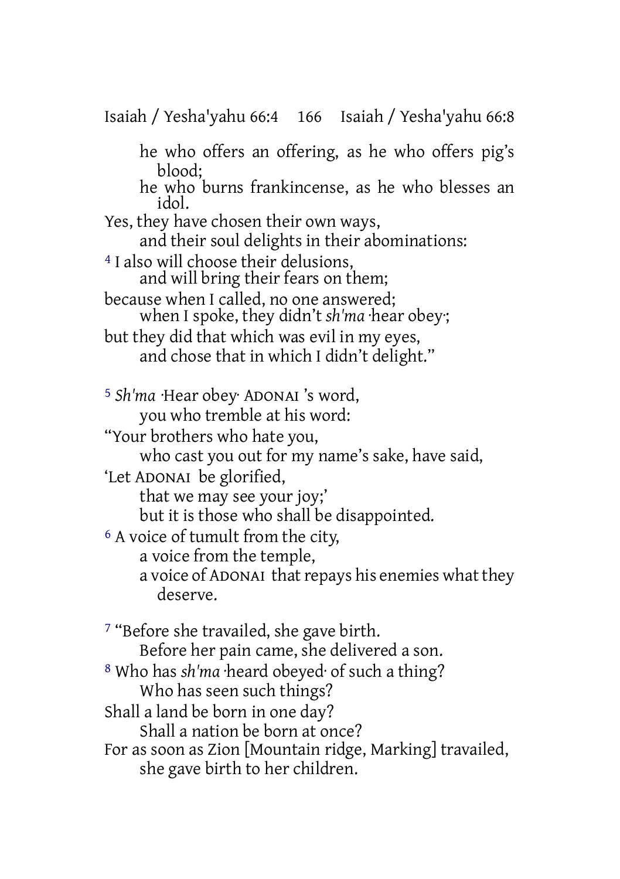he who offers an offering, as he who offers pig's blood;
he who burns frankincense, as he who blesses an idol.
Yes, they have chosen their own ways,
and their soul delights in their abominations:
[4] I also will choose their delusions,
and will bring their fears on them;
because when I called, no one answered;
when I spoke, they didn't *sh'ma* ·hear obey·;
but they did that which was evil in my eyes,
and chose that in which I didn't delight."

[5] *Sh'ma* ·Hear obey· ADONAI 's word,
you who tremble at his word:
"Your brothers who hate you,
who cast you out for my name's sake, have said,
'Let ADONAI be glorified,
that we may see your joy;'
but it is those who shall be disappointed.
[6] A voice of tumult from the city,
a voice from the temple,
a voice of ADONAI that repays his enemies what they deserve.

[7] "Before she travailed, she gave birth.
Before her pain came, she delivered a son.
[8] Who has *sh'ma* ·heard obeyed· of such a thing?
Who has seen such things?
Shall a land be born in one day?
Shall a nation be born at once?
For as soon as Zion [Mountain ridge, Marking] travailed,
she gave birth to her children.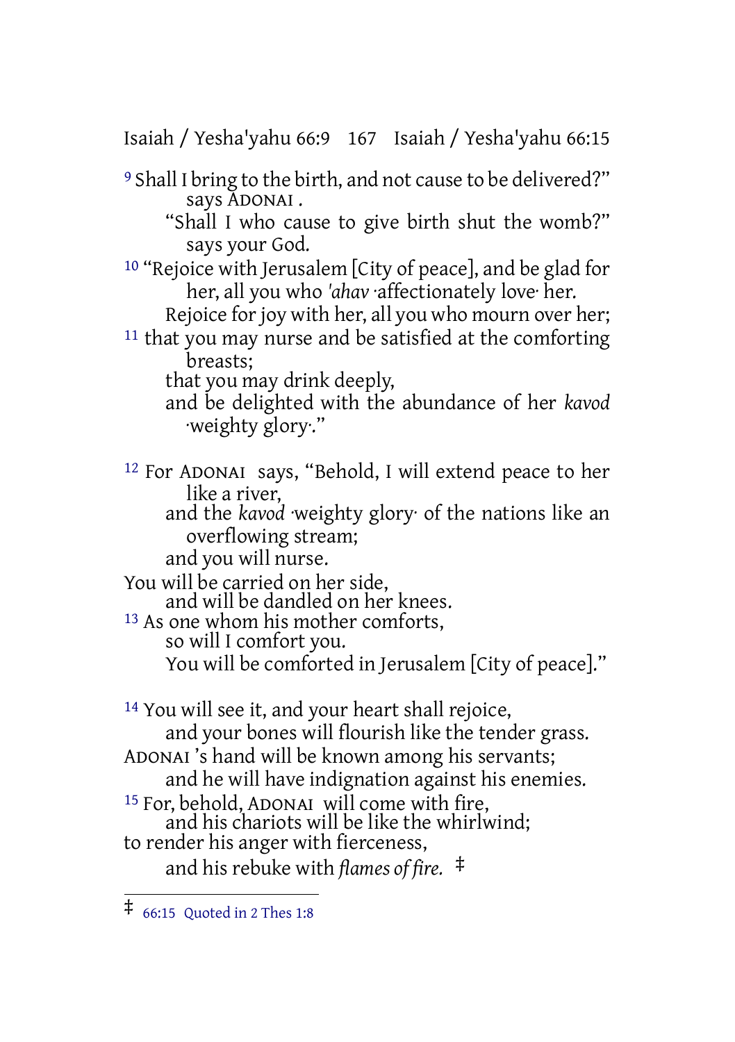[9] Shall I bring to the birth, and not cause to be delivered?" says ADONAI .
"Shall I who cause to give birth shut the womb?" says your God.

[10] "Rejoice with Jerusalem [City of peace], and be glad for her, all you who *'ahav* ·affectionately love· her.
Rejoice for joy with her, all you who mourn over her;

[11] that you may nurse and be satisfied at the comforting breasts;
that you may drink deeply,
and be delighted with the abundance of her *kavod* ·weighty glory·."

[12] For ADONAI says, "Behold, I will extend peace to her like a river,
and the *kavod* ·weighty glory· of the nations like an overflowing stream;
and you will nurse.
You will be carried on her side,
and will be dandled on her knees.

[13] As one whom his mother comforts,
so will I comfort you.
You will be comforted in Jerusalem [City of peace]."

[14] You will see it, and your heart shall rejoice,
and your bones will flourish like the tender grass.
ADONAI 's hand will be known among his servants;
and he will have indignation against his enemies.

[15] For, behold, ADONAI will come with fire,
and his chariots will be like the whirlwind;
to render his anger with fierceness,
and his rebuke with *flames of fire.* ‡

---

‡ 66:15 Quoted in 2 Thes 1:8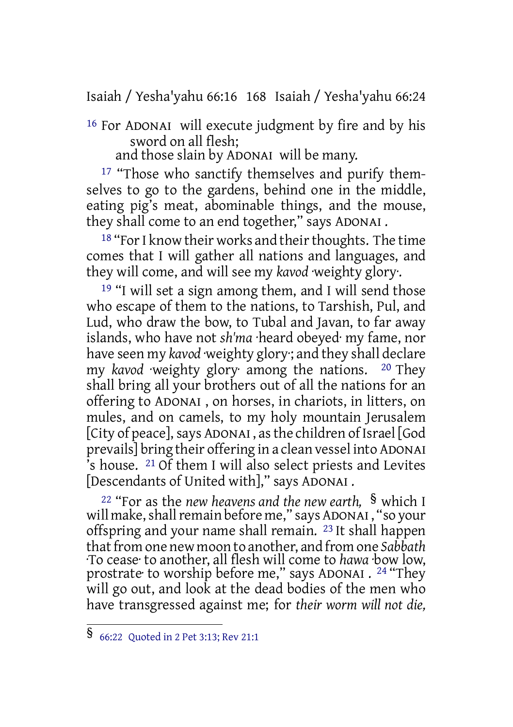16 For ADONAI will execute judgment by fire and by his sword on all flesh;
and those slain by ADONAI will be many.

17 "Those who sanctify themselves and purify themselves to go to the gardens, behind one in the middle, eating pig's meat, abominable things, and the mouse, they shall come to an end together," says ADONAI .

18 "For I know their works and their thoughts. The time comes that I will gather all nations and languages, and they will come, and will see my *kavod* ·weighty glory·.

19 "I will set a sign among them, and I will send those who escape of them to the nations, to Tarshish, Pul, and Lud, who draw the bow, to Tubal and Javan, to far away islands, who have not *sh'ma* ·heard obeyed· my fame, nor have seen my *kavod* ·weighty glory·; and they shall declare my *kavod* ·weighty glory· among the nations. 20 They shall bring all your brothers out of all the nations for an offering to ADONAI , on horses, in chariots, in litters, on mules, and on camels, to my holy mountain Jerusalem [City of peace], says ADONAI , as the children of Israel [God prevails] bring their offering in a clean vessel into ADONAI 's house. 21 Of them I will also select priests and Levites [Descendants of United with]," says ADONAI .

22 "For as the *new heavens and the new earth,* § which I will make, shall remain before me," says ADONAI , "so your offspring and your name shall remain. 23 It shall happen that from one new moon to another, and from one *Sabbath* ·To cease· to another, all flesh will come to *hawa* ·bow low, prostrate· to worship before me," says ADONAI . 24 "They will go out, and look at the dead bodies of the men who have transgressed against me; for *their worm will not die,*

§ 66:22 Quoted in 2 Pet 3:13; Rev 21:1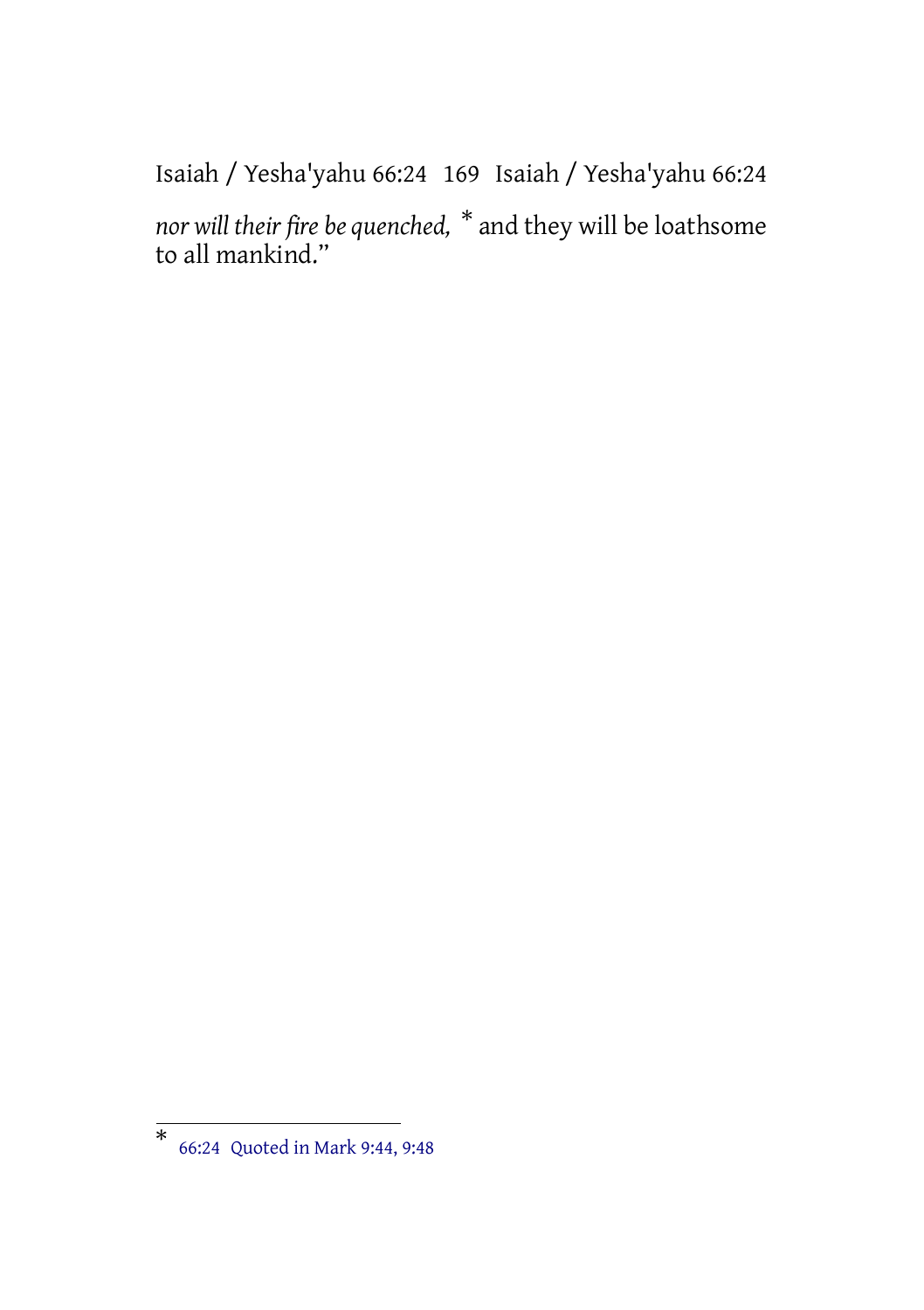*nor will their fire be quenched,* * and they will be loathsome to all mankind."

---

* 66:24 Quoted in Mark 9:44, 9:48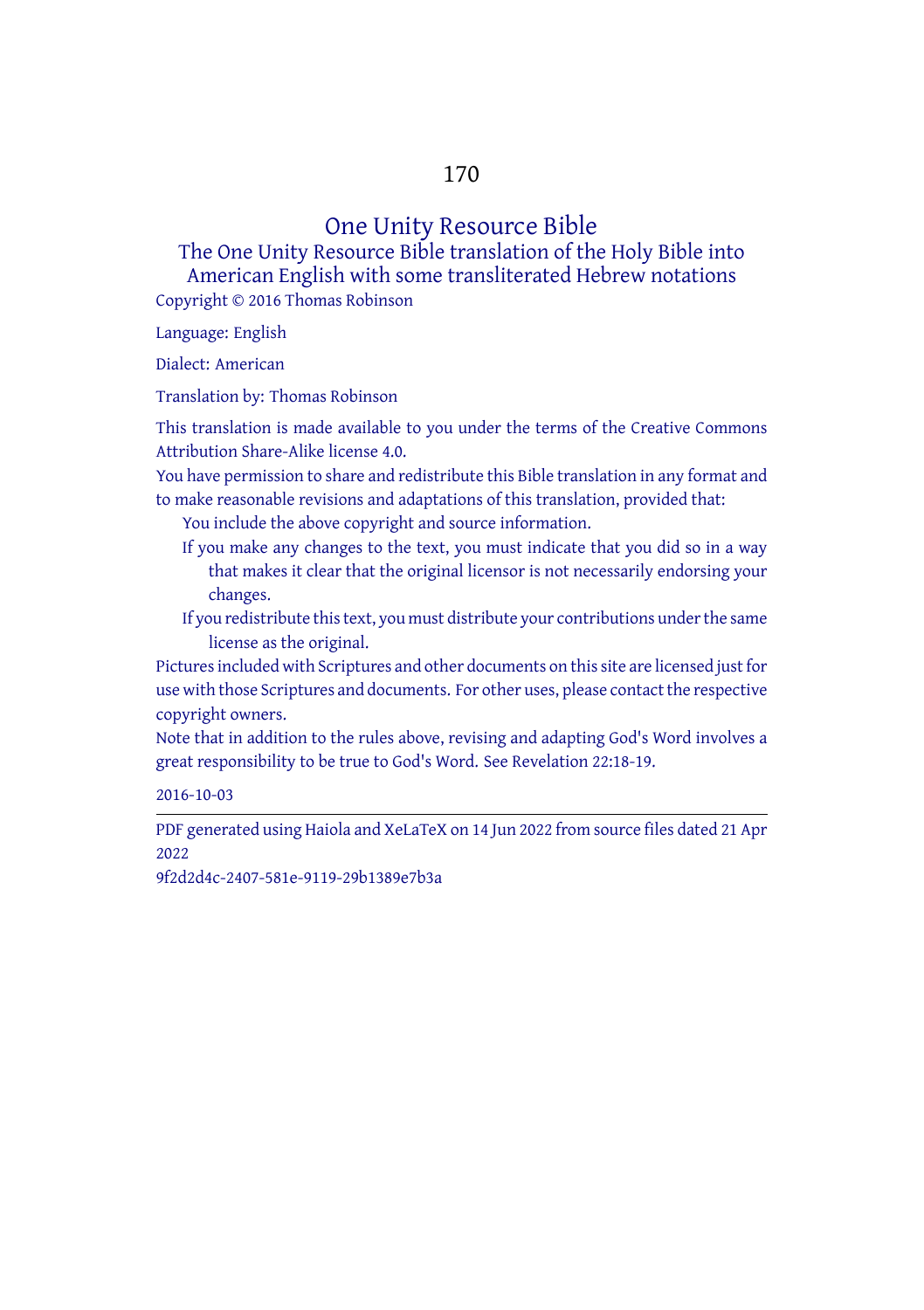# One Unity Resource Bible

## The One Unity Resource Bible translation of the Holy Bible into American English with some transliterated Hebrew notations

Copyright © 2016 Thomas Robinson

Language: English

Dialect: American

Translation by: Thomas Robinson

This translation is made available to you under the terms of the Creative Commons Attribution Share-Alike license 4.0.

You have permission to share and redistribute this Bible translation in any format and to make reasonable revisions and adaptations of this translation, provided that:

- You include the above copyright and source information.
- If you make any changes to the text, you must indicate that you did so in a way that makes it clear that the original licensor is not necessarily endorsing your changes.
- If you redistribute this text, you must distribute your contributions under the same license as the original.

Pictures included with Scriptures and other documents on this site are licensed just for use with those Scriptures and documents. For other uses, please contact the respective copyright owners.

Note that in addition to the rules above, revising and adapting God's Word involves a great responsibility to be true to God's Word. See Revelation 22:18-19.

2016-10-03

---

PDF generated using Haiola and XeLaTeX on 14 Jun 2022 from source files dated 21 Apr 2022

9f2d2d4c-2407-581e-9119-29b1389e7b3a